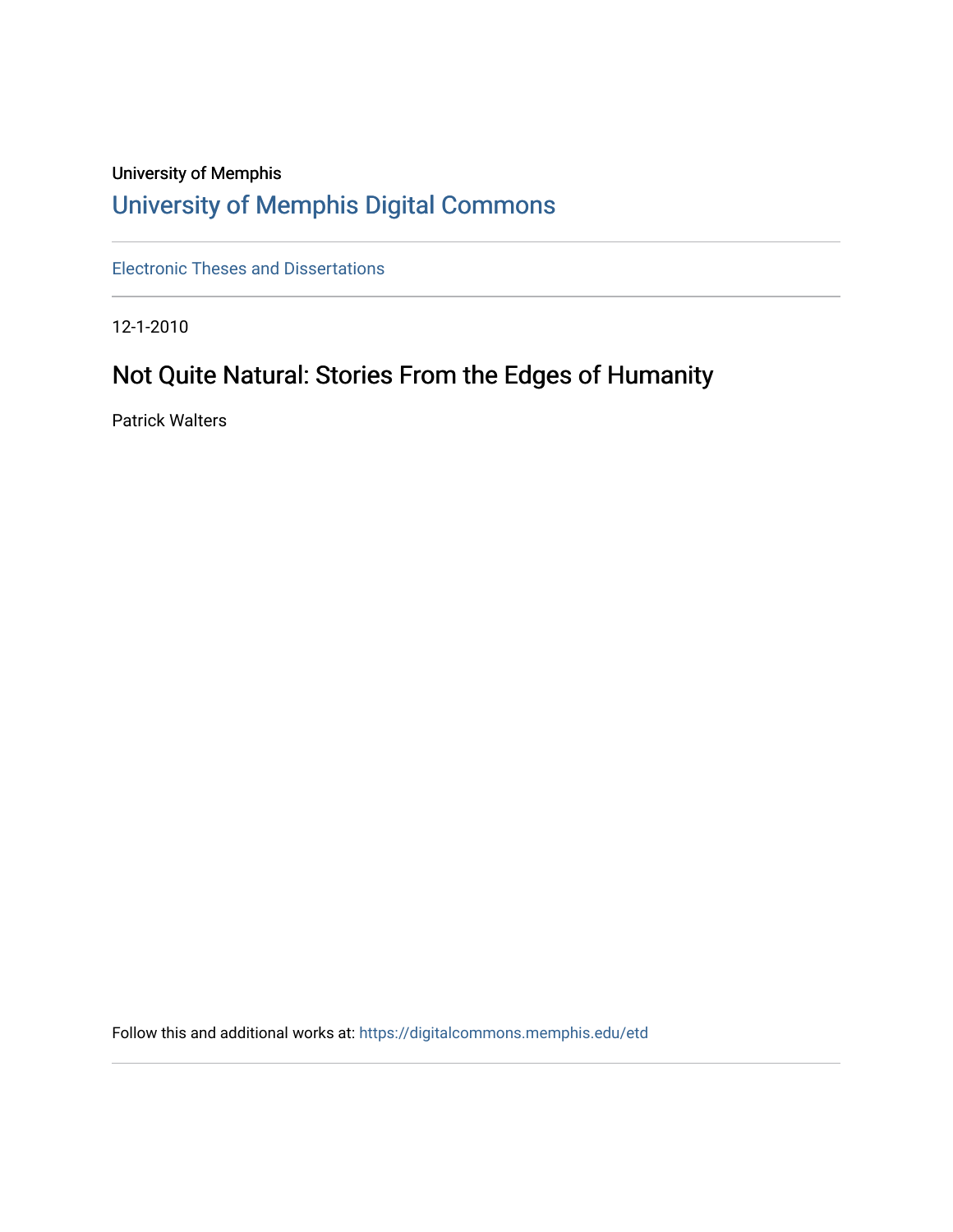University of Memphis

# University of Memphis Digital Commons

Electronic Theses and Dissertations

12-1-2010

## Not Quite Natural: Stories From the Edges of Humanity

Patrick Walters

Follow this and additional works at: https://digitalcommons.memphis.edu/etd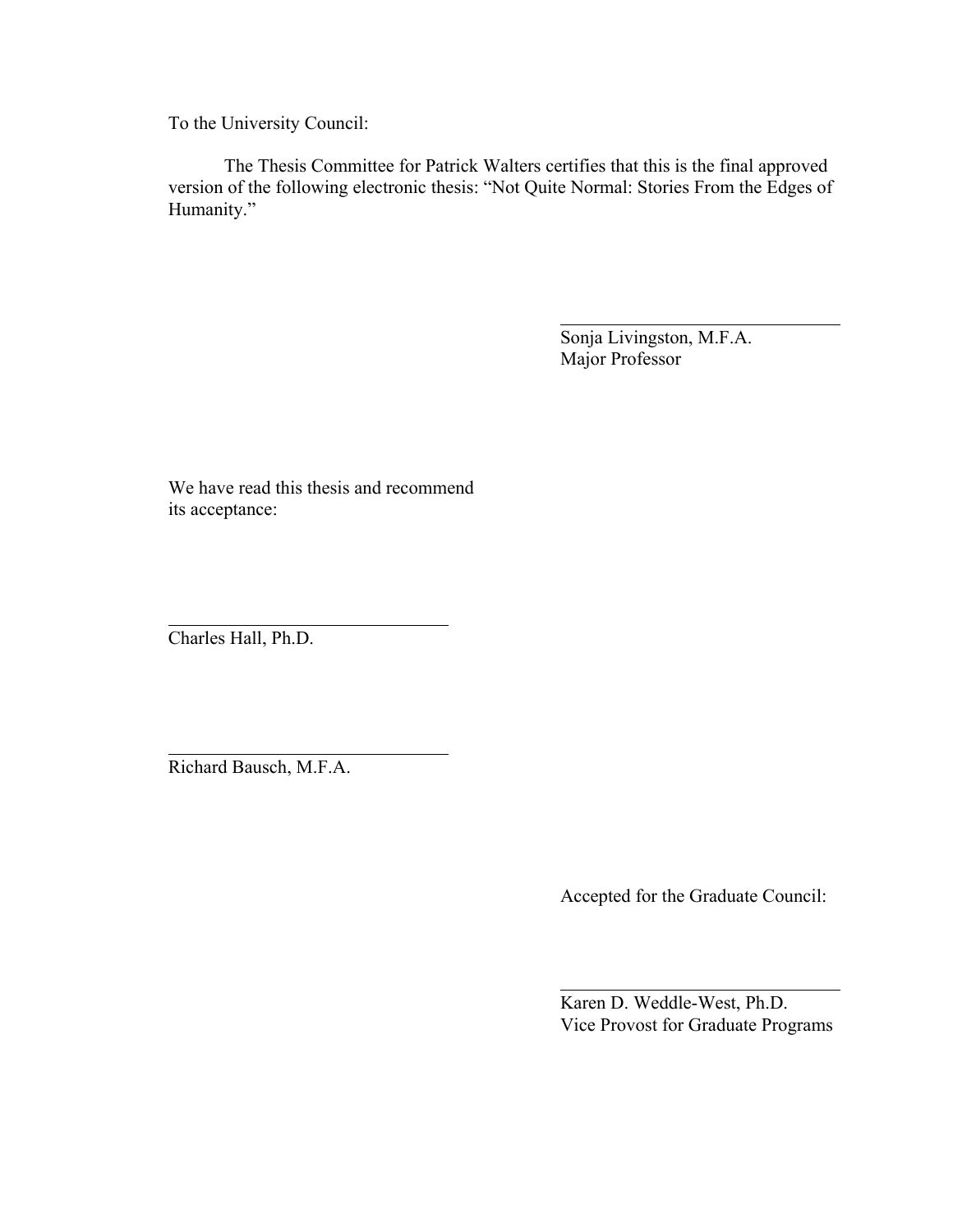To the University Council:

The Thesis Committee for Patrick Walters certifies that this is the final approved version of the following electronic thesis: "Not Quite Normal: Stories From the Edges of Humanity."

Sonja Livingston, M.F.A.
Major Professor

We have read this thesis and recommend its acceptance:

Charles Hall, Ph.D.

Richard Bausch, M.F.A.

Accepted for the Graduate Council:

Karen D. Weddle-West, Ph.D.
Vice Provost for Graduate Programs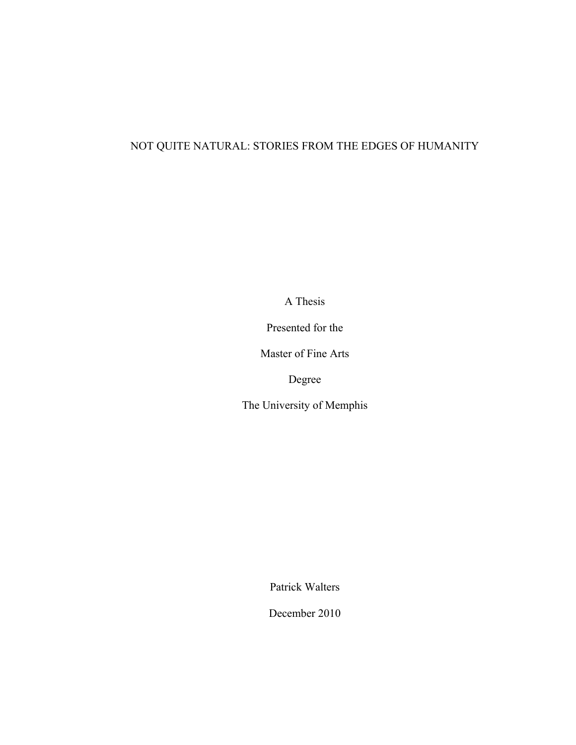# NOT QUITE NATURAL: STORIES FROM THE EDGES OF HUMANITY

A Thesis

Presented for the

Master of Fine Arts

Degree

The University of Memphis

Patrick Walters

December 2010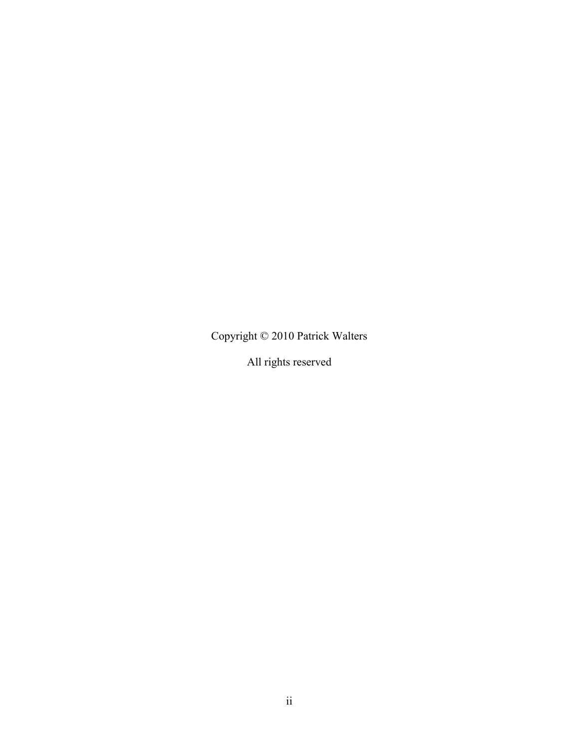Copyright © 2010 Patrick Walters

All rights reserved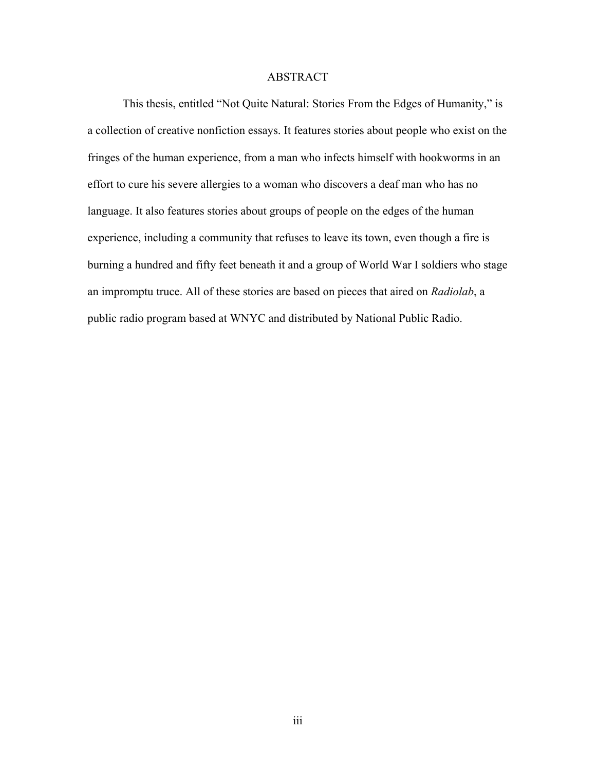# ABSTRACT

This thesis, entitled "Not Quite Natural: Stories From the Edges of Humanity," is a collection of creative nonfiction essays. It features stories about people who exist on the fringes of the human experience, from a man who infects himself with hookworms in an effort to cure his severe allergies to a woman who discovers a deaf man who has no language. It also features stories about groups of people on the edges of the human experience, including a community that refuses to leave its town, even though a fire is burning a hundred and fifty feet beneath it and a group of World War I soldiers who stage an impromptu truce. All of these stories are based on pieces that aired on *Radiolab*, a public radio program based at WNYC and distributed by National Public Radio.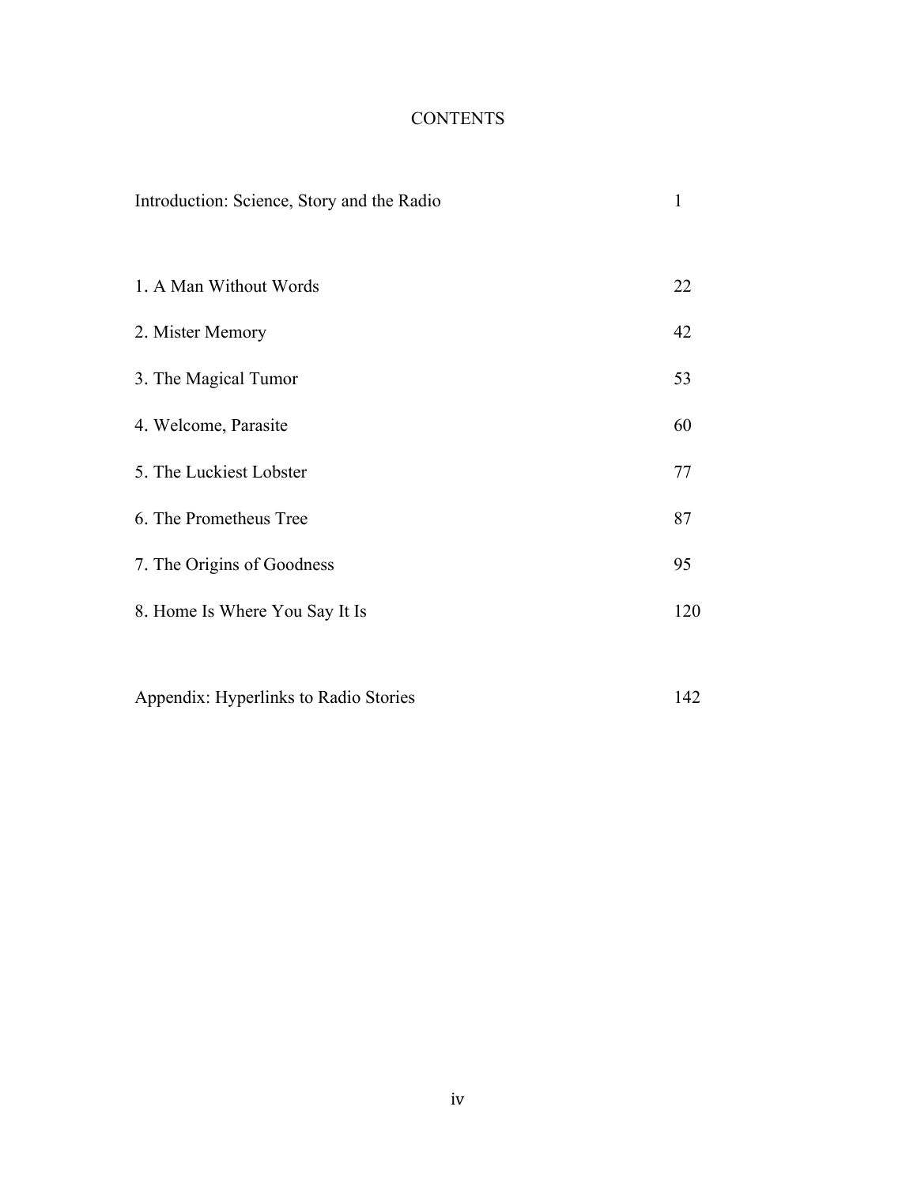# CONTENTS

| | |
|---|---|
| Introduction: Science, Story and the Radio | 1 |
| 1. A Man Without Words | 22 |
| 2. Mister Memory | 42 |
| 3. The Magical Tumor | 53 |
| 4. Welcome, Parasite | 60 |
| 5. The Luckiest Lobster | 77 |
| 6. The Prometheus Tree | 87 |
| 7. The Origins of Goodness | 95 |
| 8. Home Is Where You Say It Is | 120 |
| Appendix: Hyperlinks to Radio Stories | 142 |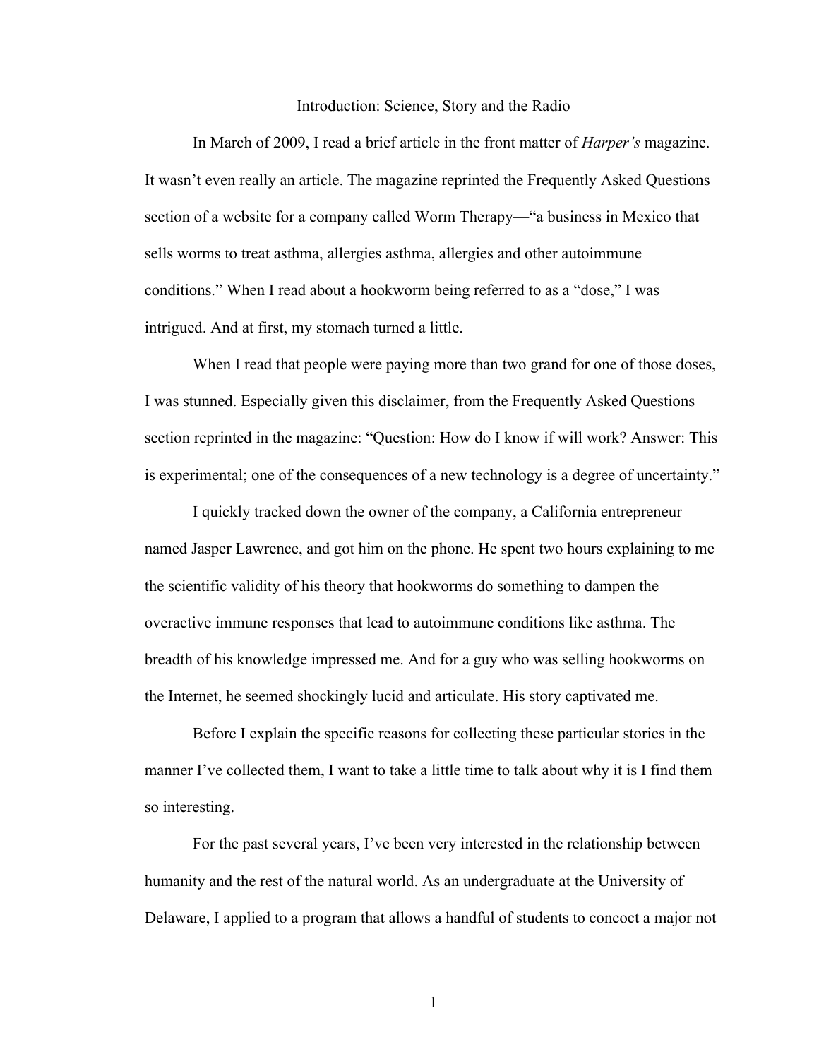# Introduction: Science, Story and the Radio

In March of 2009, I read a brief article in the front matter of *Harper's* magazine. It wasn't even really an article. The magazine reprinted the Frequently Asked Questions section of a website for a company called Worm Therapy—"a business in Mexico that sells worms to treat asthma, allergies asthma, allergies and other autoimmune conditions." When I read about a hookworm being referred to as a "dose," I was intrigued. And at first, my stomach turned a little.

When I read that people were paying more than two grand for one of those doses, I was stunned. Especially given this disclaimer, from the Frequently Asked Questions section reprinted in the magazine: "Question: How do I know if will work? Answer: This is experimental; one of the consequences of a new technology is a degree of uncertainty."

I quickly tracked down the owner of the company, a California entrepreneur named Jasper Lawrence, and got him on the phone. He spent two hours explaining to me the scientific validity of his theory that hookworms do something to dampen the overactive immune responses that lead to autoimmune conditions like asthma. The breadth of his knowledge impressed me. And for a guy who was selling hookworms on the Internet, he seemed shockingly lucid and articulate. His story captivated me.

Before I explain the specific reasons for collecting these particular stories in the manner I've collected them, I want to take a little time to talk about why it is I find them so interesting.

For the past several years, I've been very interested in the relationship between humanity and the rest of the natural world. As an undergraduate at the University of Delaware, I applied to a program that allows a handful of students to concoct a major not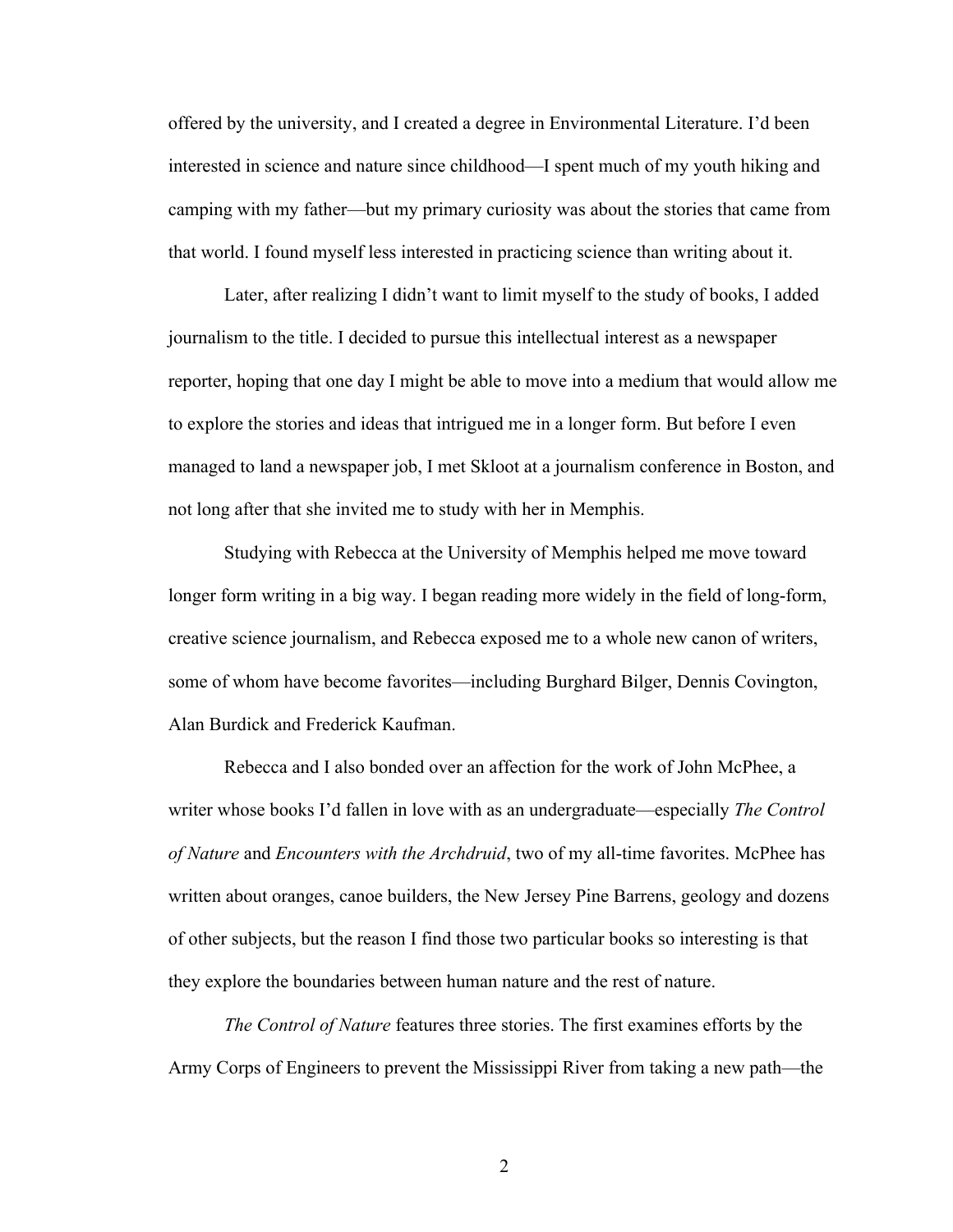offered by the university, and I created a degree in Environmental Literature. I'd been interested in science and nature since childhood—I spent much of my youth hiking and camping with my father—but my primary curiosity was about the stories that came from that world. I found myself less interested in practicing science than writing about it.

Later, after realizing I didn't want to limit myself to the study of books, I added journalism to the title. I decided to pursue this intellectual interest as a newspaper reporter, hoping that one day I might be able to move into a medium that would allow me to explore the stories and ideas that intrigued me in a longer form. But before I even managed to land a newspaper job, I met Skloot at a journalism conference in Boston, and not long after that she invited me to study with her in Memphis.

Studying with Rebecca at the University of Memphis helped me move toward longer form writing in a big way. I began reading more widely in the field of long-form, creative science journalism, and Rebecca exposed me to a whole new canon of writers, some of whom have become favorites—including Burghard Bilger, Dennis Covington, Alan Burdick and Frederick Kaufman.

Rebecca and I also bonded over an affection for the work of John McPhee, a writer whose books I'd fallen in love with as an undergraduate—especially *The Control of Nature* and *Encounters with the Archdruid*, two of my all-time favorites. McPhee has written about oranges, canoe builders, the New Jersey Pine Barrens, geology and dozens of other subjects, but the reason I find those two particular books so interesting is that they explore the boundaries between human nature and the rest of nature.

*The Control of Nature* features three stories. The first examines efforts by the Army Corps of Engineers to prevent the Mississippi River from taking a new path—the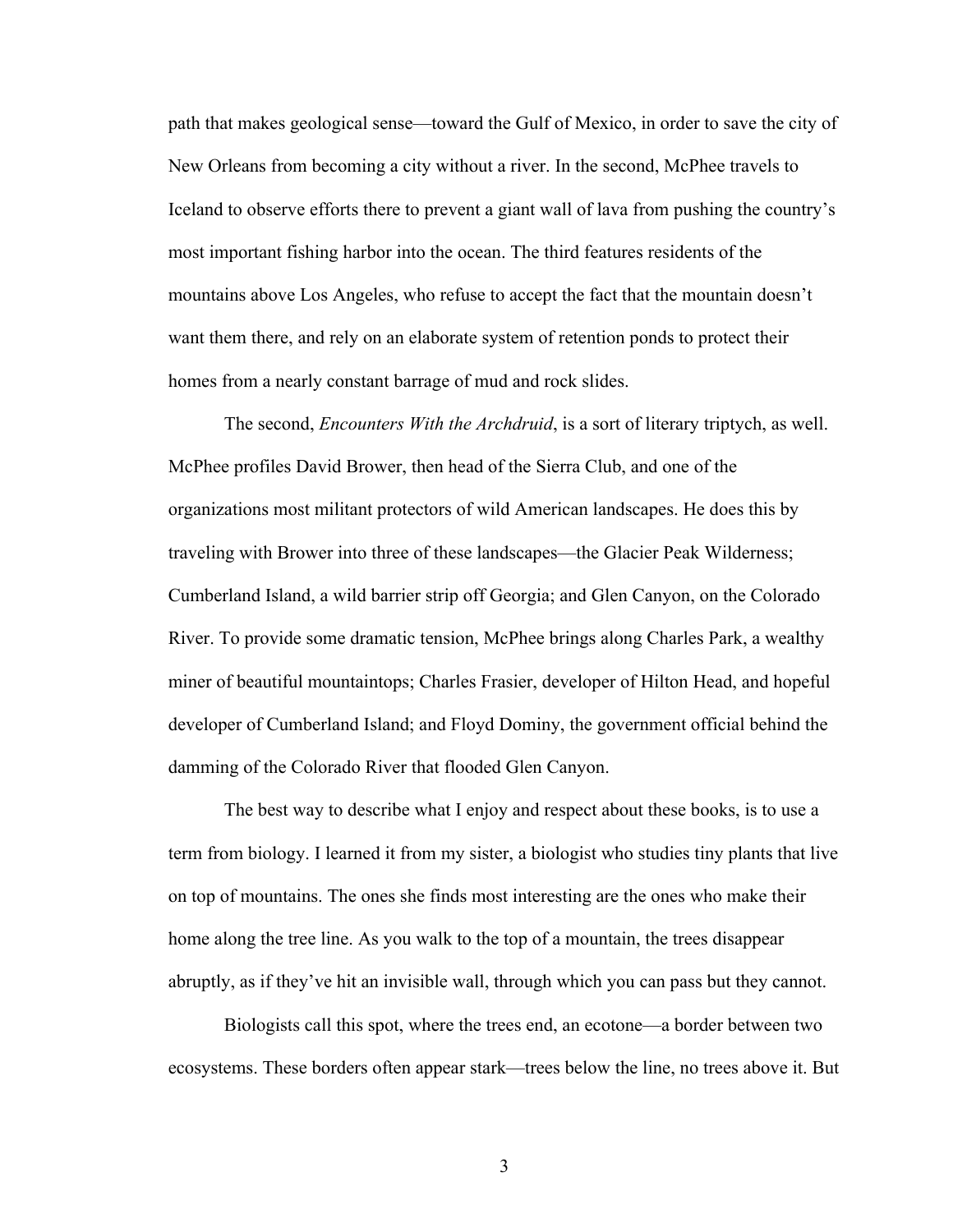path that makes geological sense—toward the Gulf of Mexico, in order to save the city of New Orleans from becoming a city without a river. In the second, McPhee travels to Iceland to observe efforts there to prevent a giant wall of lava from pushing the country's most important fishing harbor into the ocean. The third features residents of the mountains above Los Angeles, who refuse to accept the fact that the mountain doesn't want them there, and rely on an elaborate system of retention ponds to protect their homes from a nearly constant barrage of mud and rock slides.

The second, *Encounters With the Archdruid*, is a sort of literary triptych, as well. McPhee profiles David Brower, then head of the Sierra Club, and one of the organizations most militant protectors of wild American landscapes. He does this by traveling with Brower into three of these landscapes—the Glacier Peak Wilderness; Cumberland Island, a wild barrier strip off Georgia; and Glen Canyon, on the Colorado River. To provide some dramatic tension, McPhee brings along Charles Park, a wealthy miner of beautiful mountaintops; Charles Frasier, developer of Hilton Head, and hopeful developer of Cumberland Island; and Floyd Dominy, the government official behind the damming of the Colorado River that flooded Glen Canyon.

The best way to describe what I enjoy and respect about these books, is to use a term from biology. I learned it from my sister, a biologist who studies tiny plants that live on top of mountains. The ones she finds most interesting are the ones who make their home along the tree line. As you walk to the top of a mountain, the trees disappear abruptly, as if they've hit an invisible wall, through which you can pass but they cannot.

Biologists call this spot, where the trees end, an ecotone—a border between two ecosystems. These borders often appear stark—trees below the line, no trees above it. But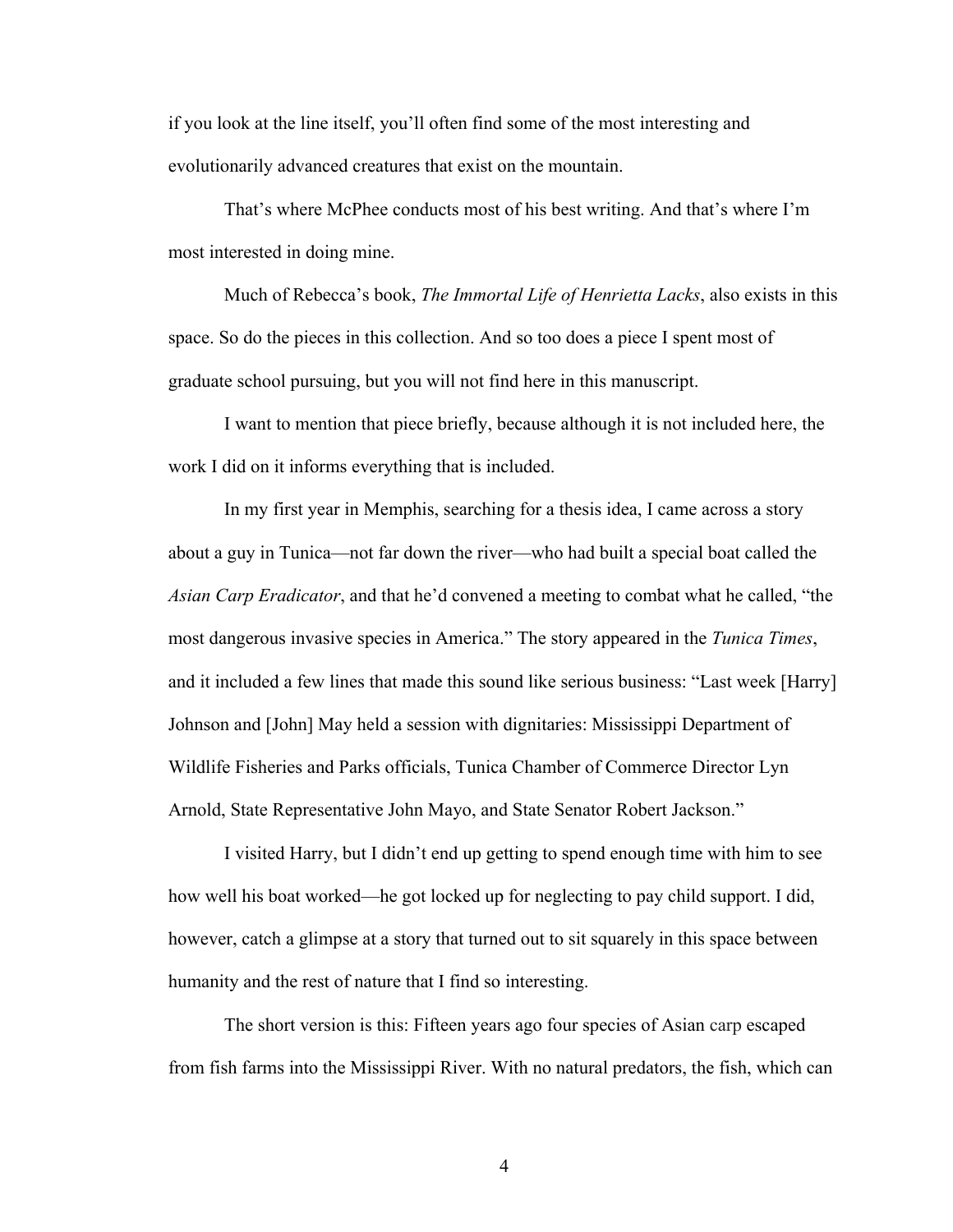if you look at the line itself, you'll often find some of the most interesting and evolutionarily advanced creatures that exist on the mountain.

That's where McPhee conducts most of his best writing. And that's where I'm most interested in doing mine.

Much of Rebecca's book, *The Immortal Life of Henrietta Lacks*, also exists in this space. So do the pieces in this collection. And so too does a piece I spent most of graduate school pursuing, but you will not find here in this manuscript.

I want to mention that piece briefly, because although it is not included here, the work I did on it informs everything that is included.

In my first year in Memphis, searching for a thesis idea, I came across a story about a guy in Tunica—not far down the river—who had built a special boat called the *Asian Carp Eradicator*, and that he'd convened a meeting to combat what he called, "the most dangerous invasive species in America." The story appeared in the *Tunica Times*, and it included a few lines that made this sound like serious business: "Last week [Harry] Johnson and [John] May held a session with dignitaries: Mississippi Department of Wildlife Fisheries and Parks officials, Tunica Chamber of Commerce Director Lyn Arnold, State Representative John Mayo, and State Senator Robert Jackson."

I visited Harry, but I didn't end up getting to spend enough time with him to see how well his boat worked—he got locked up for neglecting to pay child support. I did, however, catch a glimpse at a story that turned out to sit squarely in this space between humanity and the rest of nature that I find so interesting.

The short version is this: Fifteen years ago four species of Asian carp escaped from fish farms into the Mississippi River. With no natural predators, the fish, which can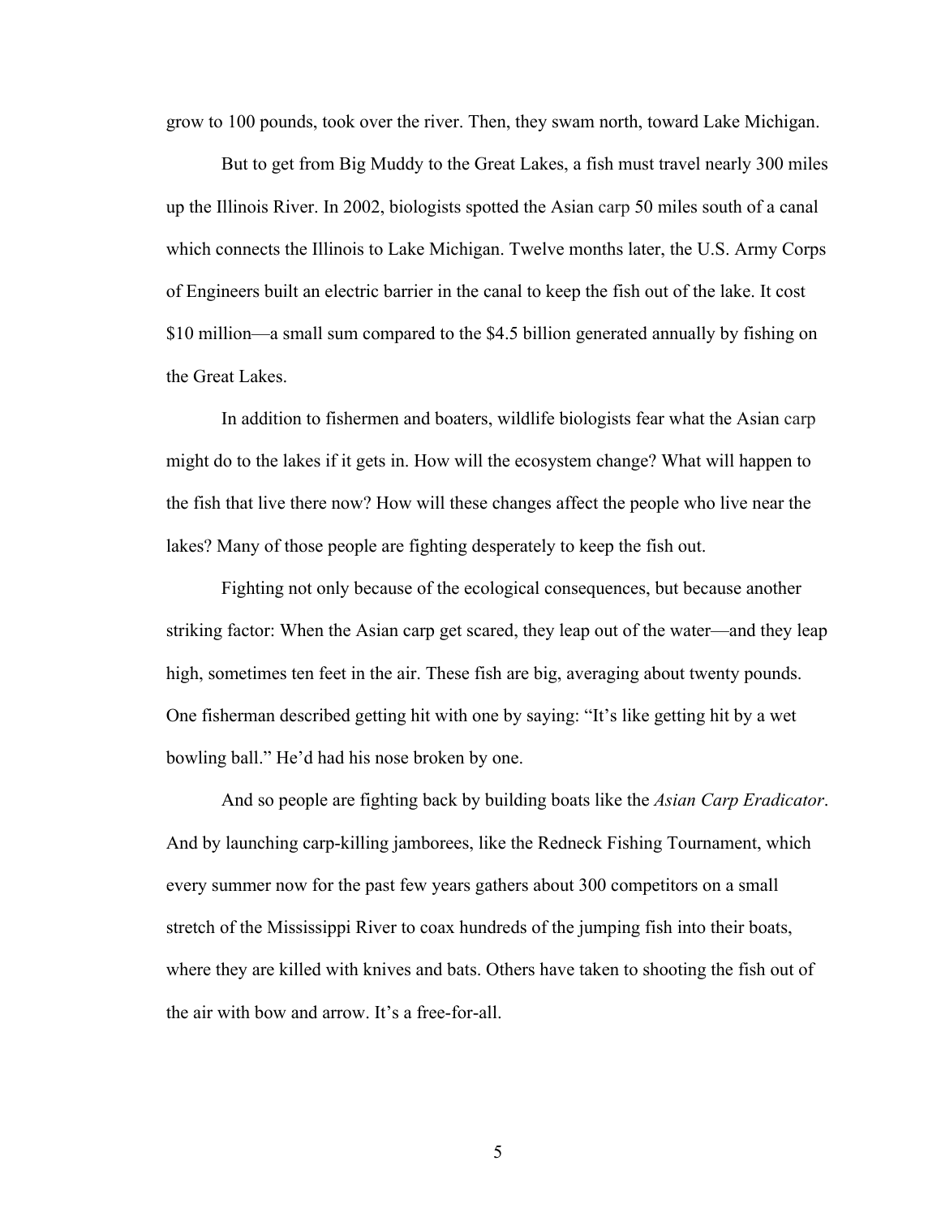grow to 100 pounds, took over the river. Then, they swam north, toward Lake Michigan.

But to get from Big Muddy to the Great Lakes, a fish must travel nearly 300 miles up the Illinois River. In 2002, biologists spotted the Asian carp 50 miles south of a canal which connects the Illinois to Lake Michigan. Twelve months later, the U.S. Army Corps of Engineers built an electric barrier in the canal to keep the fish out of the lake. It cost $10 million—a small sum compared to the $4.5 billion generated annually by fishing on the Great Lakes.

In addition to fishermen and boaters, wildlife biologists fear what the Asian carp might do to the lakes if it gets in. How will the ecosystem change? What will happen to the fish that live there now? How will these changes affect the people who live near the lakes? Many of those people are fighting desperately to keep the fish out.

Fighting not only because of the ecological consequences, but because another striking factor: When the Asian carp get scared, they leap out of the water—and they leap high, sometimes ten feet in the air. These fish are big, averaging about twenty pounds. One fisherman described getting hit with one by saying: "It's like getting hit by a wet bowling ball." He'd had his nose broken by one.

And so people are fighting back by building boats like the *Asian Carp Eradicator*. And by launching carp-killing jamborees, like the Redneck Fishing Tournament, which every summer now for the past few years gathers about 300 competitors on a small stretch of the Mississippi River to coax hundreds of the jumping fish into their boats, where they are killed with knives and bats. Others have taken to shooting the fish out of the air with bow and arrow. It's a free-for-all.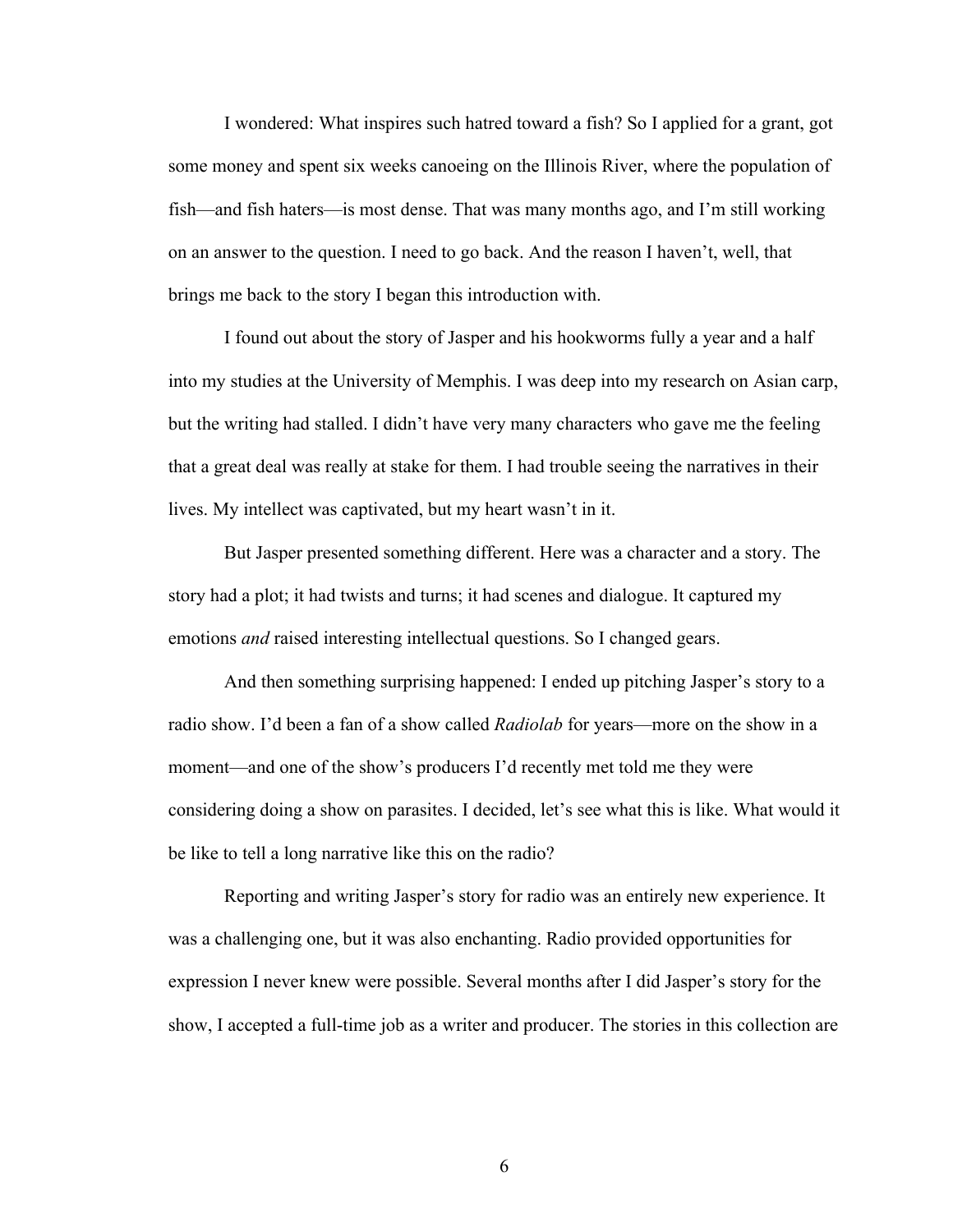I wondered: What inspires such hatred toward a fish? So I applied for a grant, got some money and spent six weeks canoeing on the Illinois River, where the population of fish—and fish haters—is most dense. That was many months ago, and I'm still working on an answer to the question. I need to go back. And the reason I haven't, well, that brings me back to the story I began this introduction with.

I found out about the story of Jasper and his hookworms fully a year and a half into my studies at the University of Memphis. I was deep into my research on Asian carp, but the writing had stalled. I didn't have very many characters who gave me the feeling that a great deal was really at stake for them. I had trouble seeing the narratives in their lives. My intellect was captivated, but my heart wasn't in it.

But Jasper presented something different. Here was a character and a story. The story had a plot; it had twists and turns; it had scenes and dialogue. It captured my emotions *and* raised interesting intellectual questions. So I changed gears.

And then something surprising happened: I ended up pitching Jasper's story to a radio show. I'd been a fan of a show called *Radiolab* for years—more on the show in a moment—and one of the show's producers I'd recently met told me they were considering doing a show on parasites. I decided, let's see what this is like. What would it be like to tell a long narrative like this on the radio?

Reporting and writing Jasper's story for radio was an entirely new experience. It was a challenging one, but it was also enchanting. Radio provided opportunities for expression I never knew were possible. Several months after I did Jasper's story for the show, I accepted a full-time job as a writer and producer. The stories in this collection are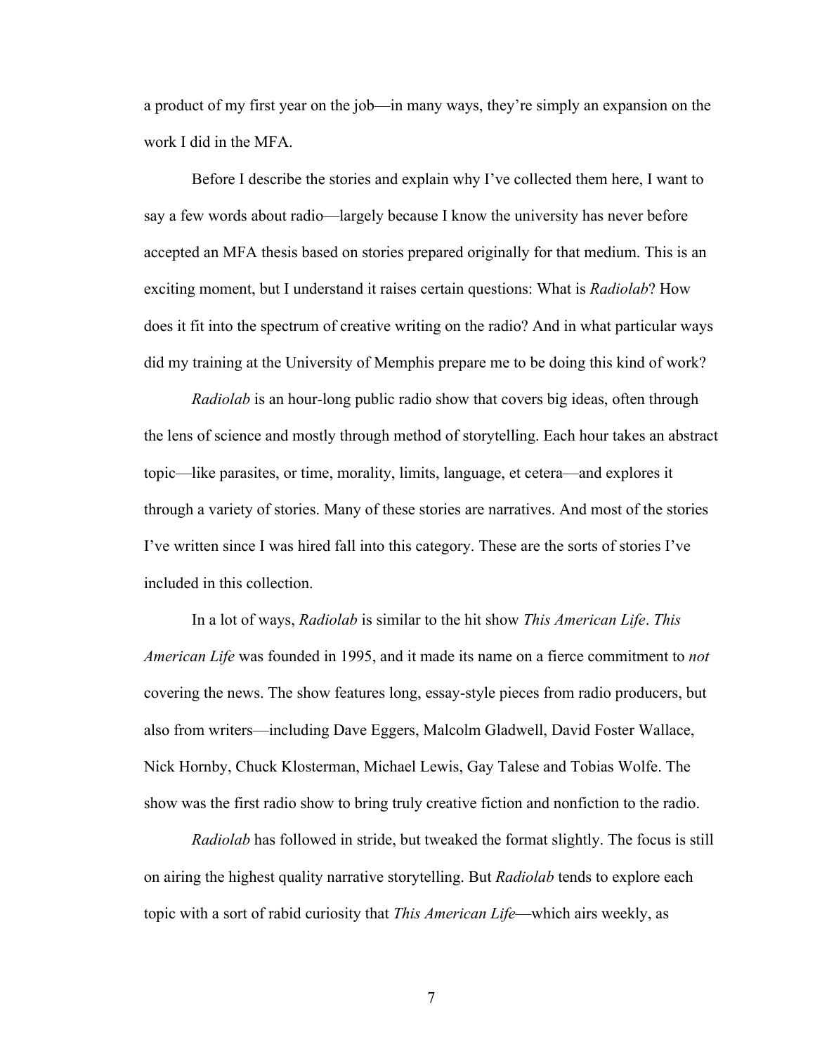a product of my first year on the job—in many ways, they're simply an expansion on the work I did in the MFA.

Before I describe the stories and explain why I've collected them here, I want to say a few words about radio—largely because I know the university has never before accepted an MFA thesis based on stories prepared originally for that medium. This is an exciting moment, but I understand it raises certain questions: What is *Radiolab*? How does it fit into the spectrum of creative writing on the radio? And in what particular ways did my training at the University of Memphis prepare me to be doing this kind of work?

*Radiolab* is an hour-long public radio show that covers big ideas, often through the lens of science and mostly through method of storytelling. Each hour takes an abstract topic—like parasites, or time, morality, limits, language, et cetera—and explores it through a variety of stories. Many of these stories are narratives. And most of the stories I've written since I was hired fall into this category. These are the sorts of stories I've included in this collection.

In a lot of ways, *Radiolab* is similar to the hit show *This American Life*. *This American Life* was founded in 1995, and it made its name on a fierce commitment to *not* covering the news. The show features long, essay-style pieces from radio producers, but also from writers—including Dave Eggers, Malcolm Gladwell, David Foster Wallace, Nick Hornby, Chuck Klosterman, Michael Lewis, Gay Talese and Tobias Wolfe. The show was the first radio show to bring truly creative fiction and nonfiction to the radio.

*Radiolab* has followed in stride, but tweaked the format slightly. The focus is still on airing the highest quality narrative storytelling. But *Radiolab* tends to explore each topic with a sort of rabid curiosity that *This American Life*—which airs weekly, as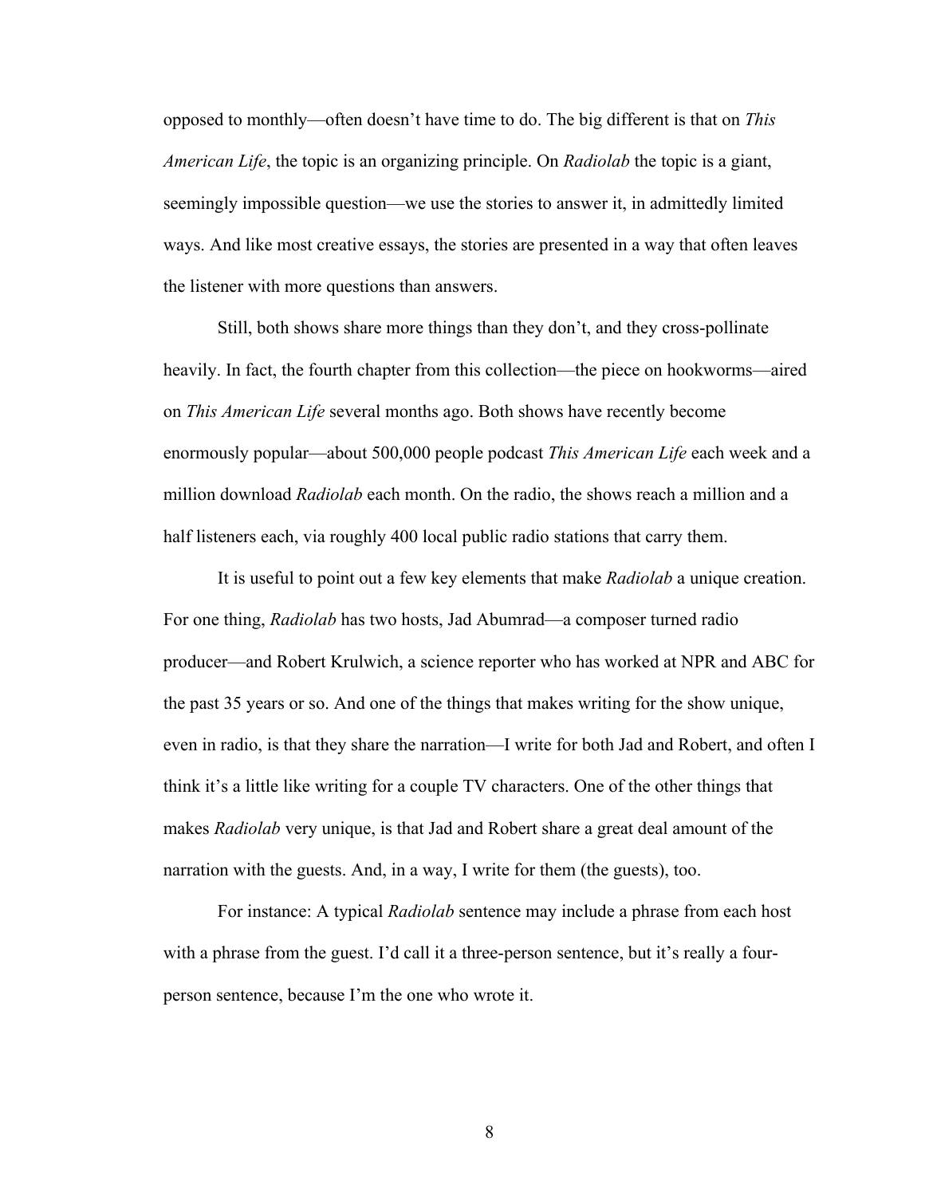opposed to monthly—often doesn't have time to do. The big different is that on *This American Life*, the topic is an organizing principle. On *Radiolab* the topic is a giant, seemingly impossible question—we use the stories to answer it, in admittedly limited ways. And like most creative essays, the stories are presented in a way that often leaves the listener with more questions than answers.

Still, both shows share more things than they don't, and they cross-pollinate heavily. In fact, the fourth chapter from this collection—the piece on hookworms—aired on *This American Life* several months ago. Both shows have recently become enormously popular—about 500,000 people podcast *This American Life* each week and a million download *Radiolab* each month. On the radio, the shows reach a million and a half listeners each, via roughly 400 local public radio stations that carry them.

It is useful to point out a few key elements that make *Radiolab* a unique creation. For one thing, *Radiolab* has two hosts, Jad Abumrad—a composer turned radio producer—and Robert Krulwich, a science reporter who has worked at NPR and ABC for the past 35 years or so. And one of the things that makes writing for the show unique, even in radio, is that they share the narration—I write for both Jad and Robert, and often I think it's a little like writing for a couple TV characters. One of the other things that makes *Radiolab* very unique, is that Jad and Robert share a great deal amount of the narration with the guests. And, in a way, I write for them (the guests), too.

For instance: A typical *Radiolab* sentence may include a phrase from each host with a phrase from the guest. I'd call it a three-person sentence, but it's really a four-person sentence, because I'm the one who wrote it.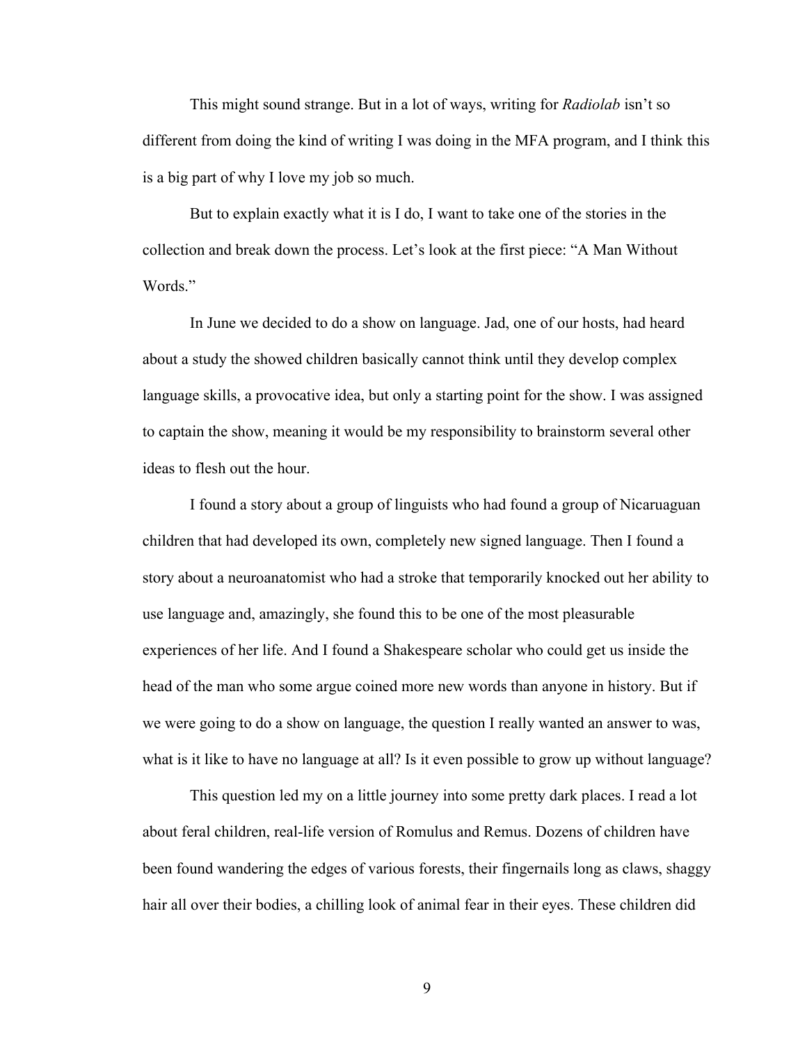This might sound strange. But in a lot of ways, writing for *Radiolab* isn't so different from doing the kind of writing I was doing in the MFA program, and I think this is a big part of why I love my job so much.

But to explain exactly what it is I do, I want to take one of the stories in the collection and break down the process. Let's look at the first piece: "A Man Without Words."

In June we decided to do a show on language. Jad, one of our hosts, had heard about a study the showed children basically cannot think until they develop complex language skills, a provocative idea, but only a starting point for the show. I was assigned to captain the show, meaning it would be my responsibility to brainstorm several other ideas to flesh out the hour.

I found a story about a group of linguists who had found a group of Nicaraguan children that had developed its own, completely new signed language. Then I found a story about a neuroanatomist who had a stroke that temporarily knocked out her ability to use language and, amazingly, she found this to be one of the most pleasurable experiences of her life. And I found a Shakespeare scholar who could get us inside the head of the man who some argue coined more new words than anyone in history. But if we were going to do a show on language, the question I really wanted an answer to was, what is it like to have no language at all? Is it even possible to grow up without language?

This question led my on a little journey into some pretty dark places. I read a lot about feral children, real-life version of Romulus and Remus. Dozens of children have been found wandering the edges of various forests, their fingernails long as claws, shaggy hair all over their bodies, a chilling look of animal fear in their eyes. These children did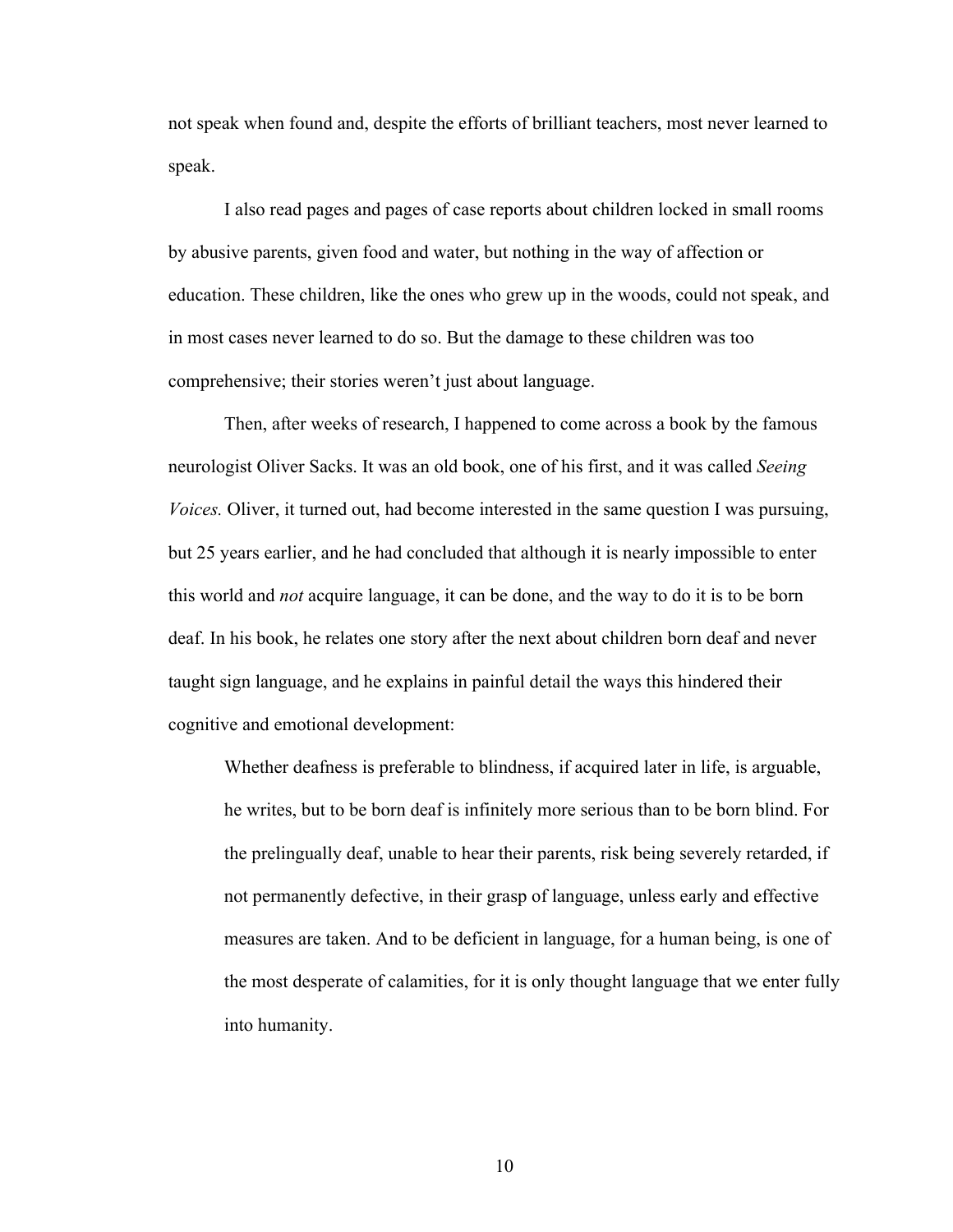not speak when found and, despite the efforts of brilliant teachers, most never learned to speak.

I also read pages and pages of case reports about children locked in small rooms by abusive parents, given food and water, but nothing in the way of affection or education. These children, like the ones who grew up in the woods, could not speak, and in most cases never learned to do so. But the damage to these children was too comprehensive; their stories weren't just about language.

Then, after weeks of research, I happened to come across a book by the famous neurologist Oliver Sacks. It was an old book, one of his first, and it was called *Seeing Voices.* Oliver, it turned out, had become interested in the same question I was pursuing, but 25 years earlier, and he had concluded that although it is nearly impossible to enter this world and *not* acquire language, it can be done, and the way to do it is to be born deaf. In his book, he relates one story after the next about children born deaf and never taught sign language, and he explains in painful detail the ways this hindered their cognitive and emotional development:

> Whether deafness is preferable to blindness, if acquired later in life, is arguable, he writes, but to be born deaf is infinitely more serious than to be born blind. For the prelingually deaf, unable to hear their parents, risk being severely retarded, if not permanently defective, in their grasp of language, unless early and effective measures are taken. And to be deficient in language, for a human being, is one of the most desperate of calamities, for it is only thought language that we enter fully into humanity.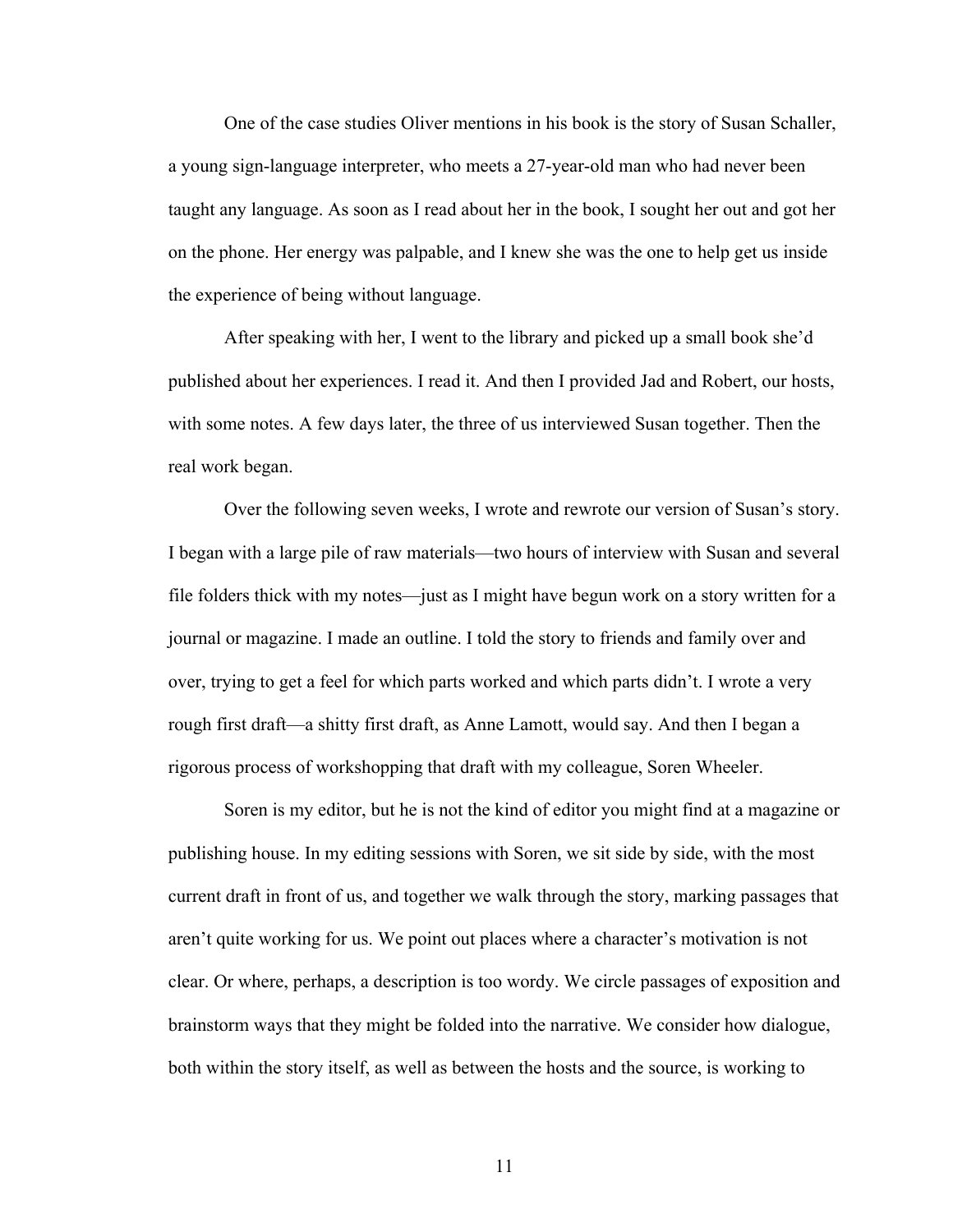One of the case studies Oliver mentions in his book is the story of Susan Schaller, a young sign-language interpreter, who meets a 27-year-old man who had never been taught any language. As soon as I read about her in the book, I sought her out and got her on the phone. Her energy was palpable, and I knew she was the one to help get us inside the experience of being without language.

After speaking with her, I went to the library and picked up a small book she'd published about her experiences. I read it. And then I provided Jad and Robert, our hosts, with some notes. A few days later, the three of us interviewed Susan together. Then the real work began.

Over the following seven weeks, I wrote and rewrote our version of Susan's story. I began with a large pile of raw materials—two hours of interview with Susan and several file folders thick with my notes—just as I might have begun work on a story written for a journal or magazine. I made an outline. I told the story to friends and family over and over, trying to get a feel for which parts worked and which parts didn't. I wrote a very rough first draft—a shitty first draft, as Anne Lamott, would say. And then I began a rigorous process of workshopping that draft with my colleague, Soren Wheeler.

Soren is my editor, but he is not the kind of editor you might find at a magazine or publishing house. In my editing sessions with Soren, we sit side by side, with the most current draft in front of us, and together we walk through the story, marking passages that aren't quite working for us. We point out places where a character's motivation is not clear. Or where, perhaps, a description is too wordy. We circle passages of exposition and brainstorm ways that they might be folded into the narrative. We consider how dialogue, both within the story itself, as well as between the hosts and the source, is working to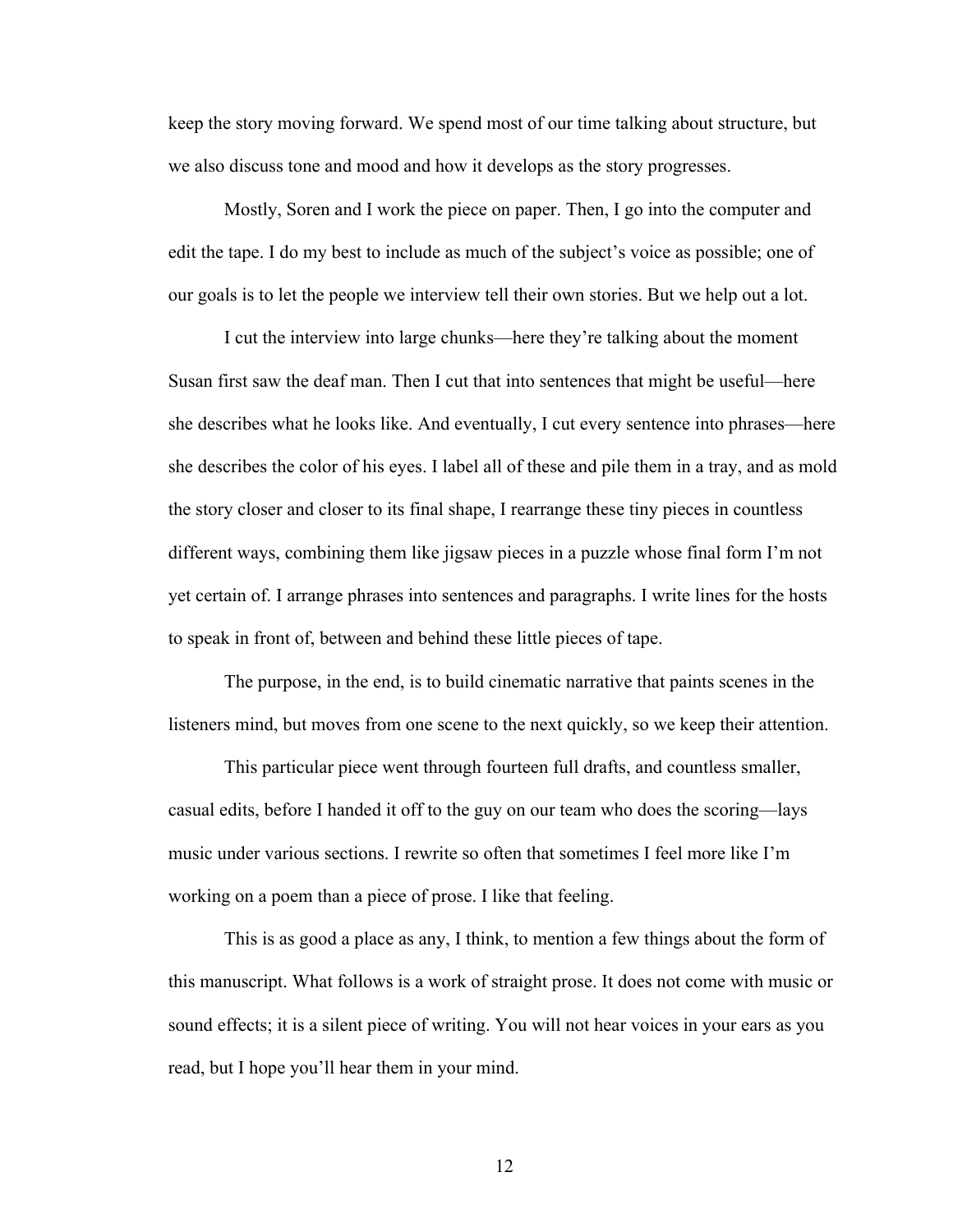keep the story moving forward. We spend most of our time talking about structure, but we also discuss tone and mood and how it develops as the story progresses.

Mostly, Soren and I work the piece on paper. Then, I go into the computer and edit the tape. I do my best to include as much of the subject's voice as possible; one of our goals is to let the people we interview tell their own stories. But we help out a lot.

I cut the interview into large chunks—here they're talking about the moment Susan first saw the deaf man. Then I cut that into sentences that might be useful—here she describes what he looks like. And eventually, I cut every sentence into phrases—here she describes the color of his eyes. I label all of these and pile them in a tray, and as mold the story closer and closer to its final shape, I rearrange these tiny pieces in countless different ways, combining them like jigsaw pieces in a puzzle whose final form I'm not yet certain of. I arrange phrases into sentences and paragraphs. I write lines for the hosts to speak in front of, between and behind these little pieces of tape.

The purpose, in the end, is to build cinematic narrative that paints scenes in the listeners mind, but moves from one scene to the next quickly, so we keep their attention.

This particular piece went through fourteen full drafts, and countless smaller, casual edits, before I handed it off to the guy on our team who does the scoring—lays music under various sections. I rewrite so often that sometimes I feel more like I'm working on a poem than a piece of prose. I like that feeling.

This is as good a place as any, I think, to mention a few things about the form of this manuscript. What follows is a work of straight prose. It does not come with music or sound effects; it is a silent piece of writing. You will not hear voices in your ears as you read, but I hope you'll hear them in your mind.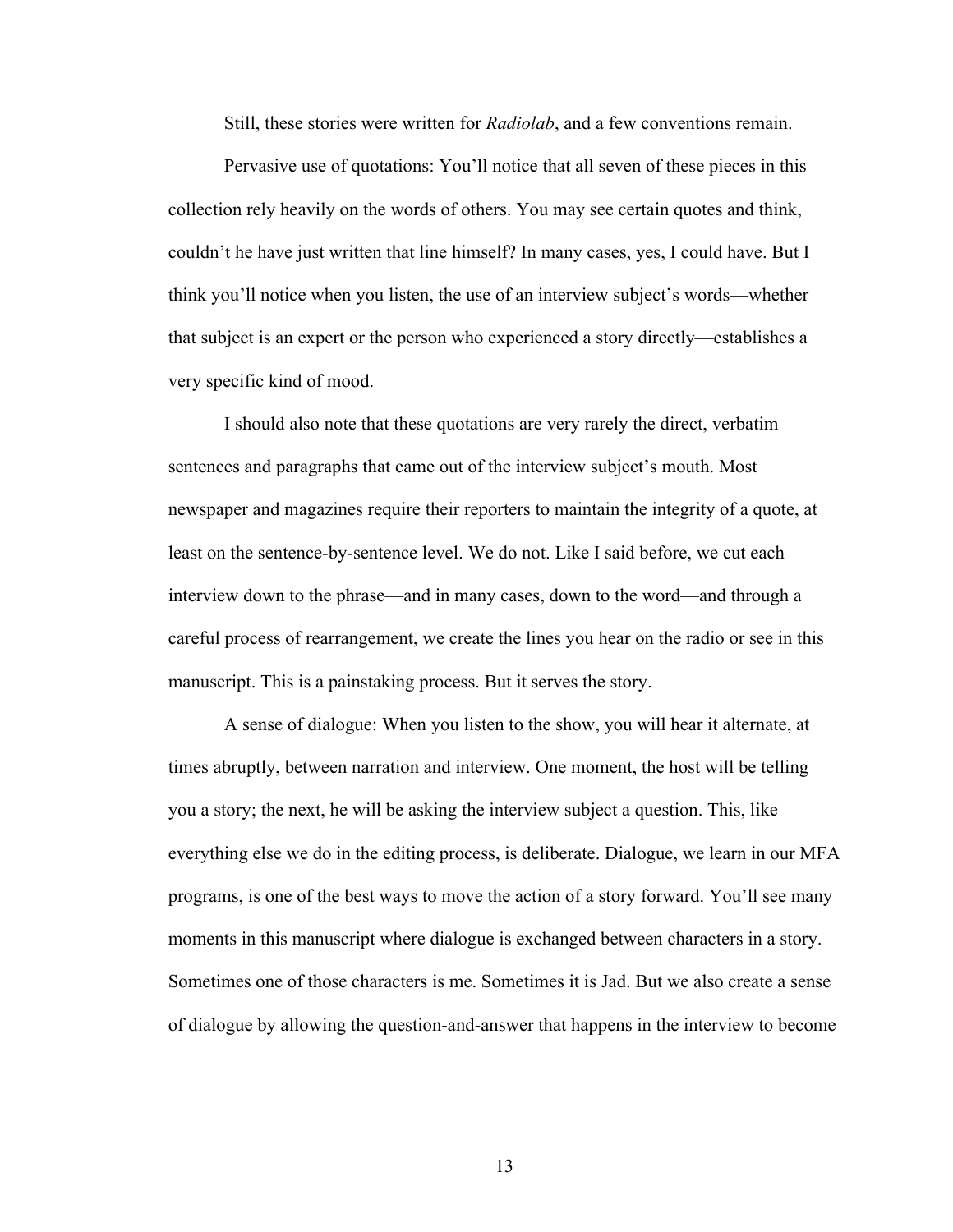Still, these stories were written for *Radiolab*, and a few conventions remain.

Pervasive use of quotations: You'll notice that all seven of these pieces in this collection rely heavily on the words of others. You may see certain quotes and think, couldn't he have just written that line himself? In many cases, yes, I could have. But I think you'll notice when you listen, the use of an interview subject's words—whether that subject is an expert or the person who experienced a story directly—establishes a very specific kind of mood.

I should also note that these quotations are very rarely the direct, verbatim sentences and paragraphs that came out of the interview subject's mouth. Most newspaper and magazines require their reporters to maintain the integrity of a quote, at least on the sentence-by-sentence level. We do not. Like I said before, we cut each interview down to the phrase—and in many cases, down to the word—and through a careful process of rearrangement, we create the lines you hear on the radio or see in this manuscript. This is a painstaking process. But it serves the story.

A sense of dialogue: When you listen to the show, you will hear it alternate, at times abruptly, between narration and interview. One moment, the host will be telling you a story; the next, he will be asking the interview subject a question. This, like everything else we do in the editing process, is deliberate. Dialogue, we learn in our MFA programs, is one of the best ways to move the action of a story forward. You'll see many moments in this manuscript where dialogue is exchanged between characters in a story. Sometimes one of those characters is me. Sometimes it is Jad. But we also create a sense of dialogue by allowing the question-and-answer that happens in the interview to become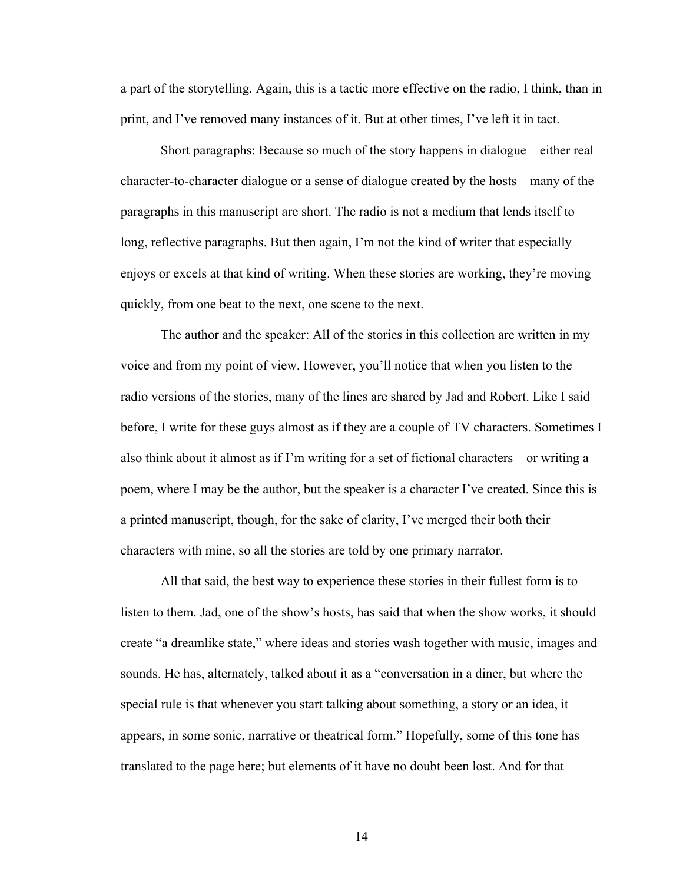a part of the storytelling. Again, this is a tactic more effective on the radio, I think, than in print, and I've removed many instances of it. But at other times, I've left it in tact.

Short paragraphs: Because so much of the story happens in dialogue—either real character-to-character dialogue or a sense of dialogue created by the hosts—many of the paragraphs in this manuscript are short. The radio is not a medium that lends itself to long, reflective paragraphs. But then again, I'm not the kind of writer that especially enjoys or excels at that kind of writing. When these stories are working, they're moving quickly, from one beat to the next, one scene to the next.

The author and the speaker: All of the stories in this collection are written in my voice and from my point of view. However, you'll notice that when you listen to the radio versions of the stories, many of the lines are shared by Jad and Robert. Like I said before, I write for these guys almost as if they are a couple of TV characters. Sometimes I also think about it almost as if I'm writing for a set of fictional characters—or writing a poem, where I may be the author, but the speaker is a character I've created. Since this is a printed manuscript, though, for the sake of clarity, I've merged their both their characters with mine, so all the stories are told by one primary narrator.

All that said, the best way to experience these stories in their fullest form is to listen to them. Jad, one of the show's hosts, has said that when the show works, it should create "a dreamlike state," where ideas and stories wash together with music, images and sounds. He has, alternately, talked about it as a "conversation in a diner, but where the special rule is that whenever you start talking about something, a story or an idea, it appears, in some sonic, narrative or theatrical form." Hopefully, some of this tone has translated to the page here; but elements of it have no doubt been lost. And for that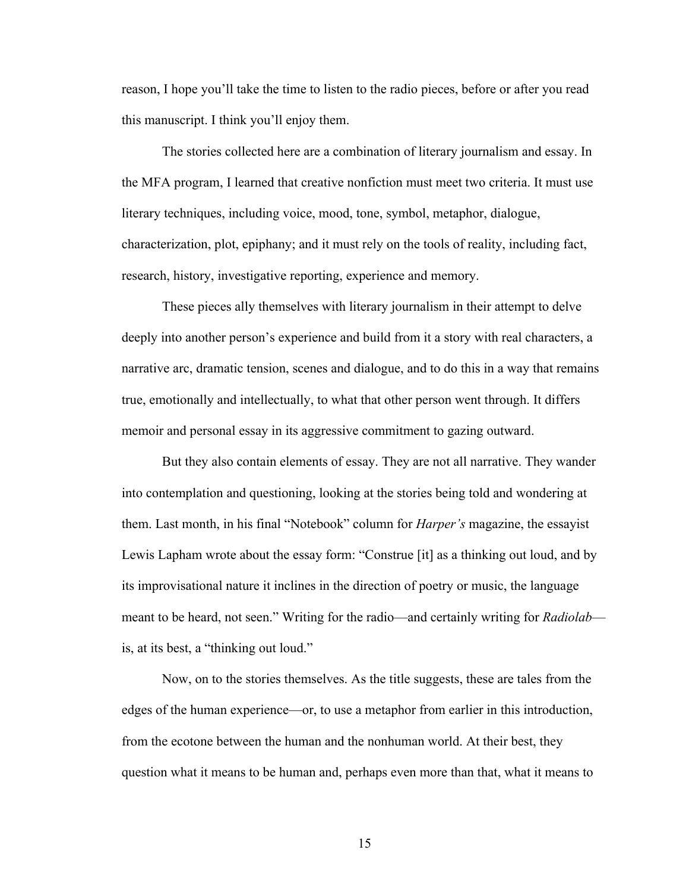reason, I hope you'll take the time to listen to the radio pieces, before or after you read this manuscript. I think you'll enjoy them.

The stories collected here are a combination of literary journalism and essay. In the MFA program, I learned that creative nonfiction must meet two criteria. It must use literary techniques, including voice, mood, tone, symbol, metaphor, dialogue, characterization, plot, epiphany; and it must rely on the tools of reality, including fact, research, history, investigative reporting, experience and memory.

These pieces ally themselves with literary journalism in their attempt to delve deeply into another person's experience and build from it a story with real characters, a narrative arc, dramatic tension, scenes and dialogue, and to do this in a way that remains true, emotionally and intellectually, to what that other person went through. It differs memoir and personal essay in its aggressive commitment to gazing outward.

But they also contain elements of essay. They are not all narrative. They wander into contemplation and questioning, looking at the stories being told and wondering at them. Last month, in his final "Notebook" column for *Harper's* magazine, the essayist Lewis Lapham wrote about the essay form: "Construe [it] as a thinking out loud, and by its improvisational nature it inclines in the direction of poetry or music, the language meant to be heard, not seen." Writing for the radio—and certainly writing for *Radiolab*—is, at its best, a "thinking out loud."

Now, on to the stories themselves. As the title suggests, these are tales from the edges of the human experience—or, to use a metaphor from earlier in this introduction, from the ecotone between the human and the nonhuman world. At their best, they question what it means to be human and, perhaps even more than that, what it means to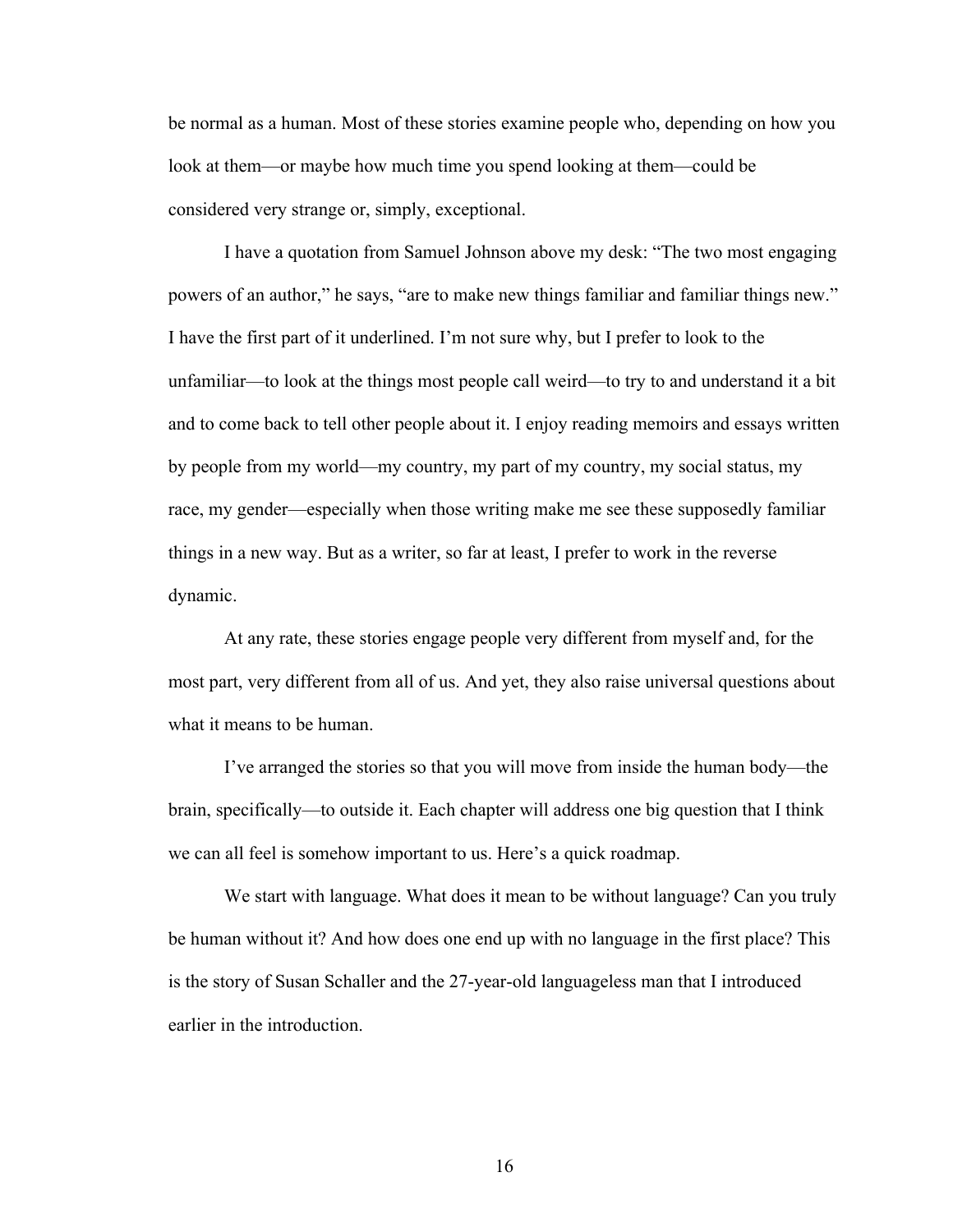be normal as a human. Most of these stories examine people who, depending on how you look at them—or maybe how much time you spend looking at them—could be considered very strange or, simply, exceptional.

I have a quotation from Samuel Johnson above my desk: "The two most engaging powers of an author," he says, "are to make new things familiar and familiar things new." I have the first part of it underlined. I'm not sure why, but I prefer to look to the unfamiliar—to look at the things most people call weird—to try to and understand it a bit and to come back to tell other people about it. I enjoy reading memoirs and essays written by people from my world—my country, my part of my country, my social status, my race, my gender—especially when those writing make me see these supposedly familiar things in a new way. But as a writer, so far at least, I prefer to work in the reverse dynamic.

At any rate, these stories engage people very different from myself and, for the most part, very different from all of us. And yet, they also raise universal questions about what it means to be human.

I've arranged the stories so that you will move from inside the human body—the brain, specifically—to outside it. Each chapter will address one big question that I think we can all feel is somehow important to us. Here's a quick roadmap.

We start with language. What does it mean to be without language? Can you truly be human without it? And how does one end up with no language in the first place? This is the story of Susan Schaller and the 27-year-old languageless man that I introduced earlier in the introduction.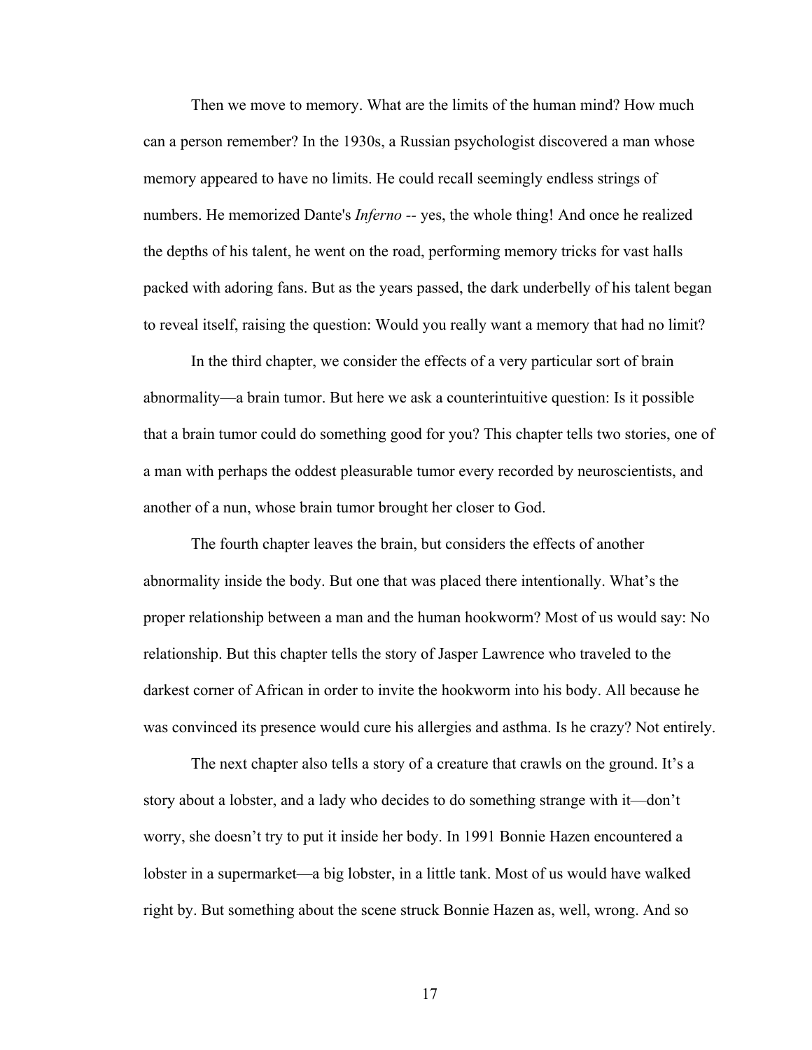Then we move to memory. What are the limits of the human mind? How much can a person remember? In the 1930s, a Russian psychologist discovered a man whose memory appeared to have no limits. He could recall seemingly endless strings of numbers. He memorized Dante's *Inferno --* yes, the whole thing! And once he realized the depths of his talent, he went on the road, performing memory tricks for vast halls packed with adoring fans. But as the years passed, the dark underbelly of his talent began to reveal itself, raising the question: Would you really want a memory that had no limit?

In the third chapter, we consider the effects of a very particular sort of brain abnormality—a brain tumor. But here we ask a counterintuitive question: Is it possible that a brain tumor could do something good for you? This chapter tells two stories, one of a man with perhaps the oddest pleasurable tumor every recorded by neuroscientists, and another of a nun, whose brain tumor brought her closer to God.

The fourth chapter leaves the brain, but considers the effects of another abnormality inside the body. But one that was placed there intentionally. What's the proper relationship between a man and the human hookworm? Most of us would say: No relationship. But this chapter tells the story of Jasper Lawrence who traveled to the darkest corner of African in order to invite the hookworm into his body. All because he was convinced its presence would cure his allergies and asthma. Is he crazy? Not entirely.

The next chapter also tells a story of a creature that crawls on the ground. It's a story about a lobster, and a lady who decides to do something strange with it—don't worry, she doesn't try to put it inside her body. In 1991 Bonnie Hazen encountered a lobster in a supermarket—a big lobster, in a little tank. Most of us would have walked right by. But something about the scene struck Bonnie Hazen as, well, wrong. And so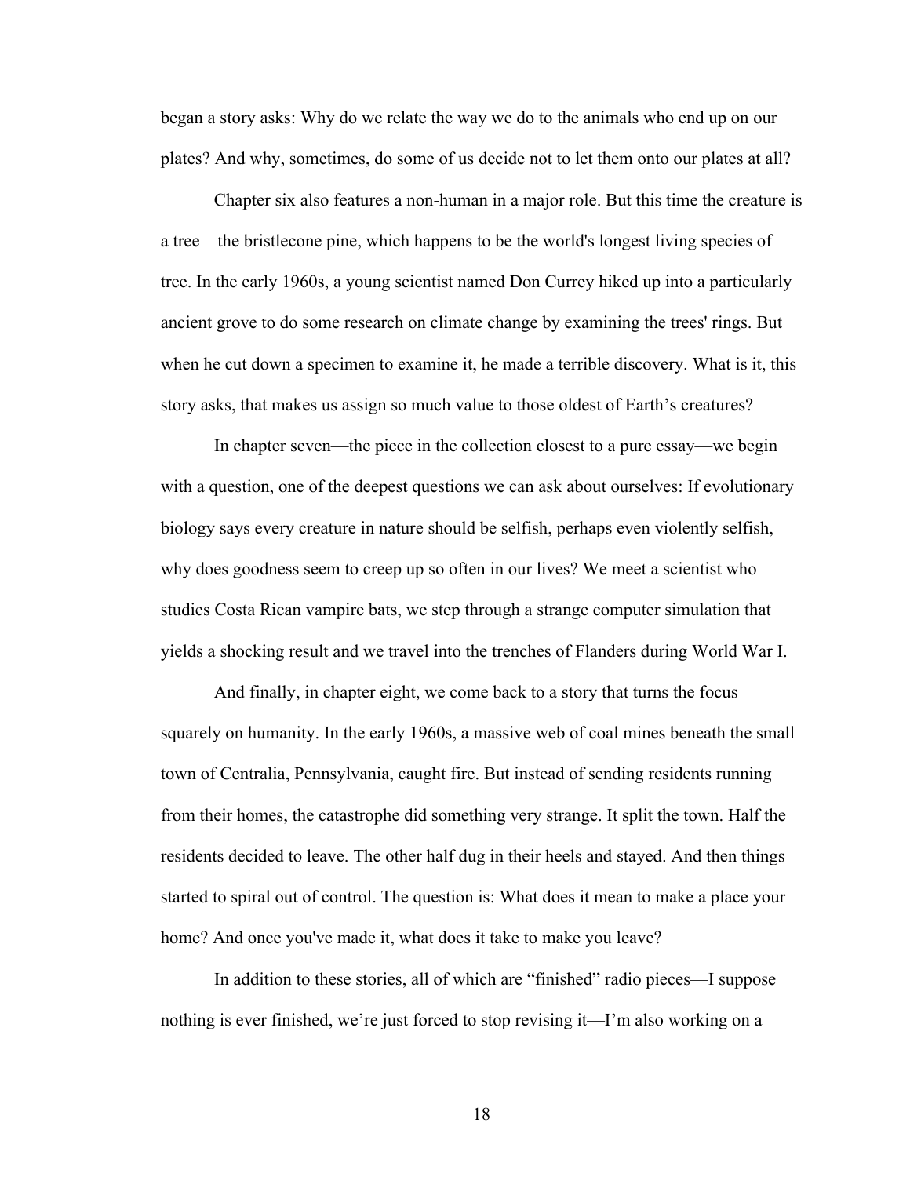began a story asks: Why do we relate the way we do to the animals who end up on our plates? And why, sometimes, do some of us decide not to let them onto our plates at all?

Chapter six also features a non-human in a major role. But this time the creature is a tree—the bristlecone pine, which happens to be the world's longest living species of tree. In the early 1960s, a young scientist named Don Currey hiked up into a particularly ancient grove to do some research on climate change by examining the trees' rings. But when he cut down a specimen to examine it, he made a terrible discovery. What is it, this story asks, that makes us assign so much value to those oldest of Earth's creatures?

In chapter seven—the piece in the collection closest to a pure essay—we begin with a question, one of the deepest questions we can ask about ourselves: If evolutionary biology says every creature in nature should be selfish, perhaps even violently selfish, why does goodness seem to creep up so often in our lives? We meet a scientist who studies Costa Rican vampire bats, we step through a strange computer simulation that yields a shocking result and we travel into the trenches of Flanders during World War I.

And finally, in chapter eight, we come back to a story that turns the focus squarely on humanity. In the early 1960s, a massive web of coal mines beneath the small town of Centralia, Pennsylvania, caught fire. But instead of sending residents running from their homes, the catastrophe did something very strange. It split the town. Half the residents decided to leave. The other half dug in their heels and stayed. And then things started to spiral out of control. The question is: What does it mean to make a place your home? And once you've made it, what does it take to make you leave?

In addition to these stories, all of which are "finished" radio pieces—I suppose nothing is ever finished, we're just forced to stop revising it—I'm also working on a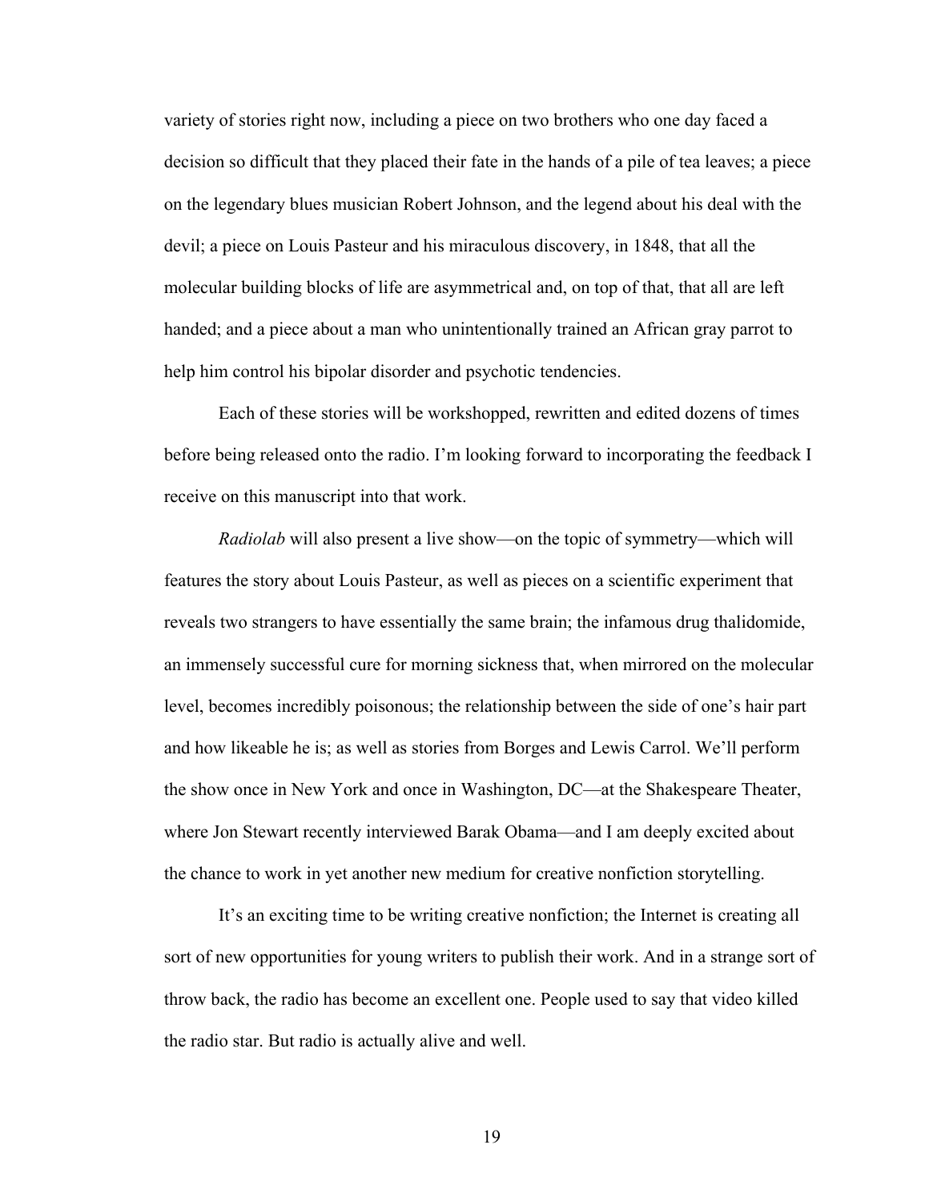variety of stories right now, including a piece on two brothers who one day faced a decision so difficult that they placed their fate in the hands of a pile of tea leaves; a piece on the legendary blues musician Robert Johnson, and the legend about his deal with the devil; a piece on Louis Pasteur and his miraculous discovery, in 1848, that all the molecular building blocks of life are asymmetrical and, on top of that, that all are left handed; and a piece about a man who unintentionally trained an African gray parrot to help him control his bipolar disorder and psychotic tendencies.

Each of these stories will be workshopped, rewritten and edited dozens of times before being released onto the radio. I'm looking forward to incorporating the feedback I receive on this manuscript into that work.

*Radiolab* will also present a live show—on the topic of symmetry—which will features the story about Louis Pasteur, as well as pieces on a scientific experiment that reveals two strangers to have essentially the same brain; the infamous drug thalidomide, an immensely successful cure for morning sickness that, when mirrored on the molecular level, becomes incredibly poisonous; the relationship between the side of one's hair part and how likeable he is; as well as stories from Borges and Lewis Carrol. We'll perform the show once in New York and once in Washington, DC—at the Shakespeare Theater, where Jon Stewart recently interviewed Barak Obama—and I am deeply excited about the chance to work in yet another new medium for creative nonfiction storytelling.

It's an exciting time to be writing creative nonfiction; the Internet is creating all sort of new opportunities for young writers to publish their work. And in a strange sort of throw back, the radio has become an excellent one. People used to say that video killed the radio star. But radio is actually alive and well.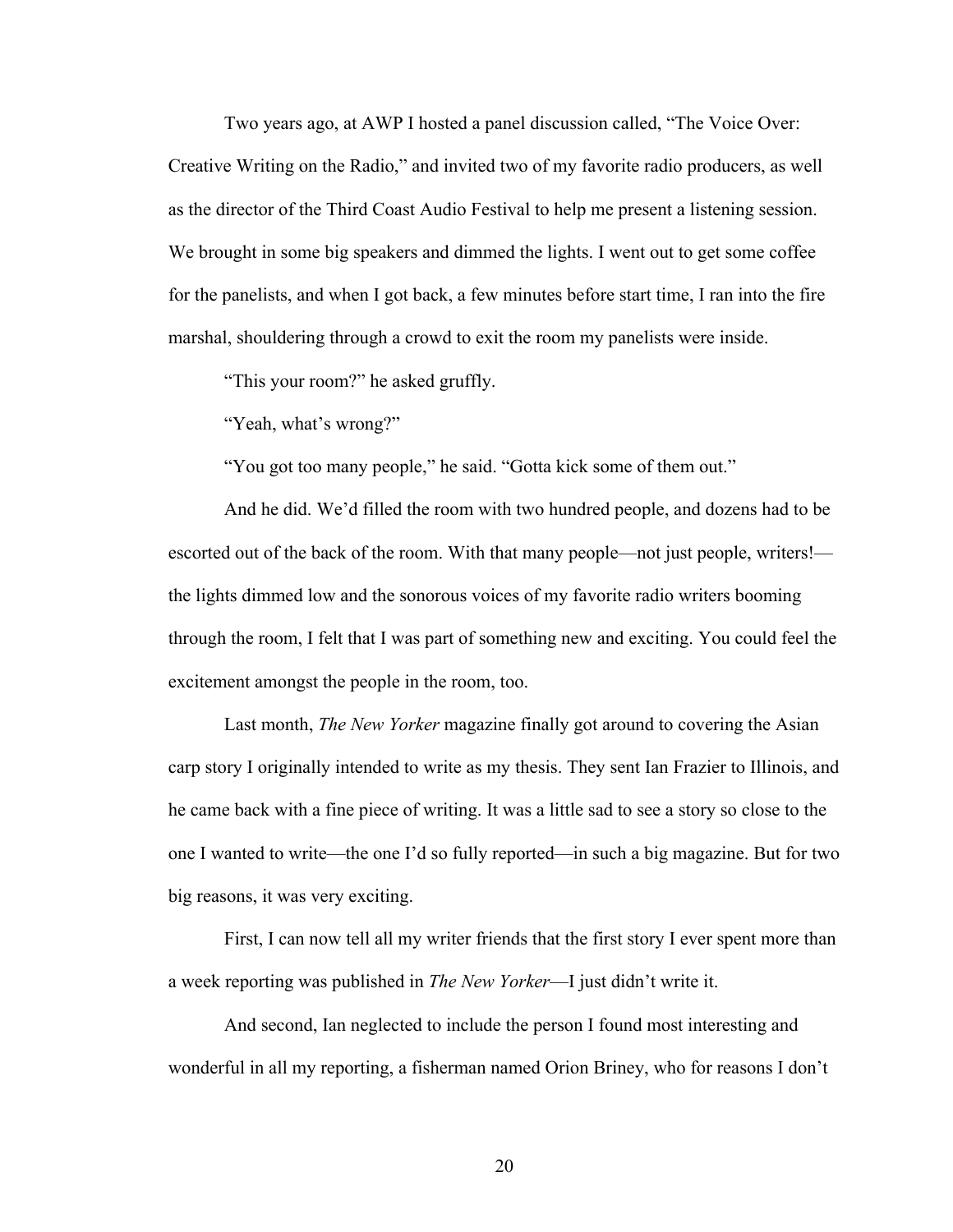Two years ago, at AWP I hosted a panel discussion called, "The Voice Over: Creative Writing on the Radio," and invited two of my favorite radio producers, as well as the director of the Third Coast Audio Festival to help me present a listening session. We brought in some big speakers and dimmed the lights. I went out to get some coffee for the panelists, and when I got back, a few minutes before start time, I ran into the fire marshal, shouldering through a crowd to exit the room my panelists were inside.

"This your room?" he asked gruffly.

"Yeah, what's wrong?"

"You got too many people," he said. "Gotta kick some of them out."

And he did. We'd filled the room with two hundred people, and dozens had to be escorted out of the back of the room. With that many people—not just people, writers!—the lights dimmed low and the sonorous voices of my favorite radio writers booming through the room, I felt that I was part of something new and exciting. You could feel the excitement amongst the people in the room, too.

Last month, *The New Yorker* magazine finally got around to covering the Asian carp story I originally intended to write as my thesis. They sent Ian Frazier to Illinois, and he came back with a fine piece of writing. It was a little sad to see a story so close to the one I wanted to write—the one I'd so fully reported—in such a big magazine. But for two big reasons, it was very exciting.

First, I can now tell all my writer friends that the first story I ever spent more than a week reporting was published in *The New Yorker*—I just didn't write it.

And second, Ian neglected to include the person I found most interesting and wonderful in all my reporting, a fisherman named Orion Briney, who for reasons I don't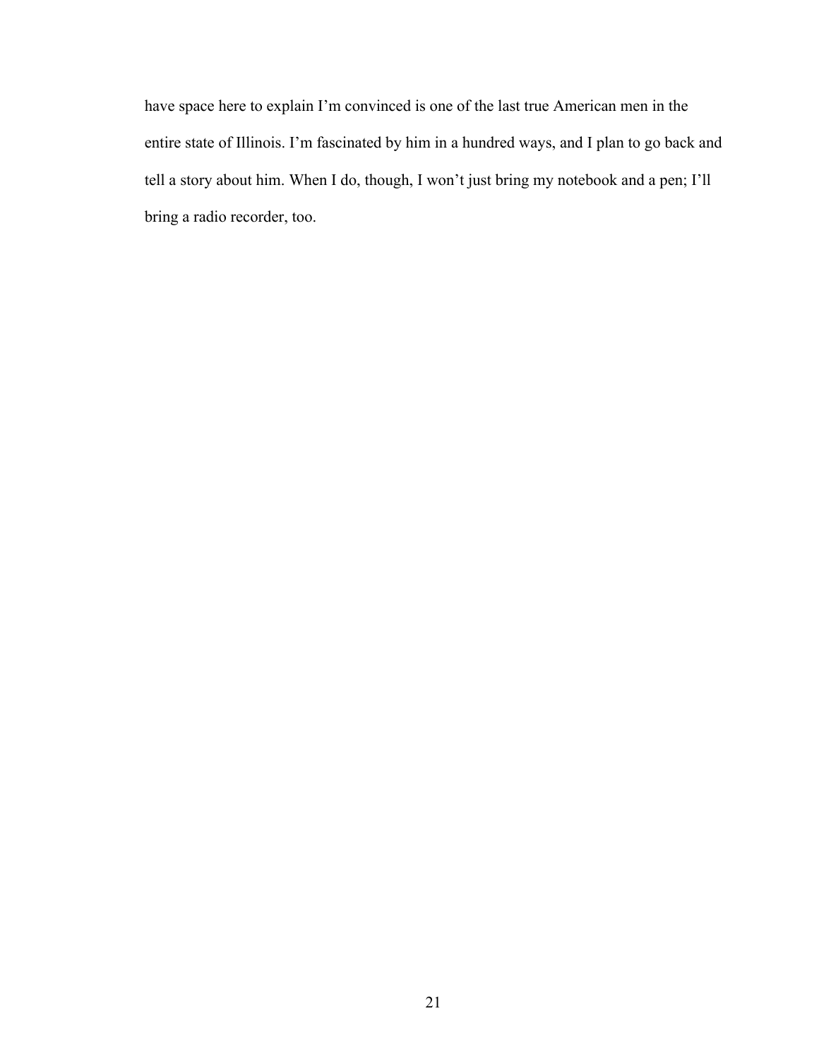have space here to explain I'm convinced is one of the last true American men in the entire state of Illinois. I'm fascinated by him in a hundred ways, and I plan to go back and tell a story about him. When I do, though, I won't just bring my notebook and a pen; I'll bring a radio recorder, too.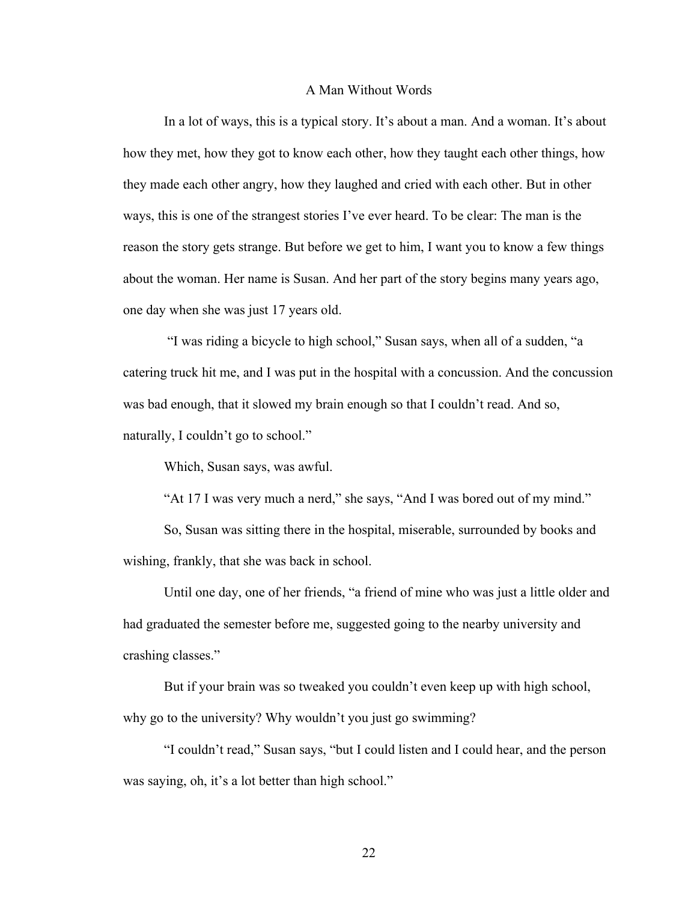# A Man Without Words

In a lot of ways, this is a typical story. It's about a man. And a woman. It's about how they met, how they got to know each other, how they taught each other things, how they made each other angry, how they laughed and cried with each other. But in other ways, this is one of the strangest stories I've ever heard. To be clear: The man is the reason the story gets strange. But before we get to him, I want you to know a few things about the woman. Her name is Susan. And her part of the story begins many years ago, one day when she was just 17 years old.

"I was riding a bicycle to high school," Susan says, when all of a sudden, "a catering truck hit me, and I was put in the hospital with a concussion. And the concussion was bad enough, that it slowed my brain enough so that I couldn't read. And so, naturally, I couldn't go to school."

Which, Susan says, was awful.

"At 17 I was very much a nerd," she says, "And I was bored out of my mind."

So, Susan was sitting there in the hospital, miserable, surrounded by books and wishing, frankly, that she was back in school.

Until one day, one of her friends, "a friend of mine who was just a little older and had graduated the semester before me, suggested going to the nearby university and crashing classes."

But if your brain was so tweaked you couldn't even keep up with high school, why go to the university? Why wouldn't you just go swimming?

"I couldn't read," Susan says, "but I could listen and I could hear, and the person was saying, oh, it's a lot better than high school."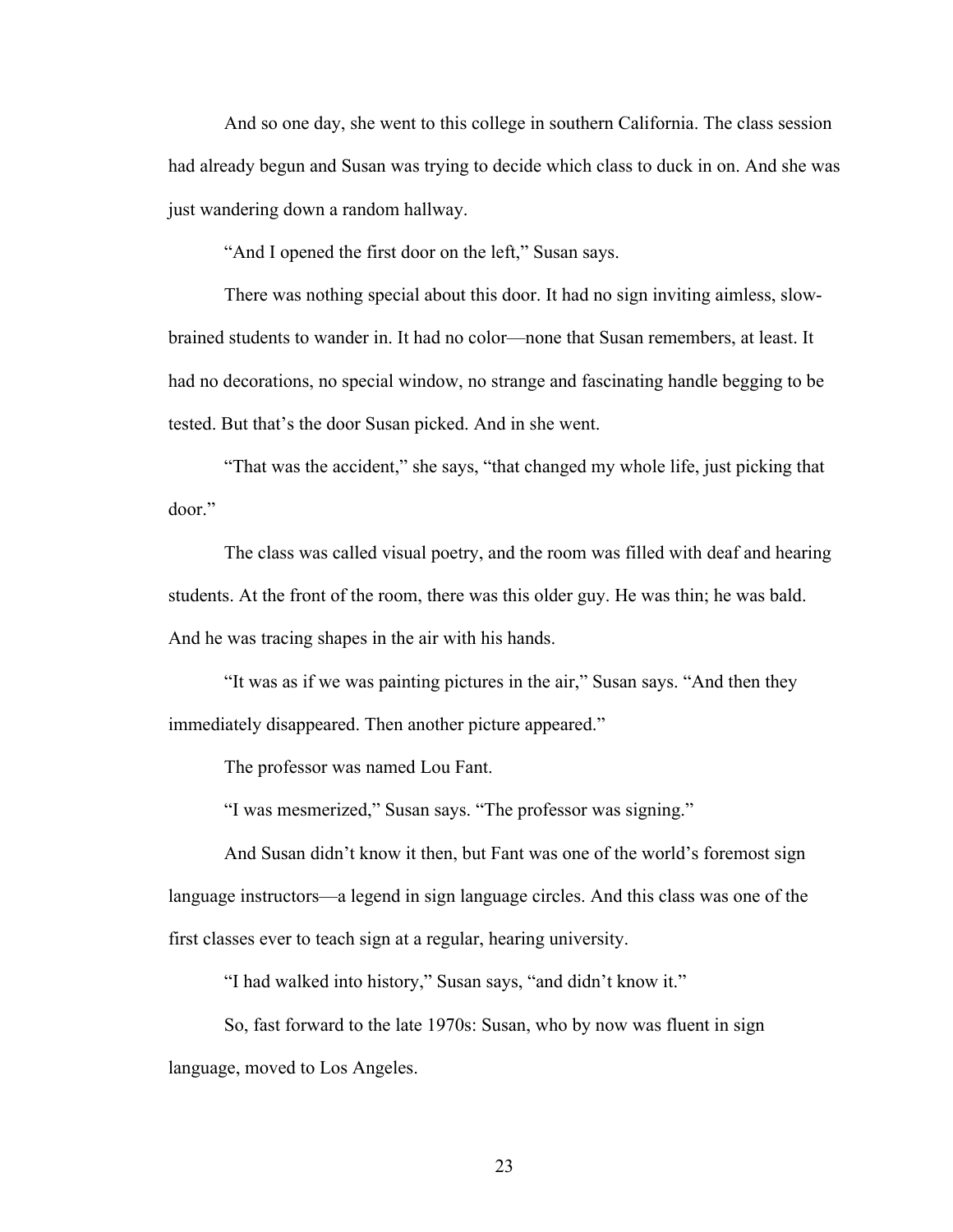And so one day, she went to this college in southern California. The class session had already begun and Susan was trying to decide which class to duck in on. And she was just wandering down a random hallway.

"And I opened the first door on the left," Susan says.

There was nothing special about this door. It had no sign inviting aimless, slow-brained students to wander in. It had no color—none that Susan remembers, at least. It had no decorations, no special window, no strange and fascinating handle begging to be tested. But that's the door Susan picked. And in she went.

"That was the accident," she says, "that changed my whole life, just picking that door."

The class was called visual poetry, and the room was filled with deaf and hearing students. At the front of the room, there was this older guy. He was thin; he was bald. And he was tracing shapes in the air with his hands.

"It was as if we was painting pictures in the air," Susan says. "And then they immediately disappeared. Then another picture appeared."

The professor was named Lou Fant.

"I was mesmerized," Susan says. "The professor was signing."

And Susan didn't know it then, but Fant was one of the world's foremost sign language instructors—a legend in sign language circles. And this class was one of the first classes ever to teach sign at a regular, hearing university.

"I had walked into history," Susan says, "and didn't know it."

So, fast forward to the late 1970s: Susan, who by now was fluent in sign language, moved to Los Angeles.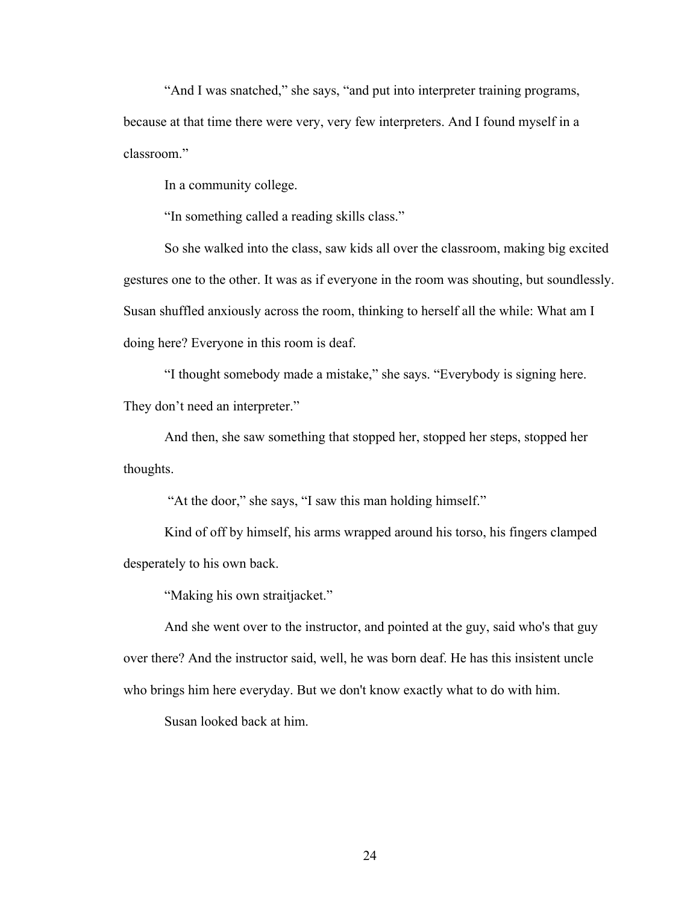"And I was snatched," she says, "and put into interpreter training programs, because at that time there were very, very few interpreters. And I found myself in a classroom."

In a community college.

"In something called a reading skills class."

So she walked into the class, saw kids all over the classroom, making big excited gestures one to the other. It was as if everyone in the room was shouting, but soundlessly. Susan shuffled anxiously across the room, thinking to herself all the while: What am I doing here? Everyone in this room is deaf.

"I thought somebody made a mistake," she says. "Everybody is signing here. They don't need an interpreter."

And then, she saw something that stopped her, stopped her steps, stopped her thoughts.

"At the door," she says, "I saw this man holding himself."

Kind of off by himself, his arms wrapped around his torso, his fingers clamped desperately to his own back.

"Making his own straitjacket."

And she went over to the instructor, and pointed at the guy, said who's that guy over there? And the instructor said, well, he was born deaf. He has this insistent uncle who brings him here everyday. But we don't know exactly what to do with him.

Susan looked back at him.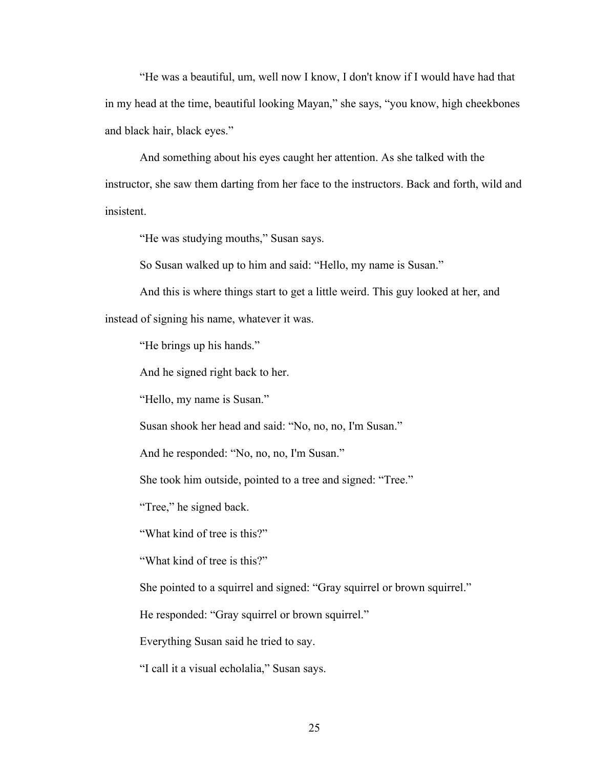"He was a beautiful, um, well now I know, I don't know if I would have had that in my head at the time, beautiful looking Mayan," she says, "you know, high cheekbones and black hair, black eyes."

And something about his eyes caught her attention. As she talked with the instructor, she saw them darting from her face to the instructors. Back and forth, wild and insistent.

"He was studying mouths," Susan says.

So Susan walked up to him and said: "Hello, my name is Susan."

And this is where things start to get a little weird. This guy looked at her, and instead of signing his name, whatever it was.

"He brings up his hands."

And he signed right back to her.

"Hello, my name is Susan."

Susan shook her head and said: "No, no, no, I'm Susan."

And he responded: "No, no, no, I'm Susan."

She took him outside, pointed to a tree and signed: "Tree."

"Tree," he signed back.

"What kind of tree is this?"

"What kind of tree is this?"

She pointed to a squirrel and signed: "Gray squirrel or brown squirrel."

He responded: "Gray squirrel or brown squirrel."

Everything Susan said he tried to say.

"I call it a visual echolalia," Susan says.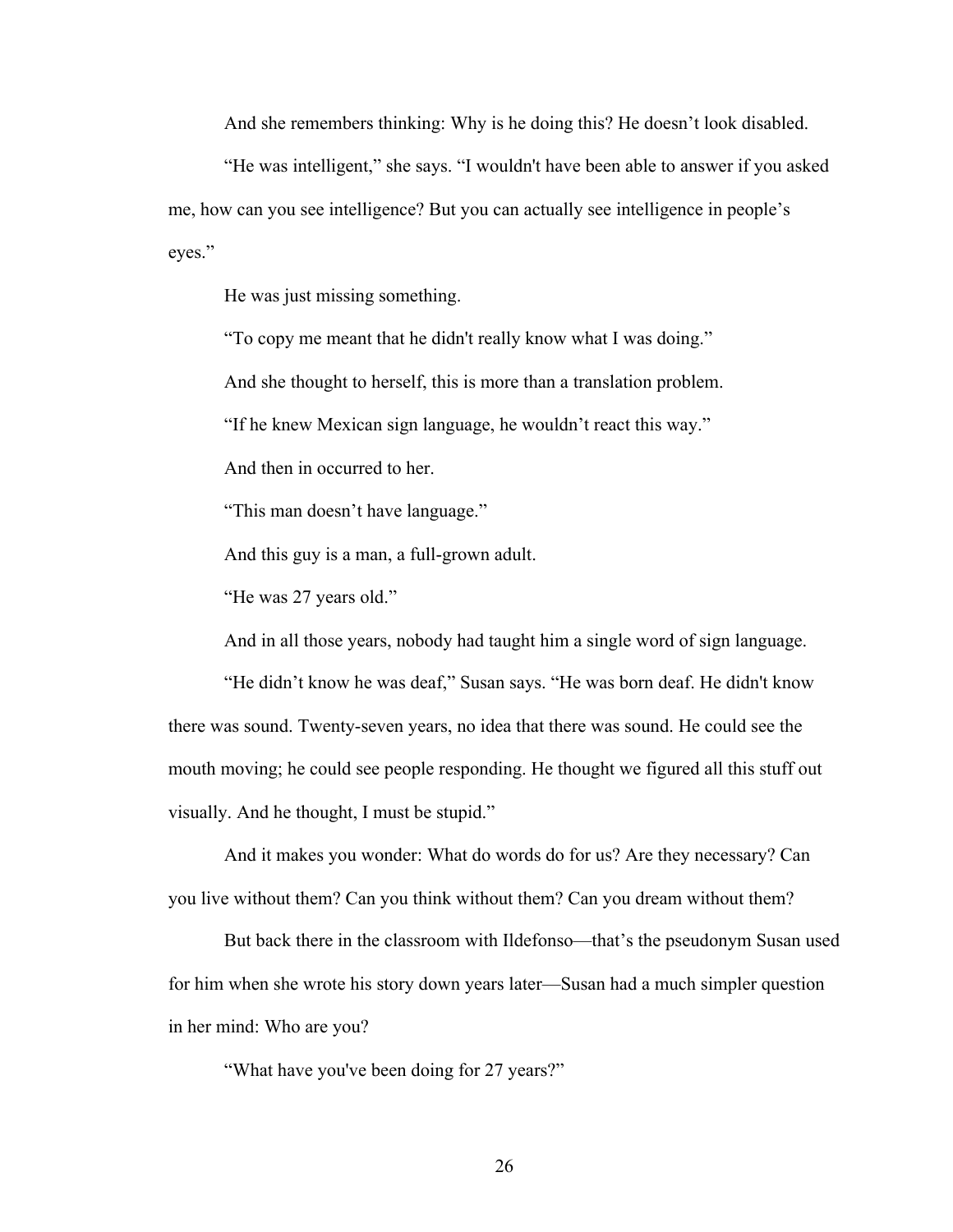And she remembers thinking: Why is he doing this? He doesn't look disabled.

"He was intelligent," she says. "I wouldn't have been able to answer if you asked me, how can you see intelligence? But you can actually see intelligence in people's eyes."

He was just missing something.

"To copy me meant that he didn't really know what I was doing."

And she thought to herself, this is more than a translation problem.

"If he knew Mexican sign language, he wouldn't react this way."

And then in occurred to her.

"This man doesn't have language."

And this guy is a man, a full-grown adult.

"He was 27 years old."

And in all those years, nobody had taught him a single word of sign language.

"He didn't know he was deaf," Susan says. "He was born deaf. He didn't know there was sound. Twenty-seven years, no idea that there was sound. He could see the mouth moving; he could see people responding. He thought we figured all this stuff out visually. And he thought, I must be stupid."

And it makes you wonder: What do words do for us? Are they necessary? Can you live without them? Can you think without them? Can you dream without them?

But back there in the classroom with Ildefonso—that's the pseudonym Susan used for him when she wrote his story down years later—Susan had a much simpler question in her mind: Who are you?

"What have you've been doing for 27 years?"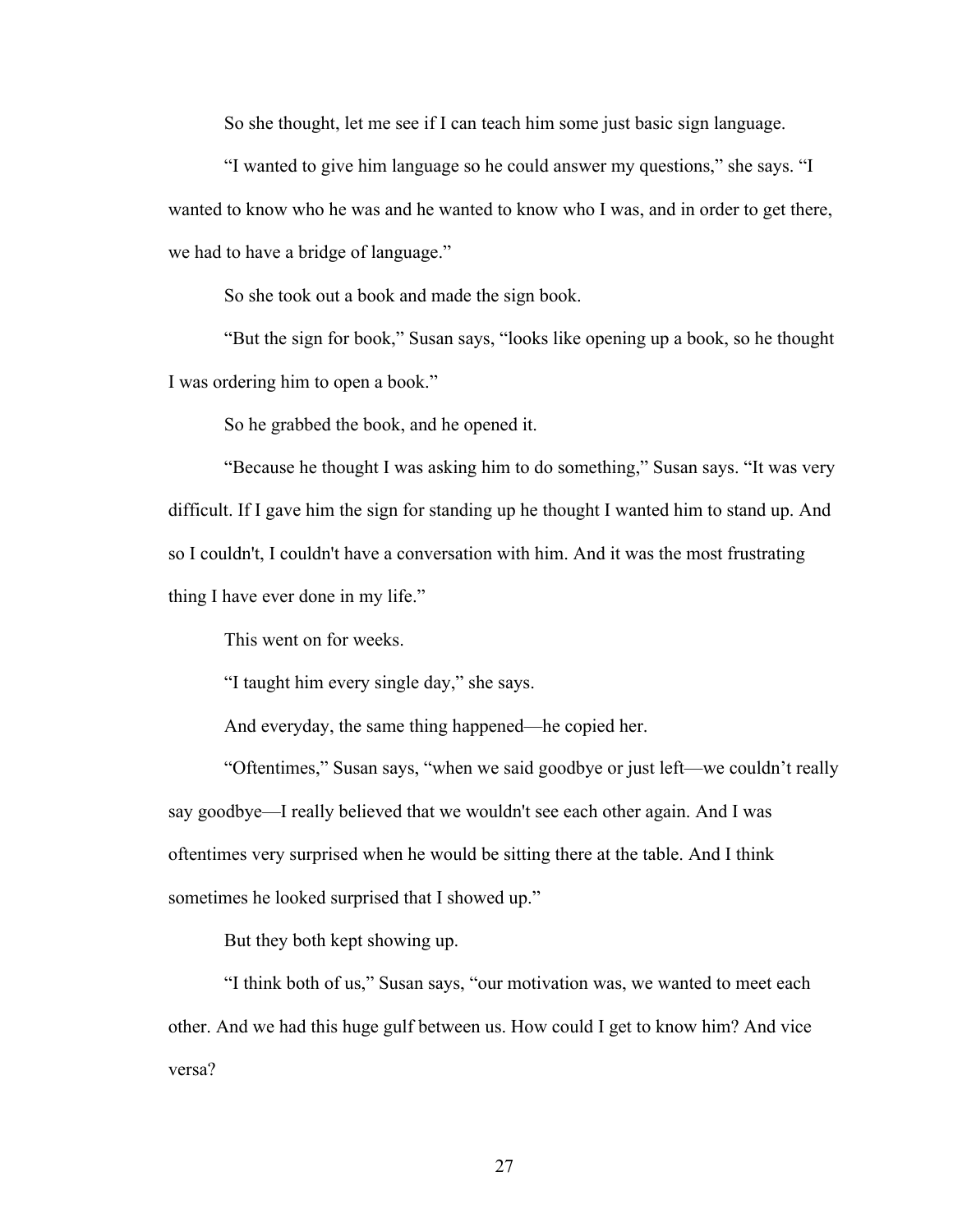So she thought, let me see if I can teach him some just basic sign language.

"I wanted to give him language so he could answer my questions," she says. "I wanted to know who he was and he wanted to know who I was, and in order to get there, we had to have a bridge of language."

So she took out a book and made the sign book.

"But the sign for book," Susan says, "looks like opening up a book, so he thought I was ordering him to open a book."

So he grabbed the book, and he opened it.

"Because he thought I was asking him to do something," Susan says. "It was very difficult. If I gave him the sign for standing up he thought I wanted him to stand up. And so I couldn't, I couldn't have a conversation with him. And it was the most frustrating thing I have ever done in my life."

This went on for weeks.

"I taught him every single day," she says.

And everyday, the same thing happened—he copied her.

"Oftentimes," Susan says, "when we said goodbye or just left—we couldn't really say goodbye—I really believed that we wouldn't see each other again. And I was oftentimes very surprised when he would be sitting there at the table. And I think sometimes he looked surprised that I showed up."

But they both kept showing up.

"I think both of us," Susan says, "our motivation was, we wanted to meet each other. And we had this huge gulf between us. How could I get to know him? And vice versa?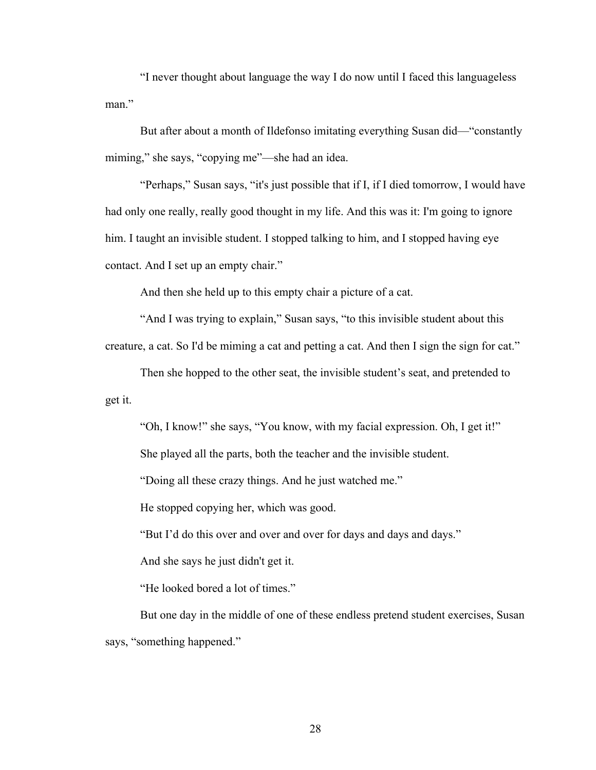"I never thought about language the way I do now until I faced this languageless man."

But after about a month of Ildefonso imitating everything Susan did—"constantly miming," she says, "copying me"—she had an idea.

"Perhaps," Susan says, "it's just possible that if I, if I died tomorrow, I would have had only one really, really good thought in my life. And this was it: I'm going to ignore him. I taught an invisible student. I stopped talking to him, and I stopped having eye contact. And I set up an empty chair."

And then she held up to this empty chair a picture of a cat.

"And I was trying to explain," Susan says, "to this invisible student about this creature, a cat. So I'd be miming a cat and petting a cat. And then I sign the sign for cat."

Then she hopped to the other seat, the invisible student's seat, and pretended to get it.

"Oh, I know!" she says, "You know, with my facial expression. Oh, I get it!"

She played all the parts, both the teacher and the invisible student.

"Doing all these crazy things. And he just watched me."

He stopped copying her, which was good.

"But I'd do this over and over and over for days and days and days."

And she says he just didn't get it.

"He looked bored a lot of times."

But one day in the middle of one of these endless pretend student exercises, Susan says, "something happened."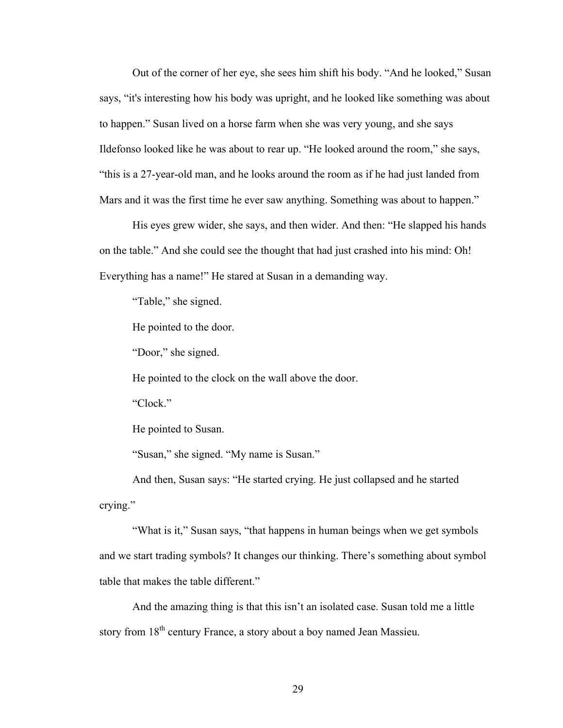Out of the corner of her eye, she sees him shift his body. “And he looked,” Susan says, “it's interesting how his body was upright, and he looked like something was about to happen.” Susan lived on a horse farm when she was very young, and she says Ildefonso looked like he was about to rear up. “He looked around the room,” she says, “this is a 27-year-old man, and he looks around the room as if he had just landed from Mars and it was the first time he ever saw anything. Something was about to happen.”

His eyes grew wider, she says, and then wider. And then: “He slapped his hands on the table.” And she could see the thought that had just crashed into his mind: Oh! Everything has a name!” He stared at Susan in a demanding way.

“Table,” she signed.

He pointed to the door.

“Door,” she signed.

He pointed to the clock on the wall above the door.

“Clock.”

He pointed to Susan.

“Susan,” she signed. “My name is Susan.”

And then, Susan says: “He started crying. He just collapsed and he started crying.”

“What is it,” Susan says, “that happens in human beings when we get symbols and we start trading symbols? It changes our thinking. There’s something about symbol table that makes the table different.”

And the amazing thing is that this isn’t an isolated case. Susan told me a little story from 18th century France, a story about a boy named Jean Massieu.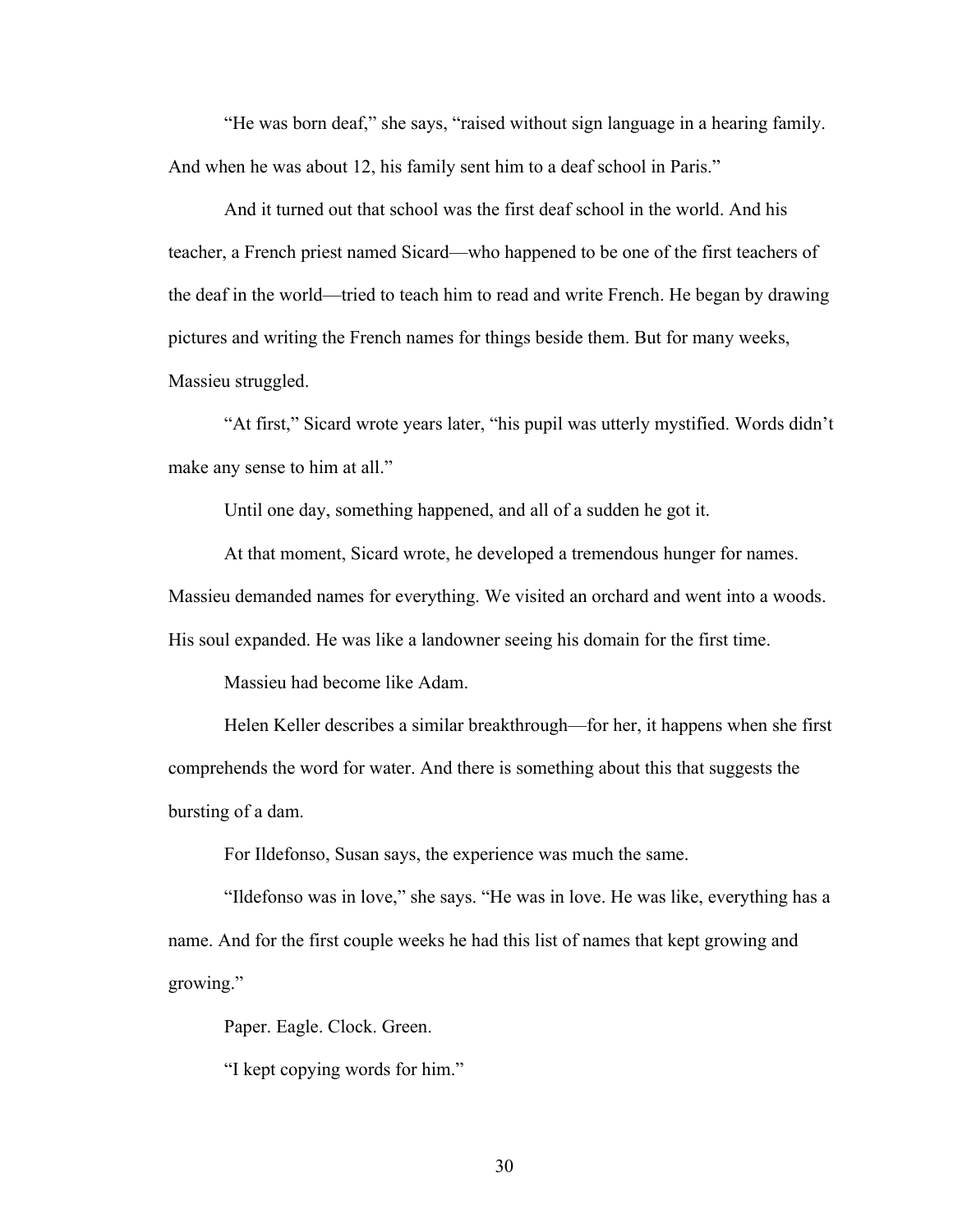"He was born deaf," she says, "raised without sign language in a hearing family. And when he was about 12, his family sent him to a deaf school in Paris."

And it turned out that school was the first deaf school in the world. And his teacher, a French priest named Sicard—who happened to be one of the first teachers of the deaf in the world—tried to teach him to read and write French. He began by drawing pictures and writing the French names for things beside them. But for many weeks, Massieu struggled.

"At first," Sicard wrote years later, "his pupil was utterly mystified. Words didn't make any sense to him at all."

Until one day, something happened, and all of a sudden he got it.

At that moment, Sicard wrote, he developed a tremendous hunger for names. Massieu demanded names for everything. We visited an orchard and went into a woods. His soul expanded. He was like a landowner seeing his domain for the first time.

Massieu had become like Adam.

Helen Keller describes a similar breakthrough—for her, it happens when she first comprehends the word for water. And there is something about this that suggests the bursting of a dam.

For Ildefonso, Susan says, the experience was much the same.

"Ildefonso was in love," she says. "He was in love. He was like, everything has a name. And for the first couple weeks he had this list of names that kept growing and growing."

Paper. Eagle. Clock. Green.

"I kept copying words for him."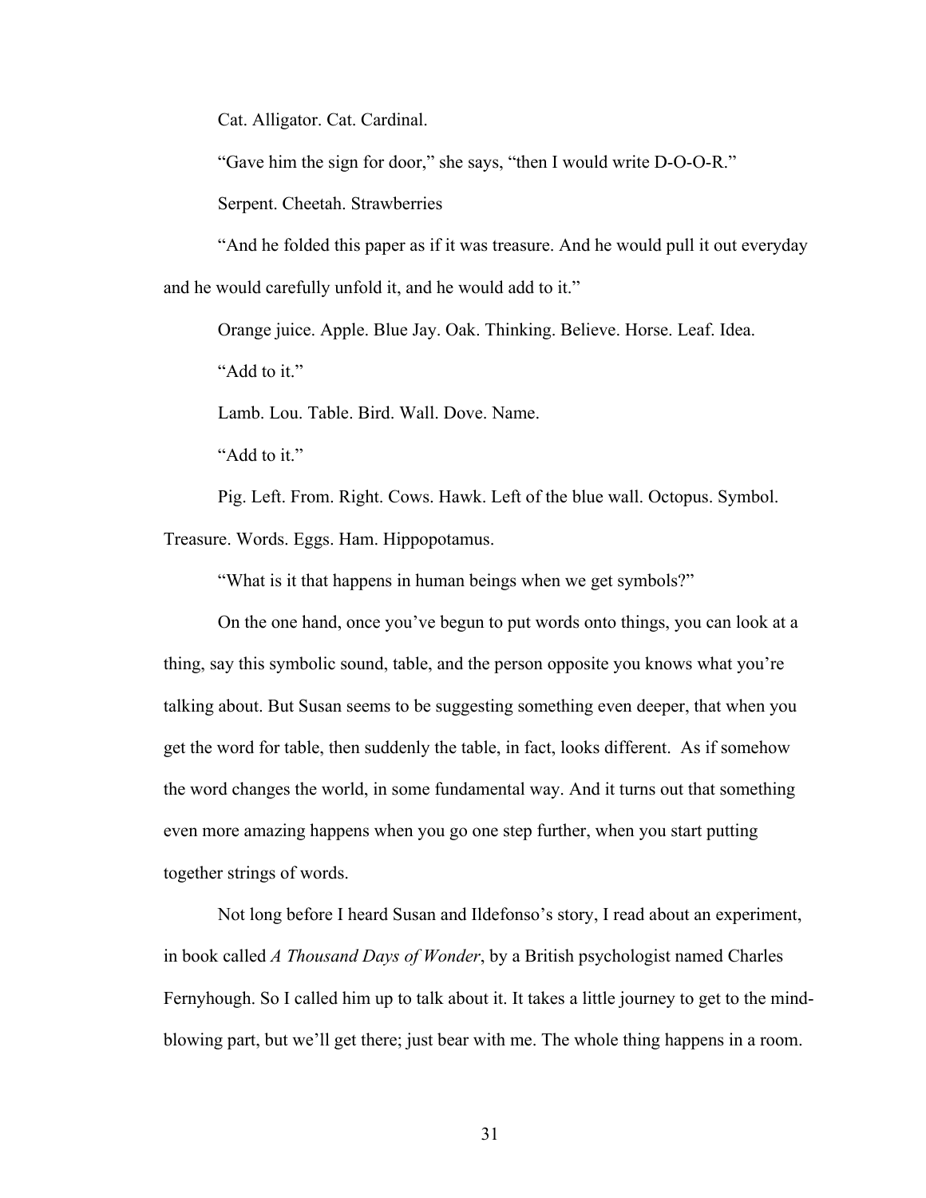Cat. Alligator. Cat. Cardinal.

"Gave him the sign for door," she says, "then I would write D-O-O-R."

Serpent. Cheetah. Strawberries

"And he folded this paper as if it was treasure. And he would pull it out everyday and he would carefully unfold it, and he would add to it."

Orange juice. Apple. Blue Jay. Oak. Thinking. Believe. Horse. Leaf. Idea.

"Add to it."

Lamb. Lou. Table. Bird. Wall. Dove. Name.

"Add to it."

Pig. Left. From. Right. Cows. Hawk. Left of the blue wall. Octopus. Symbol. Treasure. Words. Eggs. Ham. Hippopotamus.

"What is it that happens in human beings when we get symbols?"

On the one hand, once you've begun to put words onto things, you can look at a thing, say this symbolic sound, table, and the person opposite you knows what you're talking about. But Susan seems to be suggesting something even deeper, that when you get the word for table, then suddenly the table, in fact, looks different. As if somehow the word changes the world, in some fundamental way. And it turns out that something even more amazing happens when you go one step further, when you start putting together strings of words.

Not long before I heard Susan and Ildefonso's story, I read about an experiment, in book called *A Thousand Days of Wonder*, by a British psychologist named Charles Fernyhough. So I called him up to talk about it. It takes a little journey to get to the mind-blowing part, but we'll get there; just bear with me. The whole thing happens in a room.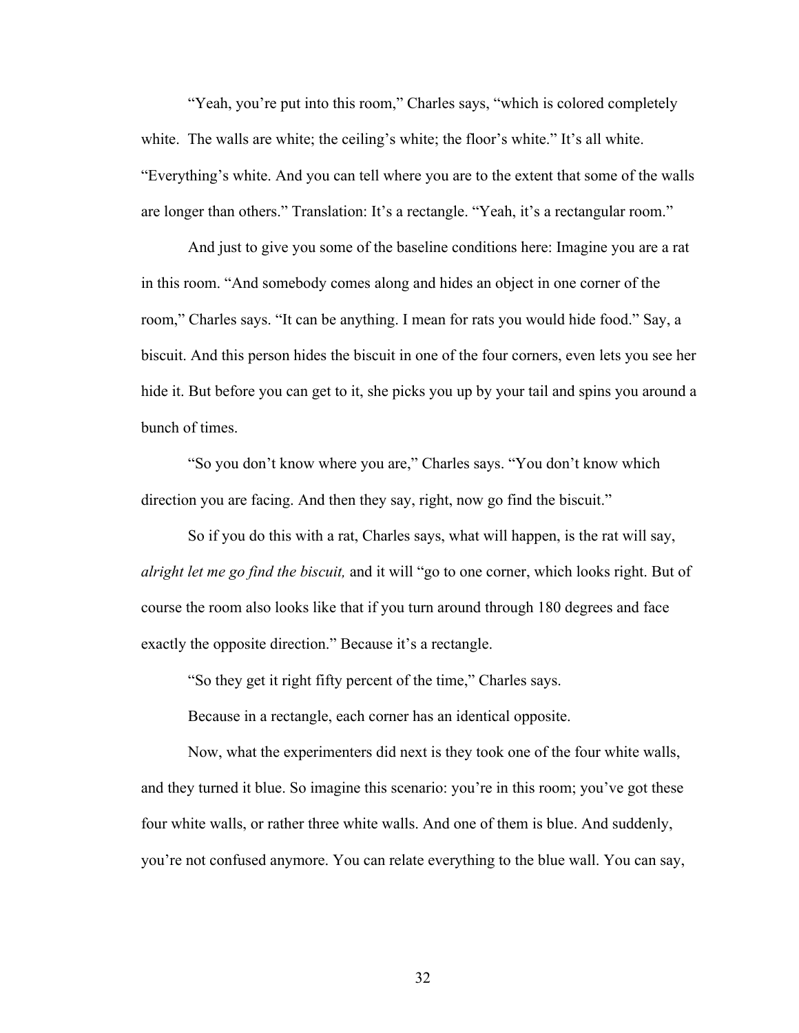"Yeah, you're put into this room," Charles says, "which is colored completely white. The walls are white; the ceiling's white; the floor's white." It's all white. "Everything's white. And you can tell where you are to the extent that some of the walls are longer than others." Translation: It's a rectangle. "Yeah, it's a rectangular room."

And just to give you some of the baseline conditions here: Imagine you are a rat in this room. "And somebody comes along and hides an object in one corner of the room," Charles says. "It can be anything. I mean for rats you would hide food." Say, a biscuit. And this person hides the biscuit in one of the four corners, even lets you see her hide it. But before you can get to it, she picks you up by your tail and spins you around a bunch of times.

"So you don't know where you are," Charles says. "You don't know which direction you are facing. And then they say, right, now go find the biscuit."

So if you do this with a rat, Charles says, what will happen, is the rat will say, *alright let me go find the biscuit,* and it will "go to one corner, which looks right. But of course the room also looks like that if you turn around through 180 degrees and face exactly the opposite direction." Because it's a rectangle.

"So they get it right fifty percent of the time," Charles says.

Because in a rectangle, each corner has an identical opposite.

Now, what the experimenters did next is they took one of the four white walls, and they turned it blue. So imagine this scenario: you're in this room; you've got these four white walls, or rather three white walls. And one of them is blue. And suddenly, you're not confused anymore. You can relate everything to the blue wall. You can say,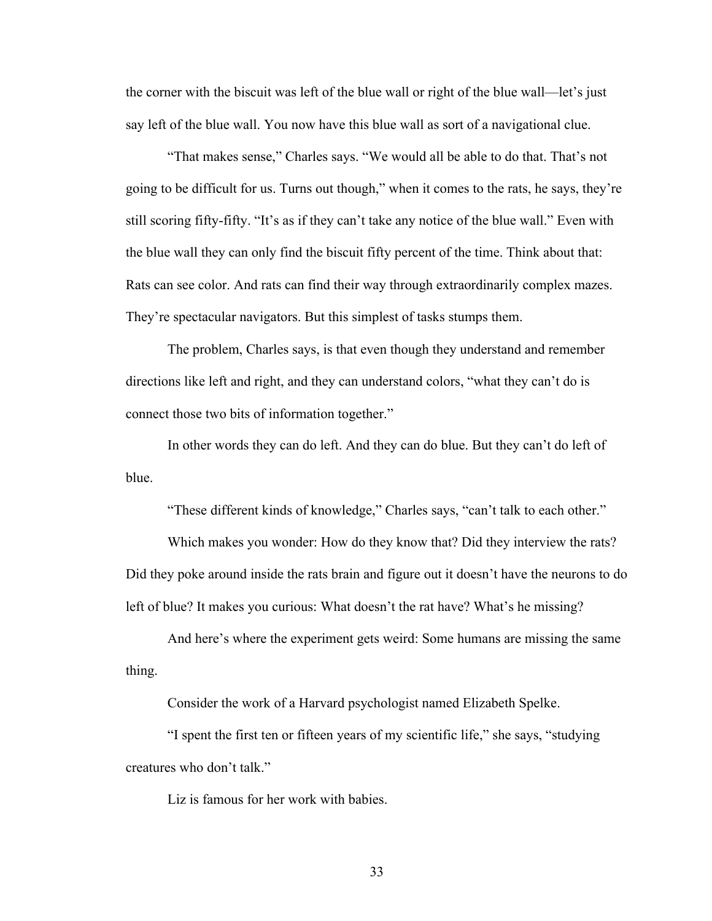the corner with the biscuit was left of the blue wall or right of the blue wall—let's just say left of the blue wall. You now have this blue wall as sort of a navigational clue.

"That makes sense," Charles says. "We would all be able to do that. That's not going to be difficult for us. Turns out though," when it comes to the rats, he says, they're still scoring fifty-fifty. "It's as if they can't take any notice of the blue wall." Even with the blue wall they can only find the biscuit fifty percent of the time. Think about that: Rats can see color. And rats can find their way through extraordinarily complex mazes. They're spectacular navigators. But this simplest of tasks stumps them.

The problem, Charles says, is that even though they understand and remember directions like left and right, and they can understand colors, "what they can't do is connect those two bits of information together."

In other words they can do left. And they can do blue. But they can't do left of blue.

"These different kinds of knowledge," Charles says, "can't talk to each other."

Which makes you wonder: How do they know that? Did they interview the rats? Did they poke around inside the rats brain and figure out it doesn't have the neurons to do left of blue? It makes you curious: What doesn't the rat have? What's he missing?

And here's where the experiment gets weird: Some humans are missing the same thing.

Consider the work of a Harvard psychologist named Elizabeth Spelke.

"I spent the first ten or fifteen years of my scientific life," she says, "studying creatures who don't talk."

Liz is famous for her work with babies.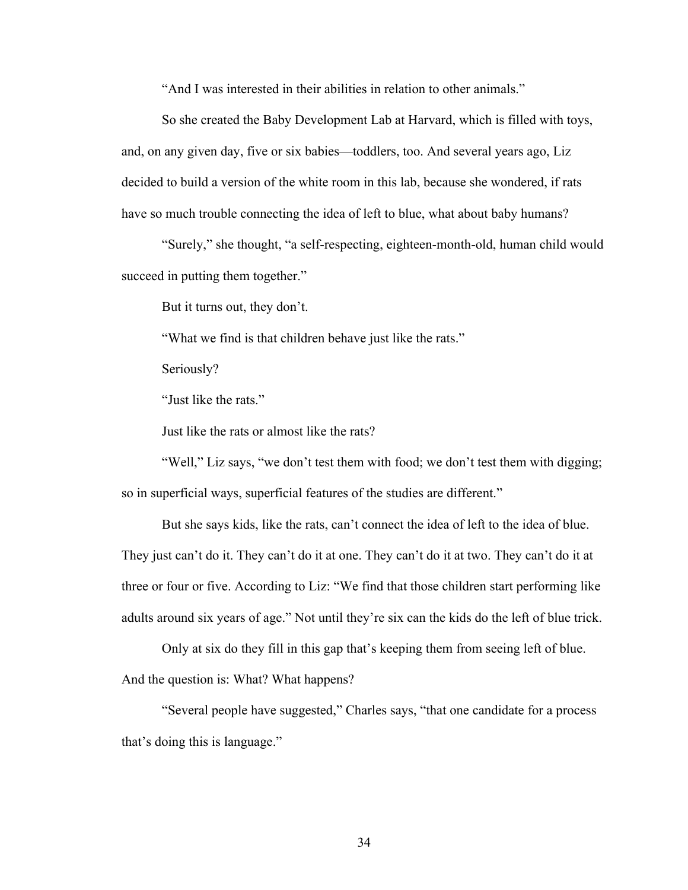"And I was interested in their abilities in relation to other animals."

So she created the Baby Development Lab at Harvard, which is filled with toys, and, on any given day, five or six babies—toddlers, too. And several years ago, Liz decided to build a version of the white room in this lab, because she wondered, if rats have so much trouble connecting the idea of left to blue, what about baby humans?

"Surely," she thought, "a self-respecting, eighteen-month-old, human child would succeed in putting them together."

But it turns out, they don't.

"What we find is that children behave just like the rats."

Seriously?

"Just like the rats."

Just like the rats or almost like the rats?

"Well," Liz says, "we don't test them with food; we don't test them with digging; so in superficial ways, superficial features of the studies are different."

But she says kids, like the rats, can't connect the idea of left to the idea of blue. They just can't do it. They can't do it at one. They can't do it at two. They can't do it at three or four or five. According to Liz: "We find that those children start performing like adults around six years of age." Not until they're six can the kids do the left of blue trick.

Only at six do they fill in this gap that's keeping them from seeing left of blue. And the question is: What? What happens?

"Several people have suggested," Charles says, "that one candidate for a process that's doing this is language."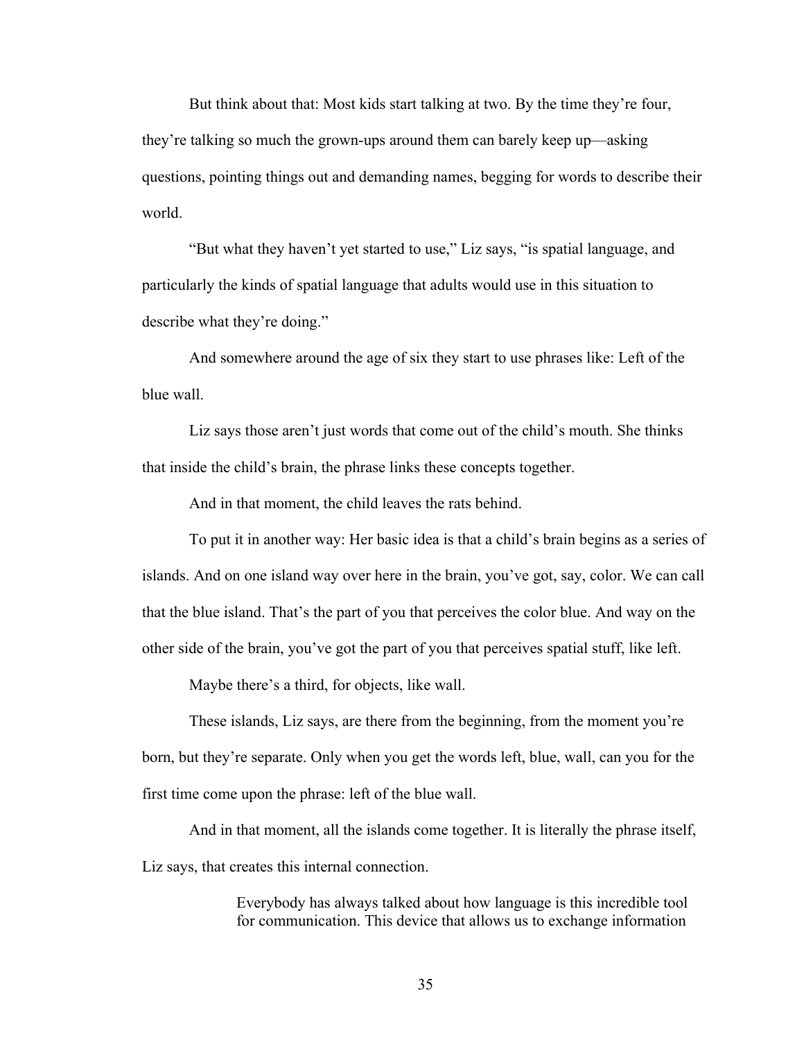But think about that: Most kids start talking at two. By the time they're four, they're talking so much the grown-ups around them can barely keep up—asking questions, pointing things out and demanding names, begging for words to describe their world.

"But what they haven't yet started to use," Liz says, "is spatial language, and particularly the kinds of spatial language that adults would use in this situation to describe what they're doing."

And somewhere around the age of six they start to use phrases like: Left of the blue wall.

Liz says those aren't just words that come out of the child's mouth. She thinks that inside the child's brain, the phrase links these concepts together.

And in that moment, the child leaves the rats behind.

To put it in another way: Her basic idea is that a child's brain begins as a series of islands. And on one island way over here in the brain, you've got, say, color. We can call that the blue island. That's the part of you that perceives the color blue. And way on the other side of the brain, you've got the part of you that perceives spatial stuff, like left.

Maybe there's a third, for objects, like wall.

These islands, Liz says, are there from the beginning, from the moment you're born, but they're separate. Only when you get the words left, blue, wall, can you for the first time come upon the phrase: left of the blue wall.

And in that moment, all the islands come together. It is literally the phrase itself, Liz says, that creates this internal connection.

> Everybody has always talked about how language is this incredible tool for communication. This device that allows us to exchange information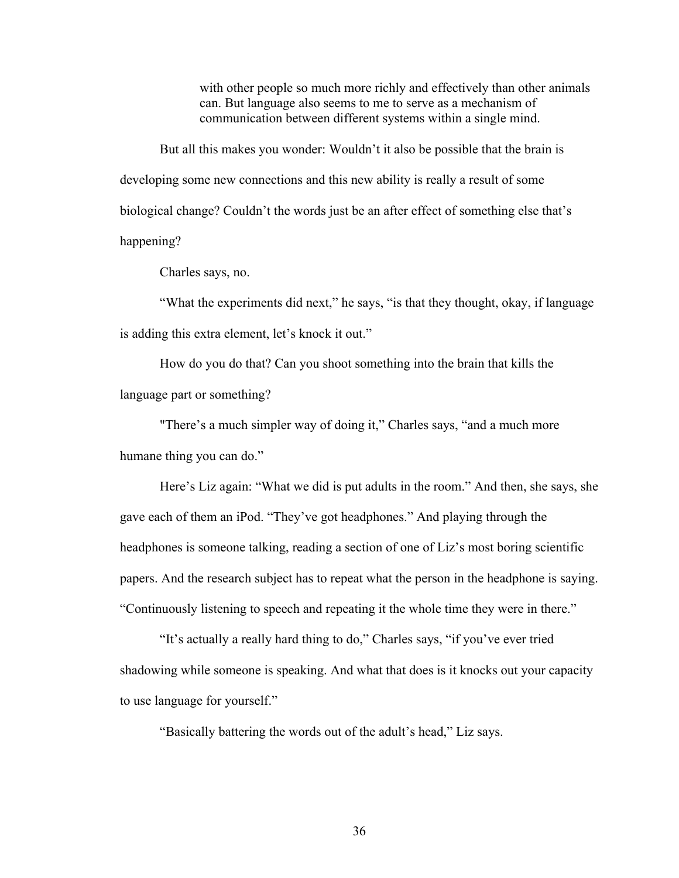> with other people so much more richly and effectively than other animals can. But language also seems to me to serve as a mechanism of communication between different systems within a single mind.

But all this makes you wonder: Wouldn't it also be possible that the brain is developing some new connections and this new ability is really a result of some biological change? Couldn't the words just be an after effect of something else that's happening?

Charles says, no.

"What the experiments did next," he says, "is that they thought, okay, if language is adding this extra element, let's knock it out."

How do you do that? Can you shoot something into the brain that kills the language part or something?

"There's a much simpler way of doing it," Charles says, "and a much more humane thing you can do."

Here's Liz again: "What we did is put adults in the room." And then, she says, she gave each of them an iPod. "They've got headphones." And playing through the headphones is someone talking, reading a section of one of Liz's most boring scientific papers. And the research subject has to repeat what the person in the headphone is saying. "Continuously listening to speech and repeating it the whole time they were in there."

"It's actually a really hard thing to do," Charles says, "if you've ever tried shadowing while someone is speaking. And what that does is it knocks out your capacity to use language for yourself."

"Basically battering the words out of the adult's head," Liz says.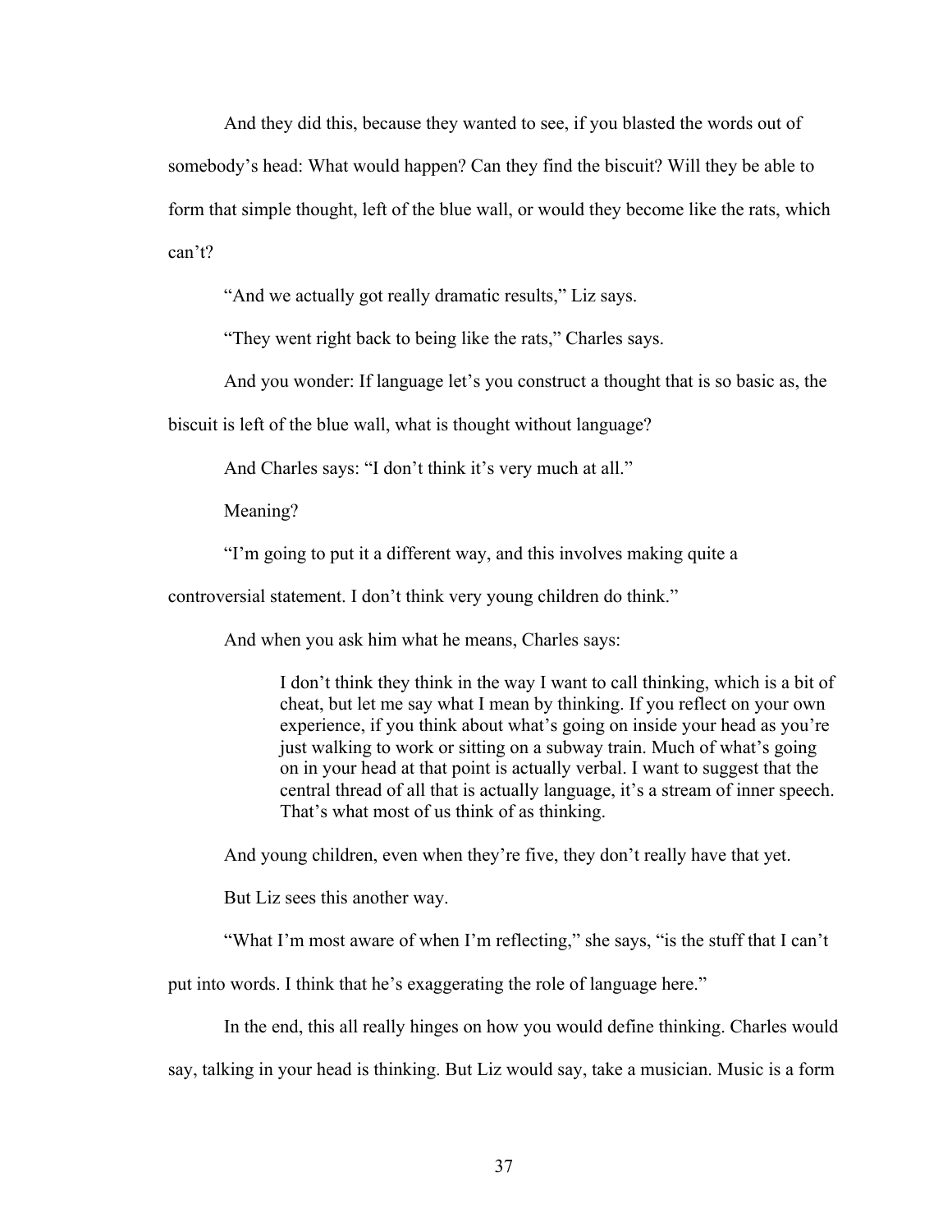And they did this, because they wanted to see, if you blasted the words out of somebody's head: What would happen? Can they find the biscuit? Will they be able to form that simple thought, left of the blue wall, or would they become like the rats, which can't?

"And we actually got really dramatic results," Liz says.

"They went right back to being like the rats," Charles says.

And you wonder: If language let's you construct a thought that is so basic as, the biscuit is left of the blue wall, what is thought without language?

And Charles says: "I don't think it's very much at all."

Meaning?

"I'm going to put it a different way, and this involves making quite a controversial statement. I don't think very young children do think."

And when you ask him what he means, Charles says:

> I don't think they think in the way I want to call thinking, which is a bit of cheat, but let me say what I mean by thinking. If you reflect on your own experience, if you think about what's going on inside your head as you're just walking to work or sitting on a subway train. Much of what's going on in your head at that point is actually verbal. I want to suggest that the central thread of all that is actually language, it's a stream of inner speech. That's what most of us think of as thinking.

And young children, even when they're five, they don't really have that yet.

But Liz sees this another way.

"What I'm most aware of when I'm reflecting," she says, "is the stuff that I can't put into words. I think that he's exaggerating the role of language here."

In the end, this all really hinges on how you would define thinking. Charles would say, talking in your head is thinking. But Liz would say, take a musician. Music is a form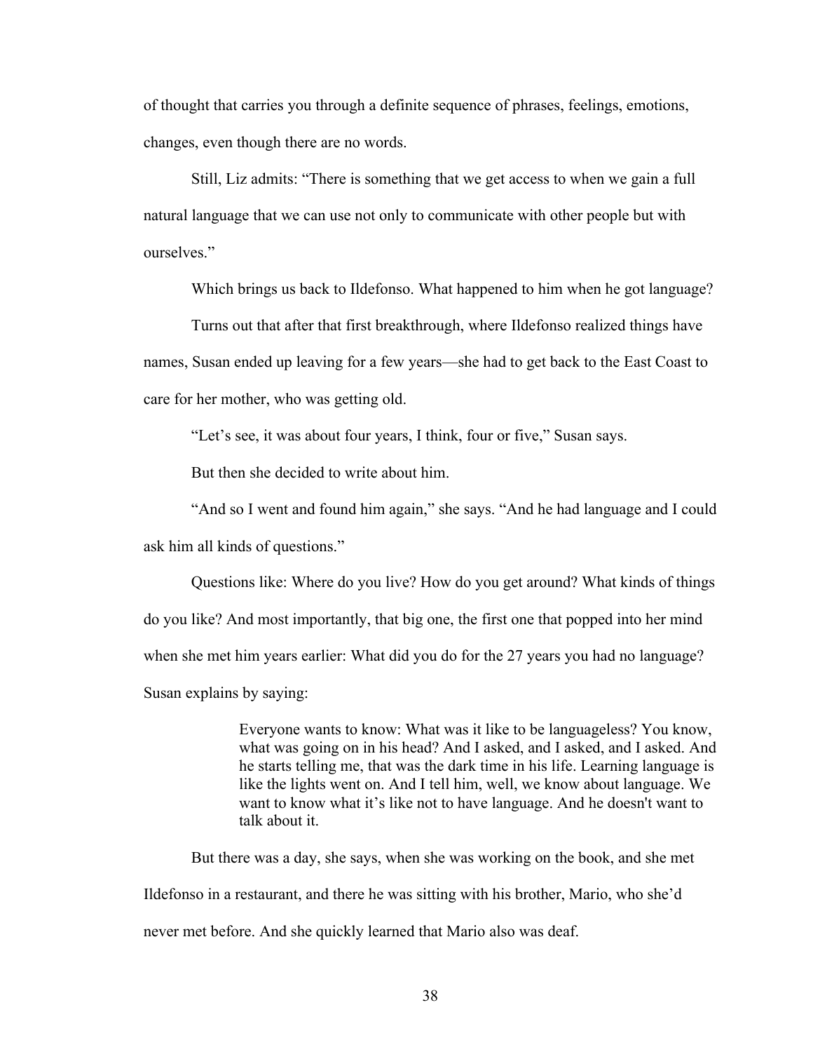of thought that carries you through a definite sequence of phrases, feelings, emotions, changes, even though there are no words.

Still, Liz admits: "There is something that we get access to when we gain a full natural language that we can use not only to communicate with other people but with ourselves."

Which brings us back to Ildefonso. What happened to him when he got language?

Turns out that after that first breakthrough, where Ildefonso realized things have names, Susan ended up leaving for a few years—she had to get back to the East Coast to care for her mother, who was getting old.

"Let's see, it was about four years, I think, four or five," Susan says.

But then she decided to write about him.

"And so I went and found him again," she says. "And he had language and I could ask him all kinds of questions."

Questions like: Where do you live? How do you get around? What kinds of things do you like? And most importantly, that big one, the first one that popped into her mind when she met him years earlier: What did you do for the 27 years you had no language? Susan explains by saying:

> Everyone wants to know: What was it like to be languageless? You know, what was going on in his head? And I asked, and I asked, and I asked. And he starts telling me, that was the dark time in his life. Learning language is like the lights went on. And I tell him, well, we know about language. We want to know what it's like not to have language. And he doesn't want to talk about it.

But there was a day, she says, when she was working on the book, and she met Ildefonso in a restaurant, and there he was sitting with his brother, Mario, who she'd never met before. And she quickly learned that Mario also was deaf.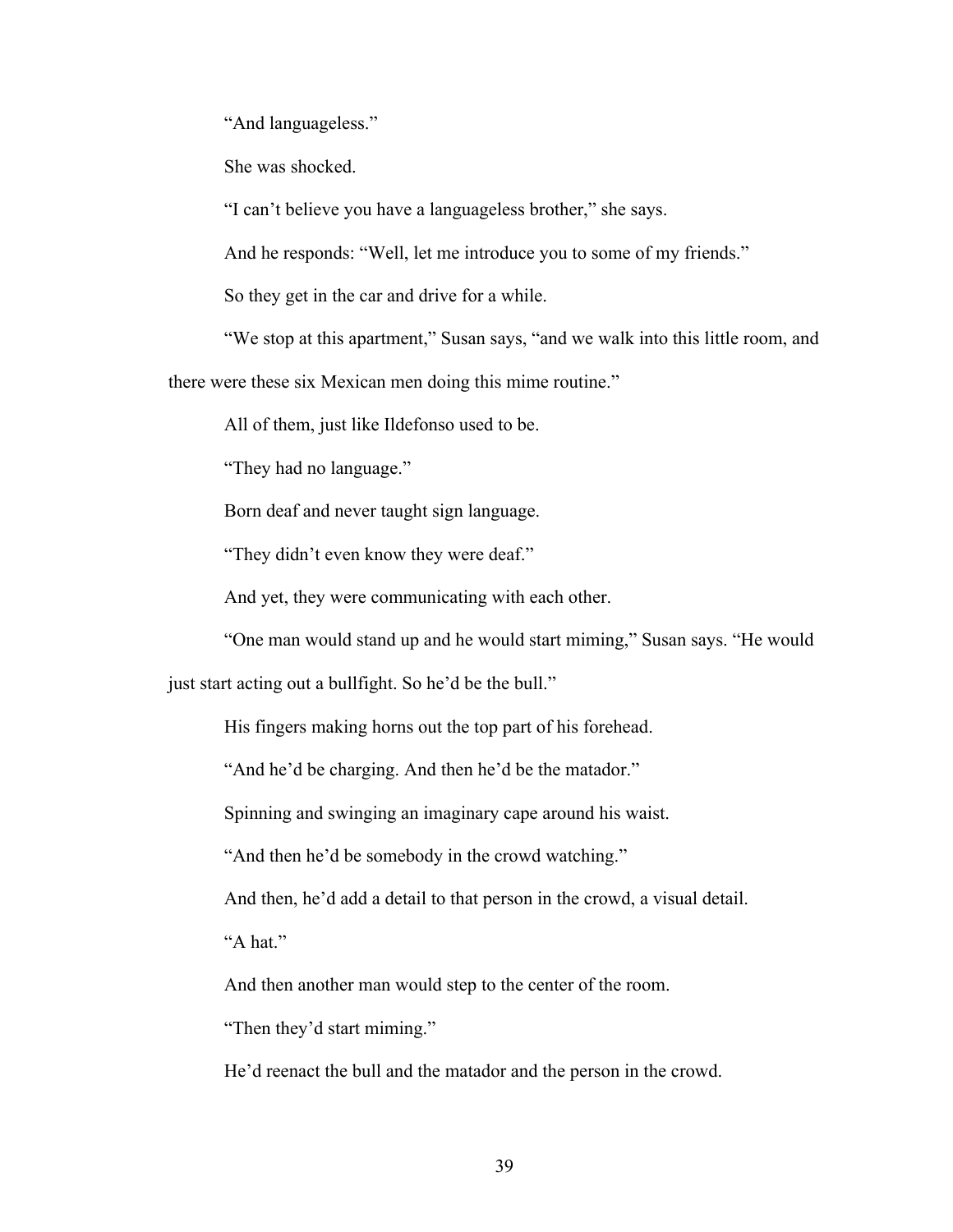"And languageless."

She was shocked.

"I can't believe you have a languageless brother," she says.

And he responds: "Well, let me introduce you to some of my friends."

So they get in the car and drive for a while.

"We stop at this apartment," Susan says, "and we walk into this little room, and there were these six Mexican men doing this mime routine."

All of them, just like Ildefonso used to be.

"They had no language."

Born deaf and never taught sign language.

"They didn't even know they were deaf."

And yet, they were communicating with each other.

"One man would stand up and he would start miming," Susan says. "He would just start acting out a bullfight. So he'd be the bull."

His fingers making horns out the top part of his forehead.

"And he'd be charging. And then he'd be the matador."

Spinning and swinging an imaginary cape around his waist.

"And then he'd be somebody in the crowd watching."

And then, he'd add a detail to that person in the crowd, a visual detail.

"A hat."

And then another man would step to the center of the room.

"Then they'd start miming."

He'd reenact the bull and the matador and the person in the crowd.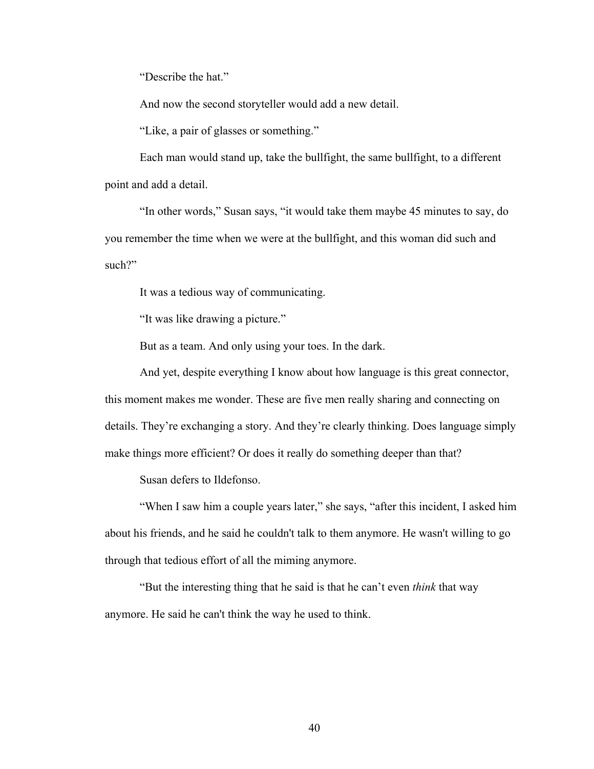"Describe the hat."

And now the second storyteller would add a new detail.

"Like, a pair of glasses or something."

Each man would stand up, take the bullfight, the same bullfight, to a different point and add a detail.

"In other words," Susan says, "it would take them maybe 45 minutes to say, do you remember the time when we were at the bullfight, and this woman did such and such?"

It was a tedious way of communicating.

"It was like drawing a picture."

But as a team. And only using your toes. In the dark.

And yet, despite everything I know about how language is this great connector, this moment makes me wonder. These are five men really sharing and connecting on details. They're exchanging a story. And they're clearly thinking. Does language simply make things more efficient? Or does it really do something deeper than that?

Susan defers to Ildefonso.

"When I saw him a couple years later," she says, "after this incident, I asked him about his friends, and he said he couldn't talk to them anymore. He wasn't willing to go through that tedious effort of all the miming anymore.

"But the interesting thing that he said is that he can't even *think* that way anymore. He said he can't think the way he used to think.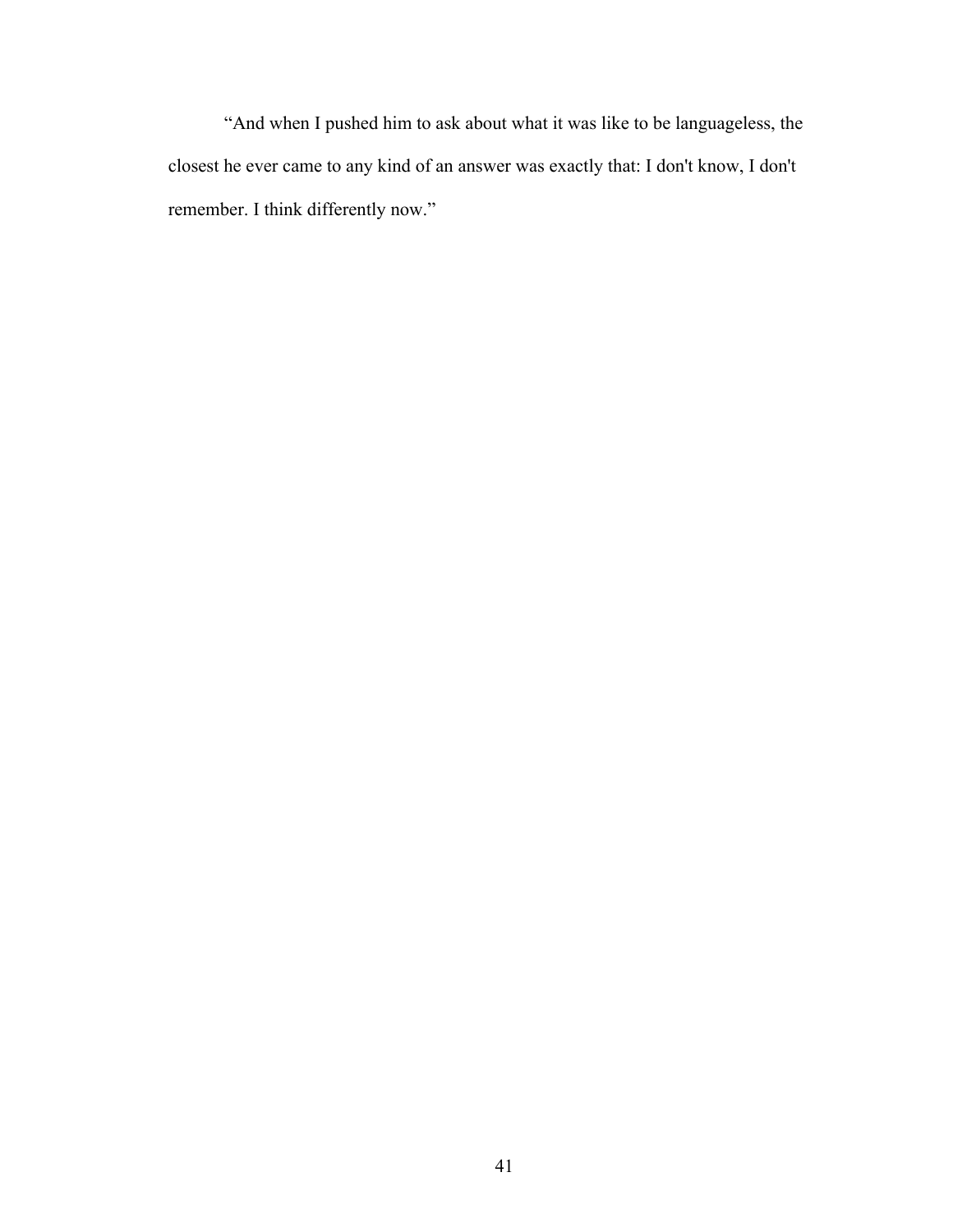“And when I pushed him to ask about what it was like to be languageless, the closest he ever came to any kind of an answer was exactly that: I don't know, I don't remember. I think differently now.”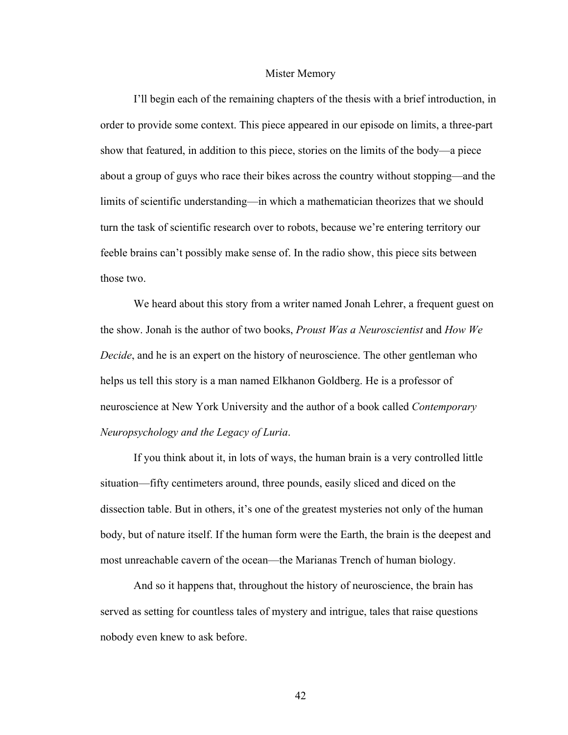# Mister Memory

I'll begin each of the remaining chapters of the thesis with a brief introduction, in order to provide some context. This piece appeared in our episode on limits, a three-part show that featured, in addition to this piece, stories on the limits of the body—a piece about a group of guys who race their bikes across the country without stopping—and the limits of scientific understanding—in which a mathematician theorizes that we should turn the task of scientific research over to robots, because we're entering territory our feeble brains can't possibly make sense of. In the radio show, this piece sits between those two.

We heard about this story from a writer named Jonah Lehrer, a frequent guest on the show. Jonah is the author of two books, *Proust Was a Neuroscientist* and *How We Decide*, and he is an expert on the history of neuroscience. The other gentleman who helps us tell this story is a man named Elkhanon Goldberg. He is a professor of neuroscience at New York University and the author of a book called *Contemporary Neuropsychology and the Legacy of Luria*.

If you think about it, in lots of ways, the human brain is a very controlled little situation—fifty centimeters around, three pounds, easily sliced and diced on the dissection table. But in others, it's one of the greatest mysteries not only of the human body, but of nature itself. If the human form were the Earth, the brain is the deepest and most unreachable cavern of the ocean—the Marianas Trench of human biology.

And so it happens that, throughout the history of neuroscience, the brain has served as setting for countless tales of mystery and intrigue, tales that raise questions nobody even knew to ask before.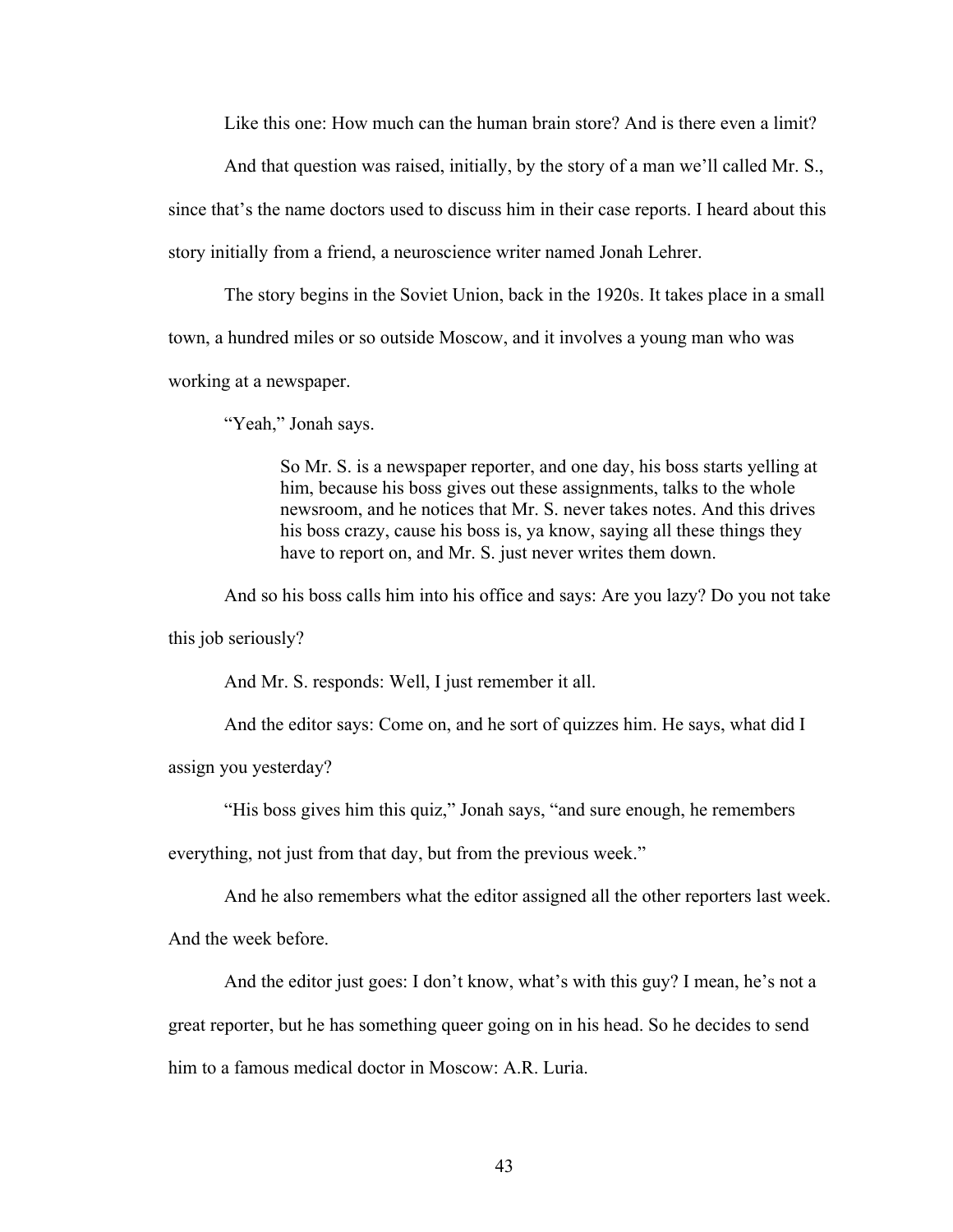Like this one: How much can the human brain store? And is there even a limit?

And that question was raised, initially, by the story of a man we'll called Mr. S., since that's the name doctors used to discuss him in their case reports. I heard about this story initially from a friend, a neuroscience writer named Jonah Lehrer.

The story begins in the Soviet Union, back in the 1920s. It takes place in a small town, a hundred miles or so outside Moscow, and it involves a young man who was working at a newspaper.

"Yeah," Jonah says.

> So Mr. S. is a newspaper reporter, and one day, his boss starts yelling at him, because his boss gives out these assignments, talks to the whole newsroom, and he notices that Mr. S. never takes notes. And this drives his boss crazy, cause his boss is, ya know, saying all these things they have to report on, and Mr. S. just never writes them down.

And so his boss calls him into his office and says: Are you lazy? Do you not take this job seriously?

And Mr. S. responds: Well, I just remember it all.

And the editor says: Come on, and he sort of quizzes him. He says, what did I assign you yesterday?

"His boss gives him this quiz," Jonah says, "and sure enough, he remembers everything, not just from that day, but from the previous week."

And he also remembers what the editor assigned all the other reporters last week. And the week before.

And the editor just goes: I don't know, what's with this guy? I mean, he's not a great reporter, but he has something queer going on in his head. So he decides to send him to a famous medical doctor in Moscow: A.R. Luria.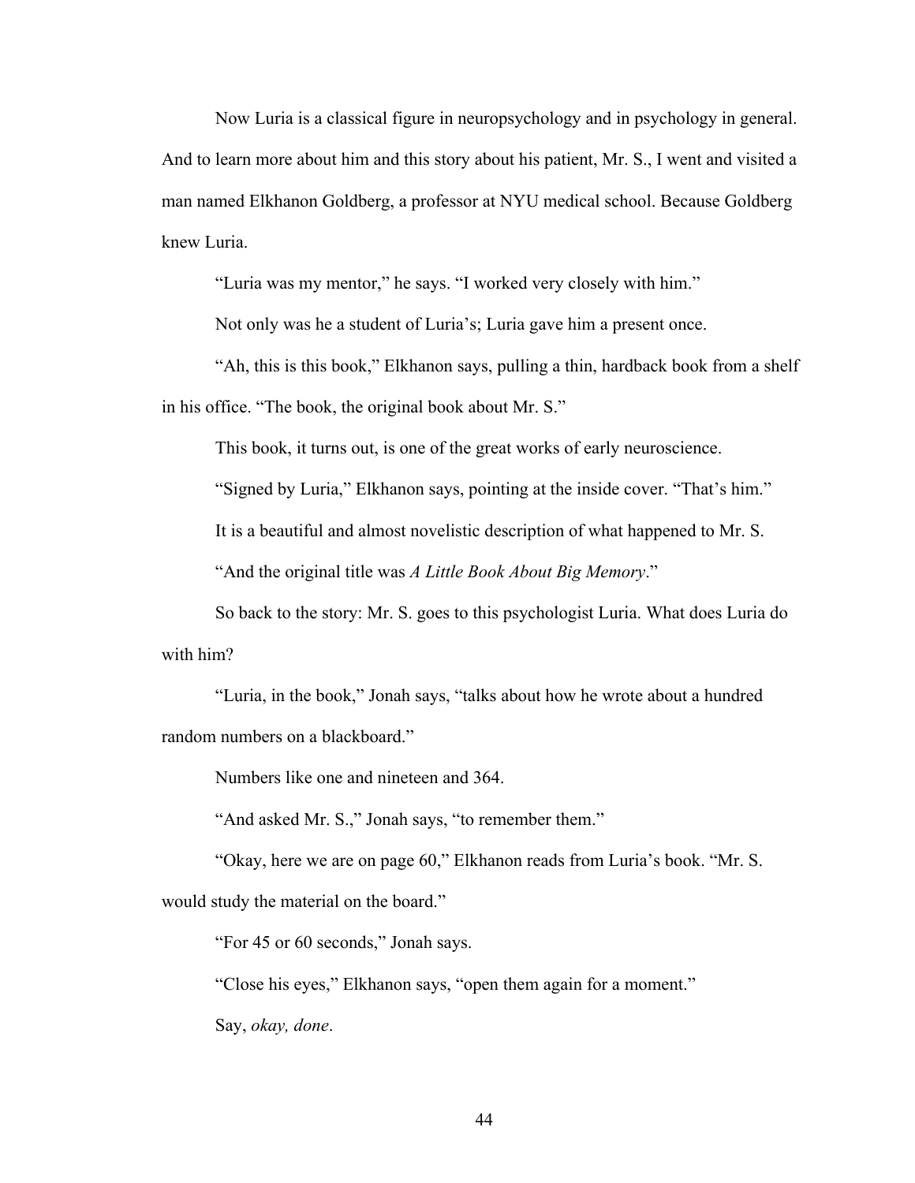Now Luria is a classical figure in neuropsychology and in psychology in general. And to learn more about him and this story about his patient, Mr. S., I went and visited a man named Elkhanon Goldberg, a professor at NYU medical school. Because Goldberg knew Luria.

"Luria was my mentor," he says. "I worked very closely with him."

Not only was he a student of Luria's; Luria gave him a present once.

"Ah, this is this book," Elkhanon says, pulling a thin, hardback book from a shelf in his office. "The book, the original book about Mr. S."

This book, it turns out, is one of the great works of early neuroscience.

"Signed by Luria," Elkhanon says, pointing at the inside cover. "That's him."

It is a beautiful and almost novelistic description of what happened to Mr. S.

"And the original title was *A Little Book About Big Memory*."

So back to the story: Mr. S. goes to this psychologist Luria. What does Luria do with him?

"Luria, in the book," Jonah says, "talks about how he wrote about a hundred random numbers on a blackboard."

Numbers like one and nineteen and 364.

"And asked Mr. S.," Jonah says, "to remember them."

"Okay, here we are on page 60," Elkhanon reads from Luria's book. "Mr. S. would study the material on the board."

"For 45 or 60 seconds," Jonah says.

"Close his eyes," Elkhanon says, "open them again for a moment."

Say, *okay, done*.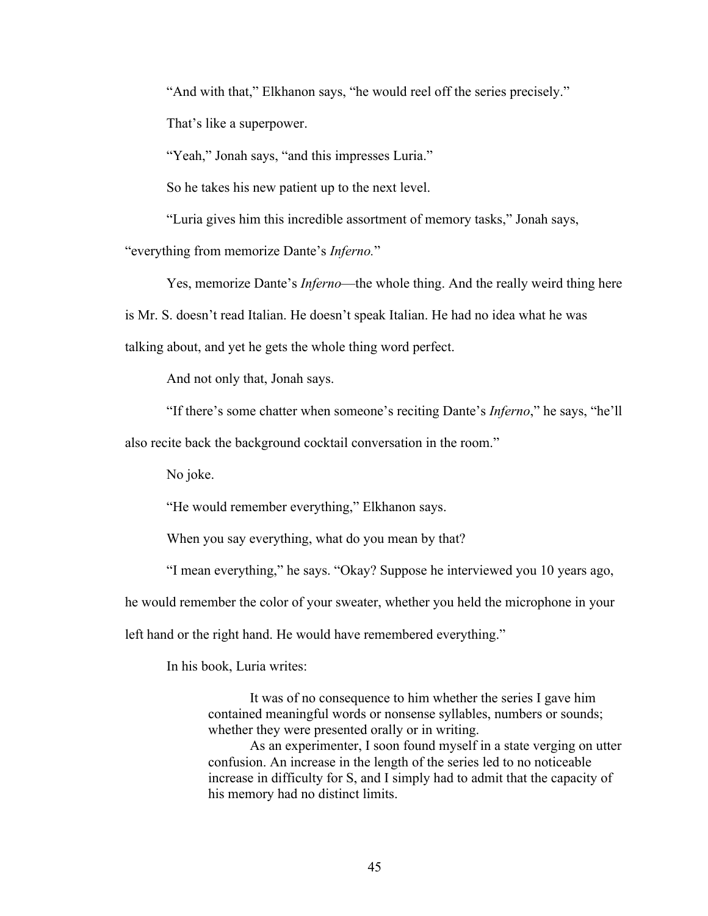"And with that," Elkhanon says, "he would reel off the series precisely."

That's like a superpower.

"Yeah," Jonah says, "and this impresses Luria."

So he takes his new patient up to the next level.

"Luria gives him this incredible assortment of memory tasks," Jonah says, "everything from memorize Dante's *Inferno.*"

Yes, memorize Dante's *Inferno*—the whole thing. And the really weird thing here is Mr. S. doesn't read Italian. He doesn't speak Italian. He had no idea what he was talking about, and yet he gets the whole thing word perfect.

And not only that, Jonah says.

"If there's some chatter when someone's reciting Dante's *Inferno*," he says, "he'll also recite back the background cocktail conversation in the room."

No joke.

"He would remember everything," Elkhanon says.

When you say everything, what do you mean by that?

"I mean everything," he says. "Okay? Suppose he interviewed you 10 years ago, he would remember the color of your sweater, whether you held the microphone in your left hand or the right hand. He would have remembered everything."

In his book, Luria writes:

> It was of no consequence to him whether the series I gave him contained meaningful words or nonsense syllables, numbers or sounds; whether they were presented orally or in writing.
>
> As an experimenter, I soon found myself in a state verging on utter confusion. An increase in the length of the series led to no noticeable increase in difficulty for S, and I simply had to admit that the capacity of his memory had no distinct limits.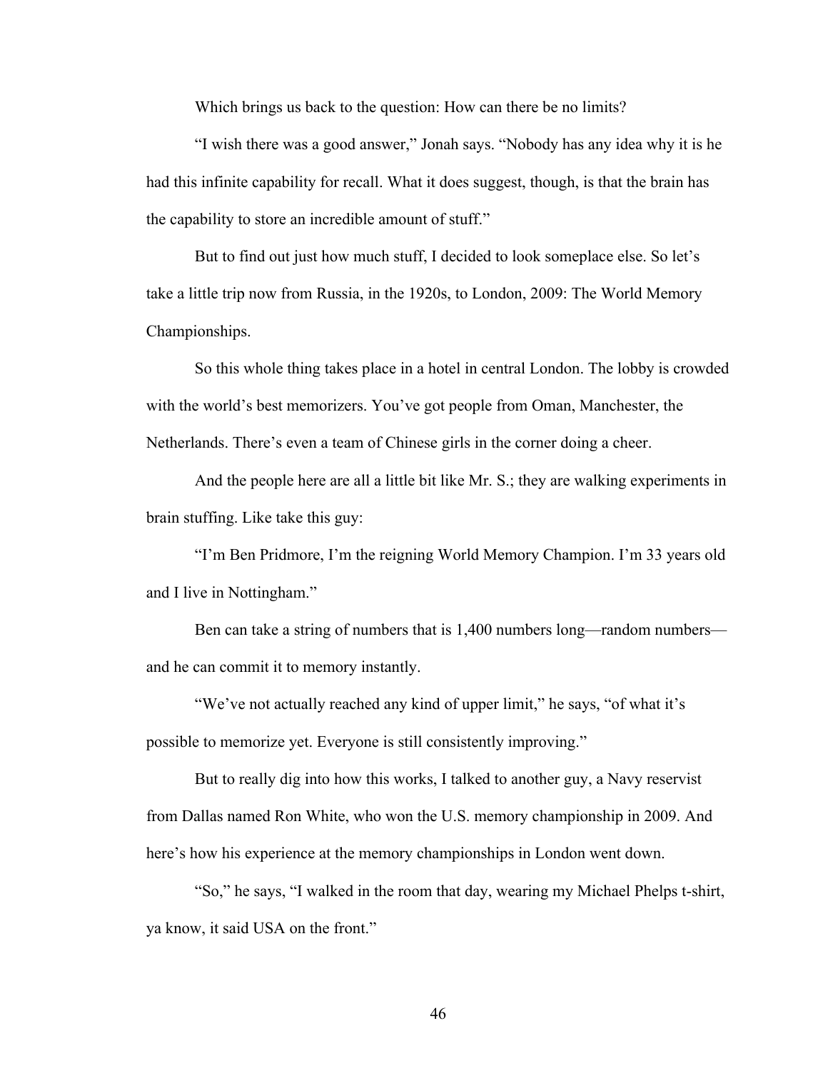Which brings us back to the question: How can there be no limits?

"I wish there was a good answer," Jonah says. "Nobody has any idea why it is he had this infinite capability for recall. What it does suggest, though, is that the brain has the capability to store an incredible amount of stuff."

But to find out just how much stuff, I decided to look someplace else. So let's take a little trip now from Russia, in the 1920s, to London, 2009: The World Memory Championships.

So this whole thing takes place in a hotel in central London. The lobby is crowded with the world's best memorizers. You've got people from Oman, Manchester, the Netherlands. There's even a team of Chinese girls in the corner doing a cheer.

And the people here are all a little bit like Mr. S.; they are walking experiments in brain stuffing. Like take this guy:

"I'm Ben Pridmore, I'm the reigning World Memory Champion. I'm 33 years old and I live in Nottingham."

Ben can take a string of numbers that is 1,400 numbers long—random numbers—and he can commit it to memory instantly.

"We've not actually reached any kind of upper limit," he says, "of what it's possible to memorize yet. Everyone is still consistently improving."

But to really dig into how this works, I talked to another guy, a Navy reservist from Dallas named Ron White, who won the U.S. memory championship in 2009. And here's how his experience at the memory championships in London went down.

"So," he says, "I walked in the room that day, wearing my Michael Phelps t-shirt, ya know, it said USA on the front."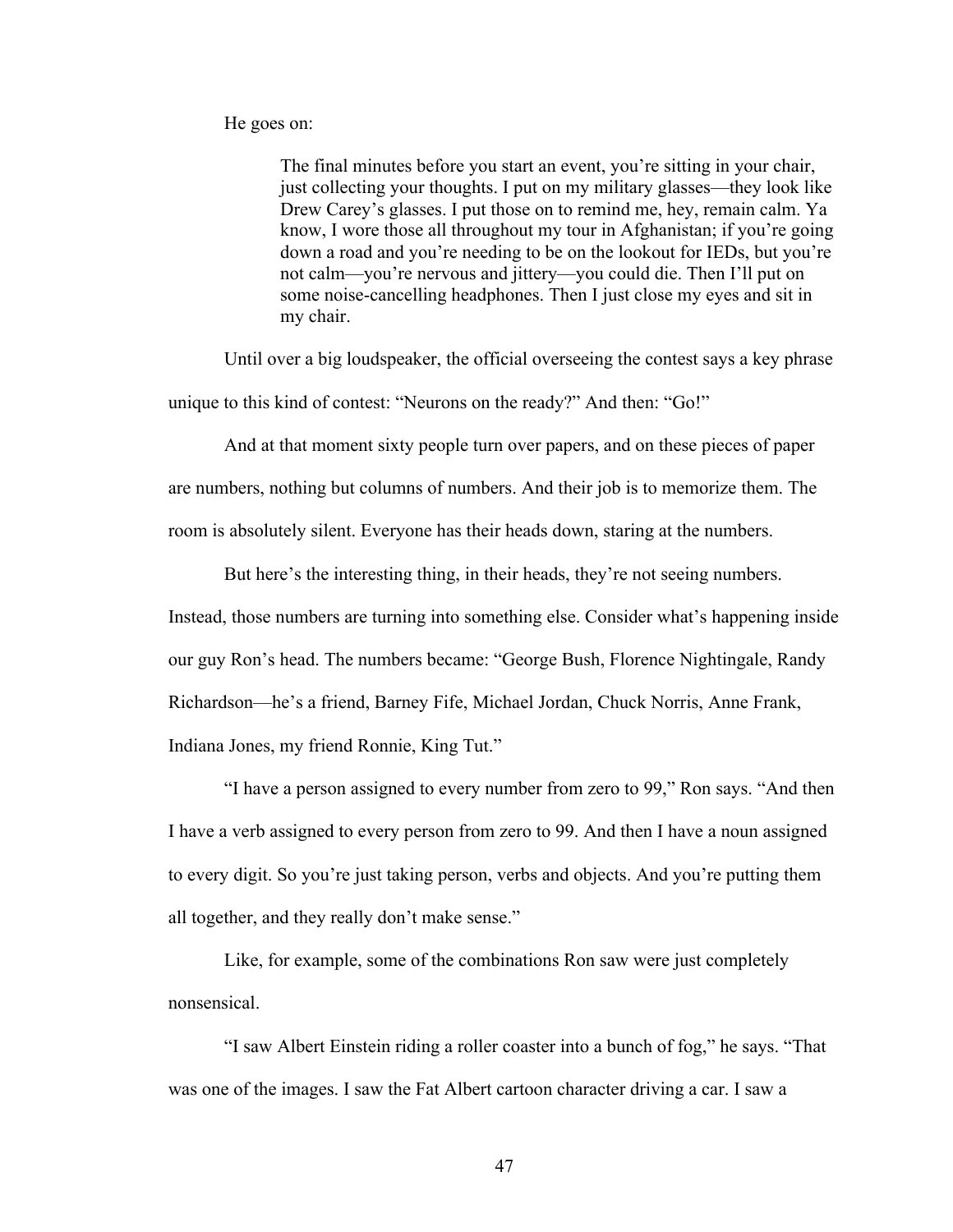He goes on:

> The final minutes before you start an event, you're sitting in your chair, just collecting your thoughts. I put on my military glasses—they look like Drew Carey's glasses. I put those on to remind me, hey, remain calm. Ya know, I wore those all throughout my tour in Afghanistan; if you're going down a road and you're needing to be on the lookout for IEDs, but you're not calm—you're nervous and jittery—you could die. Then I'll put on some noise-cancelling headphones. Then I just close my eyes and sit in my chair.

Until over a big loudspeaker, the official overseeing the contest says a key phrase unique to this kind of contest: "Neurons on the ready?" And then: "Go!"

And at that moment sixty people turn over papers, and on these pieces of paper are numbers, nothing but columns of numbers. And their job is to memorize them. The room is absolutely silent. Everyone has their heads down, staring at the numbers.

But here's the interesting thing, in their heads, they're not seeing numbers. Instead, those numbers are turning into something else. Consider what's happening inside our guy Ron's head. The numbers became: "George Bush, Florence Nightingale, Randy Richardson—he's a friend, Barney Fife, Michael Jordan, Chuck Norris, Anne Frank, Indiana Jones, my friend Ronnie, King Tut."

"I have a person assigned to every number from zero to 99," Ron says. "And then I have a verb assigned to every person from zero to 99. And then I have a noun assigned to every digit. So you're just taking person, verbs and objects. And you're putting them all together, and they really don't make sense."

Like, for example, some of the combinations Ron saw were just completely nonsensical.

"I saw Albert Einstein riding a roller coaster into a bunch of fog," he says. "That was one of the images. I saw the Fat Albert cartoon character driving a car. I saw a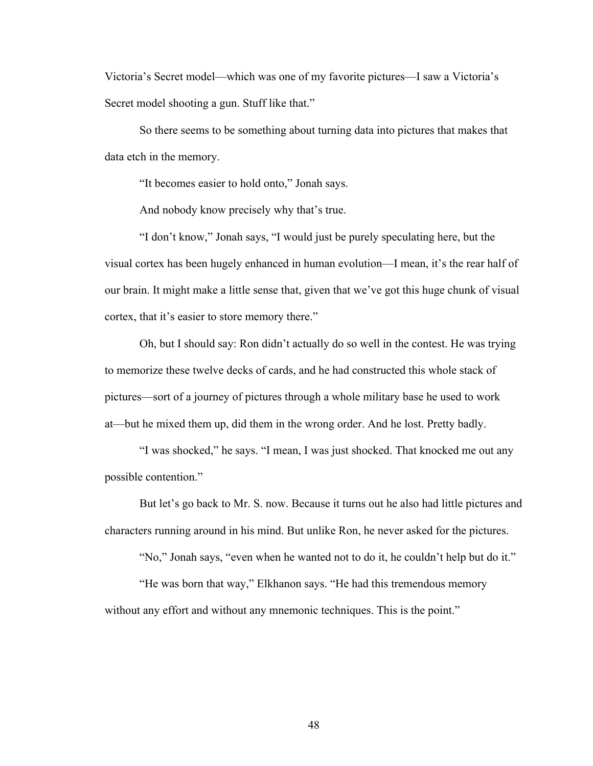Victoria's Secret model—which was one of my favorite pictures—I saw a Victoria's Secret model shooting a gun. Stuff like that."

So there seems to be something about turning data into pictures that makes that data etch in the memory.

"It becomes easier to hold onto," Jonah says.

And nobody know precisely why that's true.

"I don't know," Jonah says, "I would just be purely speculating here, but the visual cortex has been hugely enhanced in human evolution—I mean, it's the rear half of our brain. It might make a little sense that, given that we've got this huge chunk of visual cortex, that it's easier to store memory there."

Oh, but I should say: Ron didn't actually do so well in the contest. He was trying to memorize these twelve decks of cards, and he had constructed this whole stack of pictures—sort of a journey of pictures through a whole military base he used to work at—but he mixed them up, did them in the wrong order. And he lost. Pretty badly.

"I was shocked," he says. "I mean, I was just shocked. That knocked me out any possible contention."

But let's go back to Mr. S. now. Because it turns out he also had little pictures and characters running around in his mind. But unlike Ron, he never asked for the pictures.

"No," Jonah says, "even when he wanted not to do it, he couldn't help but do it."

"He was born that way," Elkhanon says. "He had this tremendous memory without any effort and without any mnemonic techniques. This is the point."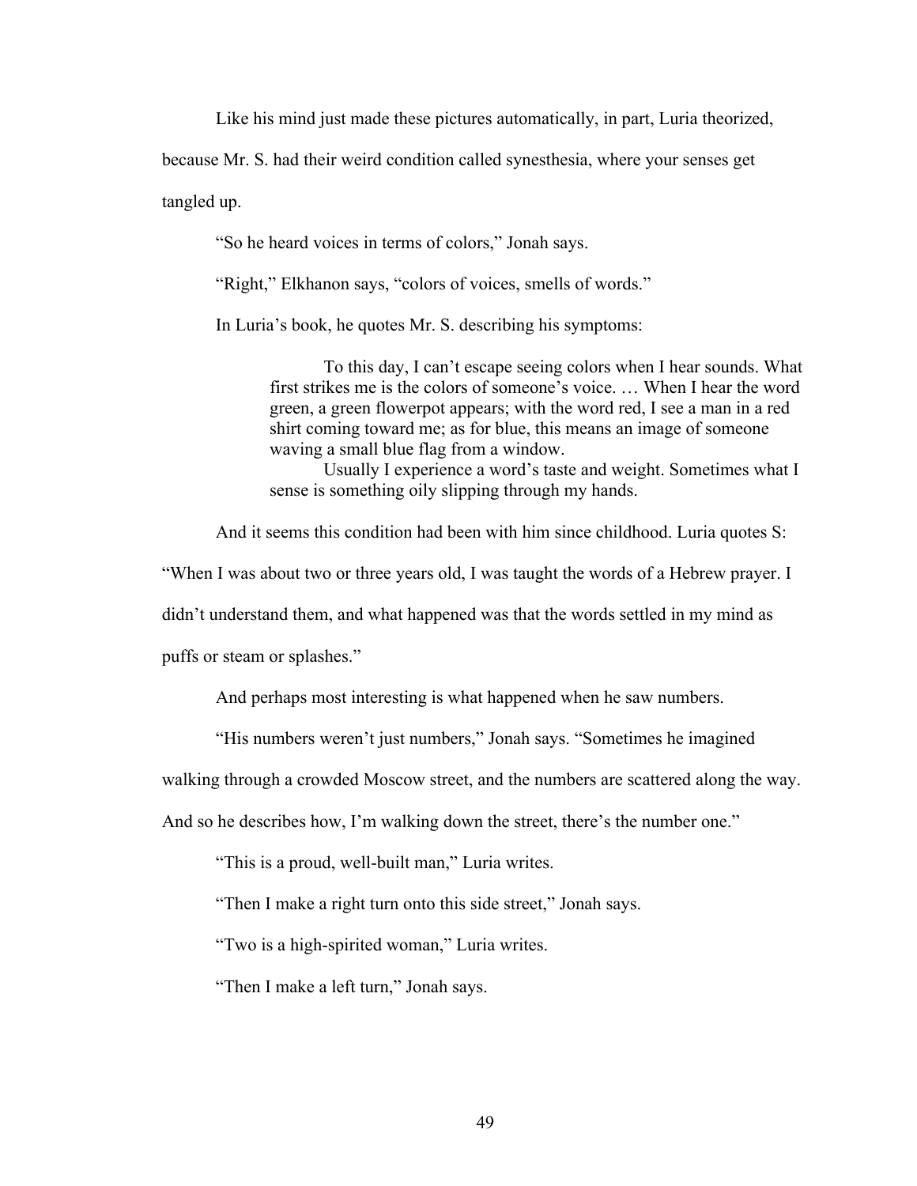Like his mind just made these pictures automatically, in part, Luria theorized, because Mr. S. had their weird condition called synesthesia, where your senses get tangled up.

"So he heard voices in terms of colors," Jonah says.

"Right," Elkhanon says, "colors of voices, smells of words."

In Luria's book, he quotes Mr. S. describing his symptoms:

> To this day, I can't escape seeing colors when I hear sounds. What first strikes me is the colors of someone's voice. … When I hear the word green, a green flowerpot appears; with the word red, I see a man in a red shirt coming toward me; as for blue, this means an image of someone waving a small blue flag from a window.
>
> Usually I experience a word's taste and weight. Sometimes what I sense is something oily slipping through my hands.

And it seems this condition had been with him since childhood. Luria quotes S: "When I was about two or three years old, I was taught the words of a Hebrew prayer. I didn't understand them, and what happened was that the words settled in my mind as puffs or steam or splashes."

And perhaps most interesting is what happened when he saw numbers.

"His numbers weren't just numbers," Jonah says. "Sometimes he imagined walking through a crowded Moscow street, and the numbers are scattered along the way. And so he describes how, I'm walking down the street, there's the number one."

"This is a proud, well-built man," Luria writes.

"Then I make a right turn onto this side street," Jonah says.

"Two is a high-spirited woman," Luria writes.

"Then I make a left turn," Jonah says.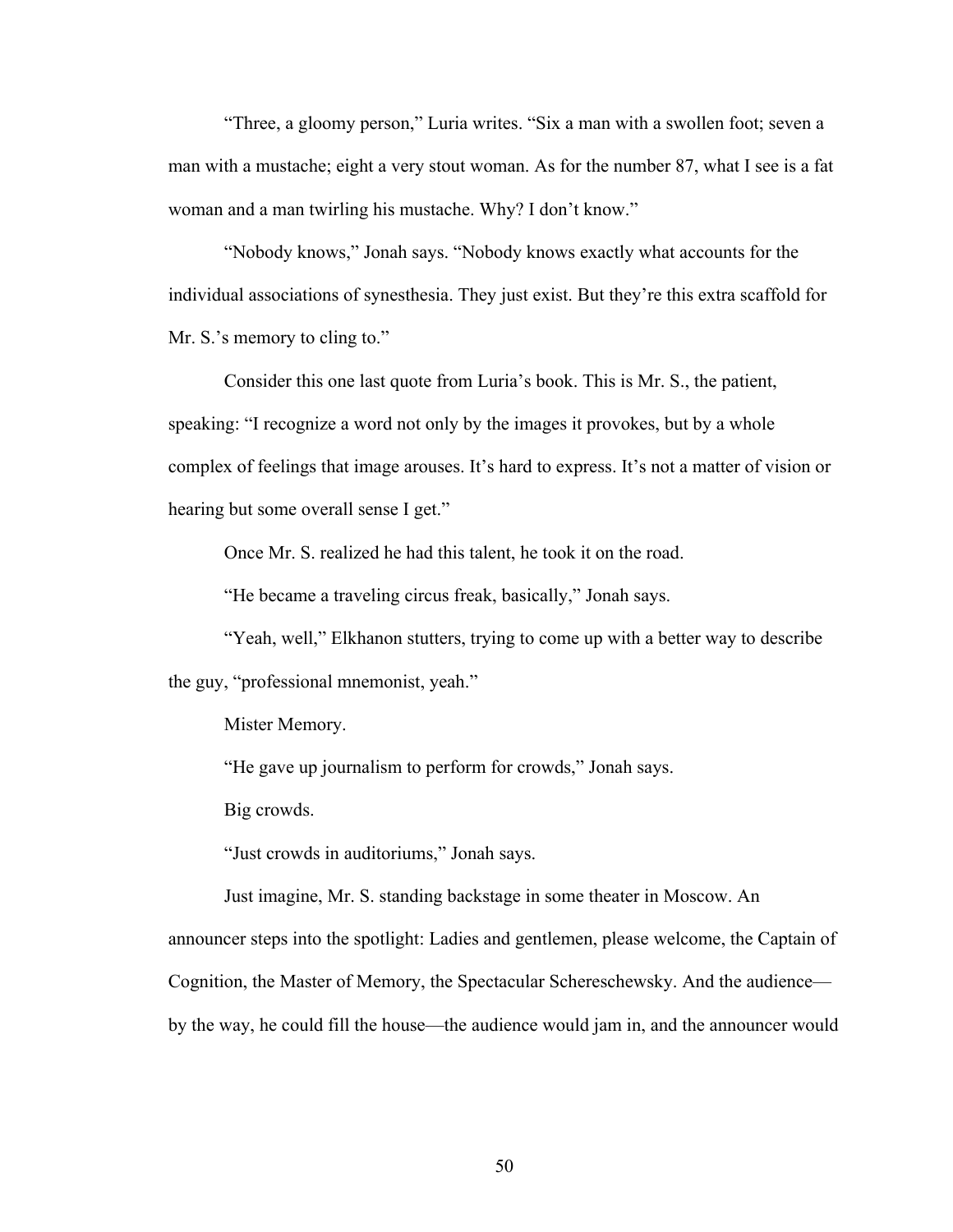“Three, a gloomy person,” Luria writes. “Six a man with a swollen foot; seven a man with a mustache; eight a very stout woman. As for the number 87, what I see is a fat woman and a man twirling his mustache. Why? I don’t know.”

“Nobody knows,” Jonah says. “Nobody knows exactly what accounts for the individual associations of synesthesia. They just exist. But they’re this extra scaffold for Mr. S.’s memory to cling to.”

Consider this one last quote from Luria’s book. This is Mr. S., the patient, speaking: “I recognize a word not only by the images it provokes, but by a whole complex of feelings that image arouses. It’s hard to express. It’s not a matter of vision or hearing but some overall sense I get.”

Once Mr. S. realized he had this talent, he took it on the road.

“He became a traveling circus freak, basically,” Jonah says.

“Yeah, well,” Elkhanon stutters, trying to come up with a better way to describe the guy, “professional mnemonist, yeah.”

Mister Memory.

“He gave up journalism to perform for crowds,” Jonah says.

Big crowds.

“Just crowds in auditoriums,” Jonah says.

Just imagine, Mr. S. standing backstage in some theater in Moscow. An announcer steps into the spotlight: Ladies and gentlemen, please welcome, the Captain of Cognition, the Master of Memory, the Spectacular Schereschewsky. And the audience—by the way, he could fill the house—the audience would jam in, and the announcer would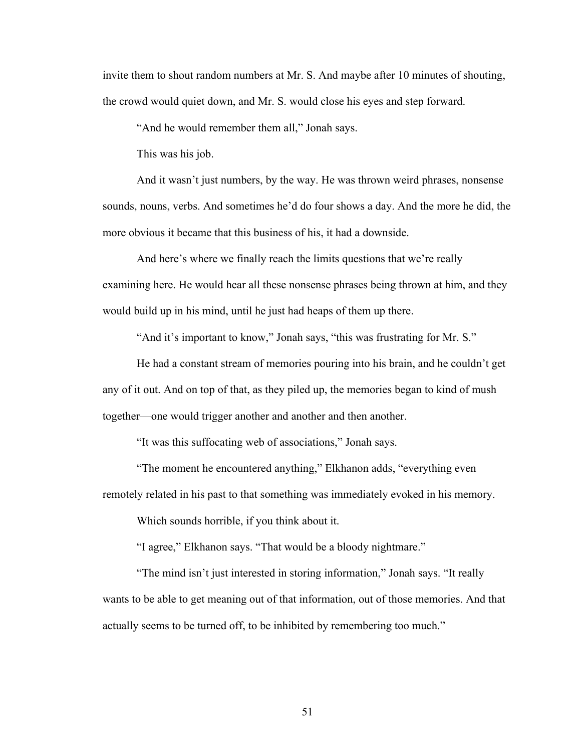invite them to shout random numbers at Mr. S. And maybe after 10 minutes of shouting, the crowd would quiet down, and Mr. S. would close his eyes and step forward.

"And he would remember them all," Jonah says.

This was his job.

And it wasn't just numbers, by the way. He was thrown weird phrases, nonsense sounds, nouns, verbs. And sometimes he'd do four shows a day. And the more he did, the more obvious it became that this business of his, it had a downside.

And here's where we finally reach the limits questions that we're really examining here. He would hear all these nonsense phrases being thrown at him, and they would build up in his mind, until he just had heaps of them up there.

"And it's important to know," Jonah says, "this was frustrating for Mr. S."

He had a constant stream of memories pouring into his brain, and he couldn't get any of it out. And on top of that, as they piled up, the memories began to kind of mush together—one would trigger another and another and then another.

"It was this suffocating web of associations," Jonah says.

"The moment he encountered anything," Elkhanon adds, "everything even remotely related in his past to that something was immediately evoked in his memory.

Which sounds horrible, if you think about it.

"I agree," Elkhanon says. "That would be a bloody nightmare."

"The mind isn't just interested in storing information," Jonah says. "It really wants to be able to get meaning out of that information, out of those memories. And that actually seems to be turned off, to be inhibited by remembering too much."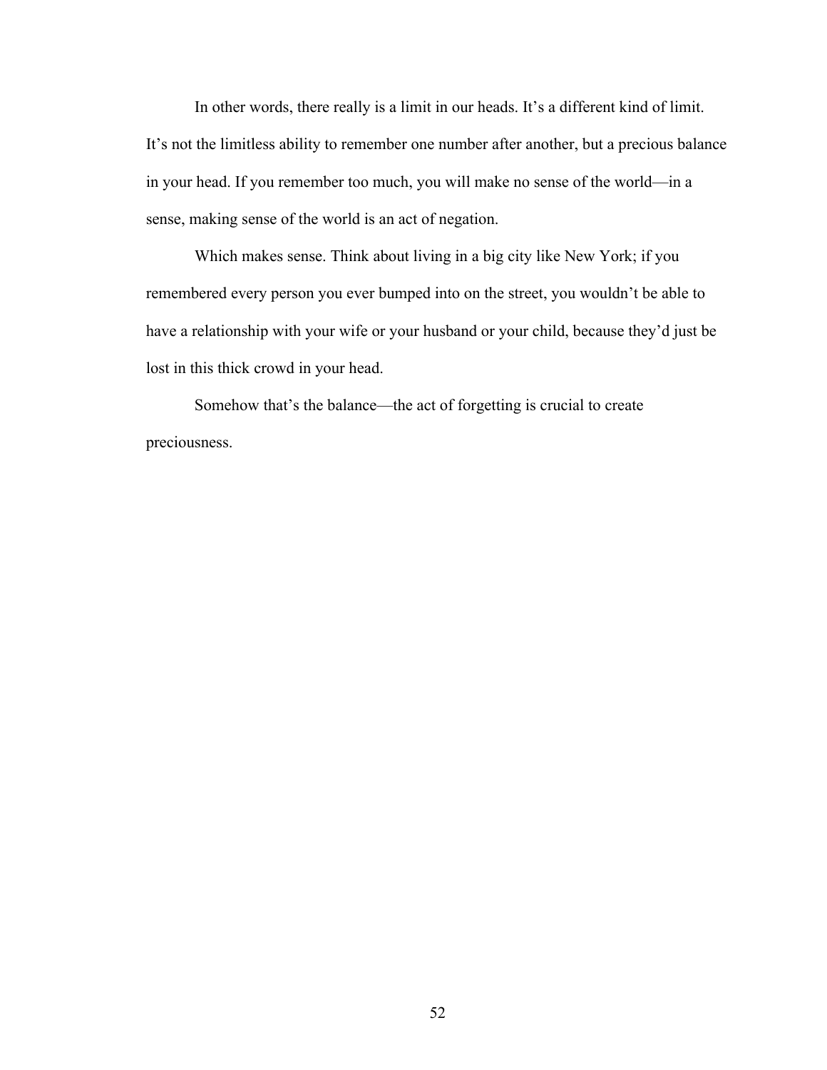In other words, there really is a limit in our heads. It's a different kind of limit. It's not the limitless ability to remember one number after another, but a precious balance in your head. If you remember too much, you will make no sense of the world—in a sense, making sense of the world is an act of negation.

Which makes sense. Think about living in a big city like New York; if you remembered every person you ever bumped into on the street, you wouldn't be able to have a relationship with your wife or your husband or your child, because they'd just be lost in this thick crowd in your head.

Somehow that's the balance—the act of forgetting is crucial to create preciousness.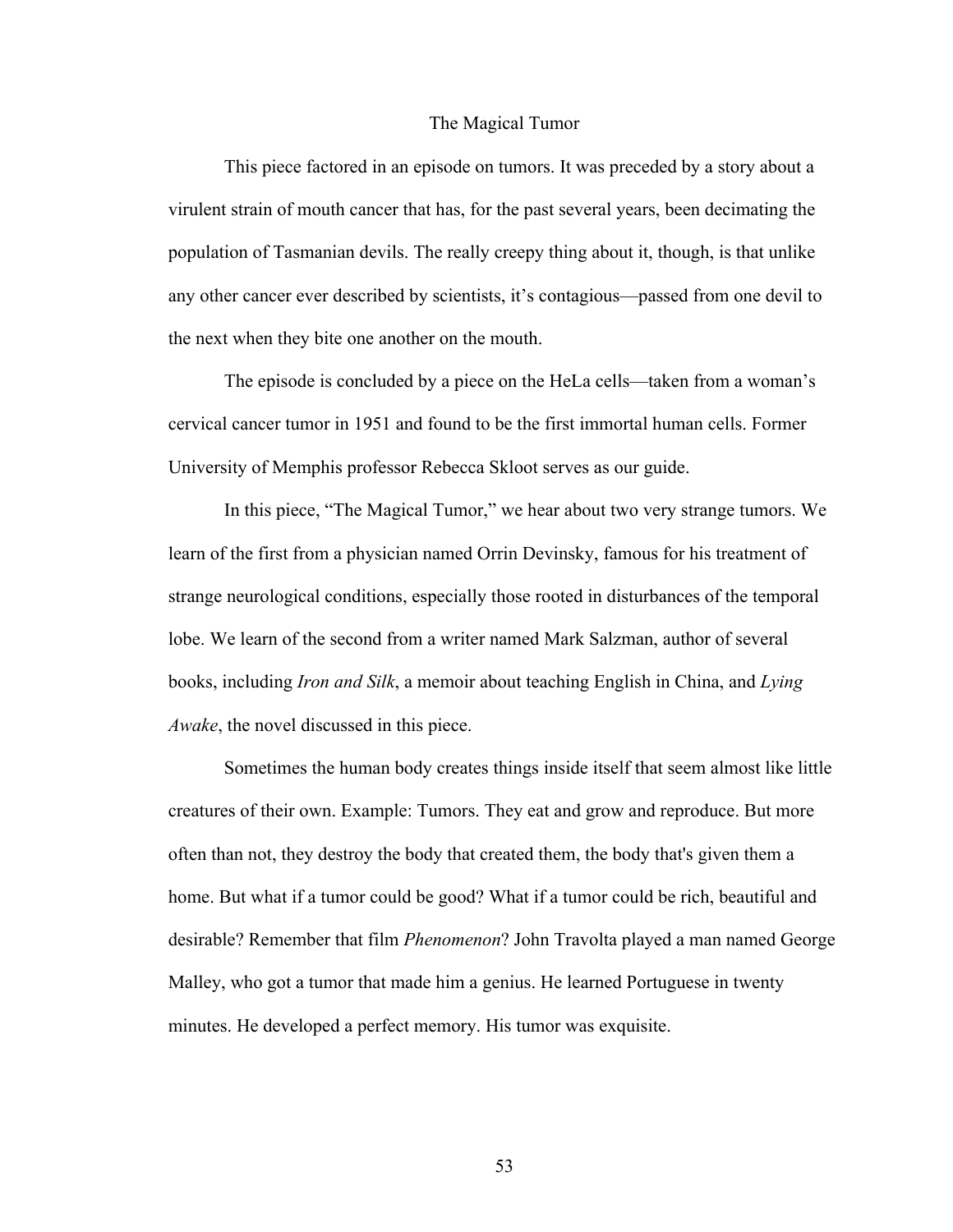# The Magical Tumor

This piece factored in an episode on tumors. It was preceded by a story about a virulent strain of mouth cancer that has, for the past several years, been decimating the population of Tasmanian devils. The really creepy thing about it, though, is that unlike any other cancer ever described by scientists, it's contagious—passed from one devil to the next when they bite one another on the mouth.

The episode is concluded by a piece on the HeLa cells—taken from a woman's cervical cancer tumor in 1951 and found to be the first immortal human cells. Former University of Memphis professor Rebecca Skloot serves as our guide.

In this piece, "The Magical Tumor," we hear about two very strange tumors. We learn of the first from a physician named Orrin Devinsky, famous for his treatment of strange neurological conditions, especially those rooted in disturbances of the temporal lobe. We learn of the second from a writer named Mark Salzman, author of several books, including *Iron and Silk*, a memoir about teaching English in China, and *Lying Awake*, the novel discussed in this piece.

Sometimes the human body creates things inside itself that seem almost like little creatures of their own. Example: Tumors. They eat and grow and reproduce. But more often than not, they destroy the body that created them, the body that's given them a home. But what if a tumor could be good? What if a tumor could be rich, beautiful and desirable? Remember that film *Phenomenon*? John Travolta played a man named George Malley, who got a tumor that made him a genius. He learned Portuguese in twenty minutes. He developed a perfect memory. His tumor was exquisite.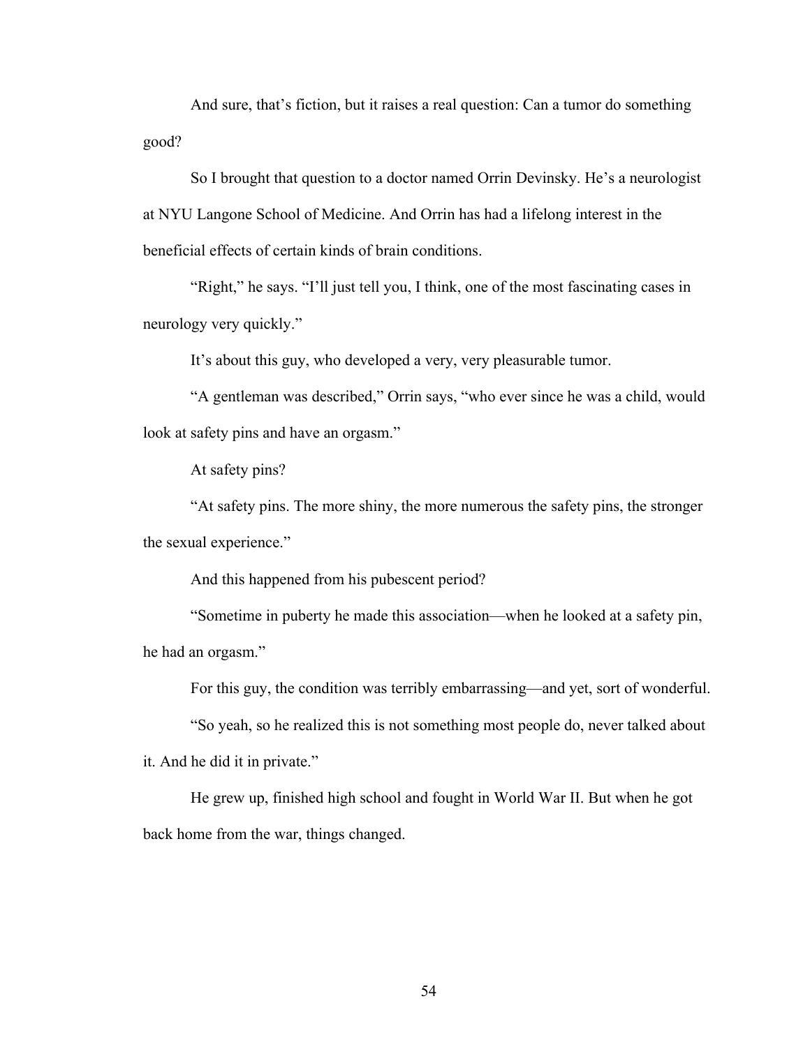And sure, that's fiction, but it raises a real question: Can a tumor do something good?

So I brought that question to a doctor named Orrin Devinsky. He's a neurologist at NYU Langone School of Medicine. And Orrin has had a lifelong interest in the beneficial effects of certain kinds of brain conditions.

"Right," he says. "I'll just tell you, I think, one of the most fascinating cases in neurology very quickly."

It's about this guy, who developed a very, very pleasurable tumor.

"A gentleman was described," Orrin says, "who ever since he was a child, would look at safety pins and have an orgasm."

At safety pins?

"At safety pins. The more shiny, the more numerous the safety pins, the stronger the sexual experience."

And this happened from his pubescent period?

"Sometime in puberty he made this association—when he looked at a safety pin, he had an orgasm."

For this guy, the condition was terribly embarrassing—and yet, sort of wonderful.

"So yeah, so he realized this is not something most people do, never talked about it. And he did it in private."

He grew up, finished high school and fought in World War II. But when he got back home from the war, things changed.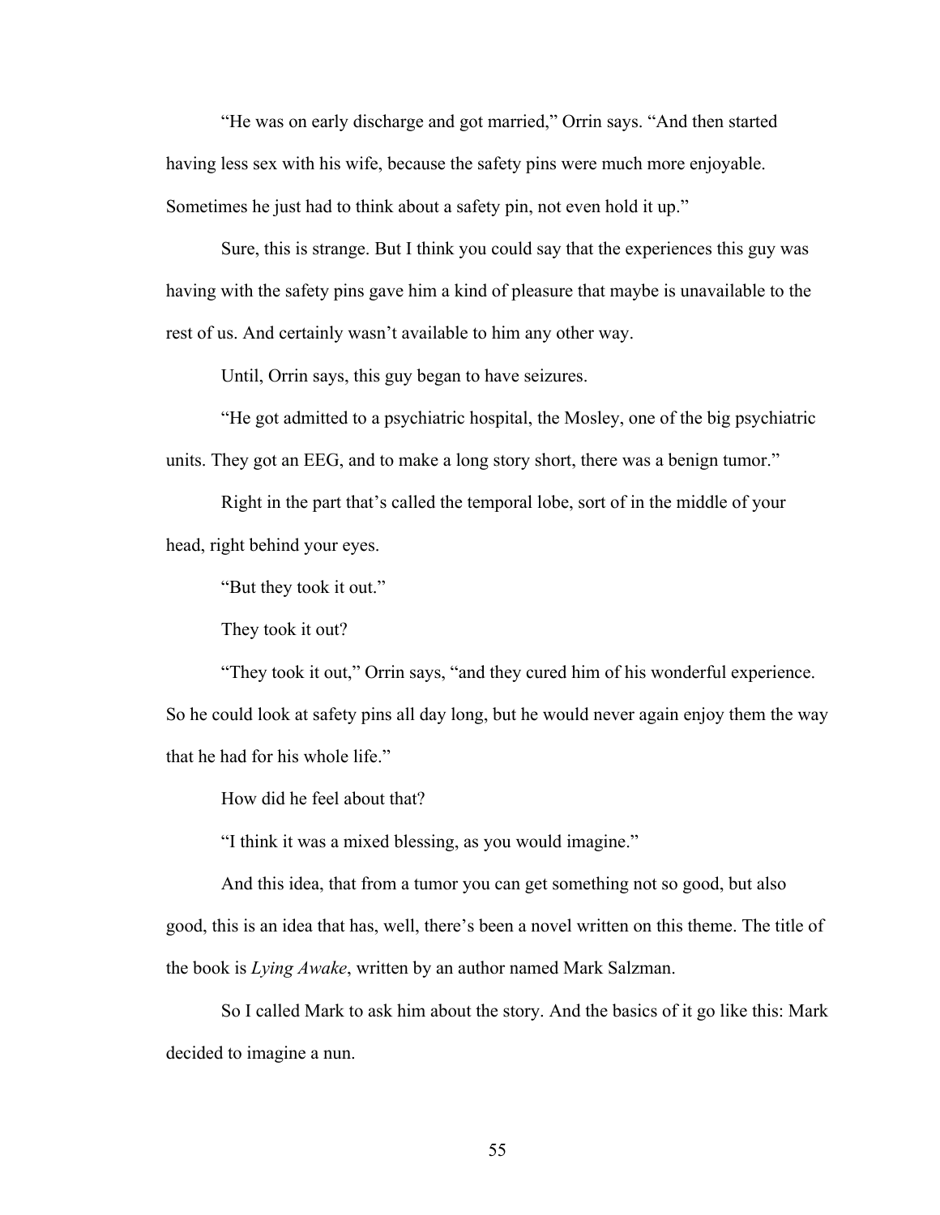"He was on early discharge and got married," Orrin says. "And then started having less sex with his wife, because the safety pins were much more enjoyable. Sometimes he just had to think about a safety pin, not even hold it up."

Sure, this is strange. But I think you could say that the experiences this guy was having with the safety pins gave him a kind of pleasure that maybe is unavailable to the rest of us. And certainly wasn't available to him any other way.

Until, Orrin says, this guy began to have seizures.

"He got admitted to a psychiatric hospital, the Mosley, one of the big psychiatric units. They got an EEG, and to make a long story short, there was a benign tumor."

Right in the part that's called the temporal lobe, sort of in the middle of your head, right behind your eyes.

"But they took it out."

They took it out?

"They took it out," Orrin says, "and they cured him of his wonderful experience. So he could look at safety pins all day long, but he would never again enjoy them the way that he had for his whole life."

How did he feel about that?

"I think it was a mixed blessing, as you would imagine."

And this idea, that from a tumor you can get something not so good, but also good, this is an idea that has, well, there's been a novel written on this theme. The title of the book is *Lying Awake*, written by an author named Mark Salzman.

So I called Mark to ask him about the story. And the basics of it go like this: Mark decided to imagine a nun.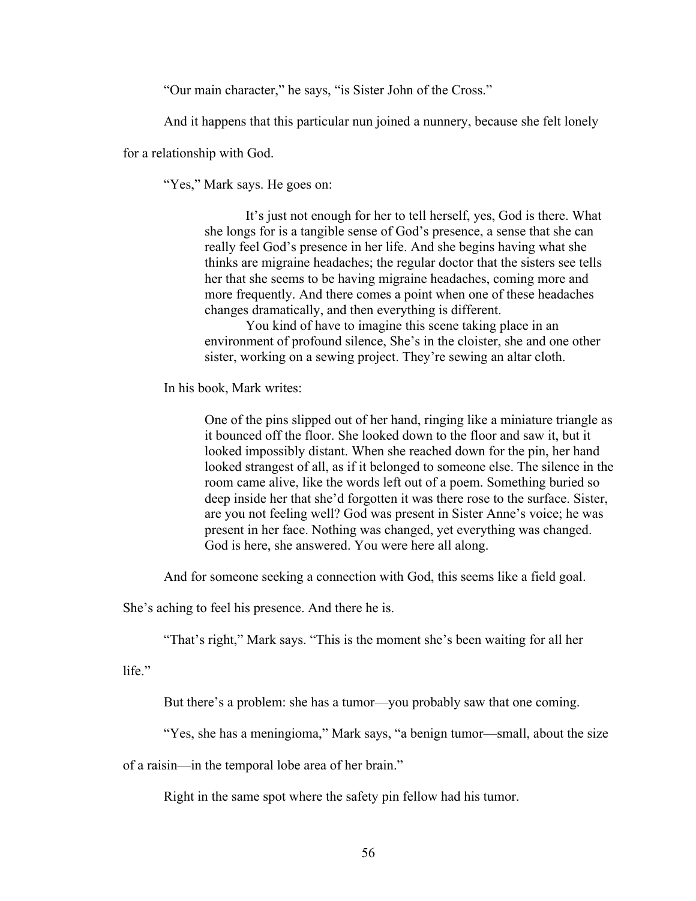"Our main character," he says, "is Sister John of the Cross."

And it happens that this particular nun joined a nunnery, because she felt lonely for a relationship with God.

"Yes," Mark says. He goes on:

> It's just not enough for her to tell herself, yes, God is there. What she longs for is a tangible sense of God's presence, a sense that she can really feel God's presence in her life. And she begins having what she thinks are migraine headaches; the regular doctor that the sisters see tells her that she seems to be having migraine headaches, coming more and more frequently. And there comes a point when one of these headaches changes dramatically, and then everything is different.
>
> You kind of have to imagine this scene taking place in an environment of profound silence, She's in the cloister, she and one other sister, working on a sewing project. They're sewing an altar cloth.

In his book, Mark writes:

> One of the pins slipped out of her hand, ringing like a miniature triangle as it bounced off the floor. She looked down to the floor and saw it, but it looked impossibly distant. When she reached down for the pin, her hand looked strangest of all, as if it belonged to someone else. The silence in the room came alive, like the words left out of a poem. Something buried so deep inside her that she'd forgotten it was there rose to the surface. Sister, are you not feeling well? God was present in Sister Anne's voice; he was present in her face. Nothing was changed, yet everything was changed. God is here, she answered. You were here all along.

And for someone seeking a connection with God, this seems like a field goal. She's aching to feel his presence. And there he is.

"That's right," Mark says. "This is the moment she's been waiting for all her life."

But there's a problem: she has a tumor—you probably saw that one coming.

"Yes, she has a meningioma," Mark says, "a benign tumor—small, about the size of a raisin—in the temporal lobe area of her brain."

Right in the same spot where the safety pin fellow had his tumor.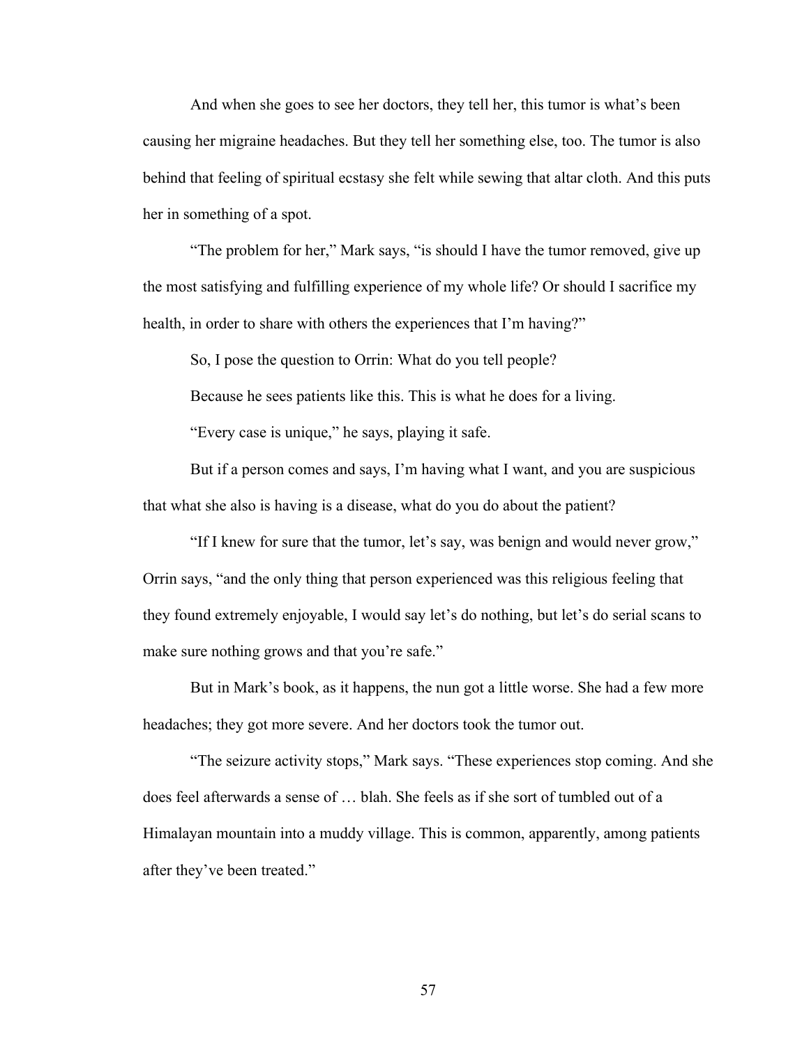And when she goes to see her doctors, they tell her, this tumor is what's been causing her migraine headaches. But they tell her something else, too. The tumor is also behind that feeling of spiritual ecstasy she felt while sewing that altar cloth. And this puts her in something of a spot.

"The problem for her," Mark says, "is should I have the tumor removed, give up the most satisfying and fulfilling experience of my whole life? Or should I sacrifice my health, in order to share with others the experiences that I'm having?"

So, I pose the question to Orrin: What do you tell people?

Because he sees patients like this. This is what he does for a living.

"Every case is unique," he says, playing it safe.

But if a person comes and says, I'm having what I want, and you are suspicious that what she also is having is a disease, what do you do about the patient?

"If I knew for sure that the tumor, let's say, was benign and would never grow," Orrin says, "and the only thing that person experienced was this religious feeling that they found extremely enjoyable, I would say let's do nothing, but let's do serial scans to make sure nothing grows and that you're safe."

But in Mark's book, as it happens, the nun got a little worse. She had a few more headaches; they got more severe. And her doctors took the tumor out.

"The seizure activity stops," Mark says. "These experiences stop coming. And she does feel afterwards a sense of … blah. She feels as if she sort of tumbled out of a Himalayan mountain into a muddy village. This is common, apparently, among patients after they've been treated."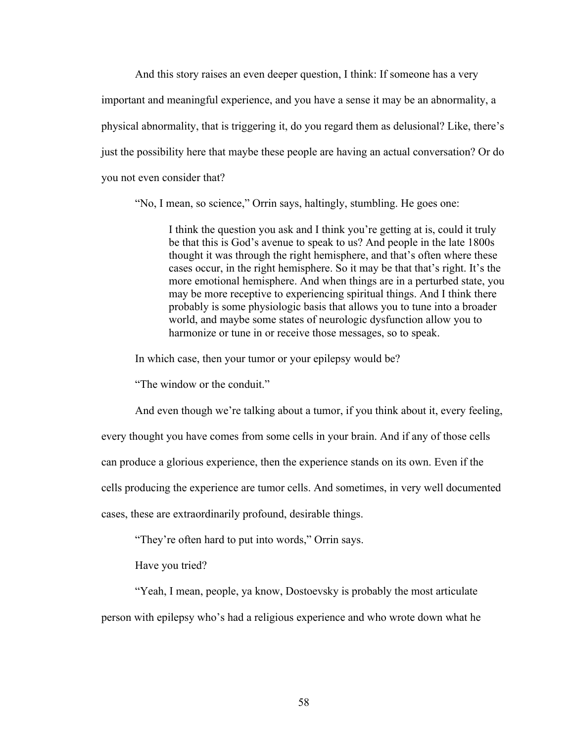And this story raises an even deeper question, I think: If someone has a very important and meaningful experience, and you have a sense it may be an abnormality, a physical abnormality, that is triggering it, do you regard them as delusional? Like, there's just the possibility here that maybe these people are having an actual conversation? Or do you not even consider that?

"No, I mean, so science," Orrin says, haltingly, stumbling. He goes one:

> I think the question you ask and I think you're getting at is, could it truly be that this is God's avenue to speak to us? And people in the late 1800s thought it was through the right hemisphere, and that's often where these cases occur, in the right hemisphere. So it may be that that's right. It's the more emotional hemisphere. And when things are in a perturbed state, you may be more receptive to experiencing spiritual things. And I think there probably is some physiologic basis that allows you to tune into a broader world, and maybe some states of neurologic dysfunction allow you to harmonize or tune in or receive those messages, so to speak.

In which case, then your tumor or your epilepsy would be?

"The window or the conduit."

And even though we're talking about a tumor, if you think about it, every feeling, every thought you have comes from some cells in your brain. And if any of those cells can produce a glorious experience, then the experience stands on its own. Even if the cells producing the experience are tumor cells. And sometimes, in very well documented cases, these are extraordinarily profound, desirable things.

"They're often hard to put into words," Orrin says.

Have you tried?

"Yeah, I mean, people, ya know, Dostoevsky is probably the most articulate person with epilepsy who's had a religious experience and who wrote down what he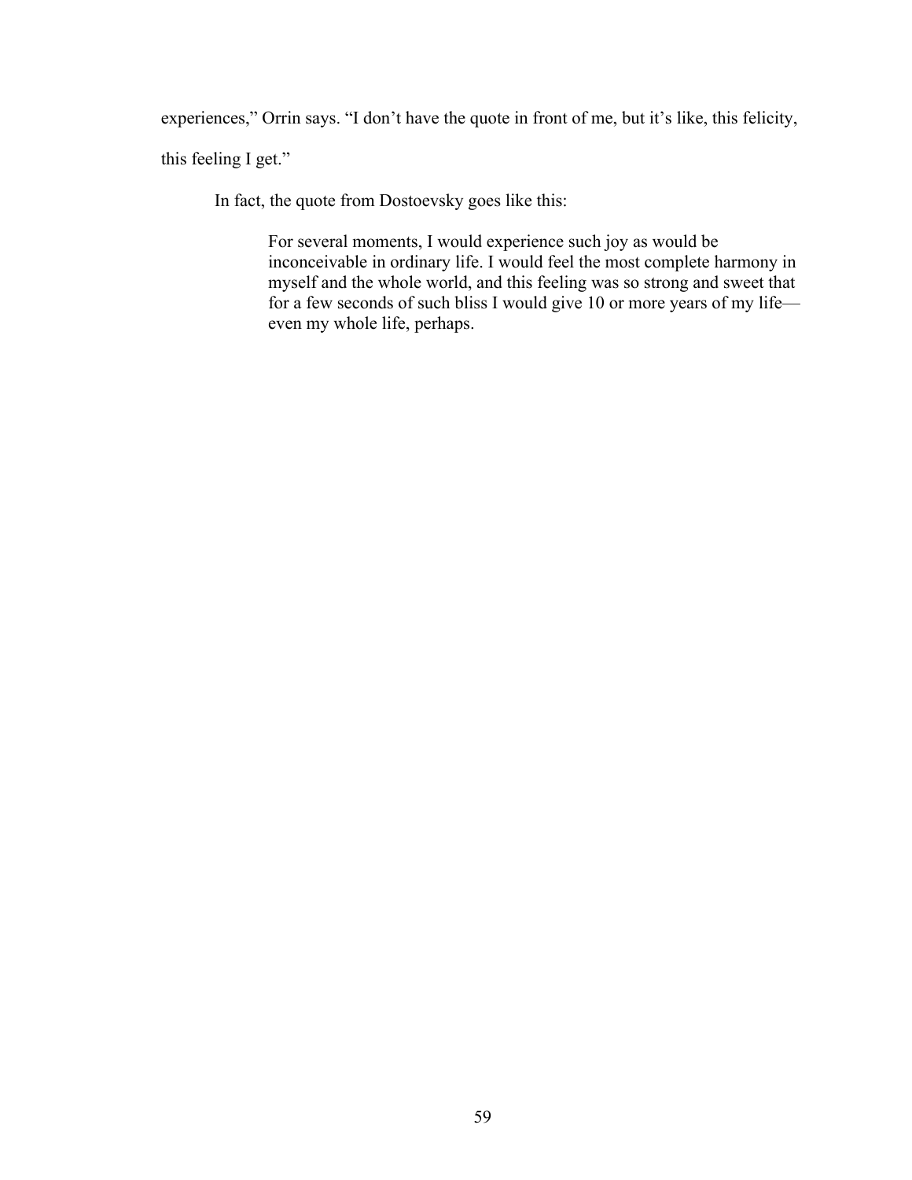experiences," Orrin says. "I don't have the quote in front of me, but it's like, this felicity, this feeling I get."

In fact, the quote from Dostoevsky goes like this:

> For several moments, I would experience such joy as would be inconceivable in ordinary life. I would feel the most complete harmony in myself and the whole world, and this feeling was so strong and sweet that for a few seconds of such bliss I would give 10 or more years of my life—even my whole life, perhaps.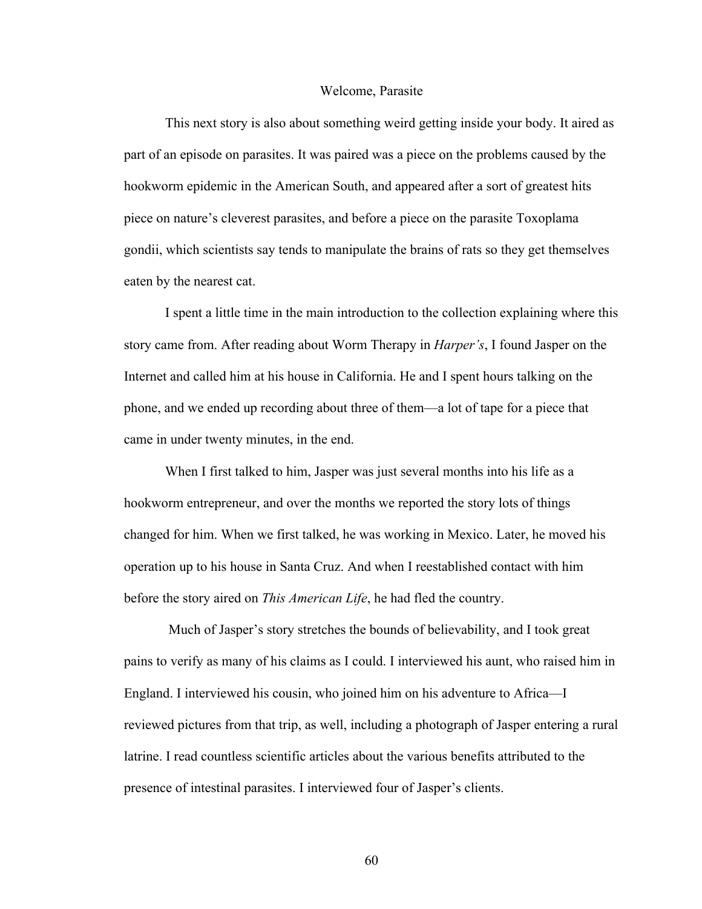# Welcome, Parasite

This next story is also about something weird getting inside your body. It aired as part of an episode on parasites. It was paired was a piece on the problems caused by the hookworm epidemic in the American South, and appeared after a sort of greatest hits piece on nature's cleverest parasites, and before a piece on the parasite Toxoplama gondii, which scientists say tends to manipulate the brains of rats so they get themselves eaten by the nearest cat.

I spent a little time in the main introduction to the collection explaining where this story came from. After reading about Worm Therapy in *Harper's*, I found Jasper on the Internet and called him at his house in California. He and I spent hours talking on the phone, and we ended up recording about three of them—a lot of tape for a piece that came in under twenty minutes, in the end.

When I first talked to him, Jasper was just several months into his life as a hookworm entrepreneur, and over the months we reported the story lots of things changed for him. When we first talked, he was working in Mexico. Later, he moved his operation up to his house in Santa Cruz. And when I reestablished contact with him before the story aired on *This American Life*, he had fled the country.

Much of Jasper's story stretches the bounds of believability, and I took great pains to verify as many of his claims as I could. I interviewed his aunt, who raised him in England. I interviewed his cousin, who joined him on his adventure to Africa—I reviewed pictures from that trip, as well, including a photograph of Jasper entering a rural latrine. I read countless scientific articles about the various benefits attributed to the presence of intestinal parasites. I interviewed four of Jasper's clients.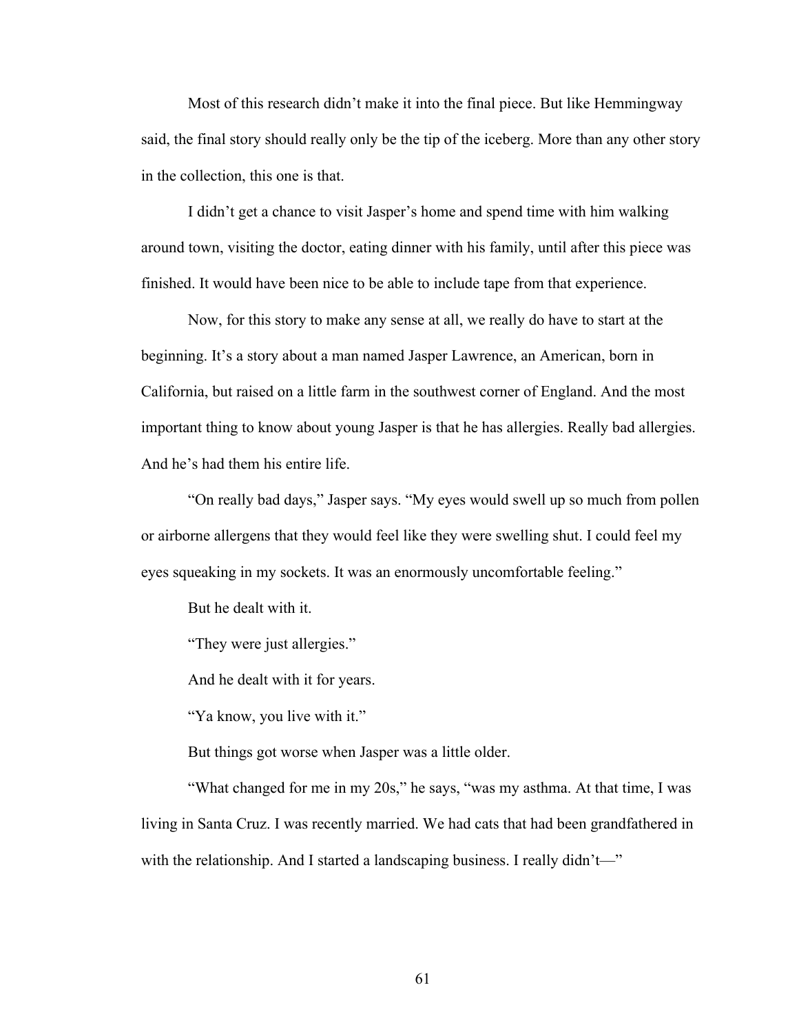Most of this research didn't make it into the final piece. But like Hemmingway said, the final story should really only be the tip of the iceberg. More than any other story in the collection, this one is that.

I didn't get a chance to visit Jasper's home and spend time with him walking around town, visiting the doctor, eating dinner with his family, until after this piece was finished. It would have been nice to be able to include tape from that experience.

Now, for this story to make any sense at all, we really do have to start at the beginning. It's a story about a man named Jasper Lawrence, an American, born in California, but raised on a little farm in the southwest corner of England. And the most important thing to know about young Jasper is that he has allergies. Really bad allergies. And he's had them his entire life.

"On really bad days," Jasper says. "My eyes would swell up so much from pollen or airborne allergens that they would feel like they were swelling shut. I could feel my eyes squeaking in my sockets. It was an enormously uncomfortable feeling."

But he dealt with it.

"They were just allergies."

And he dealt with it for years.

"Ya know, you live with it."

But things got worse when Jasper was a little older.

"What changed for me in my 20s," he says, "was my asthma. At that time, I was living in Santa Cruz. I was recently married. We had cats that had been grandfathered in with the relationship. And I started a landscaping business. I really didn't—"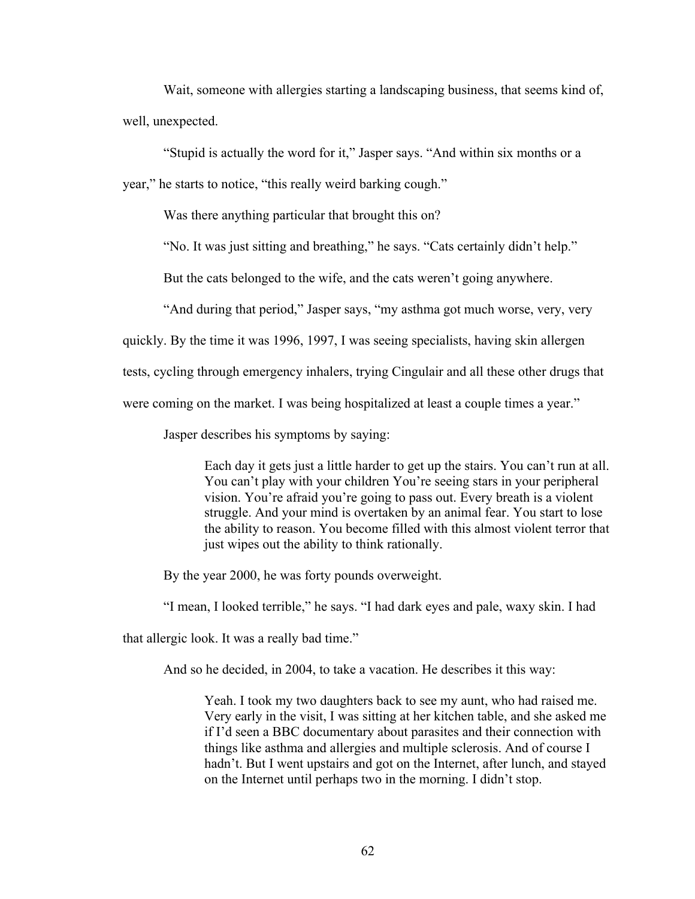Wait, someone with allergies starting a landscaping business, that seems kind of, well, unexpected.

"Stupid is actually the word for it," Jasper says. "And within six months or a year," he starts to notice, "this really weird barking cough."

Was there anything particular that brought this on?

"No. It was just sitting and breathing," he says. "Cats certainly didn't help."

But the cats belonged to the wife, and the cats weren't going anywhere.

"And during that period," Jasper says, "my asthma got much worse, very, very quickly. By the time it was 1996, 1997, I was seeing specialists, having skin allergen tests, cycling through emergency inhalers, trying Cingulair and all these other drugs that were coming on the market. I was being hospitalized at least a couple times a year."

Jasper describes his symptoms by saying:

> Each day it gets just a little harder to get up the stairs. You can't run at all. You can't play with your children You're seeing stars in your peripheral vision. You're afraid you're going to pass out. Every breath is a violent struggle. And your mind is overtaken by an animal fear. You start to lose the ability to reason. You become filled with this almost violent terror that just wipes out the ability to think rationally.

By the year 2000, he was forty pounds overweight.

"I mean, I looked terrible," he says. "I had dark eyes and pale, waxy skin. I had that allergic look. It was a really bad time."

And so he decided, in 2004, to take a vacation. He describes it this way:

> Yeah. I took my two daughters back to see my aunt, who had raised me. Very early in the visit, I was sitting at her kitchen table, and she asked me if I'd seen a BBC documentary about parasites and their connection with things like asthma and allergies and multiple sclerosis. And of course I hadn't. But I went upstairs and got on the Internet, after lunch, and stayed on the Internet until perhaps two in the morning. I didn't stop.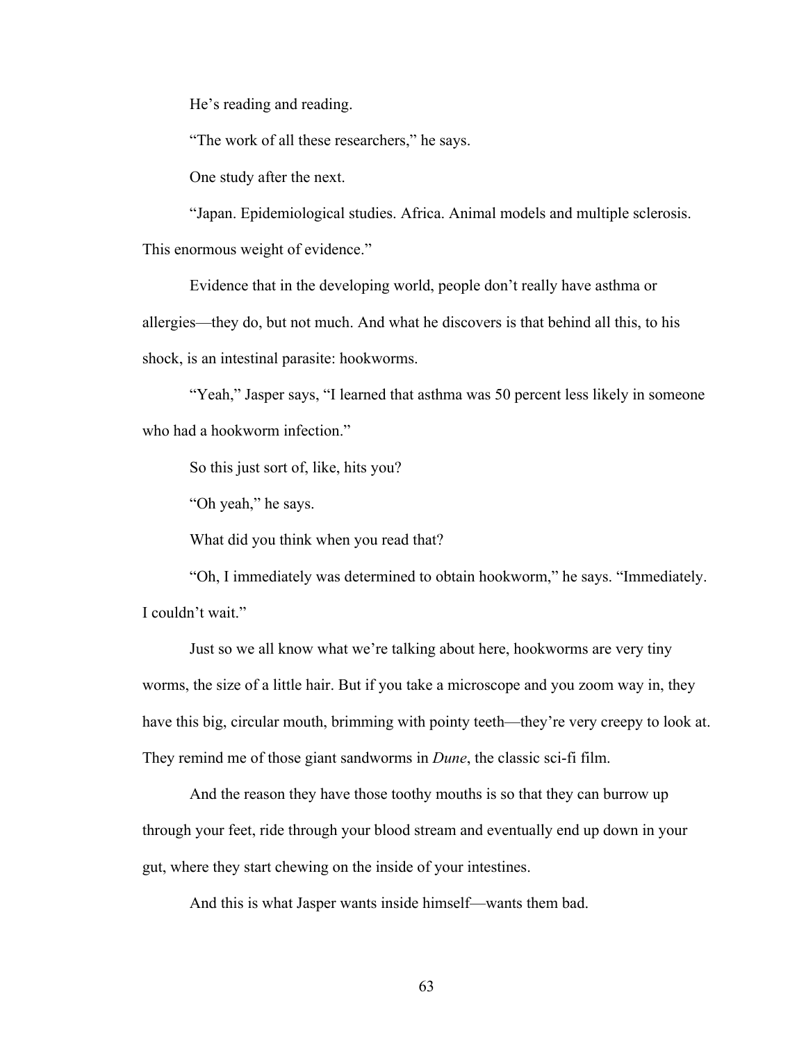He's reading and reading.

"The work of all these researchers," he says.

One study after the next.

"Japan. Epidemiological studies. Africa. Animal models and multiple sclerosis. This enormous weight of evidence."

Evidence that in the developing world, people don't really have asthma or allergies—they do, but not much. And what he discovers is that behind all this, to his shock, is an intestinal parasite: hookworms.

"Yeah," Jasper says, "I learned that asthma was 50 percent less likely in someone who had a hookworm infection."

So this just sort of, like, hits you?

"Oh yeah," he says.

What did you think when you read that?

"Oh, I immediately was determined to obtain hookworm," he says. "Immediately. I couldn't wait."

Just so we all know what we're talking about here, hookworms are very tiny worms, the size of a little hair. But if you take a microscope and you zoom way in, they have this big, circular mouth, brimming with pointy teeth—they're very creepy to look at. They remind me of those giant sandworms in *Dune*, the classic sci-fi film.

And the reason they have those toothy mouths is so that they can burrow up through your feet, ride through your blood stream and eventually end up down in your gut, where they start chewing on the inside of your intestines.

And this is what Jasper wants inside himself—wants them bad.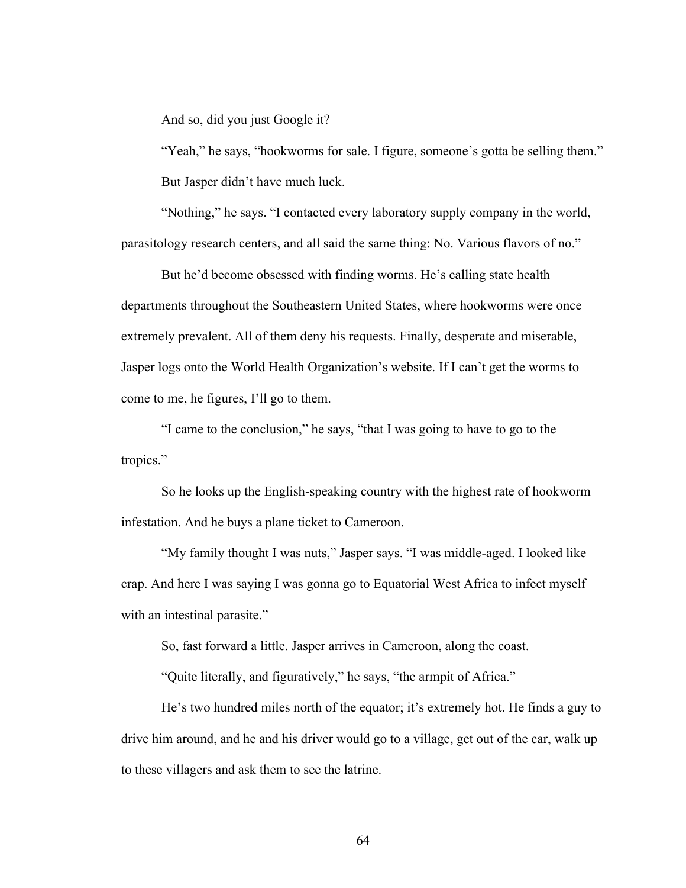And so, did you just Google it?

"Yeah," he says, "hookworms for sale. I figure, someone's gotta be selling them."

But Jasper didn't have much luck.

"Nothing," he says. "I contacted every laboratory supply company in the world, parasitology research centers, and all said the same thing: No. Various flavors of no."

But he'd become obsessed with finding worms. He's calling state health departments throughout the Southeastern United States, where hookworms were once extremely prevalent. All of them deny his requests. Finally, desperate and miserable, Jasper logs onto the World Health Organization's website. If I can't get the worms to come to me, he figures, I'll go to them.

"I came to the conclusion," he says, "that I was going to have to go to the tropics."

So he looks up the English-speaking country with the highest rate of hookworm infestation. And he buys a plane ticket to Cameroon.

"My family thought I was nuts," Jasper says. "I was middle-aged. I looked like crap. And here I was saying I was gonna go to Equatorial West Africa to infect myself with an intestinal parasite."

So, fast forward a little. Jasper arrives in Cameroon, along the coast.

"Quite literally, and figuratively," he says, "the armpit of Africa."

He's two hundred miles north of the equator; it's extremely hot. He finds a guy to drive him around, and he and his driver would go to a village, get out of the car, walk up to these villagers and ask them to see the latrine.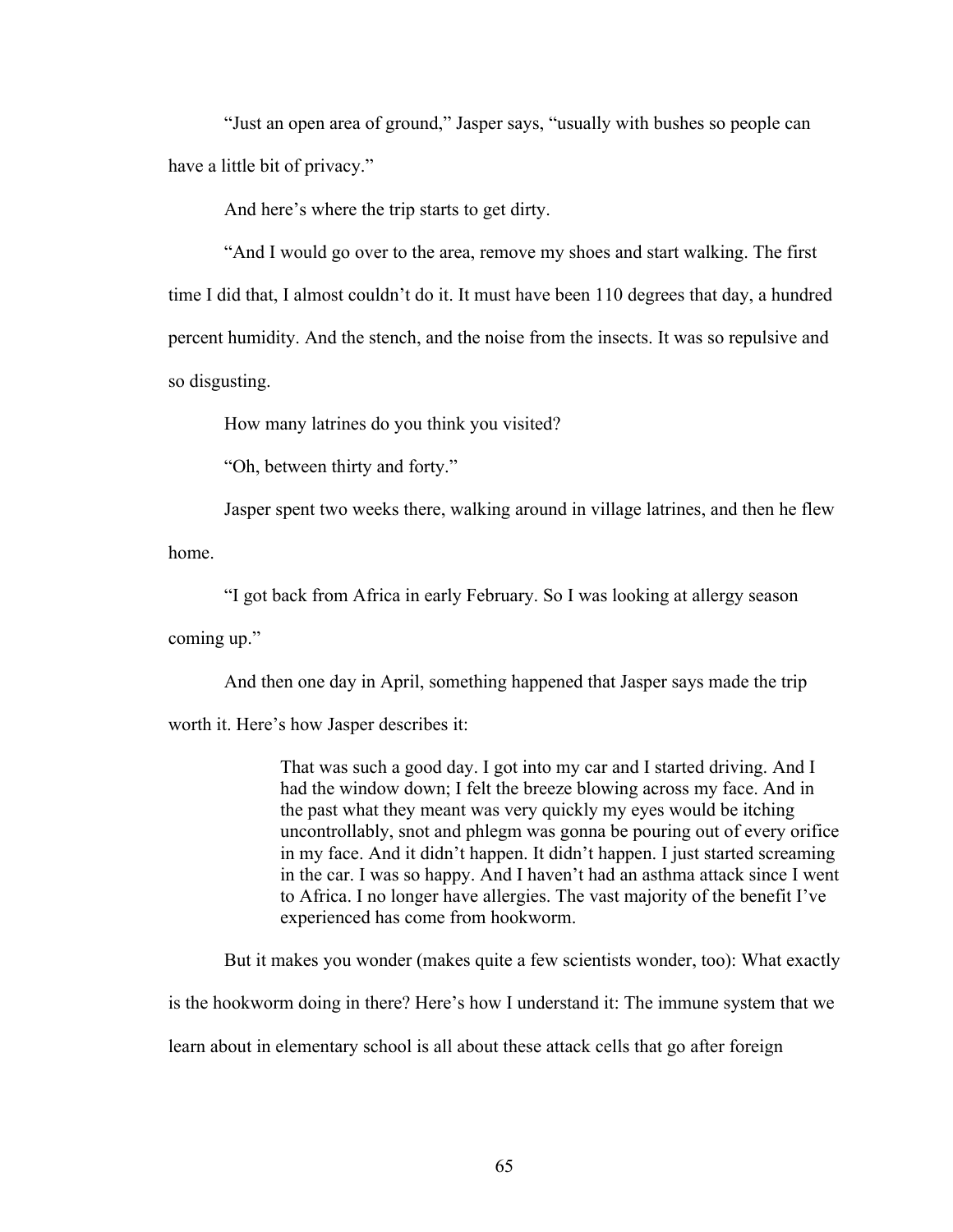"Just an open area of ground," Jasper says, "usually with bushes so people can have a little bit of privacy."

And here's where the trip starts to get dirty.

"And I would go over to the area, remove my shoes and start walking. The first time I did that, I almost couldn't do it. It must have been 110 degrees that day, a hundred percent humidity. And the stench, and the noise from the insects. It was so repulsive and so disgusting.

How many latrines do you think you visited?

"Oh, between thirty and forty."

Jasper spent two weeks there, walking around in village latrines, and then he flew home.

"I got back from Africa in early February. So I was looking at allergy season coming up."

And then one day in April, something happened that Jasper says made the trip worth it. Here's how Jasper describes it:

> That was such a good day. I got into my car and I started driving. And I had the window down; I felt the breeze blowing across my face. And in the past what they meant was very quickly my eyes would be itching uncontrollably, snot and phlegm was gonna be pouring out of every orifice in my face. And it didn't happen. It didn't happen. I just started screaming in the car. I was so happy. And I haven't had an asthma attack since I went to Africa. I no longer have allergies. The vast majority of the benefit I've experienced has come from hookworm.

But it makes you wonder (makes quite a few scientists wonder, too): What exactly is the hookworm doing in there? Here's how I understand it: The immune system that we learn about in elementary school is all about these attack cells that go after foreign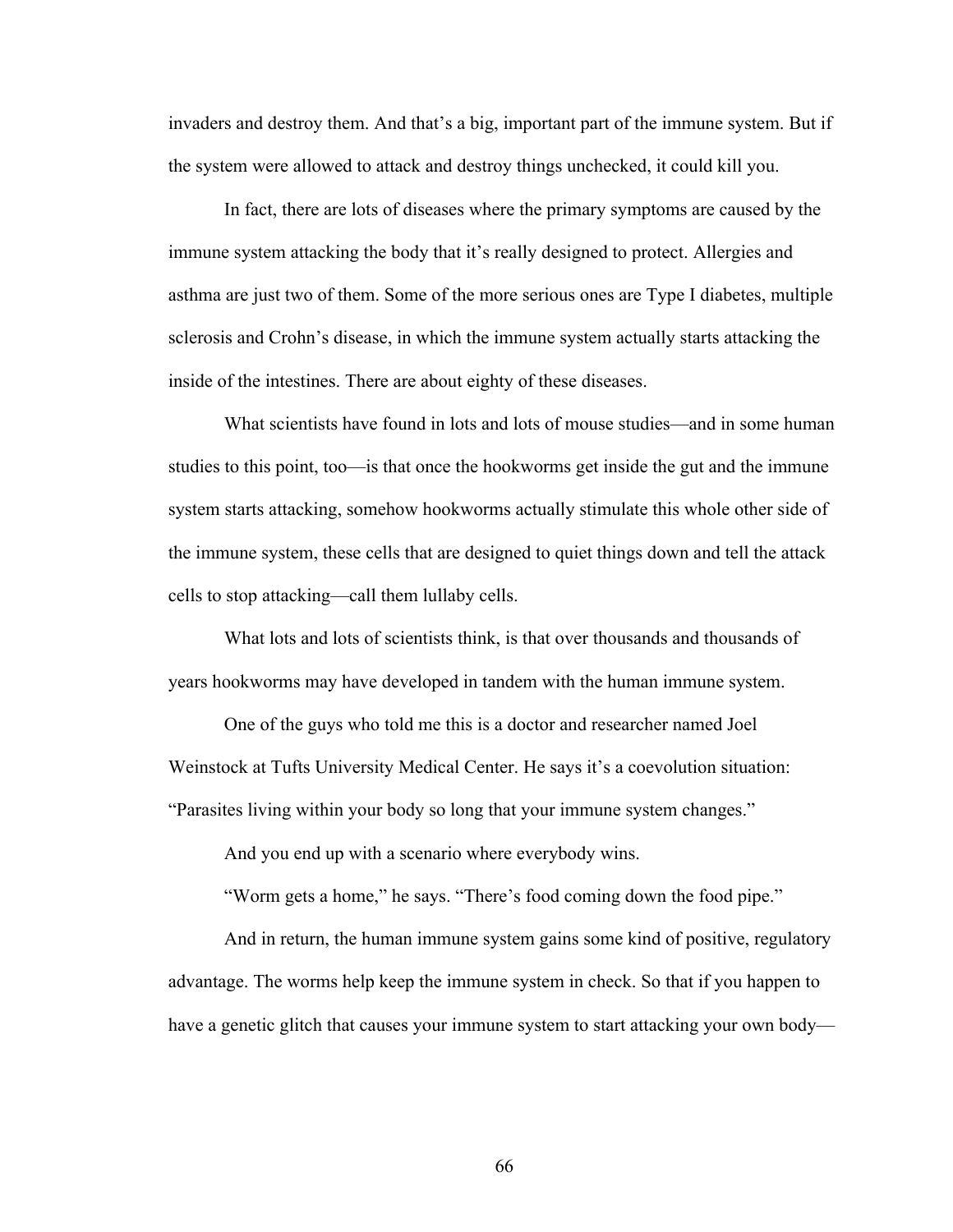invaders and destroy them. And that's a big, important part of the immune system. But if the system were allowed to attack and destroy things unchecked, it could kill you.

In fact, there are lots of diseases where the primary symptoms are caused by the immune system attacking the body that it's really designed to protect. Allergies and asthma are just two of them. Some of the more serious ones are Type I diabetes, multiple sclerosis and Crohn's disease, in which the immune system actually starts attacking the inside of the intestines. There are about eighty of these diseases.

What scientists have found in lots and lots of mouse studies—and in some human studies to this point, too—is that once the hookworms get inside the gut and the immune system starts attacking, somehow hookworms actually stimulate this whole other side of the immune system, these cells that are designed to quiet things down and tell the attack cells to stop attacking—call them lullaby cells.

What lots and lots of scientists think, is that over thousands and thousands of years hookworms may have developed in tandem with the human immune system.

One of the guys who told me this is a doctor and researcher named Joel Weinstock at Tufts University Medical Center. He says it's a coevolution situation: "Parasites living within your body so long that your immune system changes."

And you end up with a scenario where everybody wins.

"Worm gets a home," he says. "There's food coming down the food pipe."

And in return, the human immune system gains some kind of positive, regulatory advantage. The worms help keep the immune system in check. So that if you happen to have a genetic glitch that causes your immune system to start attacking your own body—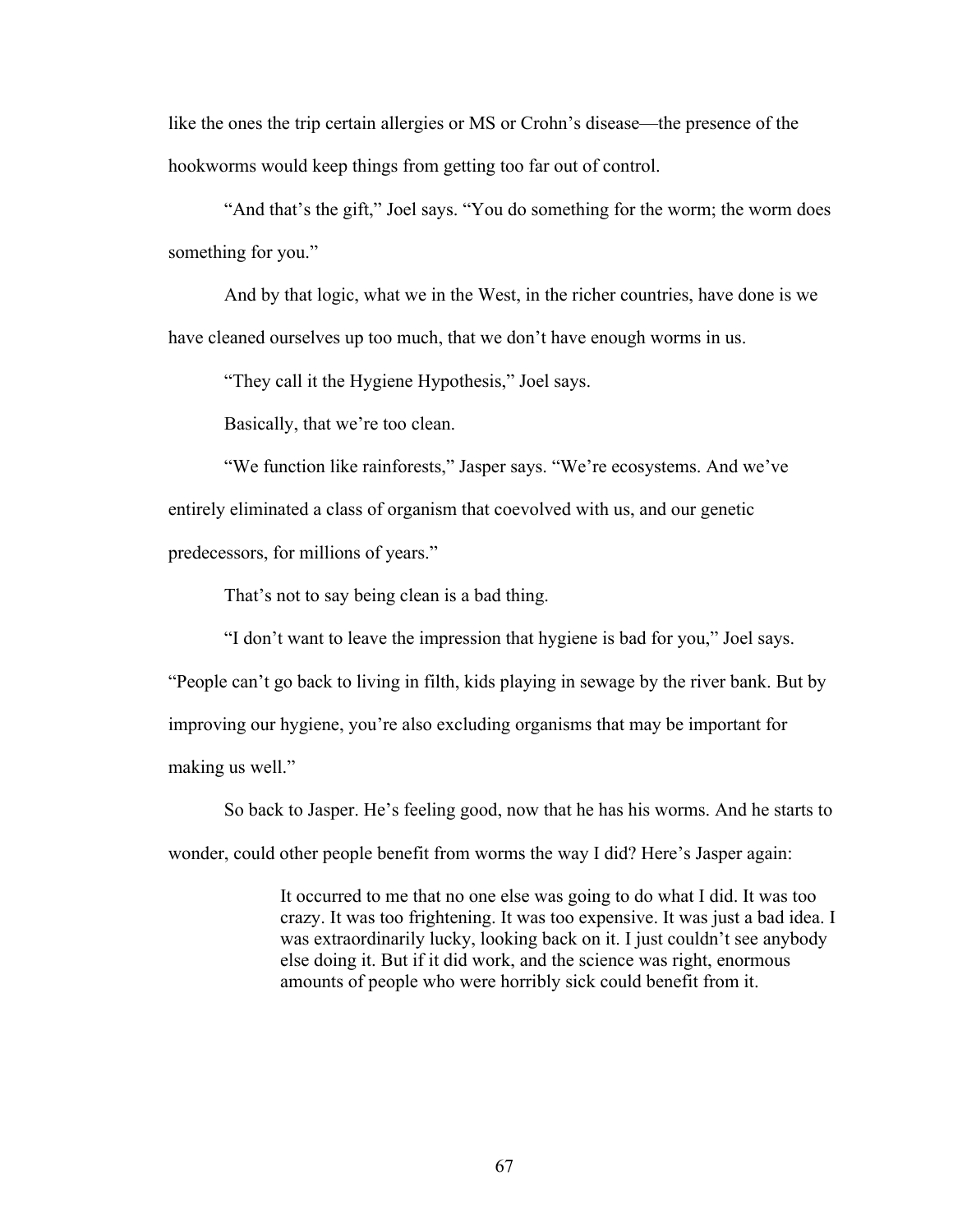like the ones the trip certain allergies or MS or Crohn's disease—the presence of the hookworms would keep things from getting too far out of control.

"And that's the gift," Joel says. "You do something for the worm; the worm does something for you."

And by that logic, what we in the West, in the richer countries, have done is we have cleaned ourselves up too much, that we don't have enough worms in us.

"They call it the Hygiene Hypothesis," Joel says.

Basically, that we're too clean.

"We function like rainforests," Jasper says. "We're ecosystems. And we've entirely eliminated a class of organism that coevolved with us, and our genetic predecessors, for millions of years."

That's not to say being clean is a bad thing.

"I don't want to leave the impression that hygiene is bad for you," Joel says. "People can't go back to living in filth, kids playing in sewage by the river bank. But by improving our hygiene, you're also excluding organisms that may be important for making us well."

So back to Jasper. He's feeling good, now that he has his worms. And he starts to wonder, could other people benefit from worms the way I did? Here's Jasper again:

> It occurred to me that no one else was going to do what I did. It was too crazy. It was too frightening. It was too expensive. It was just a bad idea. I was extraordinarily lucky, looking back on it. I just couldn't see anybody else doing it. But if it did work, and the science was right, enormous amounts of people who were horribly sick could benefit from it.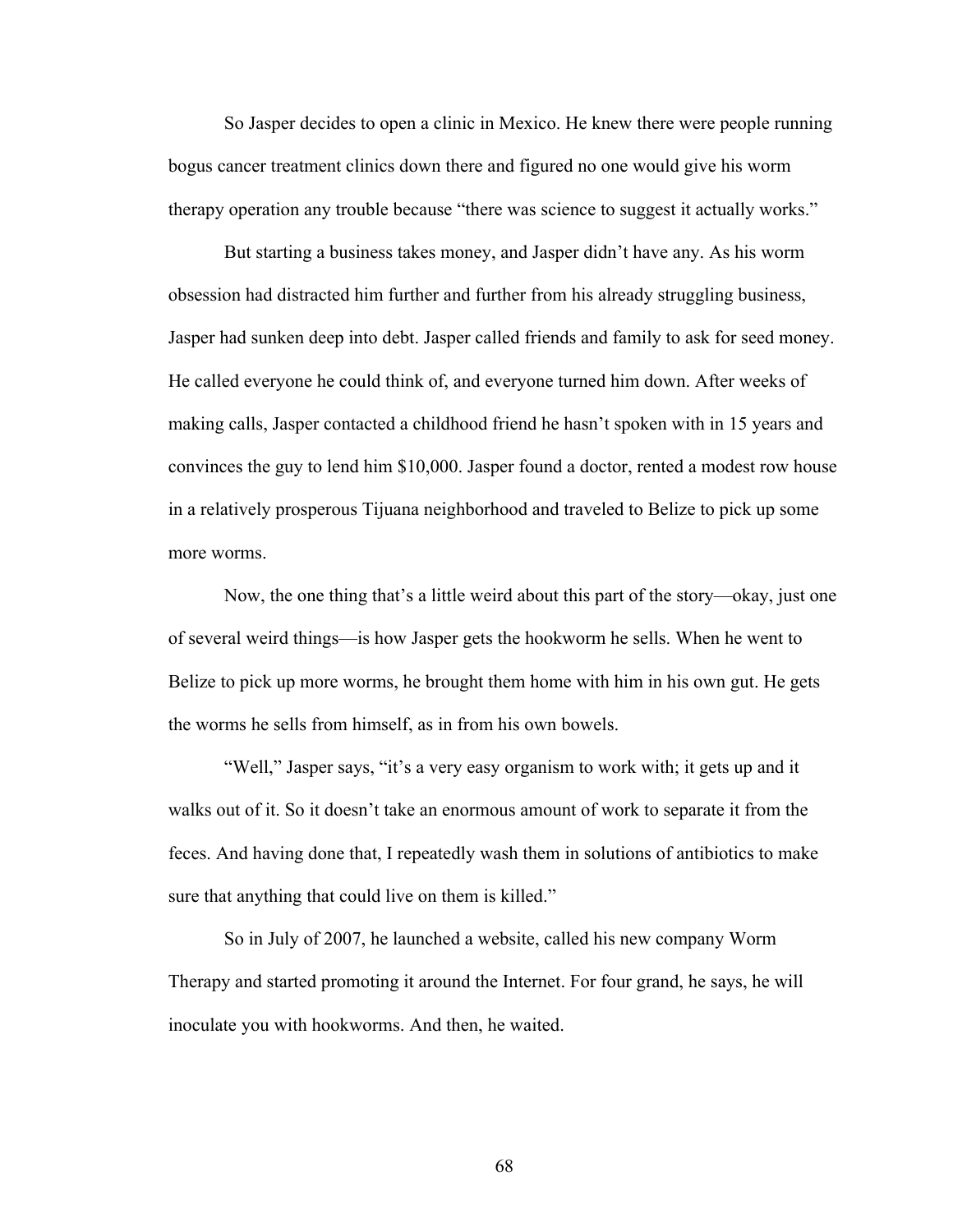So Jasper decides to open a clinic in Mexico. He knew there were people running bogus cancer treatment clinics down there and figured no one would give his worm therapy operation any trouble because "there was science to suggest it actually works."

But starting a business takes money, and Jasper didn't have any. As his worm obsession had distracted him further and further from his already struggling business, Jasper had sunken deep into debt. Jasper called friends and family to ask for seed money. He called everyone he could think of, and everyone turned him down. After weeks of making calls, Jasper contacted a childhood friend he hasn't spoken with in 15 years and convinces the guy to lend him $10,000. Jasper found a doctor, rented a modest row house in a relatively prosperous Tijuana neighborhood and traveled to Belize to pick up some more worms.

Now, the one thing that's a little weird about this part of the story—okay, just one of several weird things—is how Jasper gets the hookworm he sells. When he went to Belize to pick up more worms, he brought them home with him in his own gut. He gets the worms he sells from himself, as in from his own bowels.

"Well," Jasper says, "it's a very easy organism to work with; it gets up and it walks out of it. So it doesn't take an enormous amount of work to separate it from the feces. And having done that, I repeatedly wash them in solutions of antibiotics to make sure that anything that could live on them is killed."

So in July of 2007, he launched a website, called his new company Worm Therapy and started promoting it around the Internet. For four grand, he says, he will inoculate you with hookworms. And then, he waited.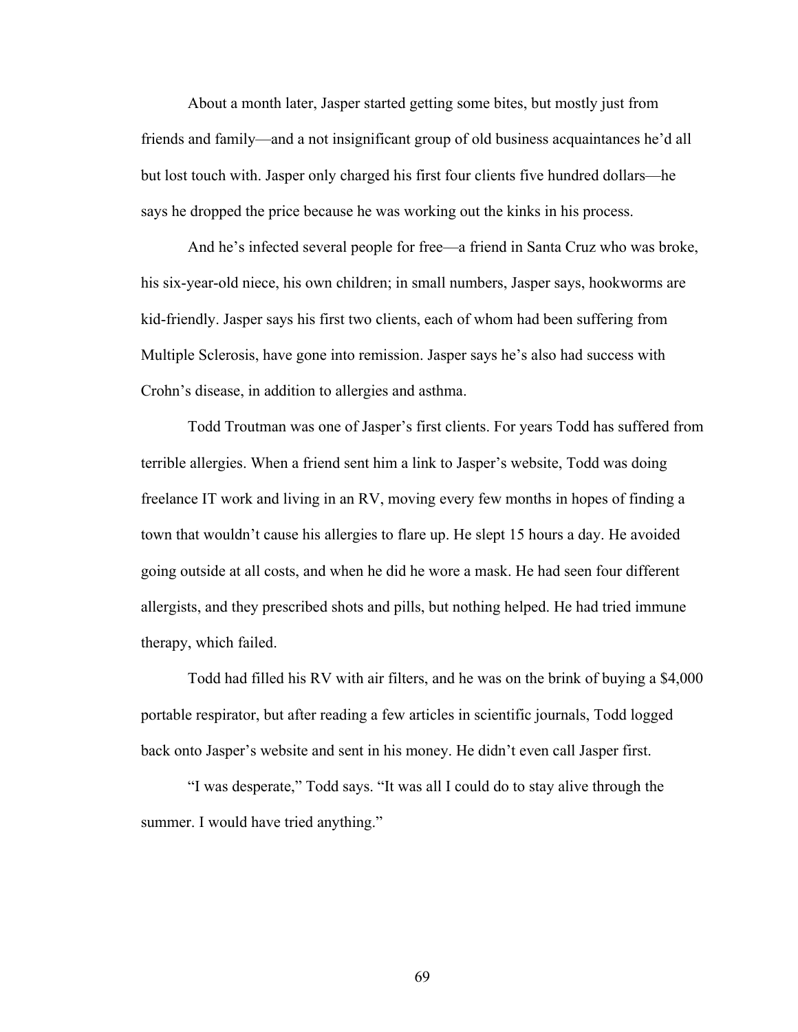About a month later, Jasper started getting some bites, but mostly just from friends and family—and a not insignificant group of old business acquaintances he'd all but lost touch with. Jasper only charged his first four clients five hundred dollars—he says he dropped the price because he was working out the kinks in his process.

And he's infected several people for free—a friend in Santa Cruz who was broke, his six-year-old niece, his own children; in small numbers, Jasper says, hookworms are kid-friendly. Jasper says his first two clients, each of whom had been suffering from Multiple Sclerosis, have gone into remission. Jasper says he's also had success with Crohn's disease, in addition to allergies and asthma.

Todd Troutman was one of Jasper's first clients. For years Todd has suffered from terrible allergies. When a friend sent him a link to Jasper's website, Todd was doing freelance IT work and living in an RV, moving every few months in hopes of finding a town that wouldn't cause his allergies to flare up. He slept 15 hours a day. He avoided going outside at all costs, and when he did he wore a mask. He had seen four different allergists, and they prescribed shots and pills, but nothing helped. He had tried immune therapy, which failed.

Todd had filled his RV with air filters, and he was on the brink of buying a $4,000 portable respirator, but after reading a few articles in scientific journals, Todd logged back onto Jasper's website and sent in his money. He didn't even call Jasper first.

"I was desperate," Todd says. "It was all I could do to stay alive through the summer. I would have tried anything."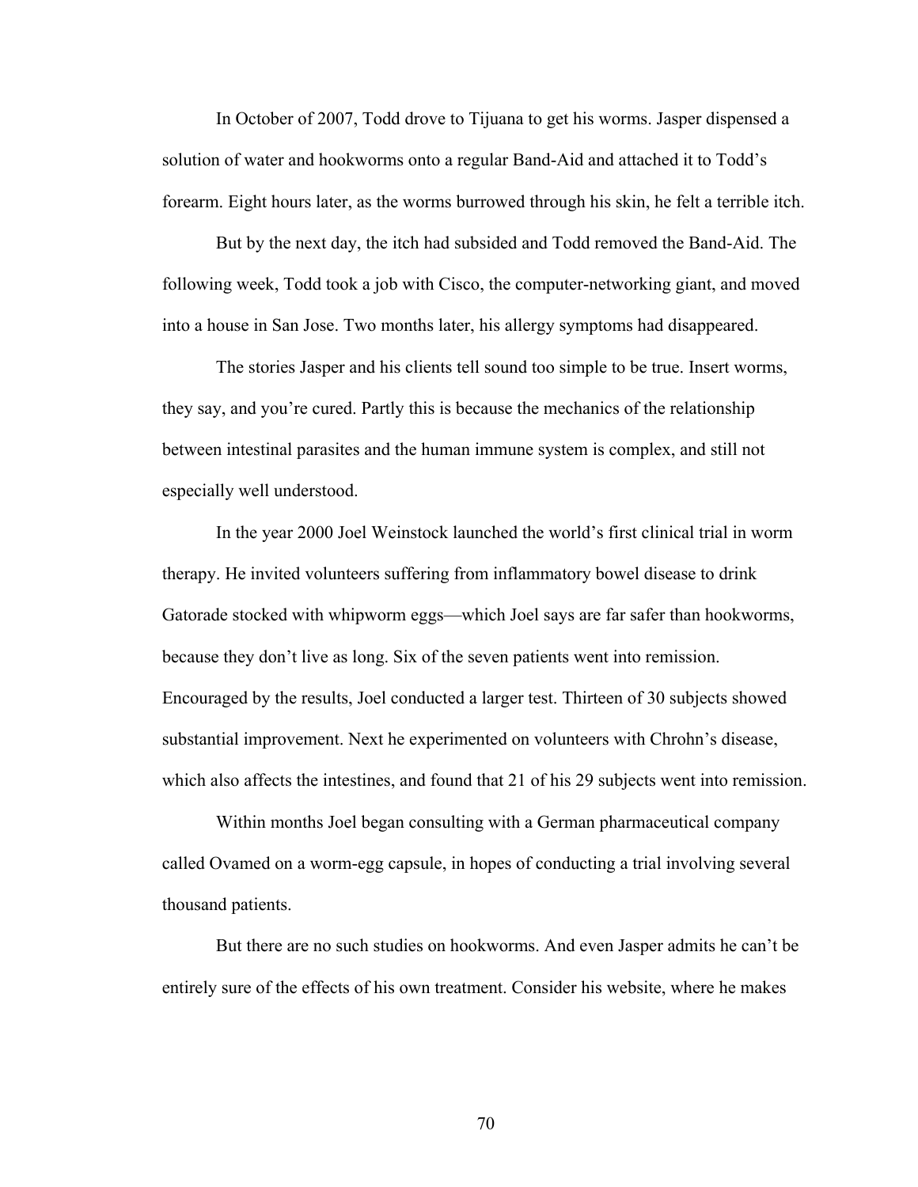In October of 2007, Todd drove to Tijuana to get his worms. Jasper dispensed a solution of water and hookworms onto a regular Band-Aid and attached it to Todd's forearm. Eight hours later, as the worms burrowed through his skin, he felt a terrible itch.

But by the next day, the itch had subsided and Todd removed the Band-Aid. The following week, Todd took a job with Cisco, the computer-networking giant, and moved into a house in San Jose. Two months later, his allergy symptoms had disappeared.

The stories Jasper and his clients tell sound too simple to be true. Insert worms, they say, and you're cured. Partly this is because the mechanics of the relationship between intestinal parasites and the human immune system is complex, and still not especially well understood.

In the year 2000 Joel Weinstock launched the world's first clinical trial in worm therapy. He invited volunteers suffering from inflammatory bowel disease to drink Gatorade stocked with whipworm eggs—which Joel says are far safer than hookworms, because they don't live as long. Six of the seven patients went into remission. Encouraged by the results, Joel conducted a larger test. Thirteen of 30 subjects showed substantial improvement. Next he experimented on volunteers with Chrohn's disease, which also affects the intestines, and found that 21 of his 29 subjects went into remission.

Within months Joel began consulting with a German pharmaceutical company called Ovamed on a worm-egg capsule, in hopes of conducting a trial involving several thousand patients.

But there are no such studies on hookworms. And even Jasper admits he can't be entirely sure of the effects of his own treatment. Consider his website, where he makes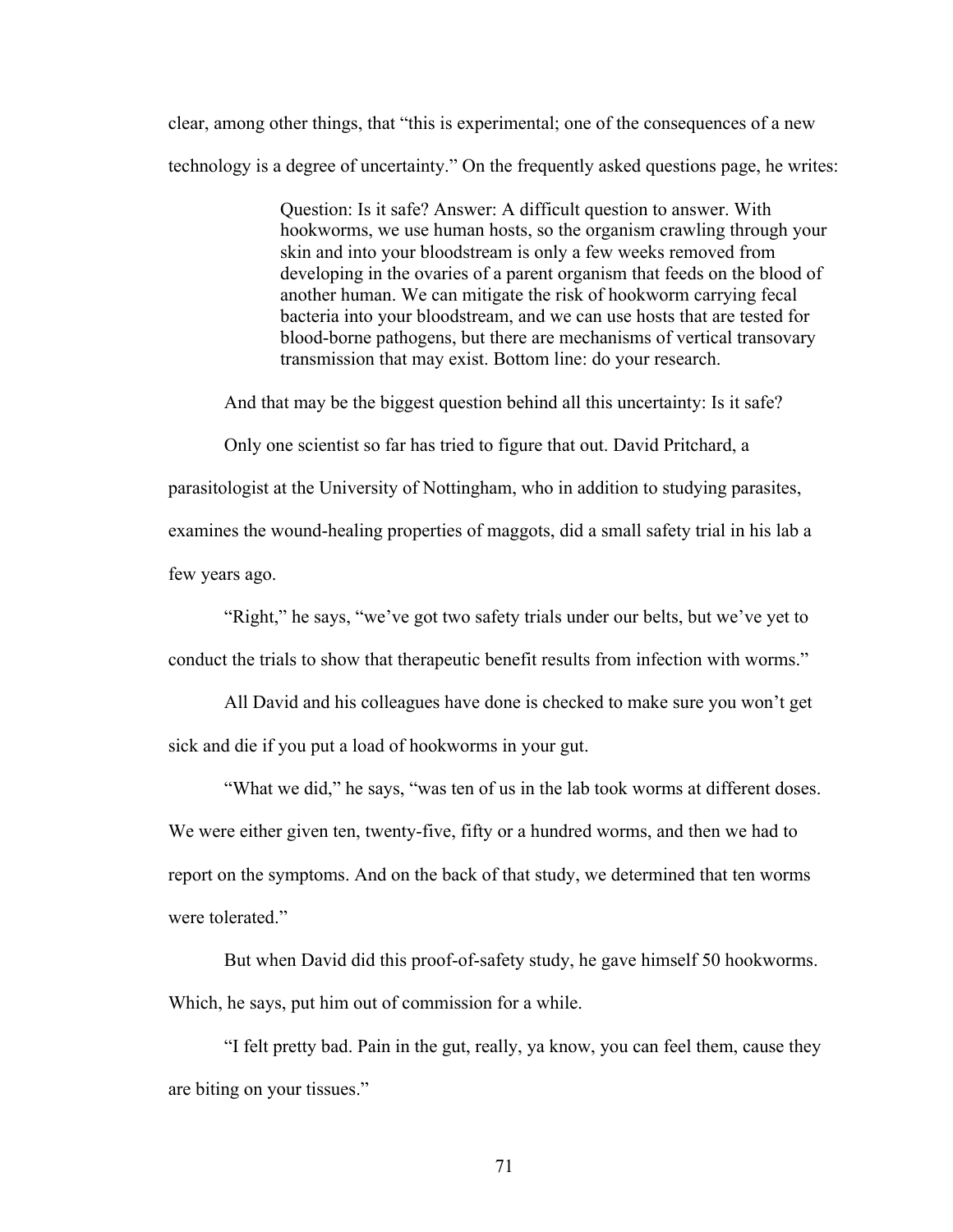clear, among other things, that "this is experimental; one of the consequences of a new technology is a degree of uncertainty." On the frequently asked questions page, he writes:

> Question: Is it safe? Answer: A difficult question to answer. With hookworms, we use human hosts, so the organism crawling through your skin and into your bloodstream is only a few weeks removed from developing in the ovaries of a parent organism that feeds on the blood of another human. We can mitigate the risk of hookworm carrying fecal bacteria into your bloodstream, and we can use hosts that are tested for blood-borne pathogens, but there are mechanisms of vertical transovary transmission that may exist. Bottom line: do your research.

And that may be the biggest question behind all this uncertainty: Is it safe?

Only one scientist so far has tried to figure that out. David Pritchard, a parasitologist at the University of Nottingham, who in addition to studying parasites, examines the wound-healing properties of maggots, did a small safety trial in his lab a few years ago.

"Right," he says, "we've got two safety trials under our belts, but we've yet to conduct the trials to show that therapeutic benefit results from infection with worms."

All David and his colleagues have done is checked to make sure you won't get sick and die if you put a load of hookworms in your gut.

"What we did," he says, "was ten of us in the lab took worms at different doses. We were either given ten, twenty-five, fifty or a hundred worms, and then we had to report on the symptoms. And on the back of that study, we determined that ten worms were tolerated."

But when David did this proof-of-safety study, he gave himself 50 hookworms. Which, he says, put him out of commission for a while.

"I felt pretty bad. Pain in the gut, really, ya know, you can feel them, cause they are biting on your tissues."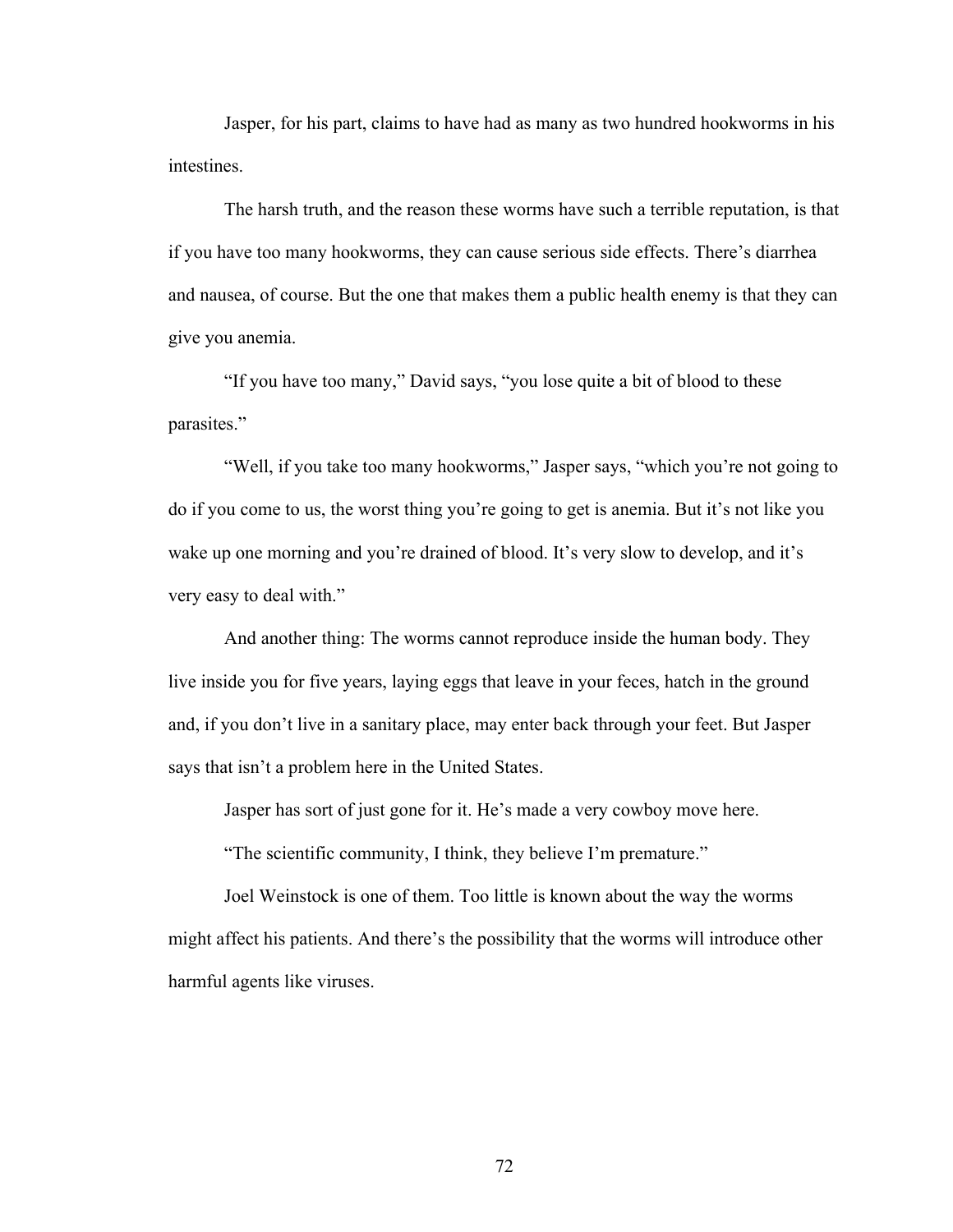Jasper, for his part, claims to have had as many as two hundred hookworms in his intestines.

The harsh truth, and the reason these worms have such a terrible reputation, is that if you have too many hookworms, they can cause serious side effects. There's diarrhea and nausea, of course. But the one that makes them a public health enemy is that they can give you anemia.

"If you have too many," David says, "you lose quite a bit of blood to these parasites."

"Well, if you take too many hookworms," Jasper says, "which you're not going to do if you come to us, the worst thing you're going to get is anemia. But it's not like you wake up one morning and you're drained of blood. It's very slow to develop, and it's very easy to deal with."

And another thing: The worms cannot reproduce inside the human body. They live inside you for five years, laying eggs that leave in your feces, hatch in the ground and, if you don't live in a sanitary place, may enter back through your feet. But Jasper says that isn't a problem here in the United States.

Jasper has sort of just gone for it. He's made a very cowboy move here.

"The scientific community, I think, they believe I'm premature."

Joel Weinstock is one of them. Too little is known about the way the worms might affect his patients. And there's the possibility that the worms will introduce other harmful agents like viruses.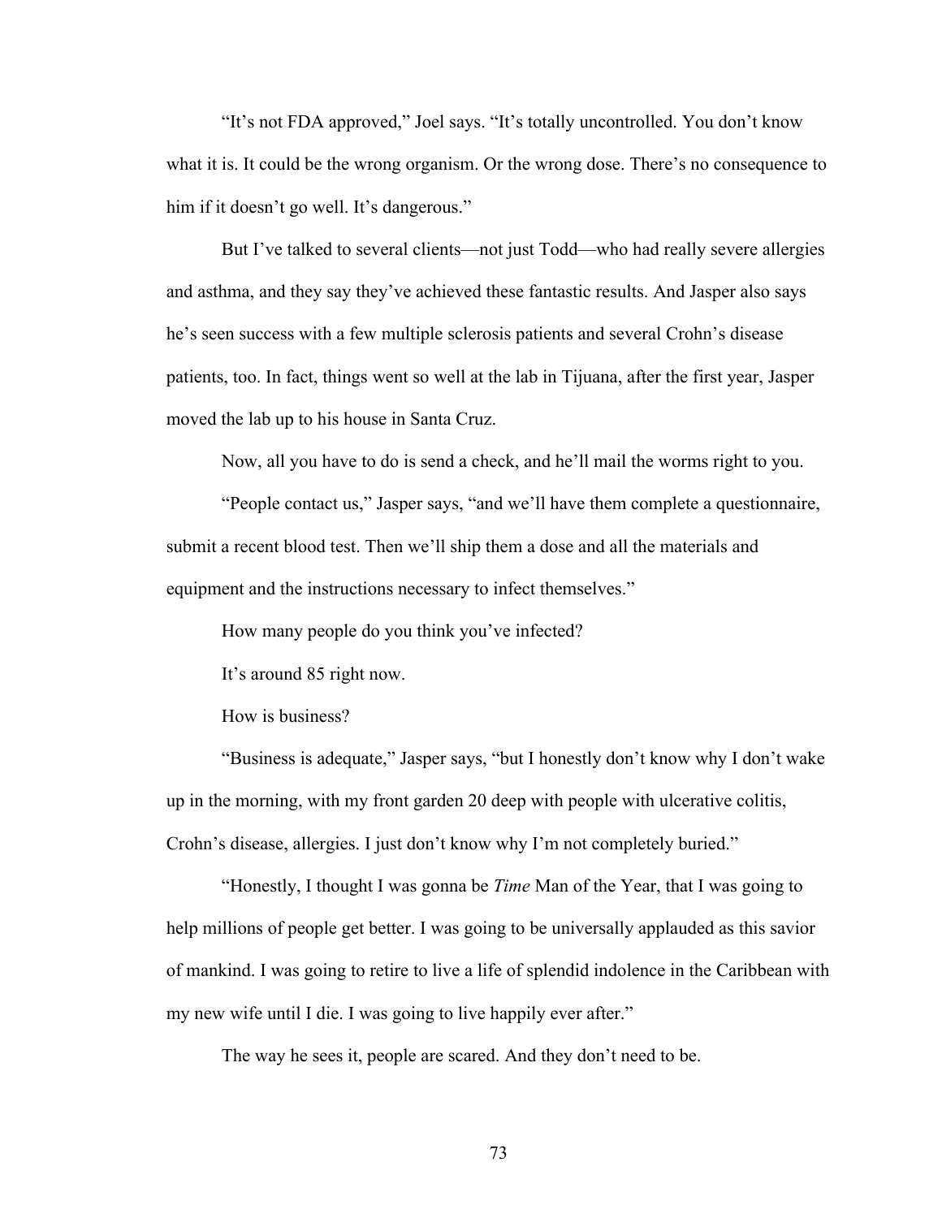"It's not FDA approved," Joel says. "It's totally uncontrolled. You don't know what it is. It could be the wrong organism. Or the wrong dose. There's no consequence to him if it doesn't go well. It's dangerous."

But I've talked to several clients—not just Todd—who had really severe allergies and asthma, and they say they've achieved these fantastic results. And Jasper also says he's seen success with a few multiple sclerosis patients and several Crohn's disease patients, too. In fact, things went so well at the lab in Tijuana, after the first year, Jasper moved the lab up to his house in Santa Cruz.

Now, all you have to do is send a check, and he'll mail the worms right to you.

"People contact us," Jasper says, "and we'll have them complete a questionnaire, submit a recent blood test. Then we'll ship them a dose and all the materials and equipment and the instructions necessary to infect themselves."

How many people do you think you've infected?

It's around 85 right now.

How is business?

"Business is adequate," Jasper says, "but I honestly don't know why I don't wake up in the morning, with my front garden 20 deep with people with ulcerative colitis, Crohn's disease, allergies. I just don't know why I'm not completely buried."

"Honestly, I thought I was gonna be *Time* Man of the Year, that I was going to help millions of people get better. I was going to be universally applauded as this savior of mankind. I was going to retire to live a life of splendid indolence in the Caribbean with my new wife until I die. I was going to live happily ever after."

The way he sees it, people are scared. And they don't need to be.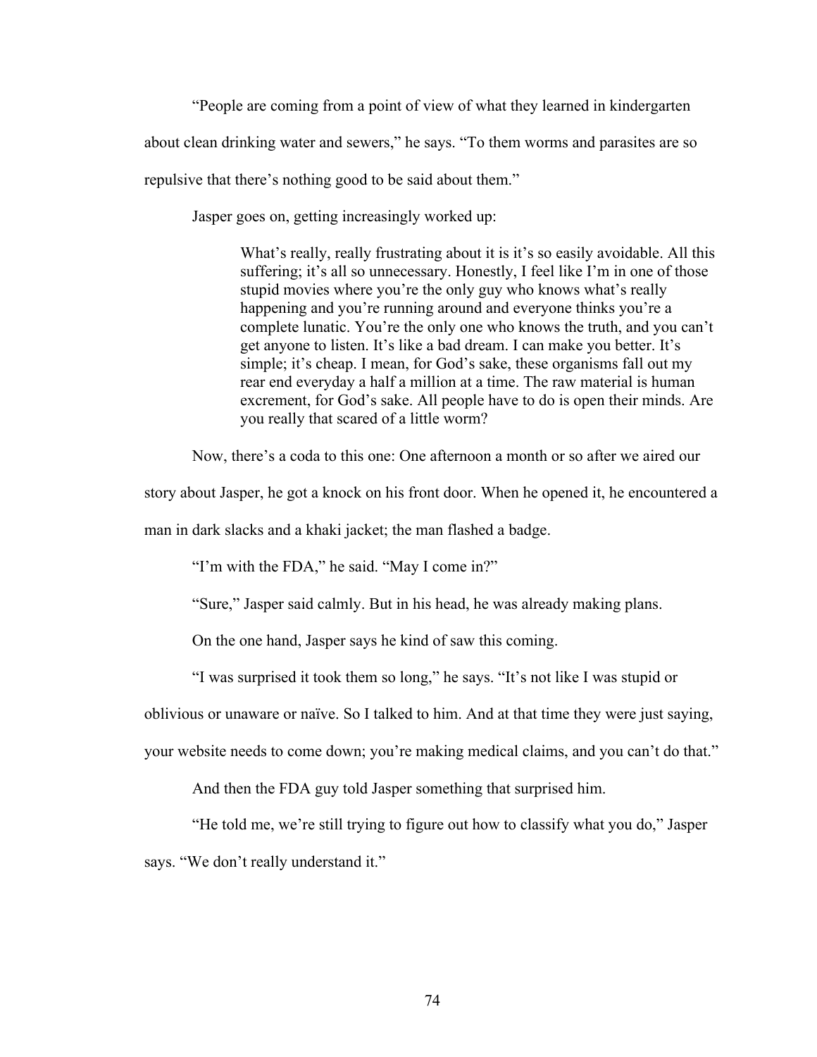"People are coming from a point of view of what they learned in kindergarten about clean drinking water and sewers," he says. "To them worms and parasites are so repulsive that there's nothing good to be said about them."

Jasper goes on, getting increasingly worked up:

> What's really, really frustrating about it is it's so easily avoidable. All this suffering; it's all so unnecessary. Honestly, I feel like I'm in one of those stupid movies where you're the only guy who knows what's really happening and you're running around and everyone thinks you're a complete lunatic. You're the only one who knows the truth, and you can't get anyone to listen. It's like a bad dream. I can make you better. It's simple; it's cheap. I mean, for God's sake, these organisms fall out my rear end everyday a half a million at a time. The raw material is human excrement, for God's sake. All people have to do is open their minds. Are you really that scared of a little worm?

Now, there's a coda to this one: One afternoon a month or so after we aired our story about Jasper, he got a knock on his front door. When he opened it, he encountered a man in dark slacks and a khaki jacket; the man flashed a badge.

"I'm with the FDA," he said. "May I come in?"

"Sure," Jasper said calmly. But in his head, he was already making plans.

On the one hand, Jasper says he kind of saw this coming.

"I was surprised it took them so long," he says. "It's not like I was stupid or oblivious or unaware or naïve. So I talked to him. And at that time they were just saying, your website needs to come down; you're making medical claims, and you can't do that."

And then the FDA guy told Jasper something that surprised him.

"He told me, we're still trying to figure out how to classify what you do," Jasper says. "We don't really understand it."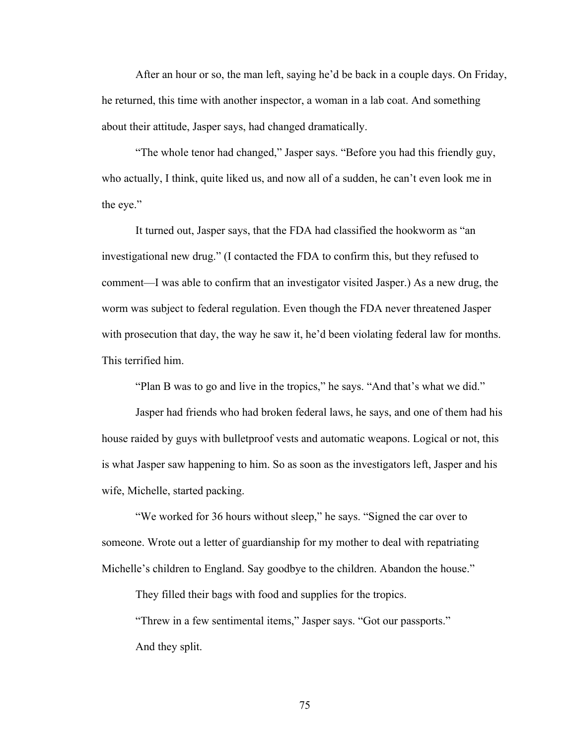After an hour or so, the man left, saying he'd be back in a couple days. On Friday, he returned, this time with another inspector, a woman in a lab coat. And something about their attitude, Jasper says, had changed dramatically.

"The whole tenor had changed," Jasper says. "Before you had this friendly guy, who actually, I think, quite liked us, and now all of a sudden, he can't even look me in the eye."

It turned out, Jasper says, that the FDA had classified the hookworm as "an investigational new drug." (I contacted the FDA to confirm this, but they refused to comment—I was able to confirm that an investigator visited Jasper.) As a new drug, the worm was subject to federal regulation. Even though the FDA never threatened Jasper with prosecution that day, the way he saw it, he'd been violating federal law for months. This terrified him.

"Plan B was to go and live in the tropics," he says. "And that's what we did."

Jasper had friends who had broken federal laws, he says, and one of them had his house raided by guys with bulletproof vests and automatic weapons. Logical or not, this is what Jasper saw happening to him. So as soon as the investigators left, Jasper and his wife, Michelle, started packing.

"We worked for 36 hours without sleep," he says. "Signed the car over to someone. Wrote out a letter of guardianship for my mother to deal with repatriating Michelle's children to England. Say goodbye to the children. Abandon the house."

They filled their bags with food and supplies for the tropics.

"Threw in a few sentimental items," Jasper says. "Got our passports."

And they split.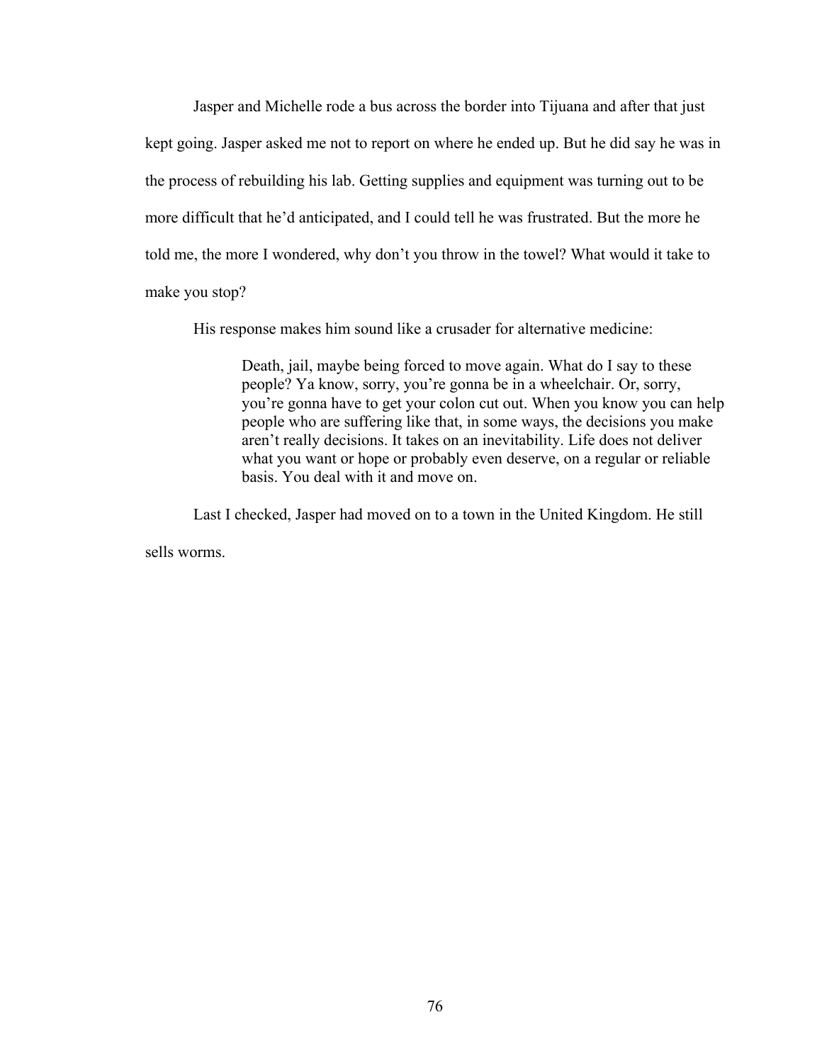Jasper and Michelle rode a bus across the border into Tijuana and after that just kept going. Jasper asked me not to report on where he ended up. But he did say he was in the process of rebuilding his lab. Getting supplies and equipment was turning out to be more difficult that he'd anticipated, and I could tell he was frustrated. But the more he told me, the more I wondered, why don't you throw in the towel? What would it take to make you stop?

His response makes him sound like a crusader for alternative medicine:

> Death, jail, maybe being forced to move again. What do I say to these people? Ya know, sorry, you're gonna be in a wheelchair. Or, sorry, you're gonna have to get your colon cut out. When you know you can help people who are suffering like that, in some ways, the decisions you make aren't really decisions. It takes on an inevitability. Life does not deliver what you want or hope or probably even deserve, on a regular or reliable basis. You deal with it and move on.

Last I checked, Jasper had moved on to a town in the United Kingdom. He still sells worms.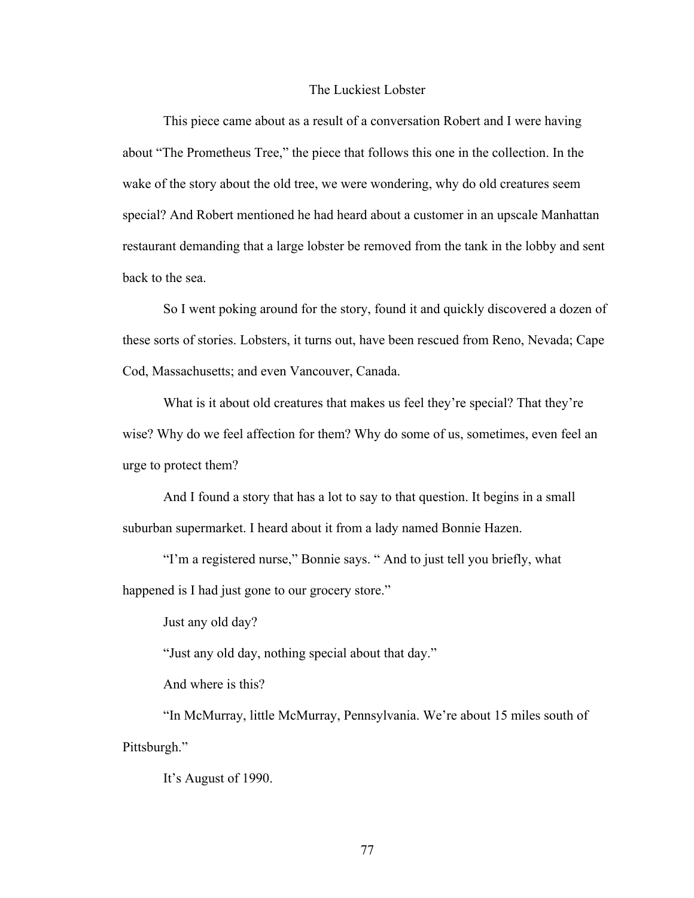## The Luckiest Lobster

This piece came about as a result of a conversation Robert and I were having about "The Prometheus Tree," the piece that follows this one in the collection. In the wake of the story about the old tree, we were wondering, why do old creatures seem special? And Robert mentioned he had heard about a customer in an upscale Manhattan restaurant demanding that a large lobster be removed from the tank in the lobby and sent back to the sea.

So I went poking around for the story, found it and quickly discovered a dozen of these sorts of stories. Lobsters, it turns out, have been rescued from Reno, Nevada; Cape Cod, Massachusetts; and even Vancouver, Canada.

What is it about old creatures that makes us feel they're special? That they're wise? Why do we feel affection for them? Why do some of us, sometimes, even feel an urge to protect them?

And I found a story that has a lot to say to that question. It begins in a small suburban supermarket. I heard about it from a lady named Bonnie Hazen.

"I'm a registered nurse," Bonnie says. " And to just tell you briefly, what happened is I had just gone to our grocery store."

Just any old day?

"Just any old day, nothing special about that day."

And where is this?

"In McMurray, little McMurray, Pennsylvania. We're about 15 miles south of Pittsburgh."

It's August of 1990.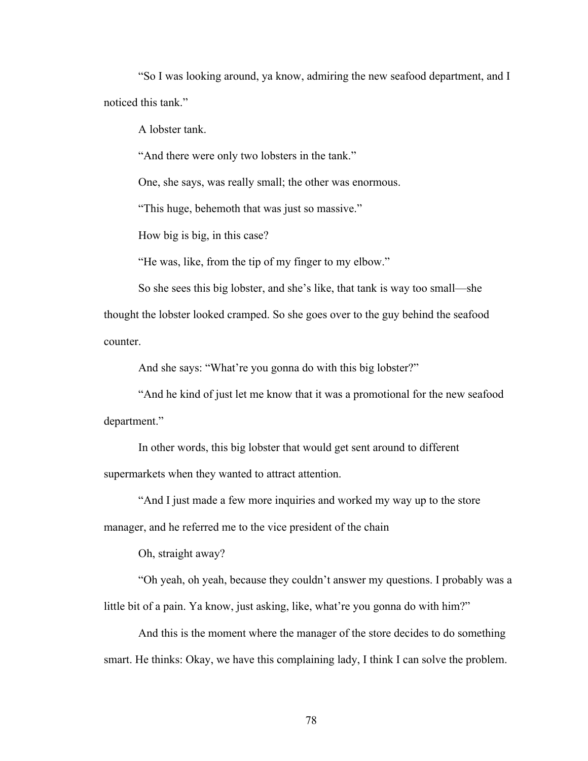"So I was looking around, ya know, admiring the new seafood department, and I noticed this tank."

A lobster tank.

"And there were only two lobsters in the tank."

One, she says, was really small; the other was enormous.

"This huge, behemoth that was just so massive."

How big is big, in this case?

"He was, like, from the tip of my finger to my elbow."

So she sees this big lobster, and she's like, that tank is way too small—she thought the lobster looked cramped. So she goes over to the guy behind the seafood counter.

And she says: "What're you gonna do with this big lobster?"

"And he kind of just let me know that it was a promotional for the new seafood department."

In other words, this big lobster that would get sent around to different supermarkets when they wanted to attract attention.

"And I just made a few more inquiries and worked my way up to the store manager, and he referred me to the vice president of the chain

Oh, straight away?

"Oh yeah, oh yeah, because they couldn't answer my questions. I probably was a little bit of a pain. Ya know, just asking, like, what're you gonna do with him?"

And this is the moment where the manager of the store decides to do something smart. He thinks: Okay, we have this complaining lady, I think I can solve the problem.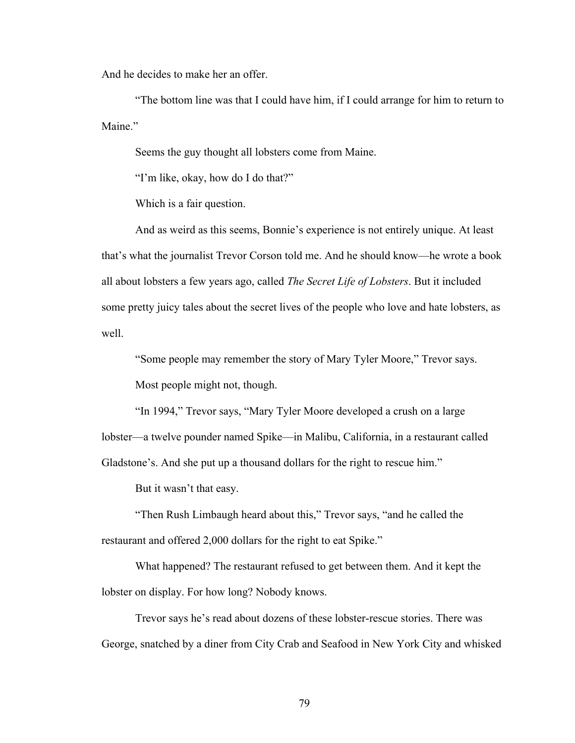And he decides to make her an offer.

"The bottom line was that I could have him, if I could arrange for him to return to Maine."

Seems the guy thought all lobsters come from Maine.

"I'm like, okay, how do I do that?"

Which is a fair question.

And as weird as this seems, Bonnie's experience is not entirely unique. At least that's what the journalist Trevor Corson told me. And he should know—he wrote a book all about lobsters a few years ago, called *The Secret Life of Lobsters*. But it included some pretty juicy tales about the secret lives of the people who love and hate lobsters, as well.

"Some people may remember the story of Mary Tyler Moore," Trevor says.

Most people might not, though.

"In 1994," Trevor says, "Mary Tyler Moore developed a crush on a large lobster—a twelve pounder named Spike—in Malibu, California, in a restaurant called Gladstone's. And she put up a thousand dollars for the right to rescue him."

But it wasn't that easy.

"Then Rush Limbaugh heard about this," Trevor says, "and he called the restaurant and offered 2,000 dollars for the right to eat Spike."

What happened? The restaurant refused to get between them. And it kept the lobster on display. For how long? Nobody knows.

Trevor says he's read about dozens of these lobster-rescue stories. There was George, snatched by a diner from City Crab and Seafood in New York City and whisked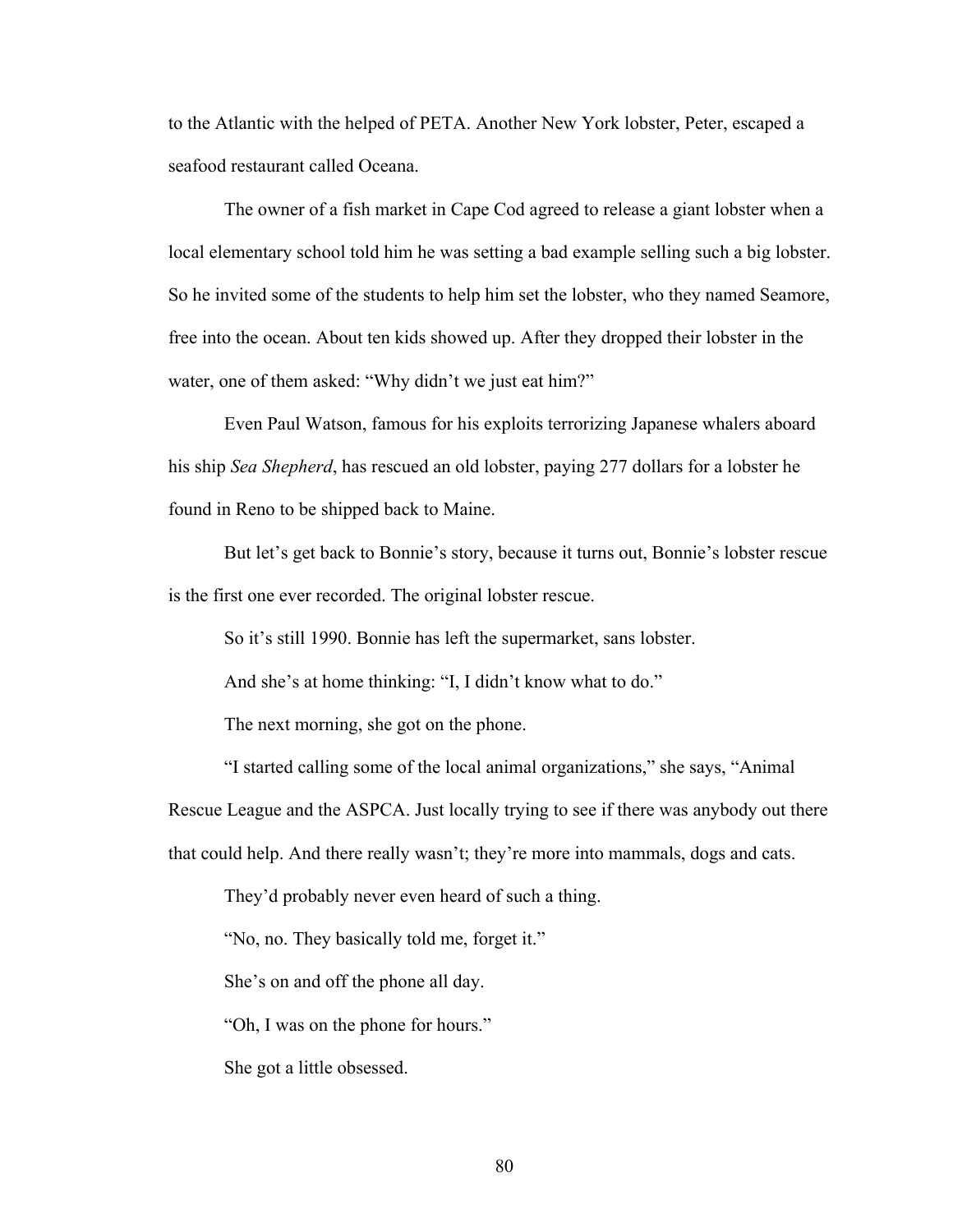to the Atlantic with the helped of PETA. Another New York lobster, Peter, escaped a seafood restaurant called Oceana.

The owner of a fish market in Cape Cod agreed to release a giant lobster when a local elementary school told him he was setting a bad example selling such a big lobster. So he invited some of the students to help him set the lobster, who they named Seamore, free into the ocean. About ten kids showed up. After they dropped their lobster in the water, one of them asked: "Why didn't we just eat him?"

Even Paul Watson, famous for his exploits terrorizing Japanese whalers aboard his ship *Sea Shepherd*, has rescued an old lobster, paying 277 dollars for a lobster he found in Reno to be shipped back to Maine.

But let's get back to Bonnie's story, because it turns out, Bonnie's lobster rescue is the first one ever recorded. The original lobster rescue.

So it's still 1990. Bonnie has left the supermarket, sans lobster.

And she's at home thinking: "I, I didn't know what to do."

The next morning, she got on the phone.

"I started calling some of the local animal organizations," she says, "Animal Rescue League and the ASPCA. Just locally trying to see if there was anybody out there that could help. And there really wasn't; they're more into mammals, dogs and cats.

They'd probably never even heard of such a thing.

"No, no. They basically told me, forget it."

She's on and off the phone all day.

"Oh, I was on the phone for hours."

She got a little obsessed.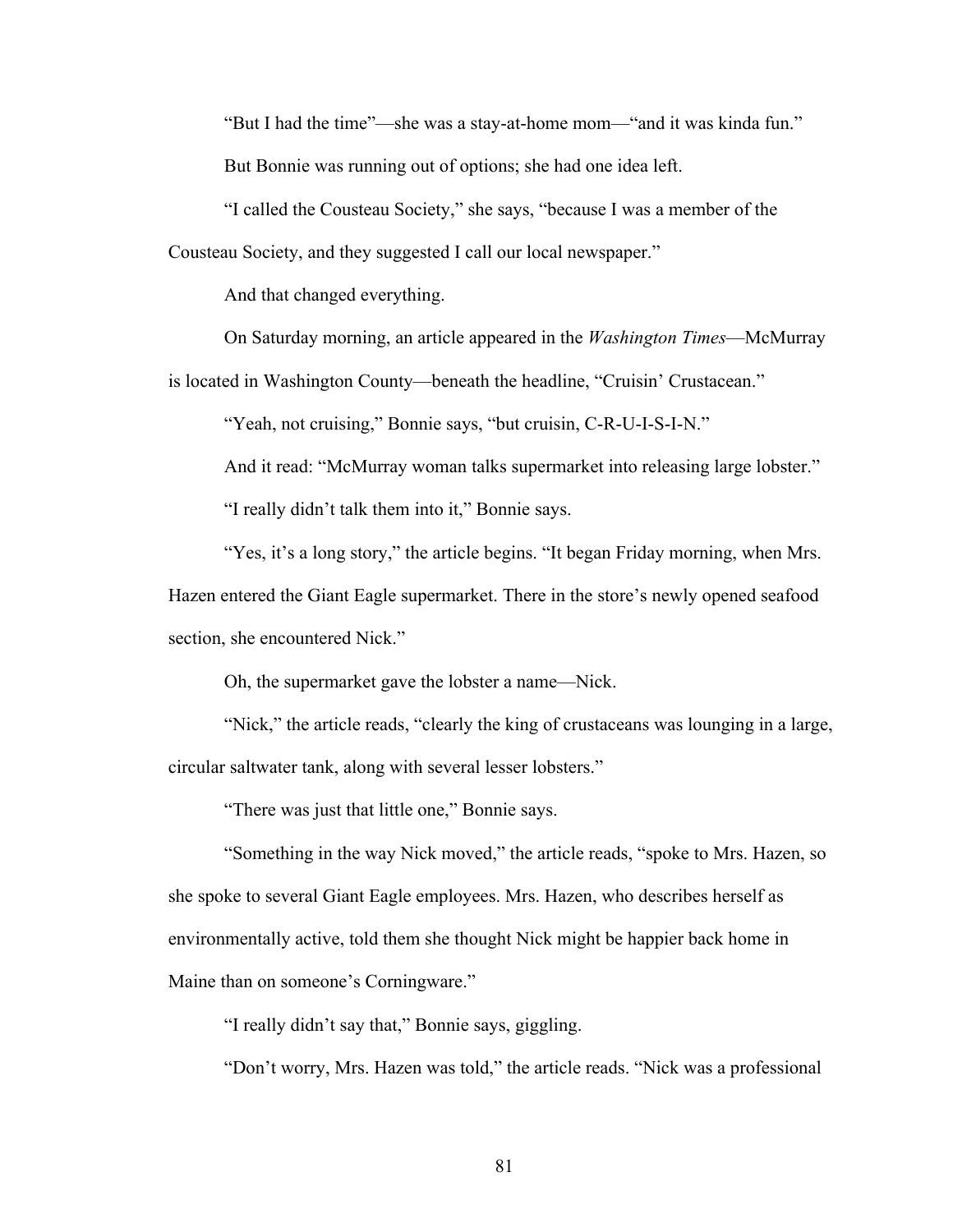"But I had the time"—she was a stay-at-home mom—"and it was kinda fun."

But Bonnie was running out of options; she had one idea left.

"I called the Cousteau Society," she says, "because I was a member of the Cousteau Society, and they suggested I call our local newspaper."

And that changed everything.

On Saturday morning, an article appeared in the *Washington Times*—McMurray is located in Washington County—beneath the headline, "Cruisin' Crustacean."

"Yeah, not cruising," Bonnie says, "but cruisin, C-R-U-I-S-I-N."

And it read: "McMurray woman talks supermarket into releasing large lobster."

"I really didn't talk them into it," Bonnie says.

"Yes, it's a long story," the article begins. "It began Friday morning, when Mrs. Hazen entered the Giant Eagle supermarket. There in the store's newly opened seafood section, she encountered Nick."

Oh, the supermarket gave the lobster a name—Nick.

"Nick," the article reads, "clearly the king of crustaceans was lounging in a large, circular saltwater tank, along with several lesser lobsters."

"There was just that little one," Bonnie says.

"Something in the way Nick moved," the article reads, "spoke to Mrs. Hazen, so she spoke to several Giant Eagle employees. Mrs. Hazen, who describes herself as environmentally active, told them she thought Nick might be happier back home in Maine than on someone's Corningware."

"I really didn't say that," Bonnie says, giggling.

"Don't worry, Mrs. Hazen was told," the article reads. "Nick was a professional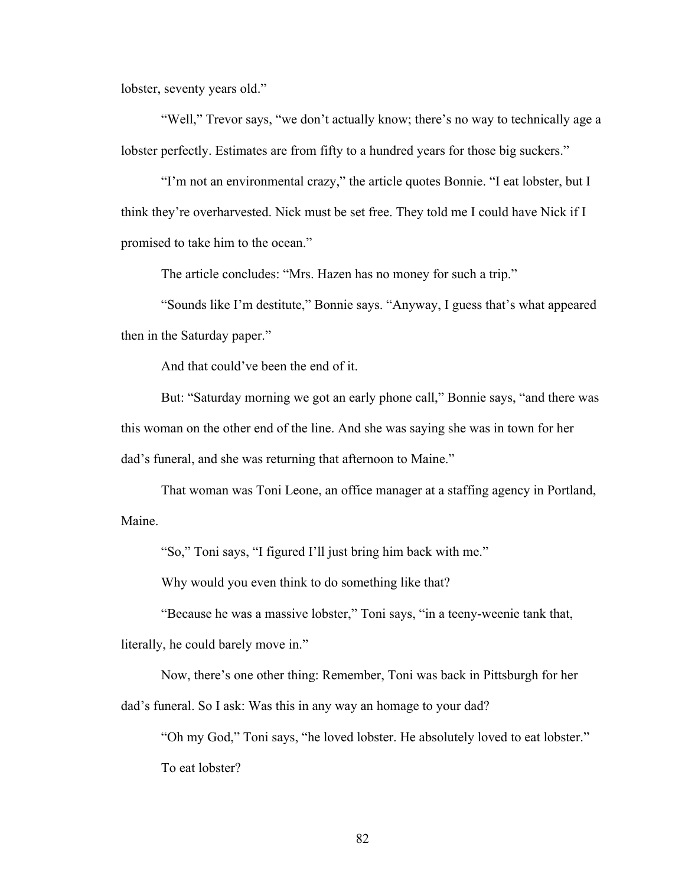lobster, seventy years old."

"Well," Trevor says, "we don't actually know; there's no way to technically age a lobster perfectly. Estimates are from fifty to a hundred years for those big suckers."

"I'm not an environmental crazy," the article quotes Bonnie. "I eat lobster, but I think they're overharvested. Nick must be set free. They told me I could have Nick if I promised to take him to the ocean."

The article concludes: "Mrs. Hazen has no money for such a trip."

"Sounds like I'm destitute," Bonnie says. "Anyway, I guess that's what appeared then in the Saturday paper."

And that could've been the end of it.

But: "Saturday morning we got an early phone call," Bonnie says, "and there was this woman on the other end of the line. And she was saying she was in town for her dad's funeral, and she was returning that afternoon to Maine."

That woman was Toni Leone, an office manager at a staffing agency in Portland, Maine.

"So," Toni says, "I figured I'll just bring him back with me."

Why would you even think to do something like that?

"Because he was a massive lobster," Toni says, "in a teeny-weenie tank that, literally, he could barely move in."

Now, there's one other thing: Remember, Toni was back in Pittsburgh for her dad's funeral. So I ask: Was this in any way an homage to your dad?

"Oh my God," Toni says, "he loved lobster. He absolutely loved to eat lobster."

To eat lobster?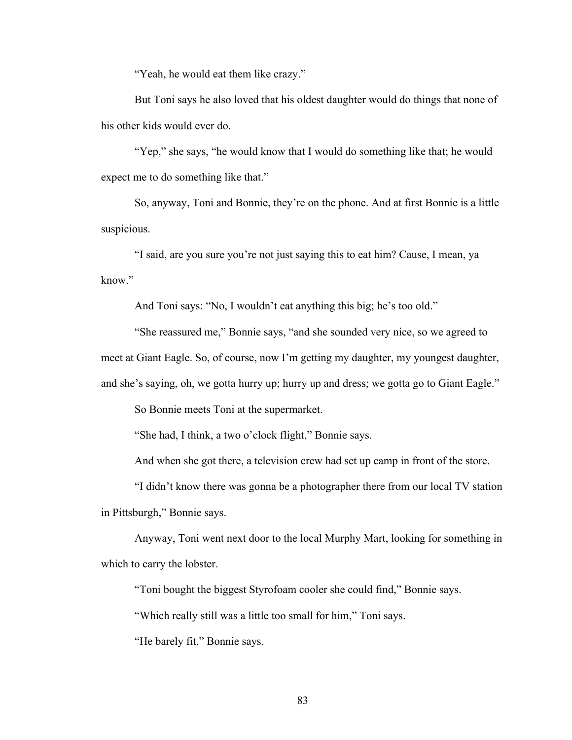"Yeah, he would eat them like crazy."

But Toni says he also loved that his oldest daughter would do things that none of his other kids would ever do.

"Yep," she says, "he would know that I would do something like that; he would expect me to do something like that."

So, anyway, Toni and Bonnie, they're on the phone. And at first Bonnie is a little suspicious.

"I said, are you sure you're not just saying this to eat him? Cause, I mean, ya know."

And Toni says: "No, I wouldn't eat anything this big; he's too old."

"She reassured me," Bonnie says, "and she sounded very nice, so we agreed to meet at Giant Eagle. So, of course, now I'm getting my daughter, my youngest daughter, and she's saying, oh, we gotta hurry up; hurry up and dress; we gotta go to Giant Eagle."

So Bonnie meets Toni at the supermarket.

"She had, I think, a two o'clock flight," Bonnie says.

And when she got there, a television crew had set up camp in front of the store.

"I didn't know there was gonna be a photographer there from our local TV station in Pittsburgh," Bonnie says.

Anyway, Toni went next door to the local Murphy Mart, looking for something in which to carry the lobster.

"Toni bought the biggest Styrofoam cooler she could find," Bonnie says.

"Which really still was a little too small for him," Toni says.

"He barely fit," Bonnie says.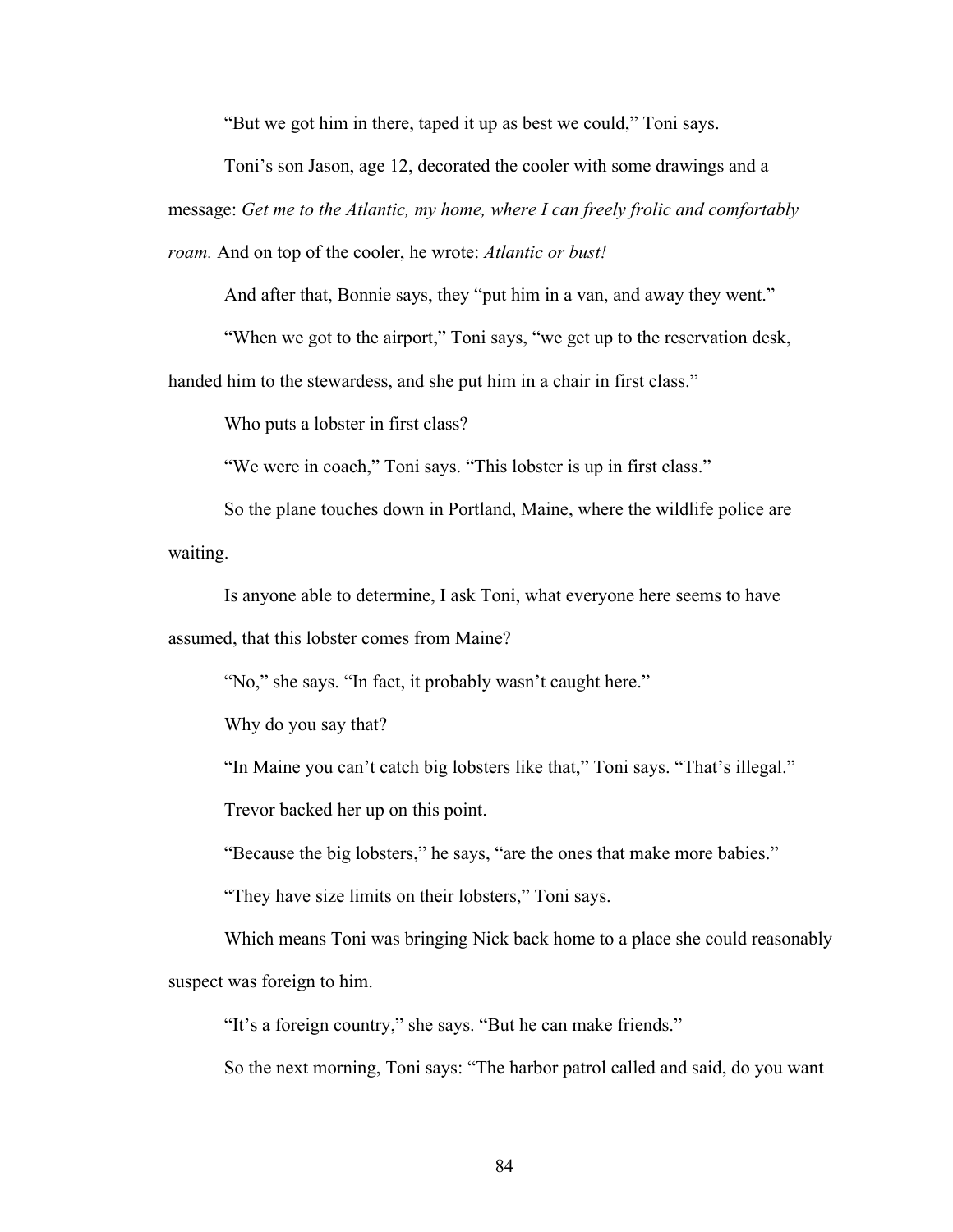"But we got him in there, taped it up as best we could," Toni says.

Toni's son Jason, age 12, decorated the cooler with some drawings and a message: *Get me to the Atlantic, my home, where I can freely frolic and comfortably roam.* And on top of the cooler, he wrote: *Atlantic or bust!*

And after that, Bonnie says, they "put him in a van, and away they went."

"When we got to the airport," Toni says, "we get up to the reservation desk, handed him to the stewardess, and she put him in a chair in first class."

Who puts a lobster in first class?

"We were in coach," Toni says. "This lobster is up in first class."

So the plane touches down in Portland, Maine, where the wildlife police are waiting.

Is anyone able to determine, I ask Toni, what everyone here seems to have assumed, that this lobster comes from Maine?

"No," she says. "In fact, it probably wasn't caught here."

Why do you say that?

"In Maine you can't catch big lobsters like that," Toni says. "That's illegal."

Trevor backed her up on this point.

"Because the big lobsters," he says, "are the ones that make more babies."

"They have size limits on their lobsters," Toni says.

Which means Toni was bringing Nick back home to a place she could reasonably suspect was foreign to him.

"It's a foreign country," she says. "But he can make friends."

So the next morning, Toni says: "The harbor patrol called and said, do you want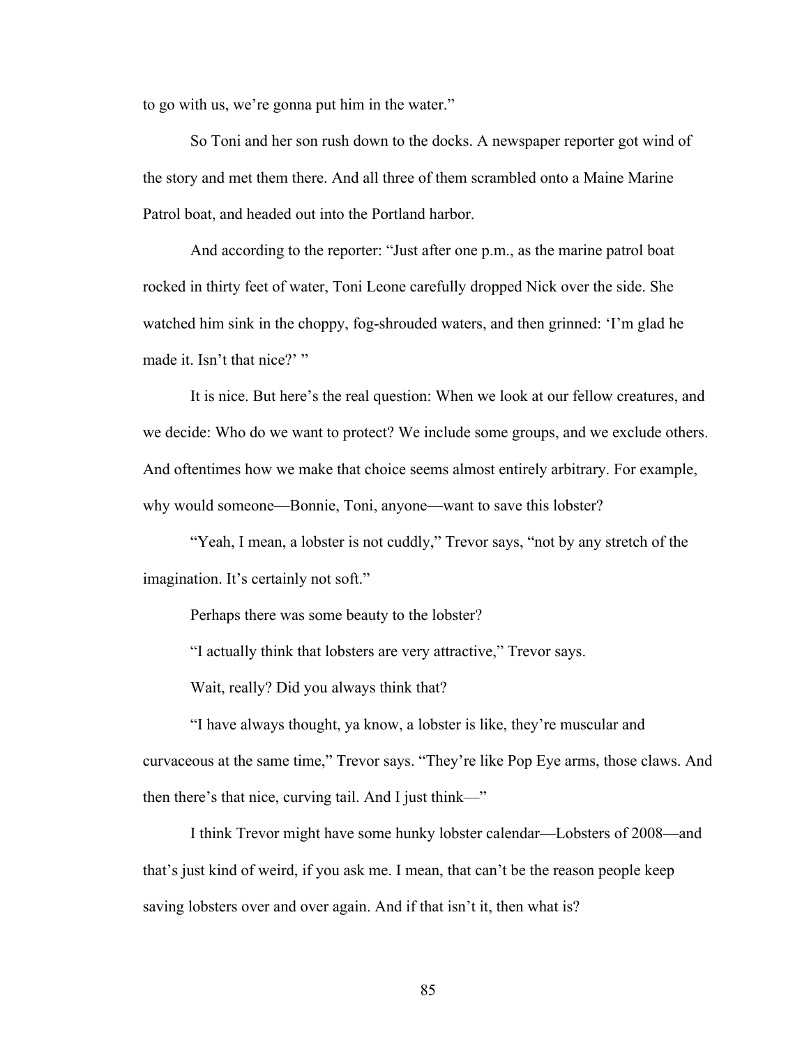to go with us, we're gonna put him in the water."

So Toni and her son rush down to the docks. A newspaper reporter got wind of the story and met them there. And all three of them scrambled onto a Maine Marine Patrol boat, and headed out into the Portland harbor.

And according to the reporter: "Just after one p.m., as the marine patrol boat rocked in thirty feet of water, Toni Leone carefully dropped Nick over the side. She watched him sink in the choppy, fog-shrouded waters, and then grinned: 'I'm glad he made it. Isn't that nice?' "

It is nice. But here's the real question: When we look at our fellow creatures, and we decide: Who do we want to protect? We include some groups, and we exclude others. And oftentimes how we make that choice seems almost entirely arbitrary. For example, why would someone—Bonnie, Toni, anyone—want to save this lobster?

"Yeah, I mean, a lobster is not cuddly," Trevor says, "not by any stretch of the imagination. It's certainly not soft."

Perhaps there was some beauty to the lobster?

"I actually think that lobsters are very attractive," Trevor says.

Wait, really? Did you always think that?

"I have always thought, ya know, a lobster is like, they're muscular and curvaceous at the same time," Trevor says. "They're like Pop Eye arms, those claws. And then there's that nice, curving tail. And I just think—"

I think Trevor might have some hunky lobster calendar—Lobsters of 2008—and that's just kind of weird, if you ask me. I mean, that can't be the reason people keep saving lobsters over and over again. And if that isn't it, then what is?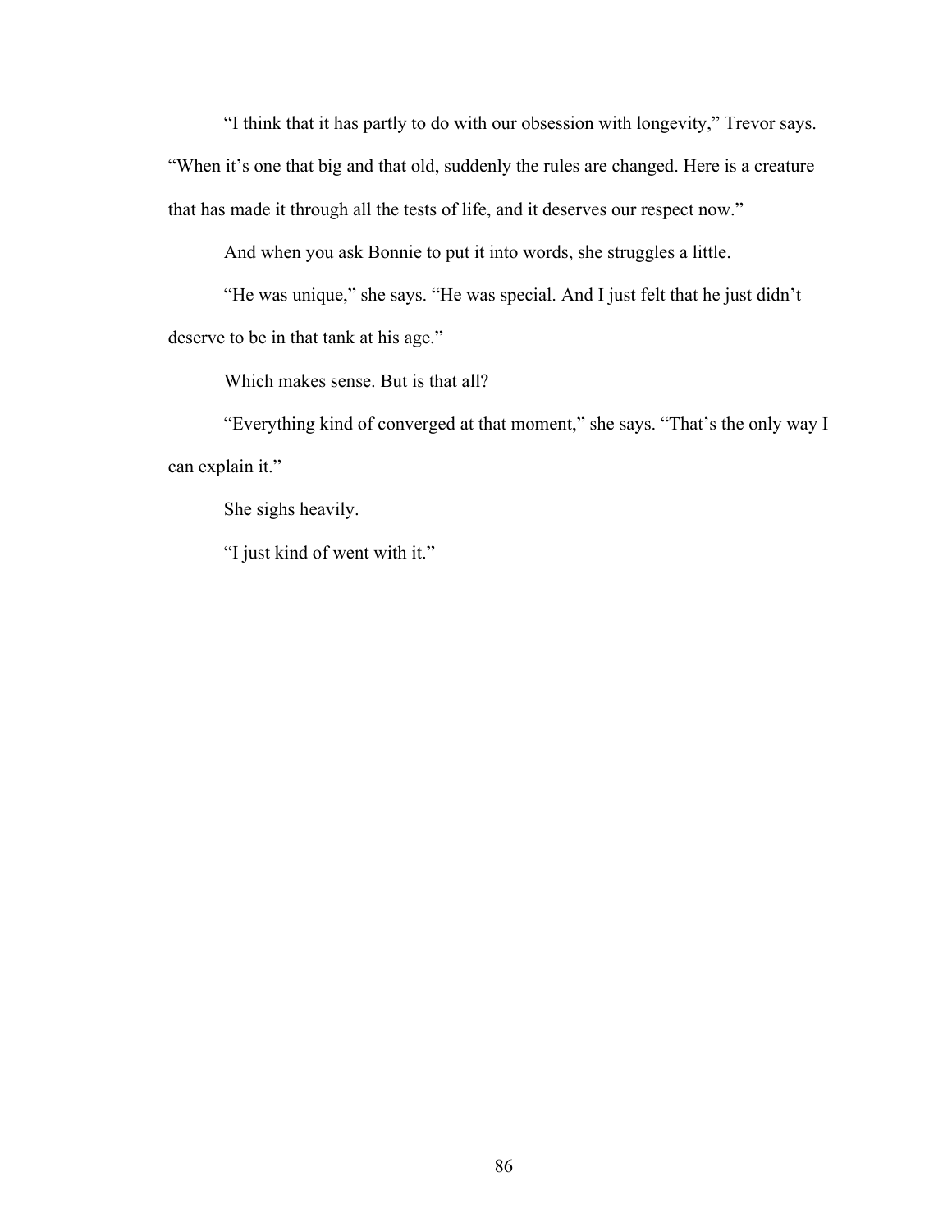"I think that it has partly to do with our obsession with longevity," Trevor says. "When it's one that big and that old, suddenly the rules are changed. Here is a creature that has made it through all the tests of life, and it deserves our respect now."

And when you ask Bonnie to put it into words, she struggles a little.

"He was unique," she says. "He was special. And I just felt that he just didn't deserve to be in that tank at his age."

Which makes sense. But is that all?

"Everything kind of converged at that moment," she says. "That's the only way I can explain it."

She sighs heavily.

"I just kind of went with it."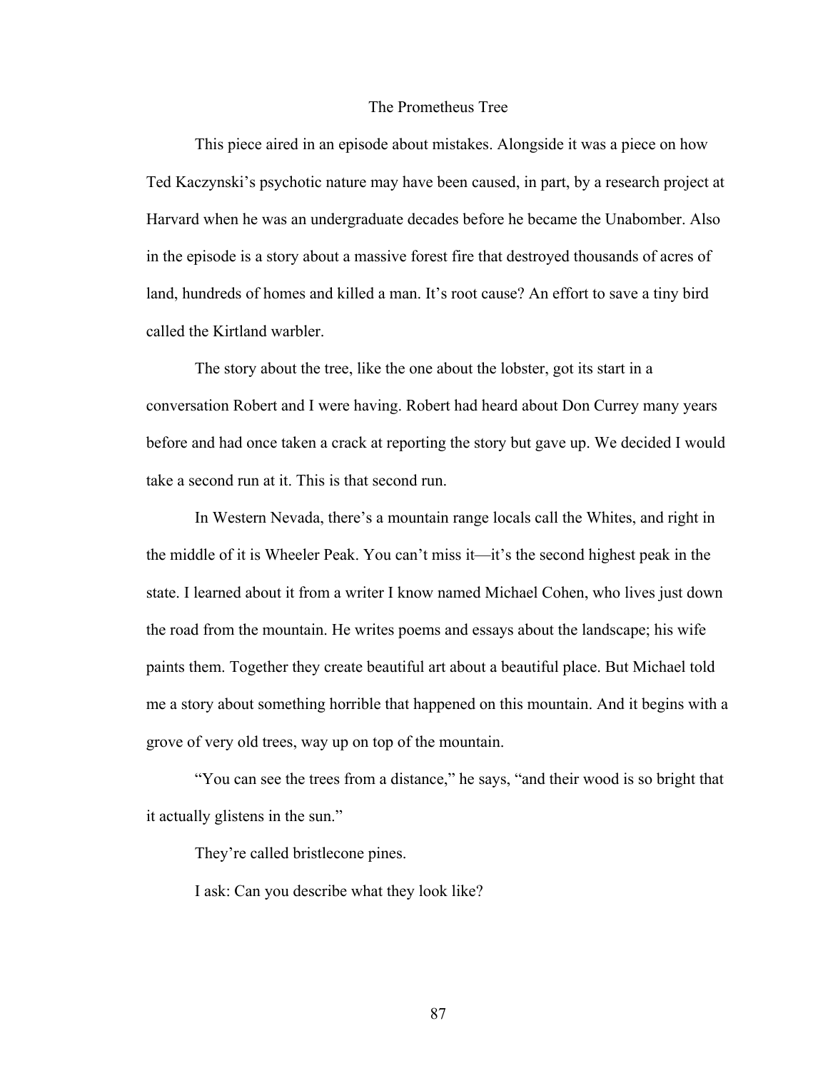# The Prometheus Tree

This piece aired in an episode about mistakes. Alongside it was a piece on how Ted Kaczynski's psychotic nature may have been caused, in part, by a research project at Harvard when he was an undergraduate decades before he became the Unabomber. Also in the episode is a story about a massive forest fire that destroyed thousands of acres of land, hundreds of homes and killed a man. It's root cause? An effort to save a tiny bird called the Kirtland warbler.

The story about the tree, like the one about the lobster, got its start in a conversation Robert and I were having. Robert had heard about Don Currey many years before and had once taken a crack at reporting the story but gave up. We decided I would take a second run at it. This is that second run.

In Western Nevada, there's a mountain range locals call the Whites, and right in the middle of it is Wheeler Peak. You can't miss it—it's the second highest peak in the state. I learned about it from a writer I know named Michael Cohen, who lives just down the road from the mountain. He writes poems and essays about the landscape; his wife paints them. Together they create beautiful art about a beautiful place. But Michael told me a story about something horrible that happened on this mountain. And it begins with a grove of very old trees, way up on top of the mountain.

"You can see the trees from a distance," he says, "and their wood is so bright that it actually glistens in the sun."

They're called bristlecone pines.

I ask: Can you describe what they look like?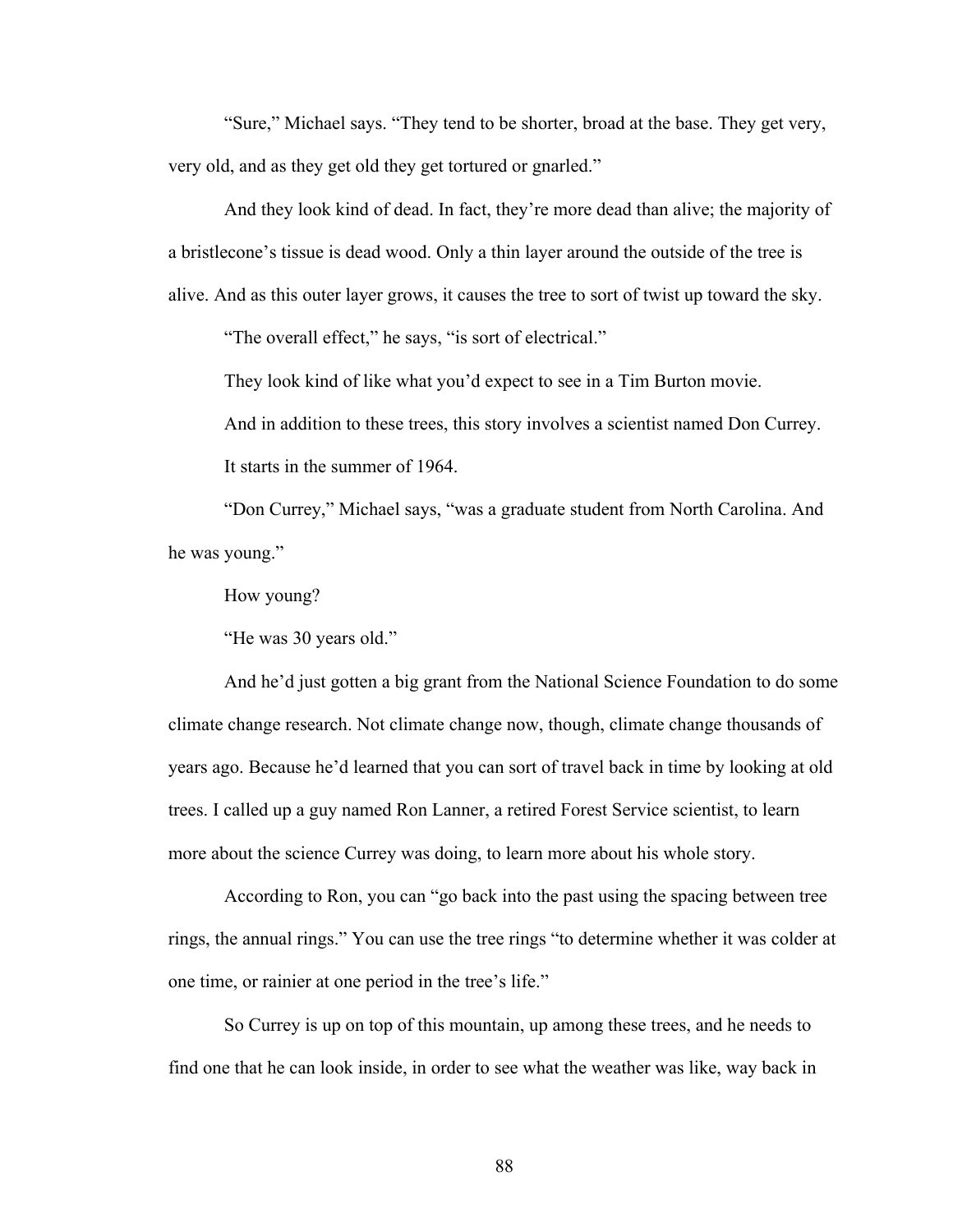"Sure," Michael says. "They tend to be shorter, broad at the base. They get very, very old, and as they get old they get tortured or gnarled."

And they look kind of dead. In fact, they're more dead than alive; the majority of a bristlecone's tissue is dead wood. Only a thin layer around the outside of the tree is alive. And as this outer layer grows, it causes the tree to sort of twist up toward the sky.

"The overall effect," he says, "is sort of electrical."

They look kind of like what you'd expect to see in a Tim Burton movie.

And in addition to these trees, this story involves a scientist named Don Currey.

It starts in the summer of 1964.

"Don Currey," Michael says, "was a graduate student from North Carolina. And he was young."

How young?

"He was 30 years old."

And he'd just gotten a big grant from the National Science Foundation to do some climate change research. Not climate change now, though, climate change thousands of years ago. Because he'd learned that you can sort of travel back in time by looking at old trees. I called up a guy named Ron Lanner, a retired Forest Service scientist, to learn more about the science Currey was doing, to learn more about his whole story.

According to Ron, you can "go back into the past using the spacing between tree rings, the annual rings." You can use the tree rings "to determine whether it was colder at one time, or rainier at one period in the tree's life."

So Currey is up on top of this mountain, up among these trees, and he needs to find one that he can look inside, in order to see what the weather was like, way back in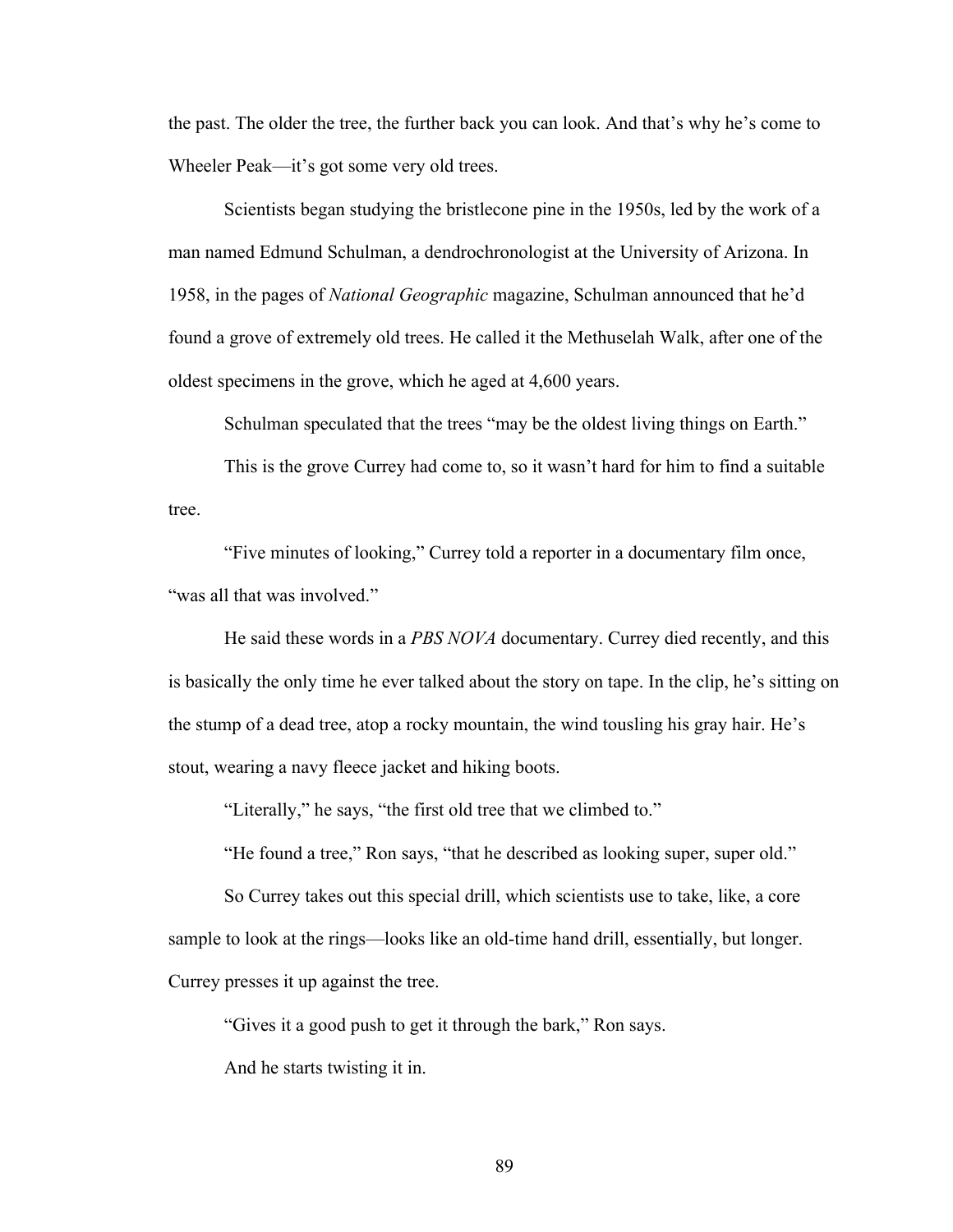the past. The older the tree, the further back you can look. And that's why he's come to Wheeler Peak—it's got some very old trees.

Scientists began studying the bristlecone pine in the 1950s, led by the work of a man named Edmund Schulman, a dendrochronologist at the University of Arizona. In 1958, in the pages of *National Geographic* magazine, Schulman announced that he'd found a grove of extremely old trees. He called it the Methuselah Walk, after one of the oldest specimens in the grove, which he aged at 4,600 years.

Schulman speculated that the trees "may be the oldest living things on Earth."

This is the grove Currey had come to, so it wasn't hard for him to find a suitable tree.

"Five minutes of looking," Currey told a reporter in a documentary film once, "was all that was involved."

He said these words in a *PBS NOVA* documentary. Currey died recently, and this is basically the only time he ever talked about the story on tape. In the clip, he's sitting on the stump of a dead tree, atop a rocky mountain, the wind tousling his gray hair. He's stout, wearing a navy fleece jacket and hiking boots.

"Literally," he says, "the first old tree that we climbed to."

"He found a tree," Ron says, "that he described as looking super, super old."

So Currey takes out this special drill, which scientists use to take, like, a core sample to look at the rings—looks like an old-time hand drill, essentially, but longer. Currey presses it up against the tree.

"Gives it a good push to get it through the bark," Ron says.

And he starts twisting it in.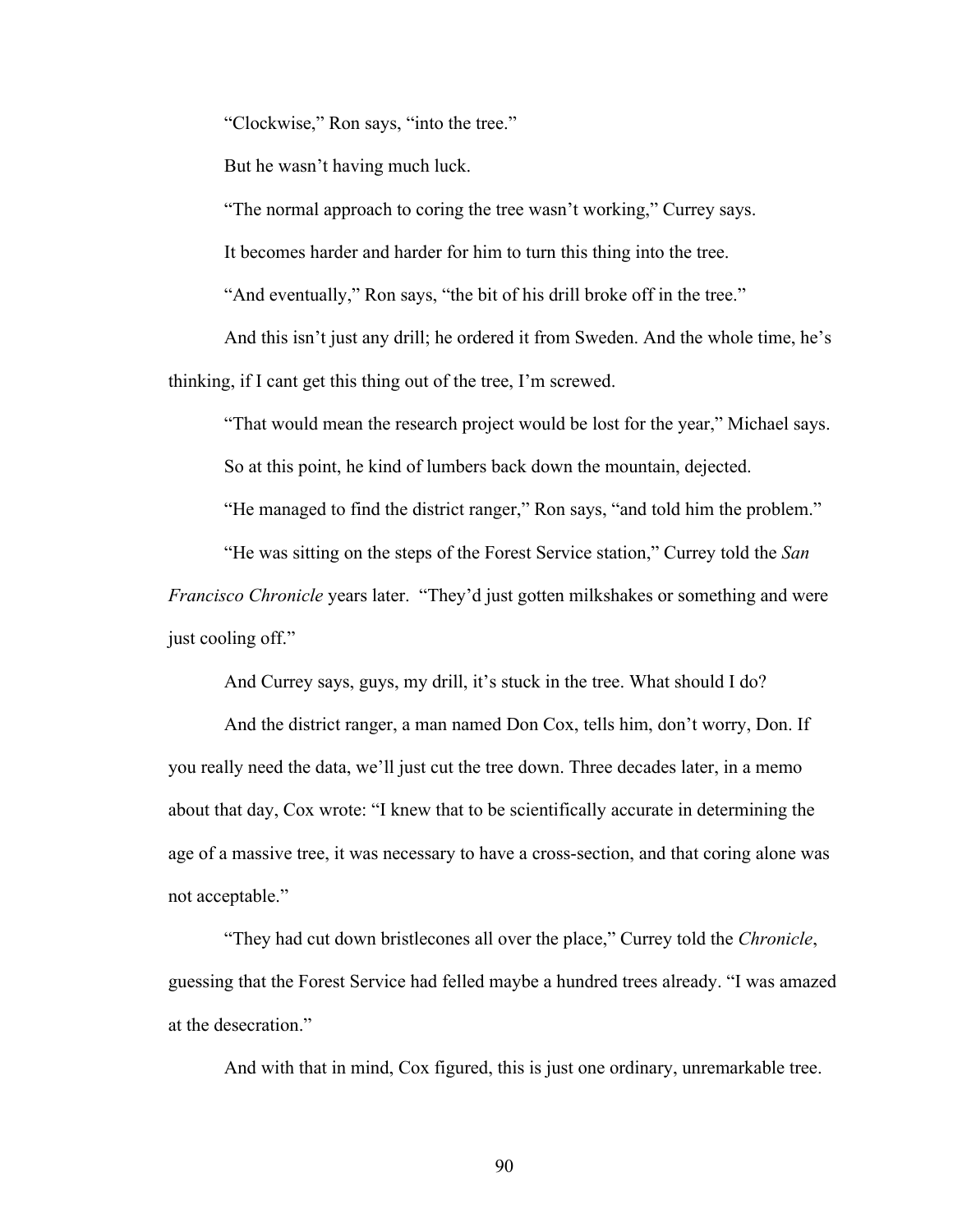"Clockwise," Ron says, "into the tree."

But he wasn't having much luck.

"The normal approach to coring the tree wasn't working," Currey says.

It becomes harder and harder for him to turn this thing into the tree.

"And eventually," Ron says, "the bit of his drill broke off in the tree."

And this isn't just any drill; he ordered it from Sweden. And the whole time, he's thinking, if I cant get this thing out of the tree, I'm screwed.

"That would mean the research project would be lost for the year," Michael says.

So at this point, he kind of lumbers back down the mountain, dejected.

"He managed to find the district ranger," Ron says, "and told him the problem."

"He was sitting on the steps of the Forest Service station," Currey told the *San Francisco Chronicle* years later. "They'd just gotten milkshakes or something and were just cooling off."

And Currey says, guys, my drill, it's stuck in the tree. What should I do?

And the district ranger, a man named Don Cox, tells him, don't worry, Don. If you really need the data, we'll just cut the tree down. Three decades later, in a memo about that day, Cox wrote: "I knew that to be scientifically accurate in determining the age of a massive tree, it was necessary to have a cross-section, and that coring alone was not acceptable."

"They had cut down bristlecones all over the place," Currey told the *Chronicle*, guessing that the Forest Service had felled maybe a hundred trees already. "I was amazed at the desecration."

And with that in mind, Cox figured, this is just one ordinary, unremarkable tree.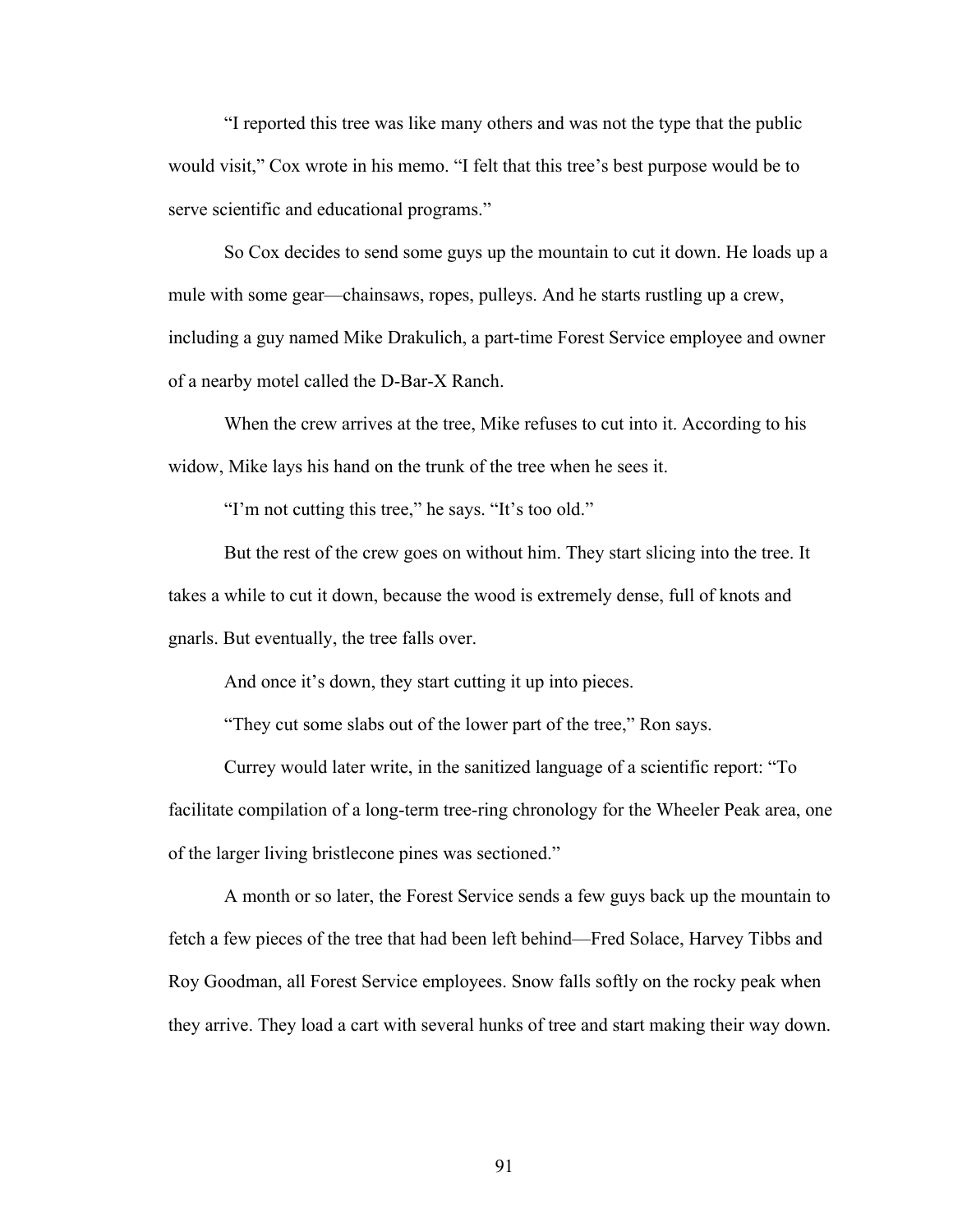"I reported this tree was like many others and was not the type that the public would visit," Cox wrote in his memo. "I felt that this tree's best purpose would be to serve scientific and educational programs."

So Cox decides to send some guys up the mountain to cut it down. He loads up a mule with some gear—chainsaws, ropes, pulleys. And he starts rustling up a crew, including a guy named Mike Drakulich, a part-time Forest Service employee and owner of a nearby motel called the D-Bar-X Ranch.

When the crew arrives at the tree, Mike refuses to cut into it. According to his widow, Mike lays his hand on the trunk of the tree when he sees it.

"I'm not cutting this tree," he says. "It's too old."

But the rest of the crew goes on without him. They start slicing into the tree. It takes a while to cut it down, because the wood is extremely dense, full of knots and gnarls. But eventually, the tree falls over.

And once it's down, they start cutting it up into pieces.

"They cut some slabs out of the lower part of the tree," Ron says.

Currey would later write, in the sanitized language of a scientific report: "To facilitate compilation of a long-term tree-ring chronology for the Wheeler Peak area, one of the larger living bristlecone pines was sectioned."

A month or so later, the Forest Service sends a few guys back up the mountain to fetch a few pieces of the tree that had been left behind—Fred Solace, Harvey Tibbs and Roy Goodman, all Forest Service employees. Snow falls softly on the rocky peak when they arrive. They load a cart with several hunks of tree and start making their way down.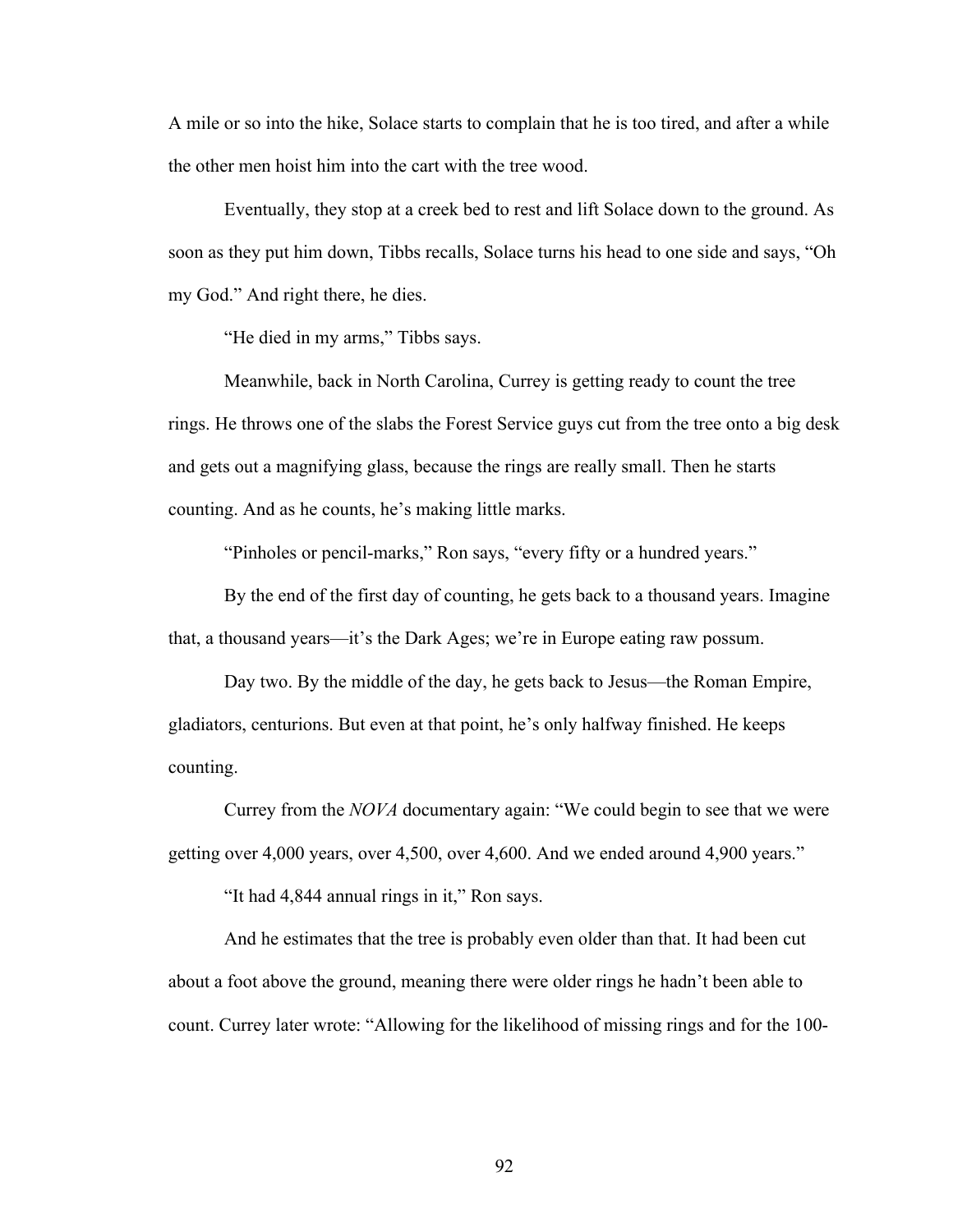A mile or so into the hike, Solace starts to complain that he is too tired, and after a while the other men hoist him into the cart with the tree wood.

Eventually, they stop at a creek bed to rest and lift Solace down to the ground. As soon as they put him down, Tibbs recalls, Solace turns his head to one side and says, "Oh my God." And right there, he dies.

"He died in my arms," Tibbs says.

Meanwhile, back in North Carolina, Currey is getting ready to count the tree rings. He throws one of the slabs the Forest Service guys cut from the tree onto a big desk and gets out a magnifying glass, because the rings are really small. Then he starts counting. And as he counts, he's making little marks.

"Pinholes or pencil-marks," Ron says, "every fifty or a hundred years."

By the end of the first day of counting, he gets back to a thousand years. Imagine that, a thousand years—it's the Dark Ages; we're in Europe eating raw possum.

Day two. By the middle of the day, he gets back to Jesus—the Roman Empire, gladiators, centurions. But even at that point, he's only halfway finished. He keeps counting.

Currey from the *NOVA* documentary again: "We could begin to see that we were getting over 4,000 years, over 4,500, over 4,600. And we ended around 4,900 years."

"It had 4,844 annual rings in it," Ron says.

And he estimates that the tree is probably even older than that. It had been cut about a foot above the ground, meaning there were older rings he hadn't been able to count. Currey later wrote: "Allowing for the likelihood of missing rings and for the 100-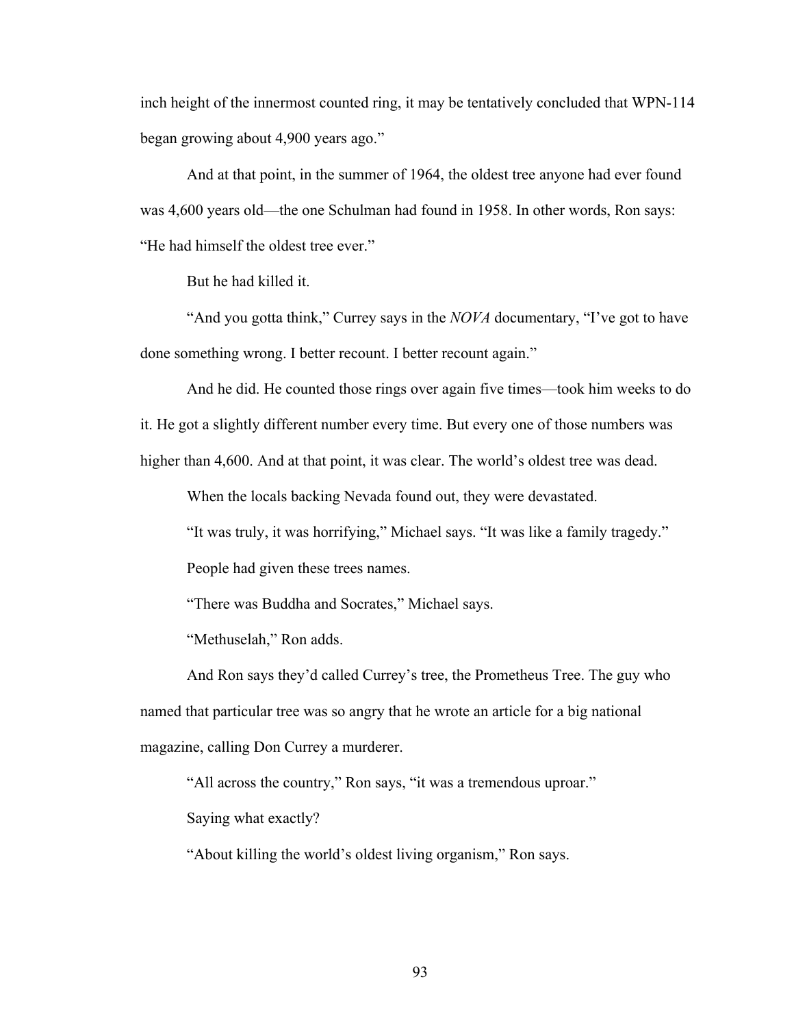inch height of the innermost counted ring, it may be tentatively concluded that WPN-114 began growing about 4,900 years ago."

And at that point, in the summer of 1964, the oldest tree anyone had ever found was 4,600 years old—the one Schulman had found in 1958. In other words, Ron says: "He had himself the oldest tree ever."

But he had killed it.

"And you gotta think," Currey says in the *NOVA* documentary, "I've got to have done something wrong. I better recount. I better recount again."

And he did. He counted those rings over again five times—took him weeks to do it. He got a slightly different number every time. But every one of those numbers was higher than 4,600. And at that point, it was clear. The world's oldest tree was dead.

When the locals backing Nevada found out, they were devastated.

"It was truly, it was horrifying," Michael says. "It was like a family tragedy."

People had given these trees names.

"There was Buddha and Socrates," Michael says.

"Methuselah," Ron adds.

And Ron says they'd called Currey's tree, the Prometheus Tree. The guy who named that particular tree was so angry that he wrote an article for a big national magazine, calling Don Currey a murderer.

"All across the country," Ron says, "it was a tremendous uproar."

Saying what exactly?

"About killing the world's oldest living organism," Ron says.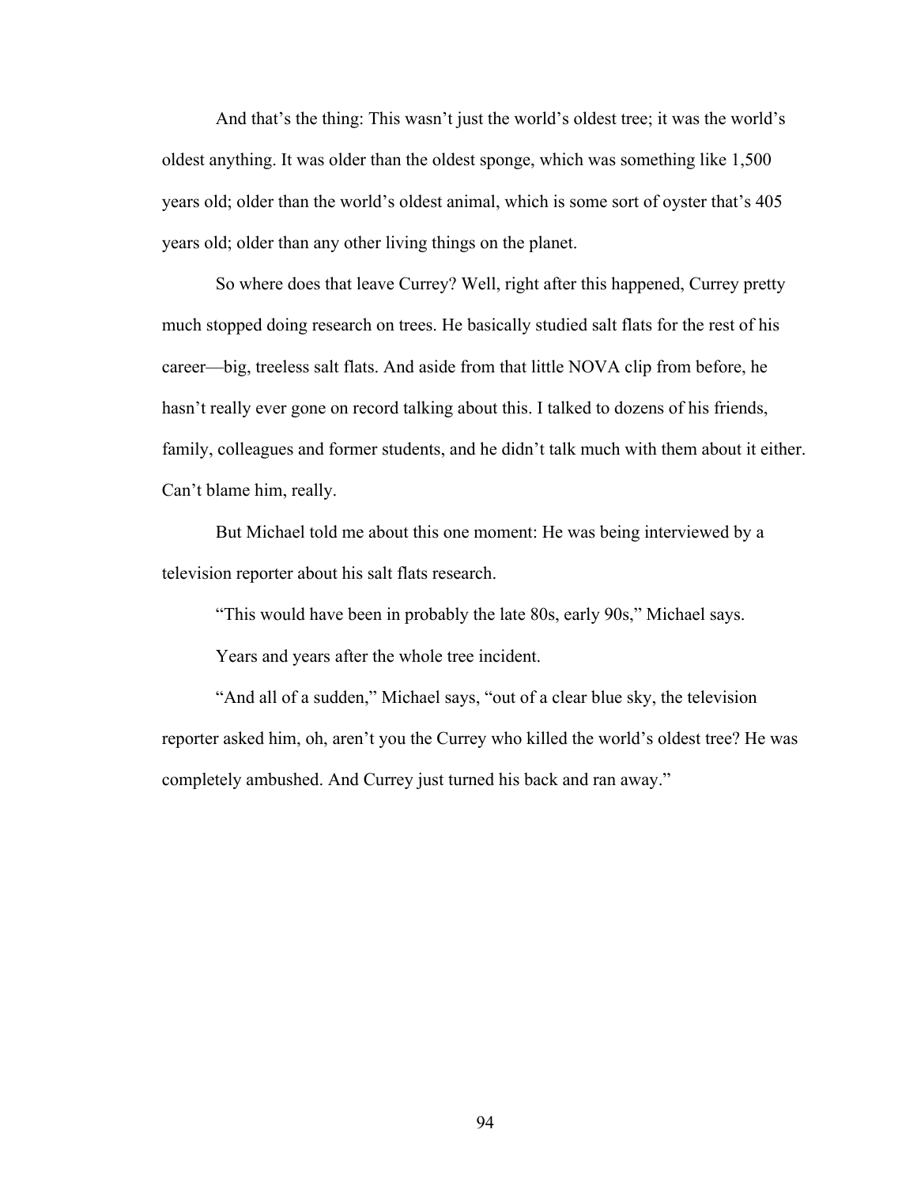And that's the thing: This wasn't just the world's oldest tree; it was the world's oldest anything. It was older than the oldest sponge, which was something like 1,500 years old; older than the world's oldest animal, which is some sort of oyster that's 405 years old; older than any other living things on the planet.

So where does that leave Currey? Well, right after this happened, Currey pretty much stopped doing research on trees. He basically studied salt flats for the rest of his career—big, treeless salt flats. And aside from that little NOVA clip from before, he hasn't really ever gone on record talking about this. I talked to dozens of his friends, family, colleagues and former students, and he didn't talk much with them about it either. Can't blame him, really.

But Michael told me about this one moment: He was being interviewed by a television reporter about his salt flats research.

"This would have been in probably the late 80s, early 90s," Michael says.

Years and years after the whole tree incident.

"And all of a sudden," Michael says, "out of a clear blue sky, the television reporter asked him, oh, aren't you the Currey who killed the world's oldest tree? He was completely ambushed. And Currey just turned his back and ran away."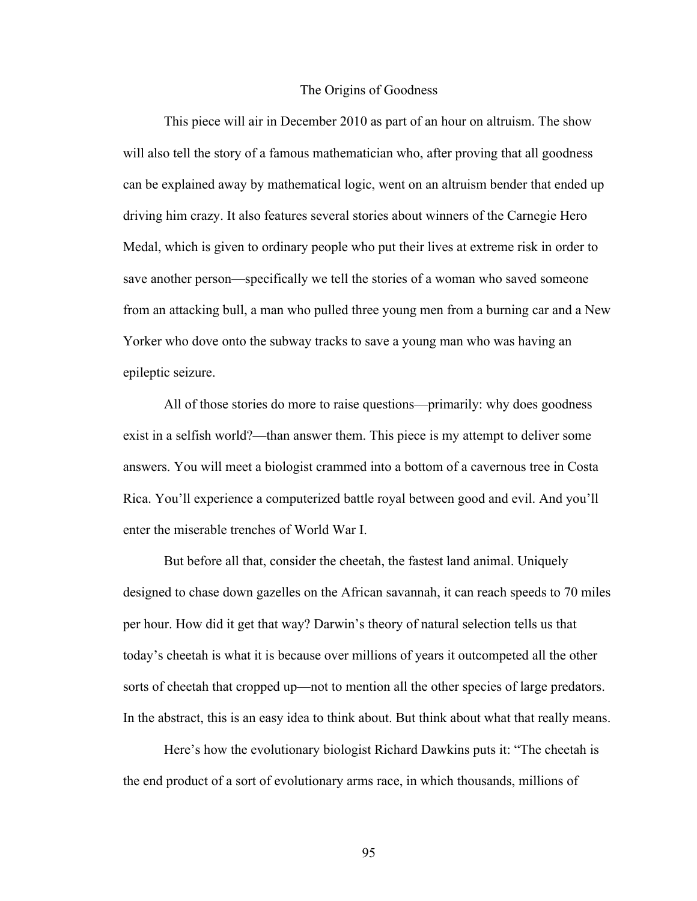# The Origins of Goodness

This piece will air in December 2010 as part of an hour on altruism. The show will also tell the story of a famous mathematician who, after proving that all goodness can be explained away by mathematical logic, went on an altruism bender that ended up driving him crazy. It also features several stories about winners of the Carnegie Hero Medal, which is given to ordinary people who put their lives at extreme risk in order to save another person—specifically we tell the stories of a woman who saved someone from an attacking bull, a man who pulled three young men from a burning car and a New Yorker who dove onto the subway tracks to save a young man who was having an epileptic seizure.

All of those stories do more to raise questions—primarily: why does goodness exist in a selfish world?—than answer them. This piece is my attempt to deliver some answers. You will meet a biologist crammed into a bottom of a cavernous tree in Costa Rica. You'll experience a computerized battle royal between good and evil. And you'll enter the miserable trenches of World War I.

But before all that, consider the cheetah, the fastest land animal. Uniquely designed to chase down gazelles on the African savannah, it can reach speeds to 70 miles per hour. How did it get that way? Darwin's theory of natural selection tells us that today's cheetah is what it is because over millions of years it outcompeted all the other sorts of cheetah that cropped up—not to mention all the other species of large predators. In the abstract, this is an easy idea to think about. But think about what that really means.

Here's how the evolutionary biologist Richard Dawkins puts it: "The cheetah is the end product of a sort of evolutionary arms race, in which thousands, millions of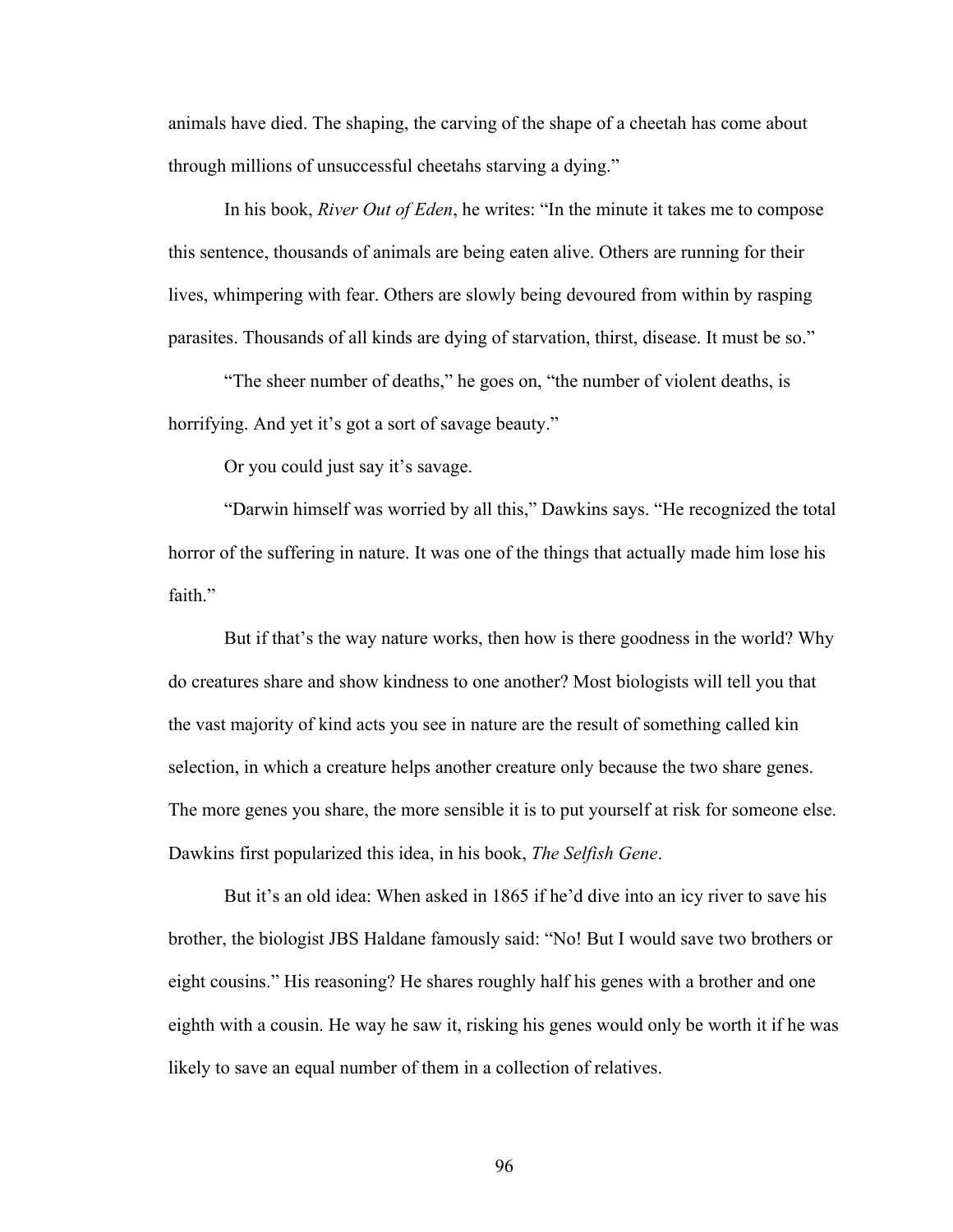animals have died. The shaping, the carving of the shape of a cheetah has come about through millions of unsuccessful cheetahs starving a dying."

In his book, *River Out of Eden*, he writes: "In the minute it takes me to compose this sentence, thousands of animals are being eaten alive. Others are running for their lives, whimpering with fear. Others are slowly being devoured from within by rasping parasites. Thousands of all kinds are dying of starvation, thirst, disease. It must be so."

"The sheer number of deaths," he goes on, "the number of violent deaths, is horrifying. And yet it's got a sort of savage beauty."

Or you could just say it's savage.

"Darwin himself was worried by all this," Dawkins says. "He recognized the total horror of the suffering in nature. It was one of the things that actually made him lose his faith."

But if that's the way nature works, then how is there goodness in the world? Why do creatures share and show kindness to one another? Most biologists will tell you that the vast majority of kind acts you see in nature are the result of something called kin selection, in which a creature helps another creature only because the two share genes. The more genes you share, the more sensible it is to put yourself at risk for someone else. Dawkins first popularized this idea, in his book, *The Selfish Gene*.

But it's an old idea: When asked in 1865 if he'd dive into an icy river to save his brother, the biologist JBS Haldane famously said: "No! But I would save two brothers or eight cousins." His reasoning? He shares roughly half his genes with a brother and one eighth with a cousin. He way he saw it, risking his genes would only be worth it if he was likely to save an equal number of them in a collection of relatives.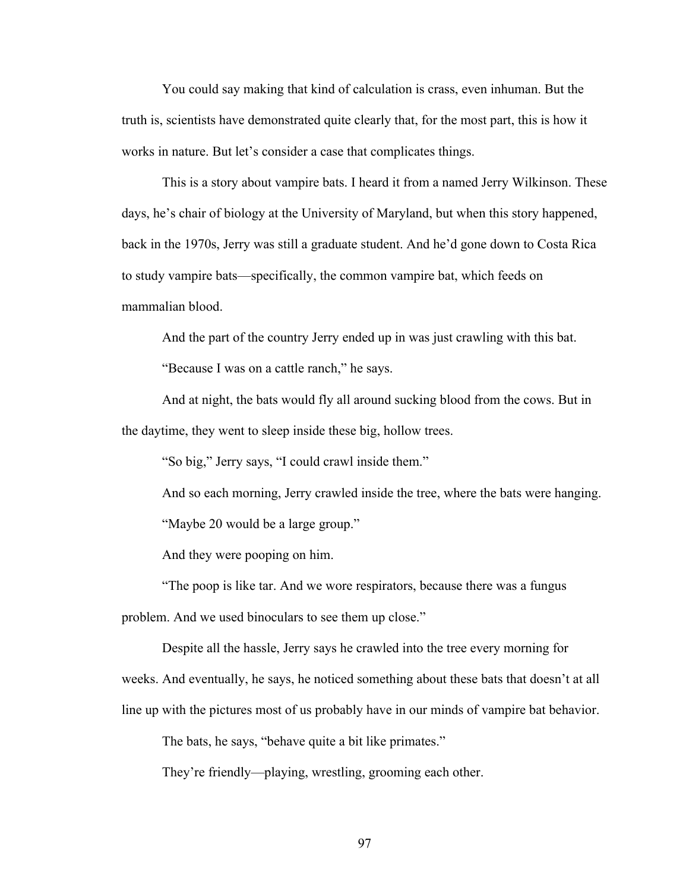You could say making that kind of calculation is crass, even inhuman. But the truth is, scientists have demonstrated quite clearly that, for the most part, this is how it works in nature. But let's consider a case that complicates things.

This is a story about vampire bats. I heard it from a named Jerry Wilkinson. These days, he's chair of biology at the University of Maryland, but when this story happened, back in the 1970s, Jerry was still a graduate student. And he'd gone down to Costa Rica to study vampire bats—specifically, the common vampire bat, which feeds on mammalian blood.

And the part of the country Jerry ended up in was just crawling with this bat.

"Because I was on a cattle ranch," he says.

And at night, the bats would fly all around sucking blood from the cows. But in the daytime, they went to sleep inside these big, hollow trees.

"So big," Jerry says, "I could crawl inside them."

And so each morning, Jerry crawled inside the tree, where the bats were hanging.

"Maybe 20 would be a large group."

And they were pooping on him.

"The poop is like tar. And we wore respirators, because there was a fungus problem. And we used binoculars to see them up close."

Despite all the hassle, Jerry says he crawled into the tree every morning for weeks. And eventually, he says, he noticed something about these bats that doesn't at all line up with the pictures most of us probably have in our minds of vampire bat behavior.

The bats, he says, "behave quite a bit like primates."

They're friendly—playing, wrestling, grooming each other.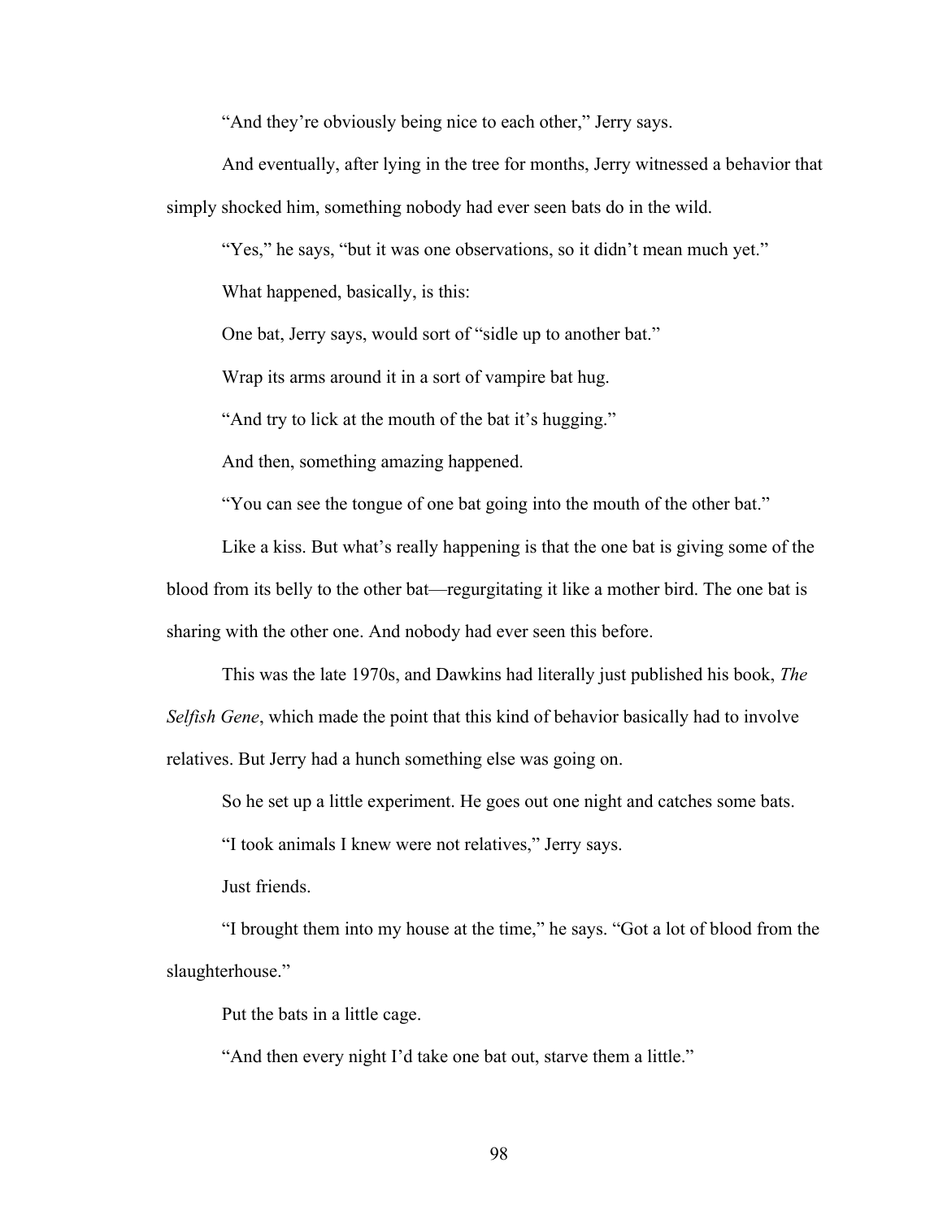"And they're obviously being nice to each other," Jerry says.

And eventually, after lying in the tree for months, Jerry witnessed a behavior that simply shocked him, something nobody had ever seen bats do in the wild.

"Yes," he says, "but it was one observations, so it didn't mean much yet."

What happened, basically, is this:

One bat, Jerry says, would sort of "sidle up to another bat."

Wrap its arms around it in a sort of vampire bat hug.

"And try to lick at the mouth of the bat it's hugging."

And then, something amazing happened.

"You can see the tongue of one bat going into the mouth of the other bat."

Like a kiss. But what's really happening is that the one bat is giving some of the blood from its belly to the other bat—regurgitating it like a mother bird. The one bat is sharing with the other one. And nobody had ever seen this before.

This was the late 1970s, and Dawkins had literally just published his book, *The Selfish Gene*, which made the point that this kind of behavior basically had to involve relatives. But Jerry had a hunch something else was going on.

So he set up a little experiment. He goes out one night and catches some bats.

"I took animals I knew were not relatives," Jerry says.

Just friends.

"I brought them into my house at the time," he says. "Got a lot of blood from the slaughterhouse."

Put the bats in a little cage.

"And then every night I'd take one bat out, starve them a little."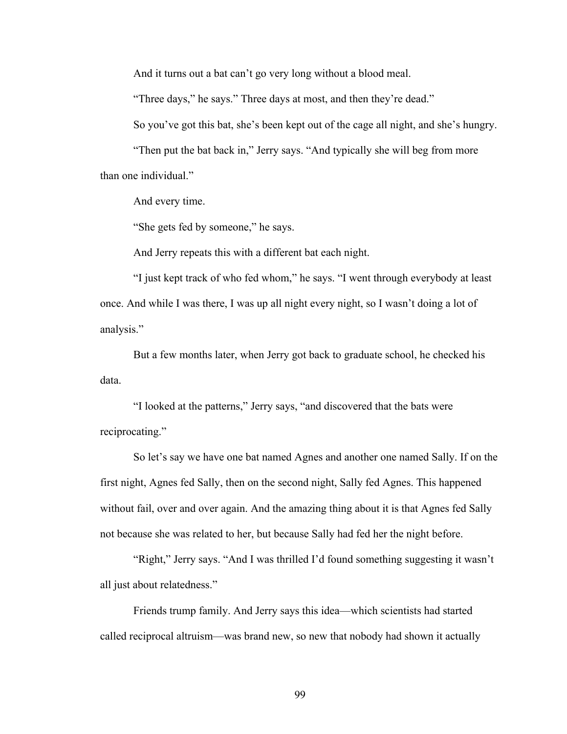And it turns out a bat can't go very long without a blood meal.

"Three days," he says." Three days at most, and then they're dead."

So you've got this bat, she's been kept out of the cage all night, and she's hungry.

"Then put the bat back in," Jerry says. "And typically she will beg from more than one individual."

And every time.

"She gets fed by someone," he says.

And Jerry repeats this with a different bat each night.

"I just kept track of who fed whom," he says. "I went through everybody at least once. And while I was there, I was up all night every night, so I wasn't doing a lot of analysis."

But a few months later, when Jerry got back to graduate school, he checked his data.

"I looked at the patterns," Jerry says, "and discovered that the bats were reciprocating."

So let's say we have one bat named Agnes and another one named Sally. If on the first night, Agnes fed Sally, then on the second night, Sally fed Agnes. This happened without fail, over and over again. And the amazing thing about it is that Agnes fed Sally not because she was related to her, but because Sally had fed her the night before.

"Right," Jerry says. "And I was thrilled I'd found something suggesting it wasn't all just about relatedness."

Friends trump family. And Jerry says this idea—which scientists had started called reciprocal altruism—was brand new, so new that nobody had shown it actually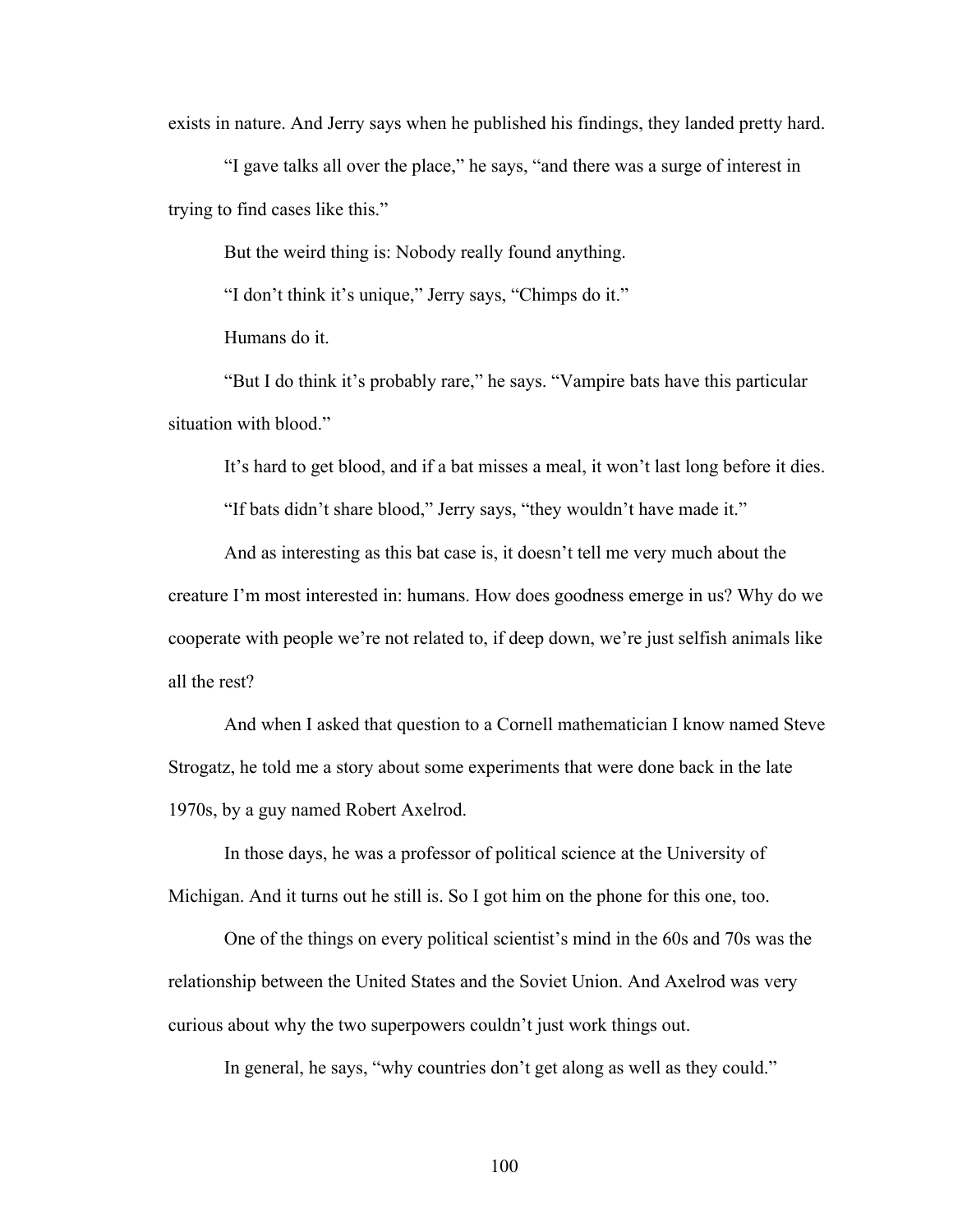exists in nature. And Jerry says when he published his findings, they landed pretty hard.

"I gave talks all over the place," he says, "and there was a surge of interest in trying to find cases like this."

But the weird thing is: Nobody really found anything.

"I don't think it's unique," Jerry says, "Chimps do it."

Humans do it.

"But I do think it's probably rare," he says. "Vampire bats have this particular situation with blood."

It's hard to get blood, and if a bat misses a meal, it won't last long before it dies.

"If bats didn't share blood," Jerry says, "they wouldn't have made it."

And as interesting as this bat case is, it doesn't tell me very much about the creature I'm most interested in: humans. How does goodness emerge in us? Why do we cooperate with people we're not related to, if deep down, we're just selfish animals like all the rest?

And when I asked that question to a Cornell mathematician I know named Steve Strogatz, he told me a story about some experiments that were done back in the late 1970s, by a guy named Robert Axelrod.

In those days, he was a professor of political science at the University of Michigan. And it turns out he still is. So I got him on the phone for this one, too.

One of the things on every political scientist's mind in the 60s and 70s was the relationship between the United States and the Soviet Union. And Axelrod was very curious about why the two superpowers couldn't just work things out.

In general, he says, "why countries don't get along as well as they could."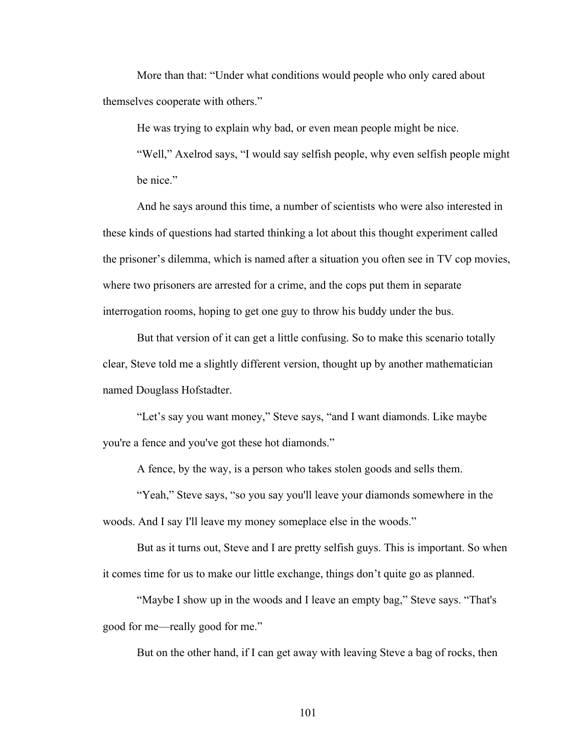More than that: "Under what conditions would people who only cared about themselves cooperate with others."

He was trying to explain why bad, or even mean people might be nice.

"Well," Axelrod says, "I would say selfish people, why even selfish people might be nice."

And he says around this time, a number of scientists who were also interested in these kinds of questions had started thinking a lot about this thought experiment called the prisoner's dilemma, which is named after a situation you often see in TV cop movies, where two prisoners are arrested for a crime, and the cops put them in separate interrogation rooms, hoping to get one guy to throw his buddy under the bus.

But that version of it can get a little confusing. So to make this scenario totally clear, Steve told me a slightly different version, thought up by another mathematician named Douglass Hofstadter.

"Let's say you want money," Steve says, "and I want diamonds. Like maybe you're a fence and you've got these hot diamonds."

A fence, by the way, is a person who takes stolen goods and sells them.

"Yeah," Steve says, "so you say you'll leave your diamonds somewhere in the woods. And I say I'll leave my money someplace else in the woods."

But as it turns out, Steve and I are pretty selfish guys. This is important. So when it comes time for us to make our little exchange, things don't quite go as planned.

"Maybe I show up in the woods and I leave an empty bag," Steve says. "That's good for me—really good for me."

But on the other hand, if I can get away with leaving Steve a bag of rocks, then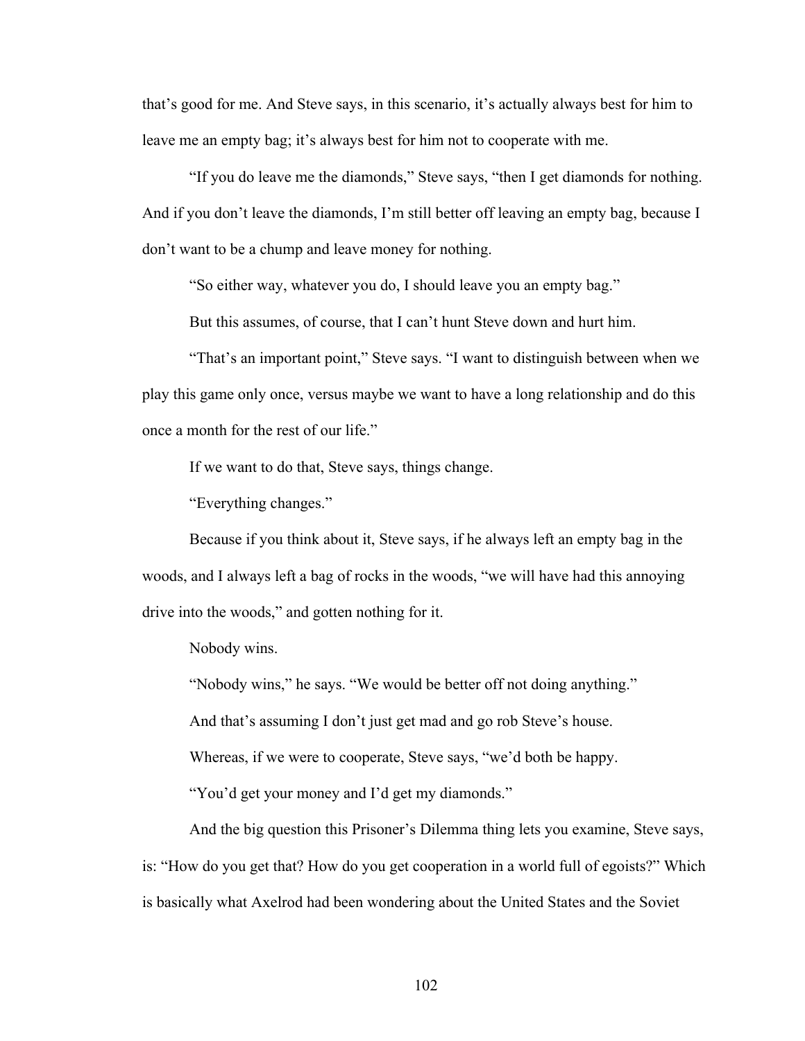that's good for me. And Steve says, in this scenario, it's actually always best for him to leave me an empty bag; it's always best for him not to cooperate with me.

"If you do leave me the diamonds," Steve says, "then I get diamonds for nothing. And if you don't leave the diamonds, I'm still better off leaving an empty bag, because I don't want to be a chump and leave money for nothing.

"So either way, whatever you do, I should leave you an empty bag."

But this assumes, of course, that I can't hunt Steve down and hurt him.

"That's an important point," Steve says. "I want to distinguish between when we play this game only once, versus maybe we want to have a long relationship and do this once a month for the rest of our life."

If we want to do that, Steve says, things change.

"Everything changes."

Because if you think about it, Steve says, if he always left an empty bag in the woods, and I always left a bag of rocks in the woods, "we will have had this annoying drive into the woods," and gotten nothing for it.

Nobody wins.

"Nobody wins," he says. "We would be better off not doing anything."

And that's assuming I don't just get mad and go rob Steve's house.

Whereas, if we were to cooperate, Steve says, "we'd both be happy.

"You'd get your money and I'd get my diamonds."

And the big question this Prisoner's Dilemma thing lets you examine, Steve says, is: "How do you get that? How do you get cooperation in a world full of egoists?" Which is basically what Axelrod had been wondering about the United States and the Soviet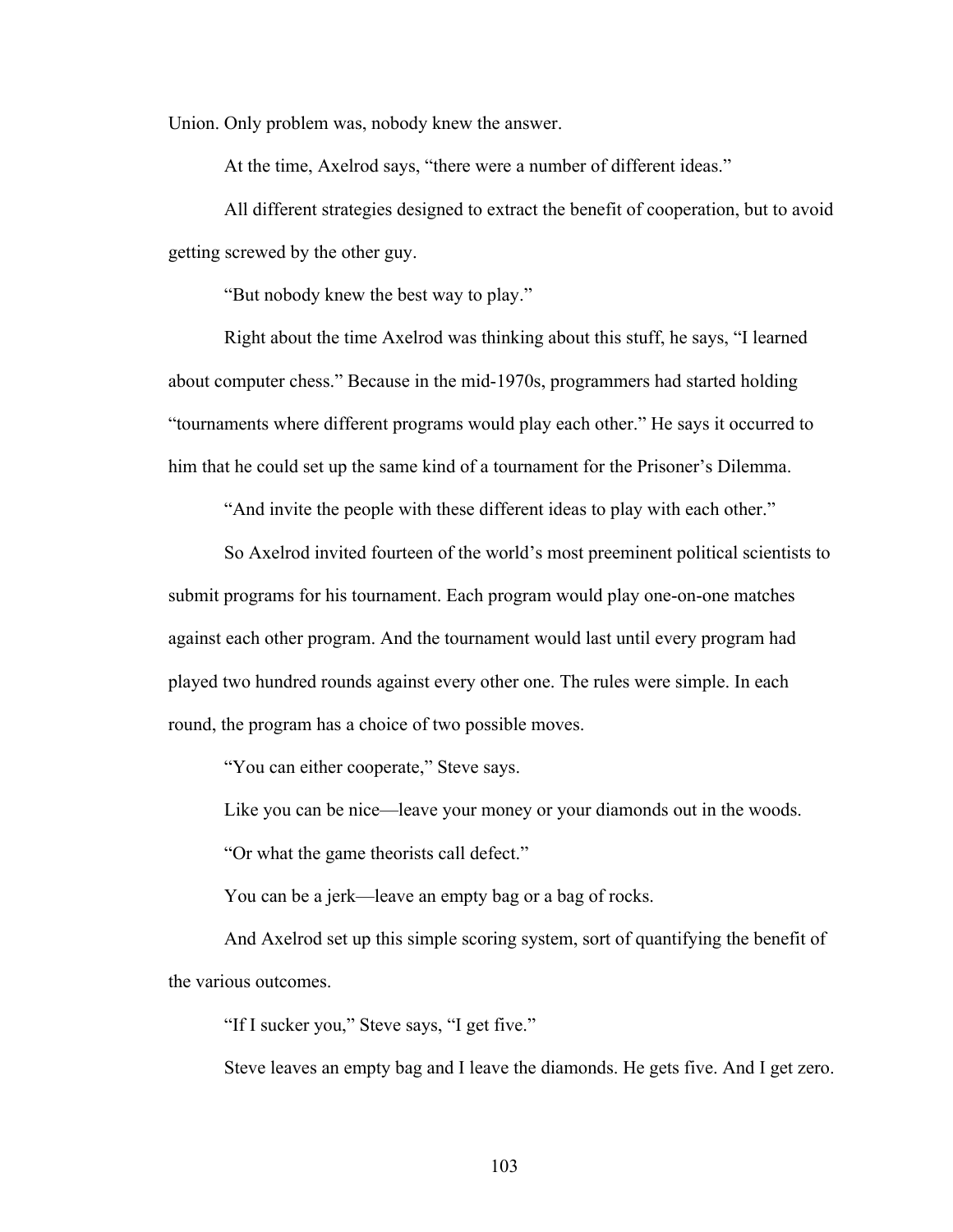Union. Only problem was, nobody knew the answer.

At the time, Axelrod says, “there were a number of different ideas.”

All different strategies designed to extract the benefit of cooperation, but to avoid getting screwed by the other guy.

“But nobody knew the best way to play.”

Right about the time Axelrod was thinking about this stuff, he says, “I learned about computer chess.” Because in the mid-1970s, programmers had started holding “tournaments where different programs would play each other.” He says it occurred to him that he could set up the same kind of a tournament for the Prisoner’s Dilemma.

“And invite the people with these different ideas to play with each other.”

So Axelrod invited fourteen of the world’s most preeminent political scientists to submit programs for his tournament. Each program would play one-on-one matches against each other program. And the tournament would last until every program had played two hundred rounds against every other one. The rules were simple. In each round, the program has a choice of two possible moves.

“You can either cooperate,” Steve says.

Like you can be nice—leave your money or your diamonds out in the woods.

“Or what the game theorists call defect.”

You can be a jerk—leave an empty bag or a bag of rocks.

And Axelrod set up this simple scoring system, sort of quantifying the benefit of the various outcomes.

“If I sucker you,” Steve says, “I get five.”

Steve leaves an empty bag and I leave the diamonds. He gets five. And I get zero.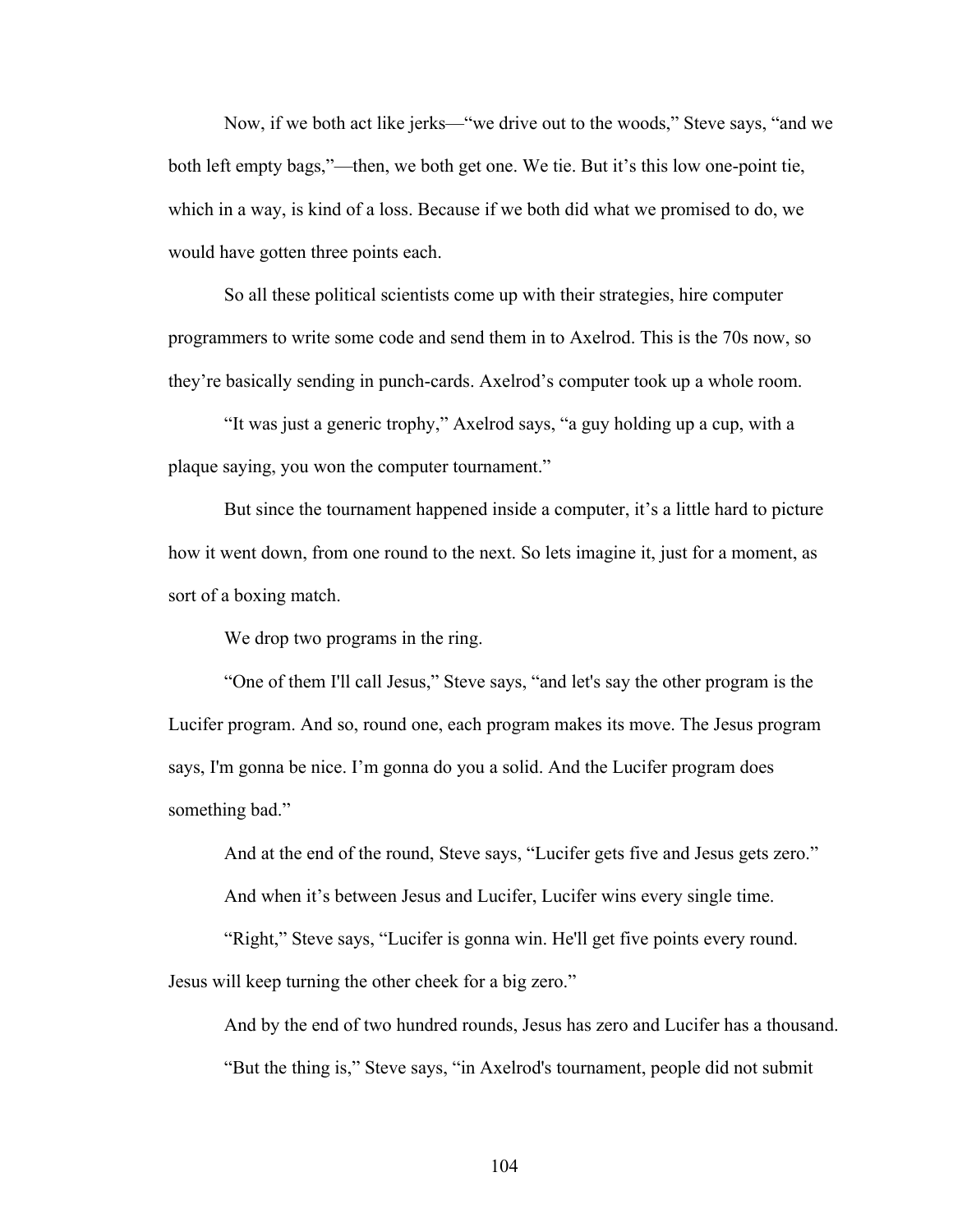Now, if we both act like jerks—"we drive out to the woods," Steve says, "and we both left empty bags,"—then, we both get one. We tie. But it's this low one-point tie, which in a way, is kind of a loss. Because if we both did what we promised to do, we would have gotten three points each.

So all these political scientists come up with their strategies, hire computer programmers to write some code and send them in to Axelrod. This is the 70s now, so they're basically sending in punch-cards. Axelrod's computer took up a whole room.

"It was just a generic trophy," Axelrod says, "a guy holding up a cup, with a plaque saying, you won the computer tournament."

But since the tournament happened inside a computer, it's a little hard to picture how it went down, from one round to the next. So lets imagine it, just for a moment, as sort of a boxing match.

We drop two programs in the ring.

"One of them I'll call Jesus," Steve says, "and let's say the other program is the Lucifer program. And so, round one, each program makes its move. The Jesus program says, I'm gonna be nice. I'm gonna do you a solid. And the Lucifer program does something bad."

And at the end of the round, Steve says, "Lucifer gets five and Jesus gets zero."

And when it's between Jesus and Lucifer, Lucifer wins every single time.

"Right," Steve says, "Lucifer is gonna win. He'll get five points every round. Jesus will keep turning the other cheek for a big zero."

And by the end of two hundred rounds, Jesus has zero and Lucifer has a thousand.

"But the thing is," Steve says, "in Axelrod's tournament, people did not submit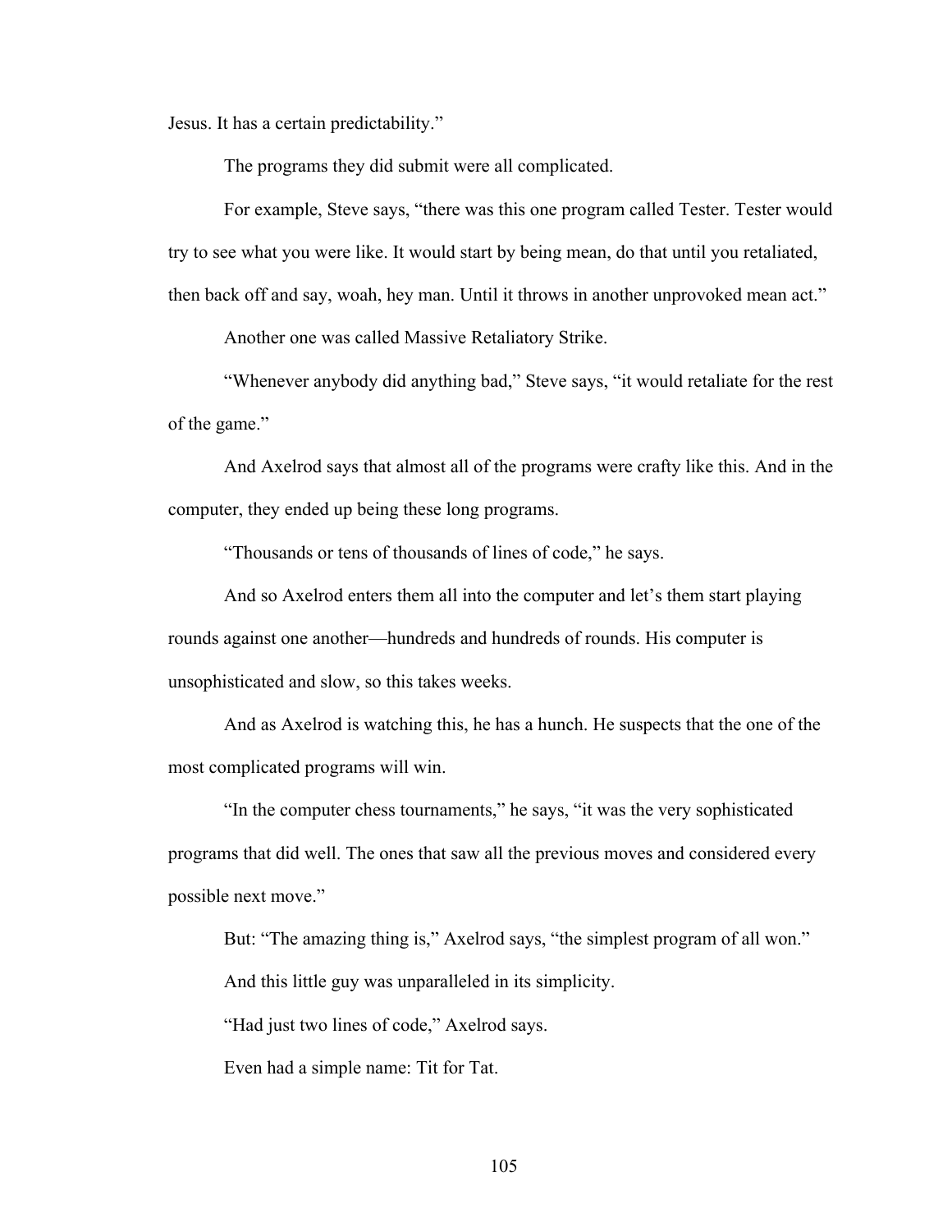Jesus. It has a certain predictability."

The programs they did submit were all complicated.

For example, Steve says, "there was this one program called Tester. Tester would try to see what you were like. It would start by being mean, do that until you retaliated, then back off and say, woah, hey man. Until it throws in another unprovoked mean act."

Another one was called Massive Retaliatory Strike.

"Whenever anybody did anything bad," Steve says, "it would retaliate for the rest of the game."

And Axelrod says that almost all of the programs were crafty like this. And in the computer, they ended up being these long programs.

"Thousands or tens of thousands of lines of code," he says.

And so Axelrod enters them all into the computer and let's them start playing rounds against one another—hundreds and hundreds of rounds. His computer is unsophisticated and slow, so this takes weeks.

And as Axelrod is watching this, he has a hunch. He suspects that the one of the most complicated programs will win.

"In the computer chess tournaments," he says, "it was the very sophisticated programs that did well. The ones that saw all the previous moves and considered every possible next move."

But: "The amazing thing is," Axelrod says, "the simplest program of all won."

And this little guy was unparalleled in its simplicity.

"Had just two lines of code," Axelrod says.

Even had a simple name: Tit for Tat.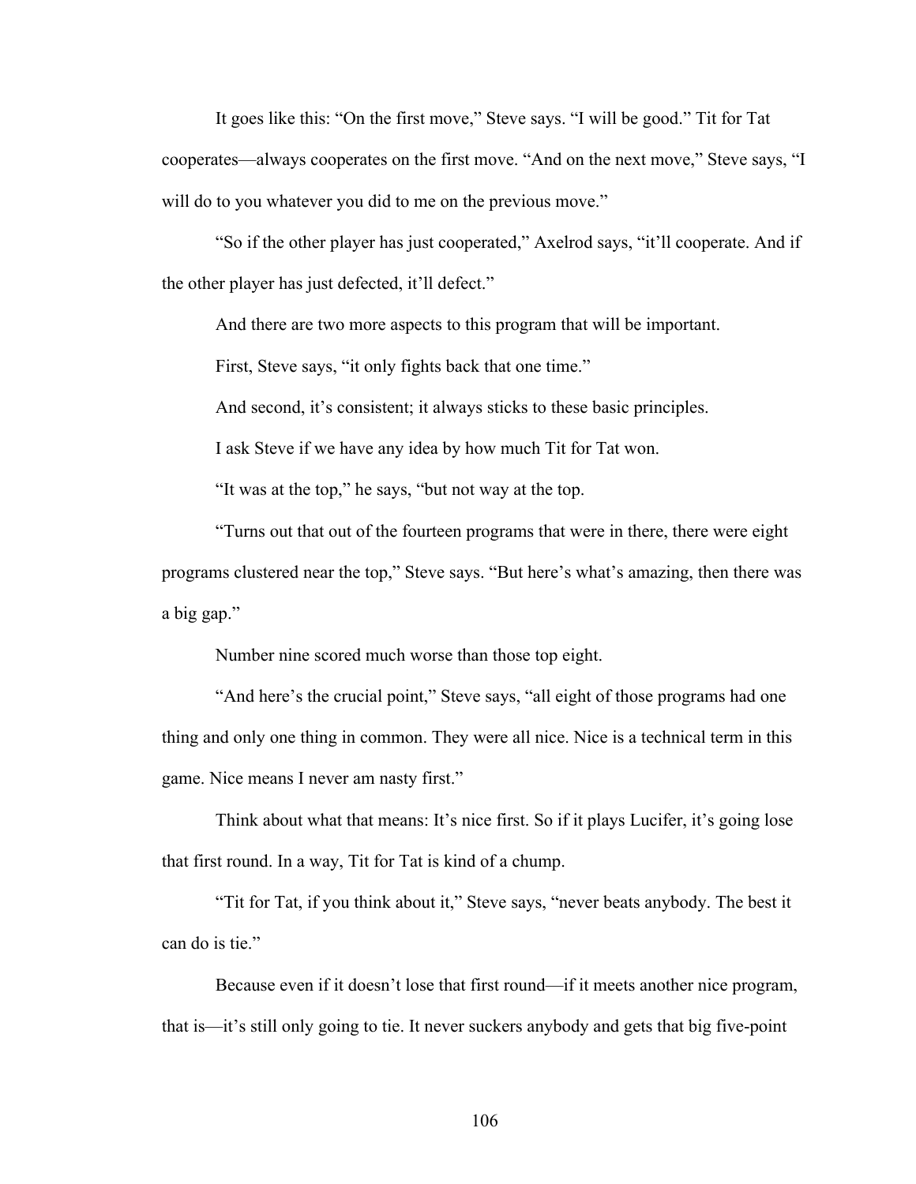It goes like this: "On the first move," Steve says. "I will be good." Tit for Tat cooperates—always cooperates on the first move. "And on the next move," Steve says, "I will do to you whatever you did to me on the previous move."

"So if the other player has just cooperated," Axelrod says, "it'll cooperate. And if the other player has just defected, it'll defect."

And there are two more aspects to this program that will be important.

First, Steve says, "it only fights back that one time."

And second, it's consistent; it always sticks to these basic principles.

I ask Steve if we have any idea by how much Tit for Tat won.

"It was at the top," he says, "but not way at the top.

"Turns out that out of the fourteen programs that were in there, there were eight programs clustered near the top," Steve says. "But here's what's amazing, then there was a big gap."

Number nine scored much worse than those top eight.

"And here's the crucial point," Steve says, "all eight of those programs had one thing and only one thing in common. They were all nice. Nice is a technical term in this game. Nice means I never am nasty first."

Think about what that means: It's nice first. So if it plays Lucifer, it's going lose that first round. In a way, Tit for Tat is kind of a chump.

"Tit for Tat, if you think about it," Steve says, "never beats anybody. The best it can do is tie."

Because even if it doesn't lose that first round—if it meets another nice program, that is—it's still only going to tie. It never suckers anybody and gets that big five-point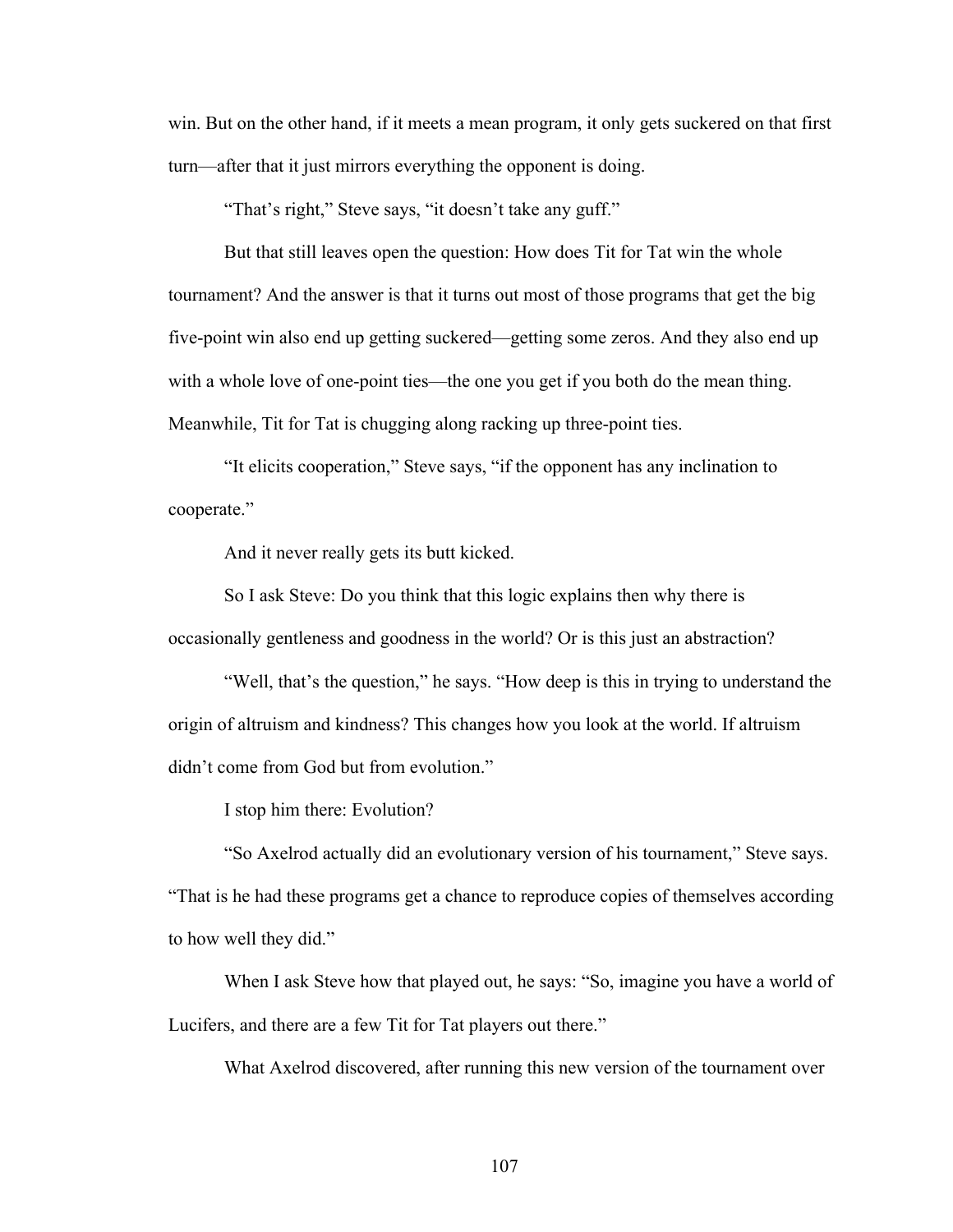win. But on the other hand, if it meets a mean program, it only gets suckered on that first turn—after that it just mirrors everything the opponent is doing.

"That's right," Steve says, "it doesn't take any guff."

But that still leaves open the question: How does Tit for Tat win the whole tournament? And the answer is that it turns out most of those programs that get the big five-point win also end up getting suckered—getting some zeros. And they also end up with a whole love of one-point ties—the one you get if you both do the mean thing. Meanwhile, Tit for Tat is chugging along racking up three-point ties.

"It elicits cooperation," Steve says, "if the opponent has any inclination to cooperate."

And it never really gets its butt kicked.

So I ask Steve: Do you think that this logic explains then why there is occasionally gentleness and goodness in the world? Or is this just an abstraction?

"Well, that's the question," he says. "How deep is this in trying to understand the origin of altruism and kindness? This changes how you look at the world. If altruism didn't come from God but from evolution."

I stop him there: Evolution?

"So Axelrod actually did an evolutionary version of his tournament," Steve says. "That is he had these programs get a chance to reproduce copies of themselves according to how well they did."

When I ask Steve how that played out, he says: "So, imagine you have a world of Lucifers, and there are a few Tit for Tat players out there."

What Axelrod discovered, after running this new version of the tournament over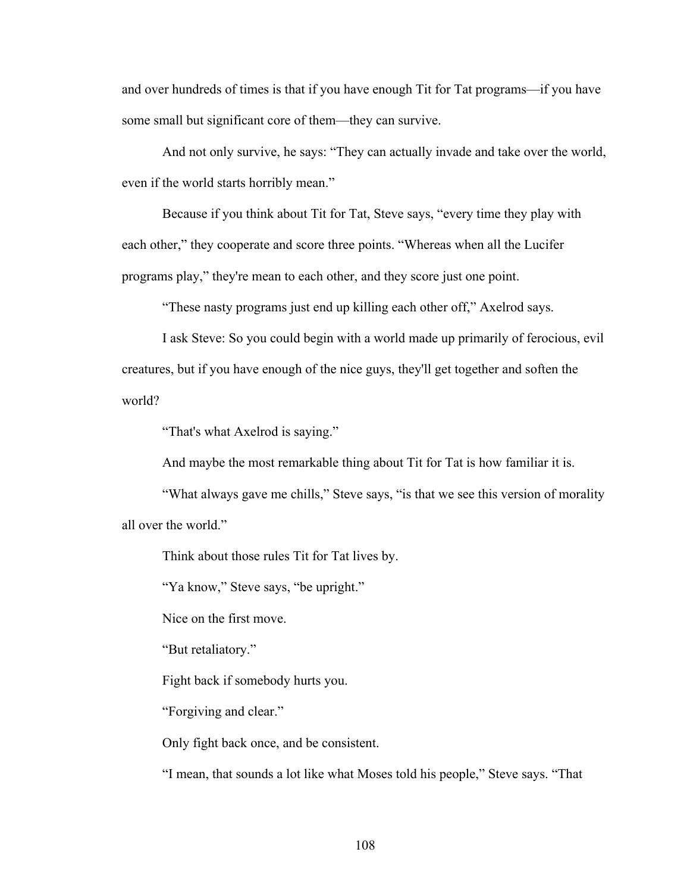and over hundreds of times is that if you have enough Tit for Tat programs—if you have some small but significant core of them—they can survive.

And not only survive, he says: “They can actually invade and take over the world, even if the world starts horribly mean.”

Because if you think about Tit for Tat, Steve says, “every time they play with each other,” they cooperate and score three points. “Whereas when all the Lucifer programs play,” they're mean to each other, and they score just one point.

“These nasty programs just end up killing each other off,” Axelrod says.

I ask Steve: So you could begin with a world made up primarily of ferocious, evil creatures, but if you have enough of the nice guys, they'll get together and soften the world?

“That's what Axelrod is saying.”

And maybe the most remarkable thing about Tit for Tat is how familiar it is.

“What always gave me chills,” Steve says, “is that we see this version of morality all over the world.”

Think about those rules Tit for Tat lives by.

“Ya know,” Steve says, “be upright.”

Nice on the first move.

“But retaliatory.”

Fight back if somebody hurts you.

“Forgiving and clear.”

Only fight back once, and be consistent.

“I mean, that sounds a lot like what Moses told his people,” Steve says. “That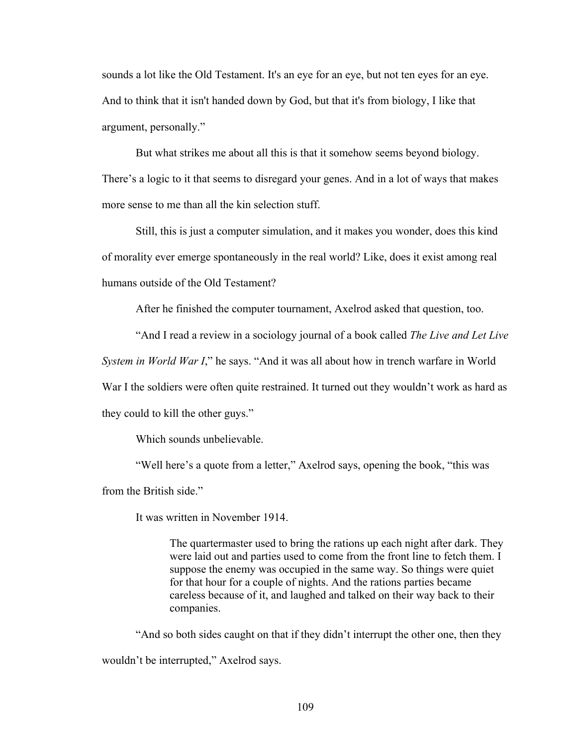sounds a lot like the Old Testament. It's an eye for an eye, but not ten eyes for an eye. And to think that it isn't handed down by God, but that it's from biology, I like that argument, personally."

But what strikes me about all this is that it somehow seems beyond biology. There's a logic to it that seems to disregard your genes. And in a lot of ways that makes more sense to me than all the kin selection stuff.

Still, this is just a computer simulation, and it makes you wonder, does this kind of morality ever emerge spontaneously in the real world? Like, does it exist among real humans outside of the Old Testament?

After he finished the computer tournament, Axelrod asked that question, too.

"And I read a review in a sociology journal of a book called *The Live and Let Live System in World War I*," he says. "And it was all about how in trench warfare in World War I the soldiers were often quite restrained. It turned out they wouldn't work as hard as they could to kill the other guys."

Which sounds unbelievable.

"Well here's a quote from a letter," Axelrod says, opening the book, "this was from the British side."

It was written in November 1914.

> The quartermaster used to bring the rations up each night after dark. They were laid out and parties used to come from the front line to fetch them. I suppose the enemy was occupied in the same way. So things were quiet for that hour for a couple of nights. And the rations parties became careless because of it, and laughed and talked on their way back to their companies.

"And so both sides caught on that if they didn't interrupt the other one, then they wouldn't be interrupted," Axelrod says.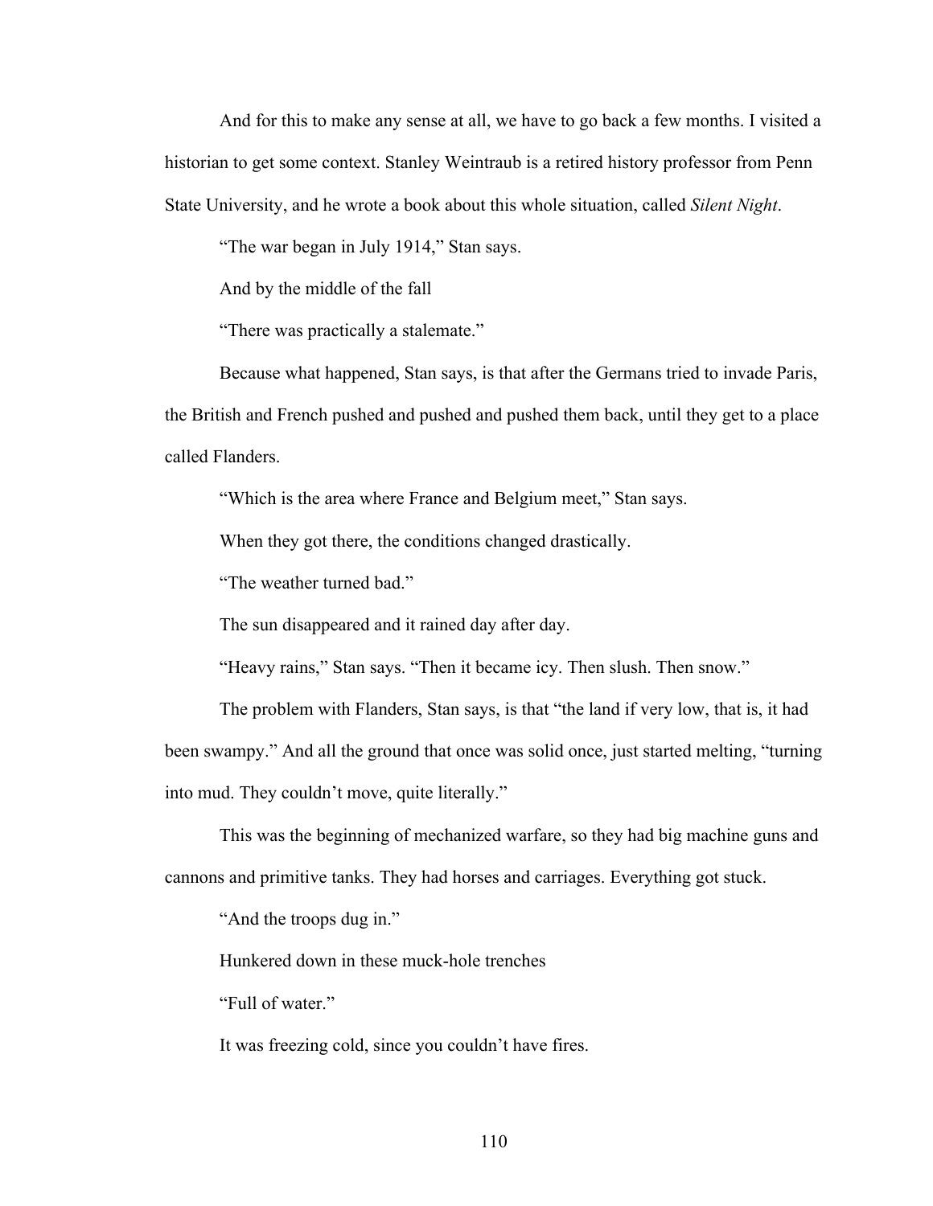And for this to make any sense at all, we have to go back a few months. I visited a historian to get some context. Stanley Weintraub is a retired history professor from Penn State University, and he wrote a book about this whole situation, called *Silent Night*.

"The war began in July 1914," Stan says.

And by the middle of the fall

"There was practically a stalemate."

Because what happened, Stan says, is that after the Germans tried to invade Paris, the British and French pushed and pushed and pushed them back, until they get to a place called Flanders.

"Which is the area where France and Belgium meet," Stan says.

When they got there, the conditions changed drastically.

"The weather turned bad."

The sun disappeared and it rained day after day.

"Heavy rains," Stan says. "Then it became icy. Then slush. Then snow."

The problem with Flanders, Stan says, is that "the land if very low, that is, it had been swampy." And all the ground that once was solid once, just started melting, "turning into mud. They couldn't move, quite literally."

This was the beginning of mechanized warfare, so they had big machine guns and cannons and primitive tanks. They had horses and carriages. Everything got stuck.

"And the troops dug in."

Hunkered down in these muck-hole trenches

"Full of water."

It was freezing cold, since you couldn't have fires.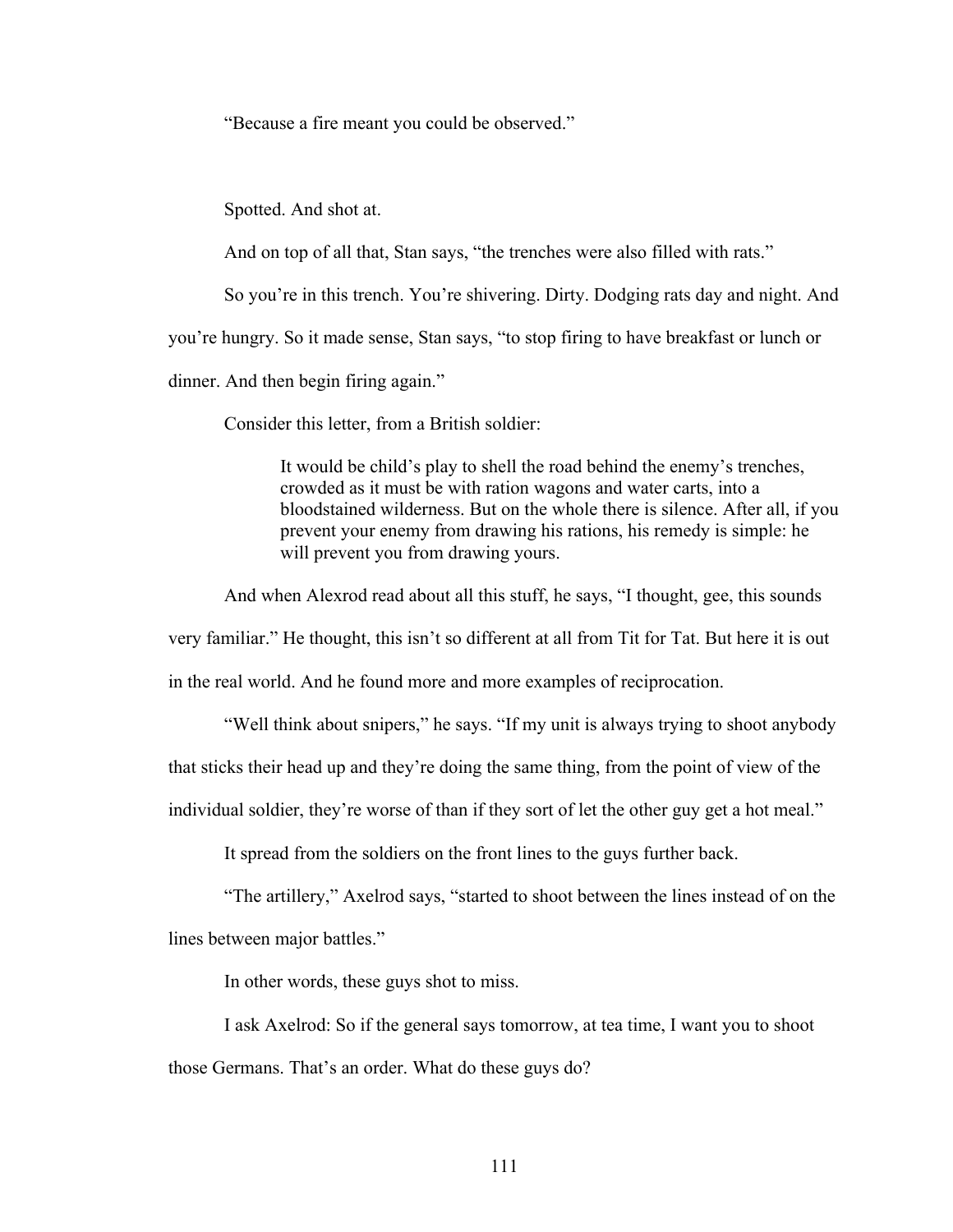"Because a fire meant you could be observed."

Spotted. And shot at.

And on top of all that, Stan says, "the trenches were also filled with rats."

So you're in this trench. You're shivering. Dirty. Dodging rats day and night. And you're hungry. So it made sense, Stan says, "to stop firing to have breakfast or lunch or dinner. And then begin firing again."

Consider this letter, from a British soldier:

> It would be child's play to shell the road behind the enemy's trenches, crowded as it must be with ration wagons and water carts, into a bloodstained wilderness. But on the whole there is silence. After all, if you prevent your enemy from drawing his rations, his remedy is simple: he will prevent you from drawing yours.

And when Alexrod read about all this stuff, he says, "I thought, gee, this sounds very familiar." He thought, this isn't so different at all from Tit for Tat. But here it is out in the real world. And he found more and more examples of reciprocation.

"Well think about snipers," he says. "If my unit is always trying to shoot anybody that sticks their head up and they're doing the same thing, from the point of view of the individual soldier, they're worse of than if they sort of let the other guy get a hot meal."

It spread from the soldiers on the front lines to the guys further back.

"The artillery," Axelrod says, "started to shoot between the lines instead of on the lines between major battles."

In other words, these guys shot to miss.

I ask Axelrod: So if the general says tomorrow, at tea time, I want you to shoot those Germans. That's an order. What do these guys do?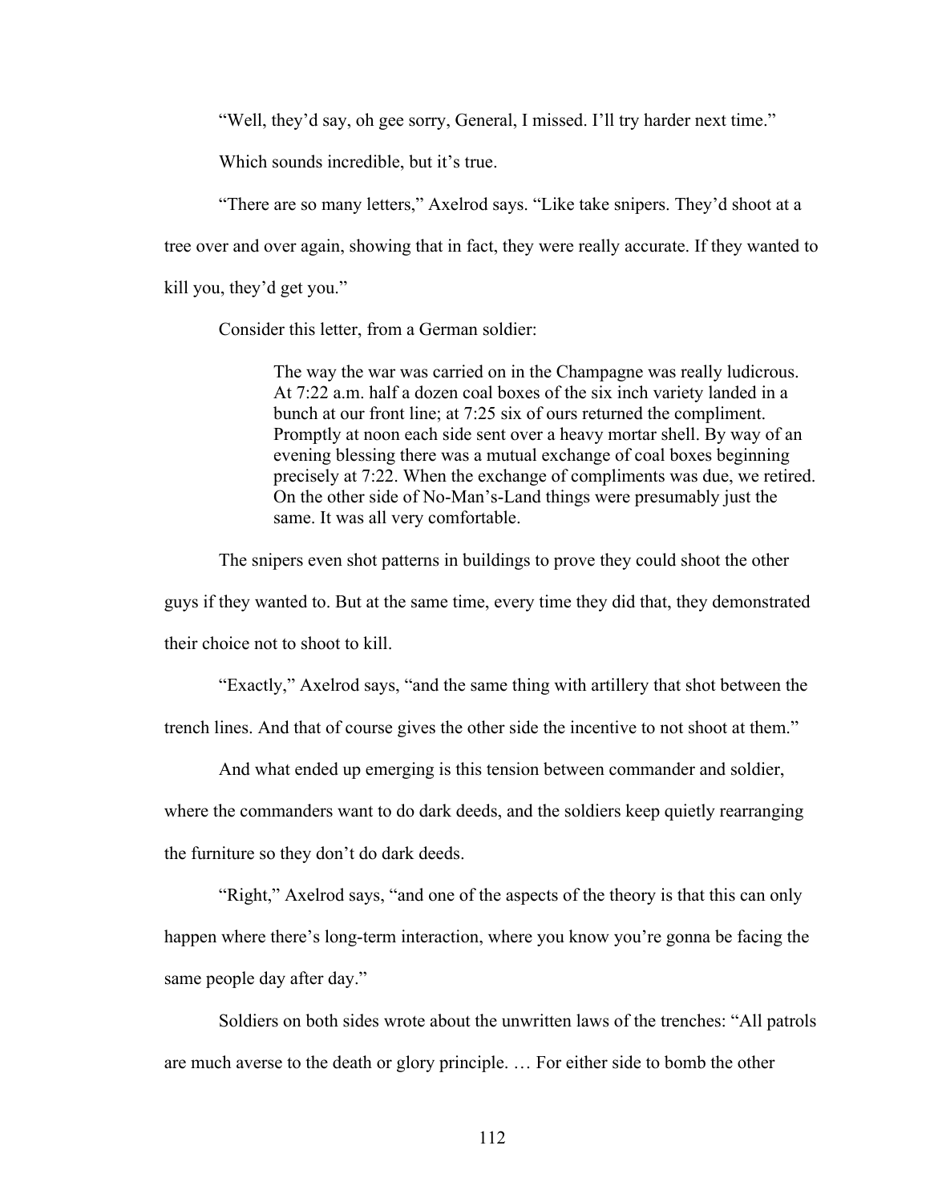"Well, they'd say, oh gee sorry, General, I missed. I'll try harder next time."

Which sounds incredible, but it's true.

"There are so many letters," Axelrod says. "Like take snipers. They'd shoot at a tree over and over again, showing that in fact, they were really accurate. If they wanted to kill you, they'd get you."

Consider this letter, from a German soldier:

> The way the war was carried on in the Champagne was really ludicrous. At 7:22 a.m. half a dozen coal boxes of the six inch variety landed in a bunch at our front line; at 7:25 six of ours returned the compliment. Promptly at noon each side sent over a heavy mortar shell. By way of an evening blessing there was a mutual exchange of coal boxes beginning precisely at 7:22. When the exchange of compliments was due, we retired. On the other side of No-Man's-Land things were presumably just the same. It was all very comfortable.

The snipers even shot patterns in buildings to prove they could shoot the other guys if they wanted to. But at the same time, every time they did that, they demonstrated their choice not to shoot to kill.

"Exactly," Axelrod says, "and the same thing with artillery that shot between the trench lines. And that of course gives the other side the incentive to not shoot at them."

And what ended up emerging is this tension between commander and soldier, where the commanders want to do dark deeds, and the soldiers keep quietly rearranging the furniture so they don't do dark deeds.

"Right," Axelrod says, "and one of the aspects of the theory is that this can only happen where there's long-term interaction, where you know you're gonna be facing the same people day after day."

Soldiers on both sides wrote about the unwritten laws of the trenches: "All patrols are much averse to the death or glory principle. … For either side to bomb the other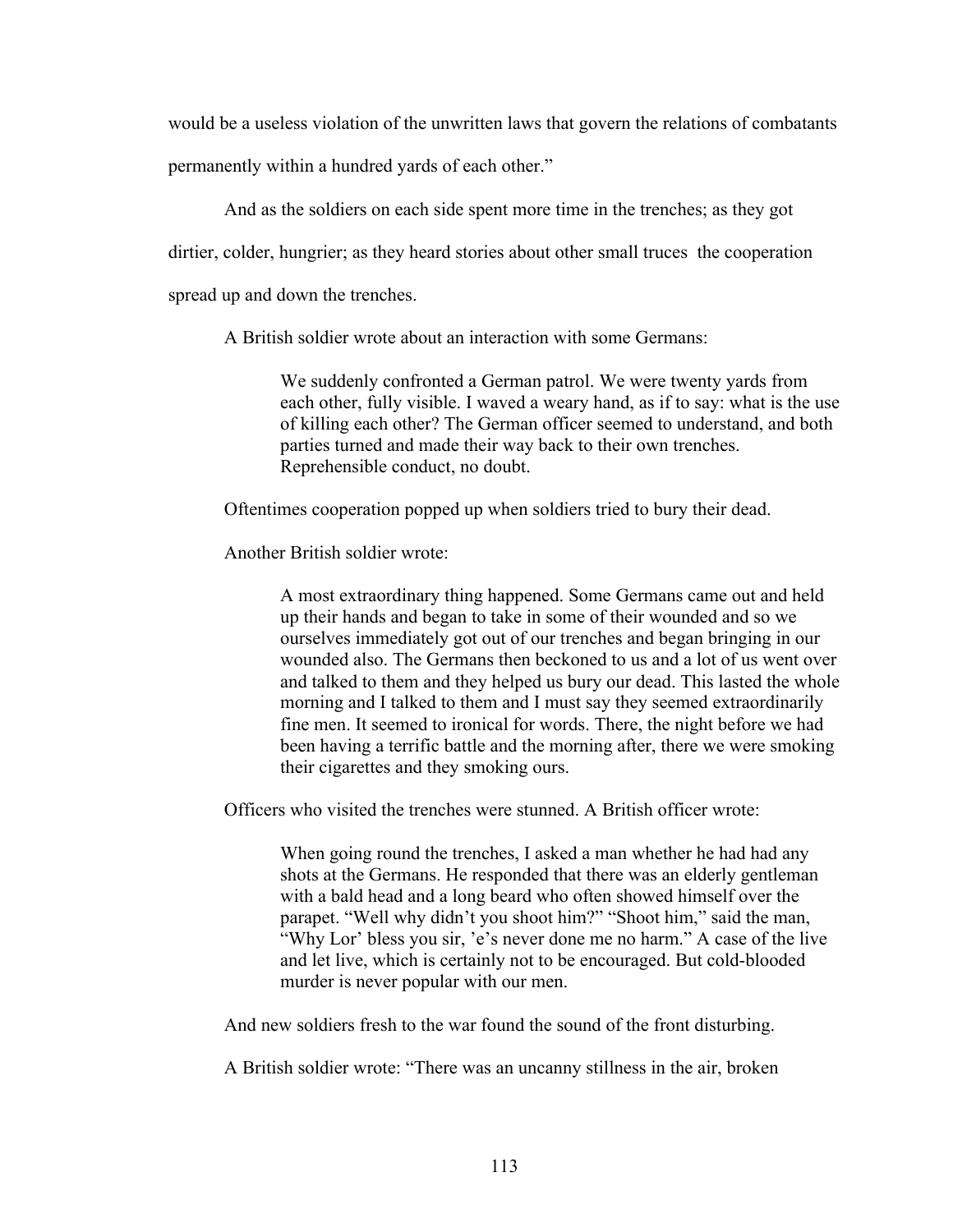would be a useless violation of the unwritten laws that govern the relations of combatants permanently within a hundred yards of each other."

And as the soldiers on each side spent more time in the trenches; as they got dirtier, colder, hungrier; as they heard stories about other small truces  the cooperation spread up and down the trenches.

A British soldier wrote about an interaction with some Germans:

> We suddenly confronted a German patrol. We were twenty yards from each other, fully visible. I waved a weary hand, as if to say: what is the use of killing each other? The German officer seemed to understand, and both parties turned and made their way back to their own trenches. Reprehensible conduct, no doubt.

Oftentimes cooperation popped up when soldiers tried to bury their dead.

Another British soldier wrote:

> A most extraordinary thing happened. Some Germans came out and held up their hands and began to take in some of their wounded and so we ourselves immediately got out of our trenches and began bringing in our wounded also. The Germans then beckoned to us and a lot of us went over and talked to them and they helped us bury our dead. This lasted the whole morning and I talked to them and I must say they seemed extraordinarily fine men. It seemed to ironical for words. There, the night before we had been having a terrific battle and the morning after, there we were smoking their cigarettes and they smoking ours.

Officers who visited the trenches were stunned. A British officer wrote:

> When going round the trenches, I asked a man whether he had had any shots at the Germans. He responded that there was an elderly gentleman with a bald head and a long beard who often showed himself over the parapet. "Well why didn't you shoot him?" "Shoot him," said the man, "Why Lor' bless you sir, 'e's never done me no harm." A case of the live and let live, which is certainly not to be encouraged. But cold-blooded murder is never popular with our men.

And new soldiers fresh to the war found the sound of the front disturbing.

A British soldier wrote: "There was an uncanny stillness in the air, broken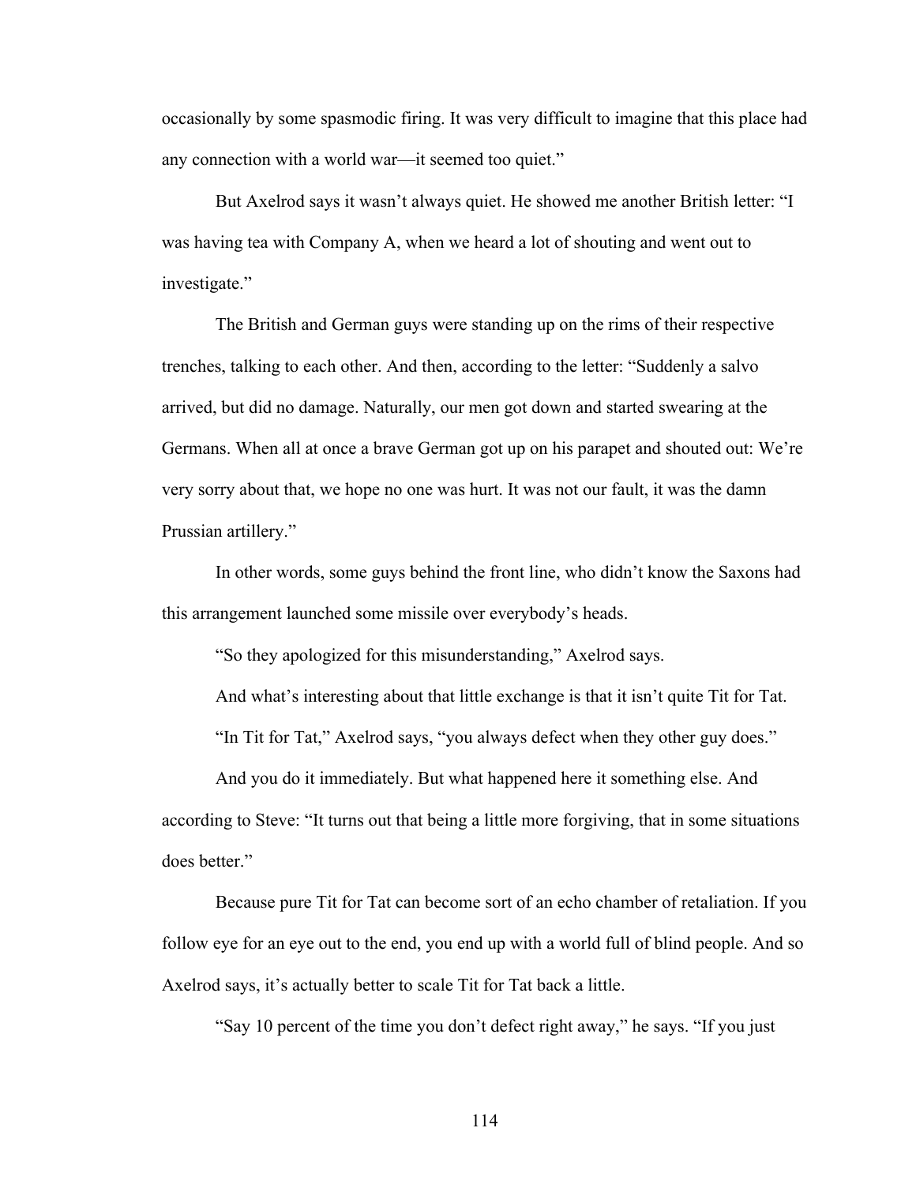occasionally by some spasmodic firing. It was very difficult to imagine that this place had any connection with a world war—it seemed too quiet."

But Axelrod says it wasn't always quiet. He showed me another British letter: "I was having tea with Company A, when we heard a lot of shouting and went out to investigate."

The British and German guys were standing up on the rims of their respective trenches, talking to each other. And then, according to the letter: "Suddenly a salvo arrived, but did no damage. Naturally, our men got down and started swearing at the Germans. When all at once a brave German got up on his parapet and shouted out: We're very sorry about that, we hope no one was hurt. It was not our fault, it was the damn Prussian artillery."

In other words, some guys behind the front line, who didn't know the Saxons had this arrangement launched some missile over everybody's heads.

"So they apologized for this misunderstanding," Axelrod says.

And what's interesting about that little exchange is that it isn't quite Tit for Tat.

"In Tit for Tat," Axelrod says, "you always defect when they other guy does."

And you do it immediately. But what happened here it something else. And according to Steve: "It turns out that being a little more forgiving, that in some situations does better."

Because pure Tit for Tat can become sort of an echo chamber of retaliation. If you follow eye for an eye out to the end, you end up with a world full of blind people. And so Axelrod says, it's actually better to scale Tit for Tat back a little.

"Say 10 percent of the time you don't defect right away," he says. "If you just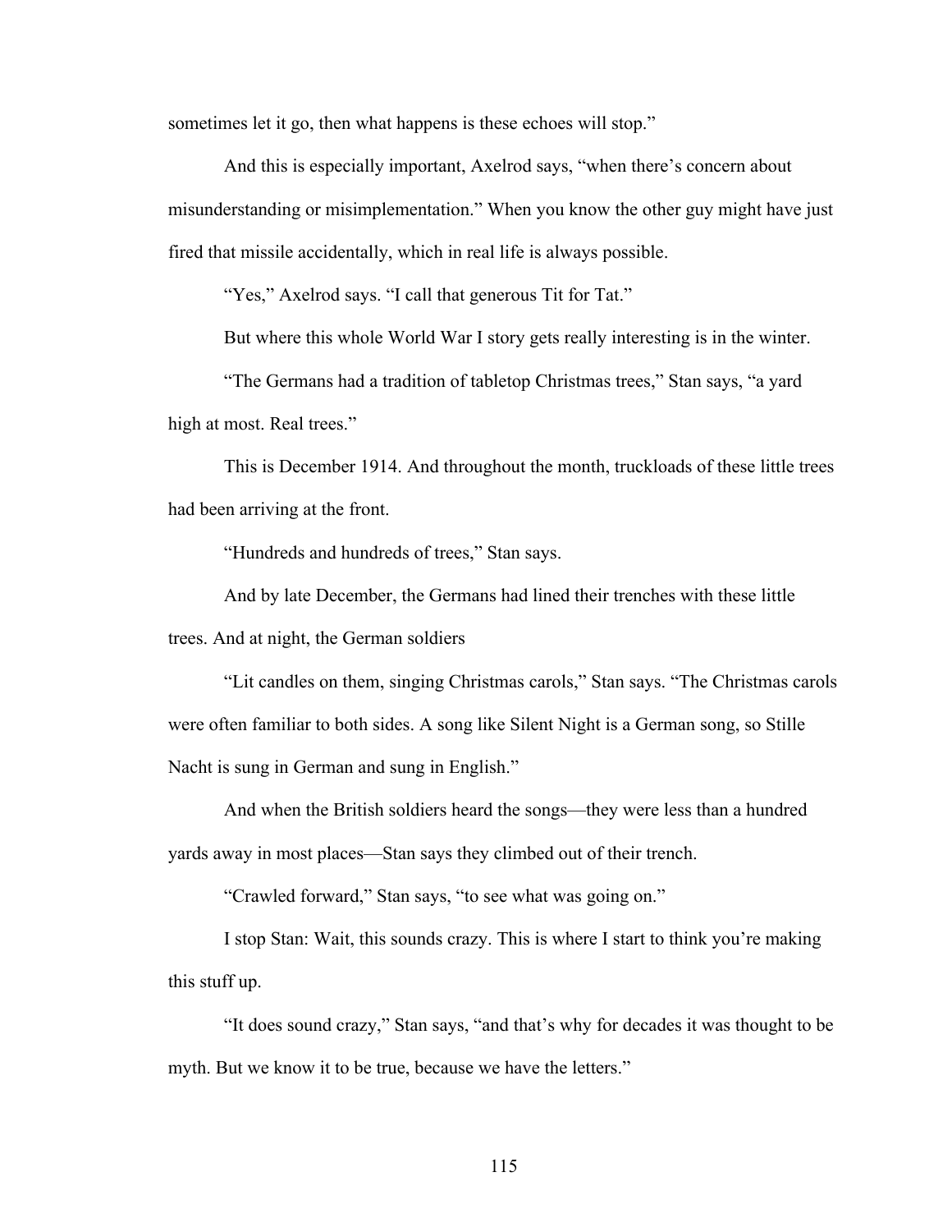sometimes let it go, then what happens is these echoes will stop."

And this is especially important, Axelrod says, "when there's concern about misunderstanding or misimplementation." When you know the other guy might have just fired that missile accidentally, which in real life is always possible.

"Yes," Axelrod says. "I call that generous Tit for Tat."

But where this whole World War I story gets really interesting is in the winter.

"The Germans had a tradition of tabletop Christmas trees," Stan says, "a yard high at most. Real trees."

This is December 1914. And throughout the month, truckloads of these little trees had been arriving at the front.

"Hundreds and hundreds of trees," Stan says.

And by late December, the Germans had lined their trenches with these little trees. And at night, the German soldiers

"Lit candles on them, singing Christmas carols," Stan says. "The Christmas carols were often familiar to both sides. A song like Silent Night is a German song, so Stille Nacht is sung in German and sung in English."

And when the British soldiers heard the songs—they were less than a hundred yards away in most places—Stan says they climbed out of their trench.

"Crawled forward," Stan says, "to see what was going on."

I stop Stan: Wait, this sounds crazy. This is where I start to think you're making this stuff up.

"It does sound crazy," Stan says, "and that's why for decades it was thought to be myth. But we know it to be true, because we have the letters."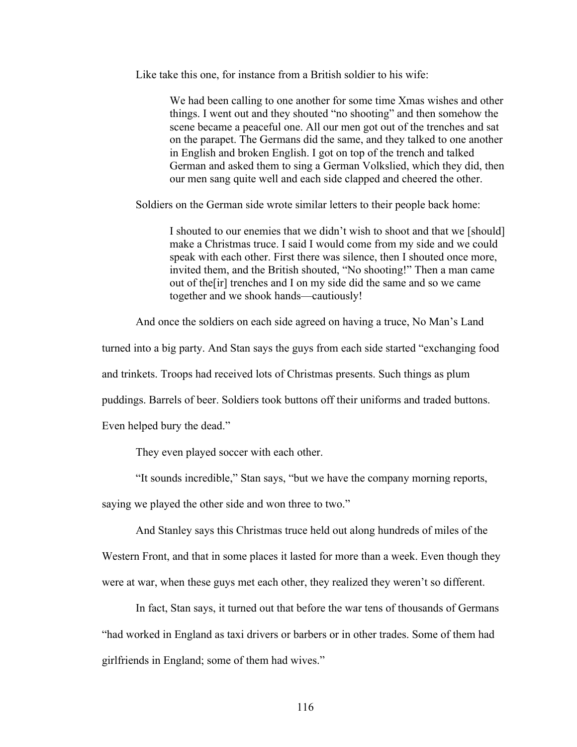Like take this one, for instance from a British soldier to his wife:

> We had been calling to one another for some time Xmas wishes and other things. I went out and they shouted "no shooting" and then somehow the scene became a peaceful one. All our men got out of the trenches and sat on the parapet. The Germans did the same, and they talked to one another in English and broken English. I got on top of the trench and talked German and asked them to sing a German Volkslied, which they did, then our men sang quite well and each side clapped and cheered the other.

Soldiers on the German side wrote similar letters to their people back home:

> I shouted to our enemies that we didn't wish to shoot and that we [should] make a Christmas truce. I said I would come from my side and we could speak with each other. First there was silence, then I shouted once more, invited them, and the British shouted, "No shooting!" Then a man came out of the[ir] trenches and I on my side did the same and so we came together and we shook hands—cautiously!

And once the soldiers on each side agreed on having a truce, No Man's Land turned into a big party. And Stan says the guys from each side started "exchanging food and trinkets. Troops had received lots of Christmas presents. Such things as plum puddings. Barrels of beer. Soldiers took buttons off their uniforms and traded buttons. Even helped bury the dead."

They even played soccer with each other.

"It sounds incredible," Stan says, "but we have the company morning reports, saying we played the other side and won three to two."

And Stanley says this Christmas truce held out along hundreds of miles of the Western Front, and that in some places it lasted for more than a week. Even though they were at war, when these guys met each other, they realized they weren't so different.

In fact, Stan says, it turned out that before the war tens of thousands of Germans "had worked in England as taxi drivers or barbers or in other trades. Some of them had girlfriends in England; some of them had wives."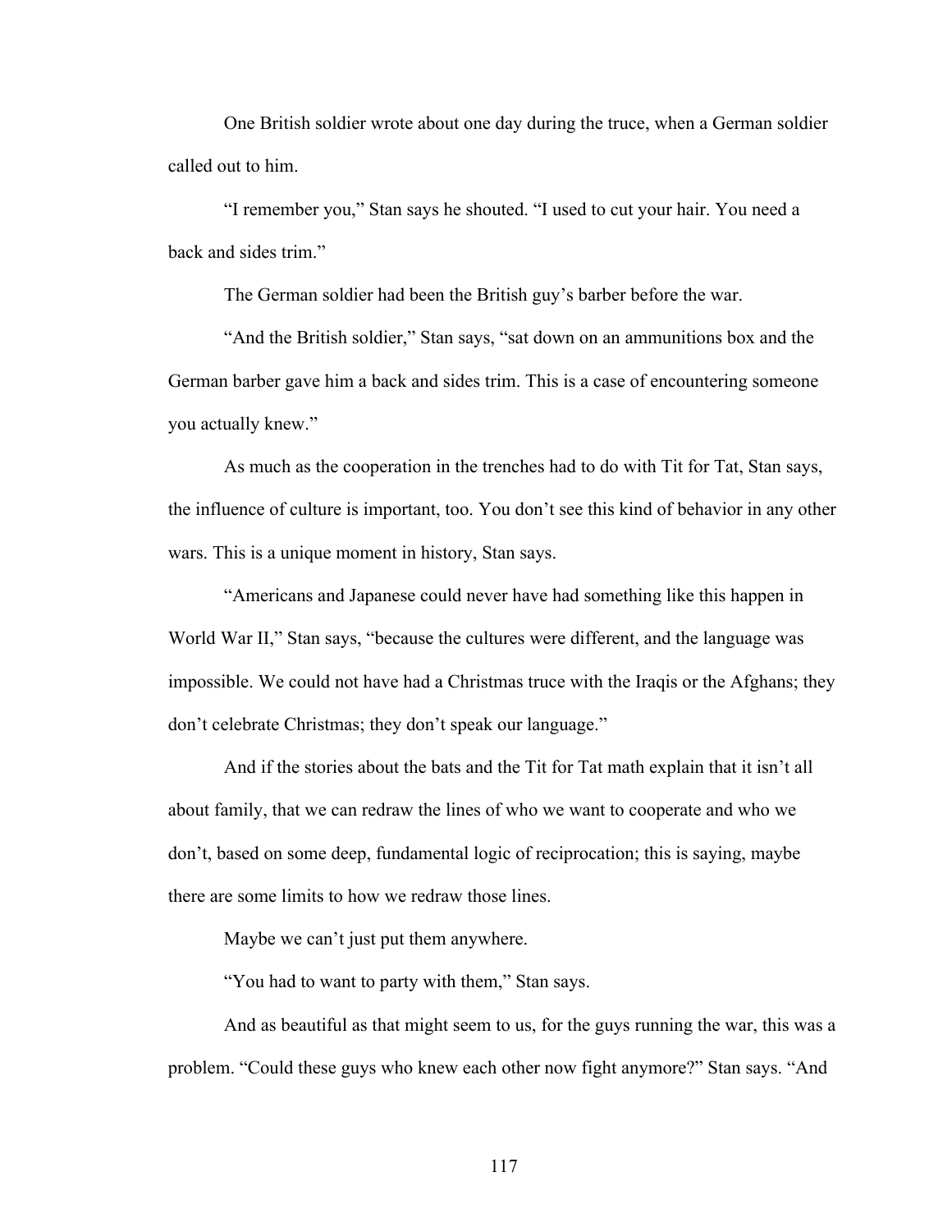One British soldier wrote about one day during the truce, when a German soldier called out to him.

"I remember you," Stan says he shouted. "I used to cut your hair. You need a back and sides trim."

The German soldier had been the British guy's barber before the war.

"And the British soldier," Stan says, "sat down on an ammunitions box and the German barber gave him a back and sides trim. This is a case of encountering someone you actually knew."

As much as the cooperation in the trenches had to do with Tit for Tat, Stan says, the influence of culture is important, too. You don't see this kind of behavior in any other wars. This is a unique moment in history, Stan says.

"Americans and Japanese could never have had something like this happen in World War II," Stan says, "because the cultures were different, and the language was impossible. We could not have had a Christmas truce with the Iraqis or the Afghans; they don't celebrate Christmas; they don't speak our language."

And if the stories about the bats and the Tit for Tat math explain that it isn't all about family, that we can redraw the lines of who we want to cooperate and who we don't, based on some deep, fundamental logic of reciprocation; this is saying, maybe there are some limits to how we redraw those lines.

Maybe we can't just put them anywhere.

"You had to want to party with them," Stan says.

And as beautiful as that might seem to us, for the guys running the war, this was a problem. "Could these guys who knew each other now fight anymore?" Stan says. "And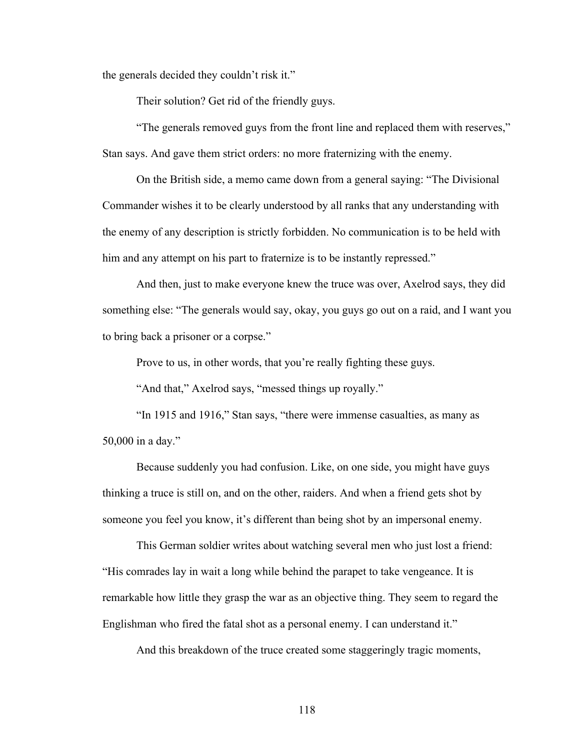the generals decided they couldn't risk it."

Their solution? Get rid of the friendly guys.

"The generals removed guys from the front line and replaced them with reserves," Stan says. And gave them strict orders: no more fraternizing with the enemy.

On the British side, a memo came down from a general saying: "The Divisional Commander wishes it to be clearly understood by all ranks that any understanding with the enemy of any description is strictly forbidden. No communication is to be held with him and any attempt on his part to fraternize is to be instantly repressed."

And then, just to make everyone knew the truce was over, Axelrod says, they did something else: "The generals would say, okay, you guys go out on a raid, and I want you to bring back a prisoner or a corpse."

Prove to us, in other words, that you're really fighting these guys.

"And that," Axelrod says, "messed things up royally."

"In 1915 and 1916," Stan says, "there were immense casualties, as many as 50,000 in a day."

Because suddenly you had confusion. Like, on one side, you might have guys thinking a truce is still on, and on the other, raiders. And when a friend gets shot by someone you feel you know, it's different than being shot by an impersonal enemy.

This German soldier writes about watching several men who just lost a friend: "His comrades lay in wait a long while behind the parapet to take vengeance. It is remarkable how little they grasp the war as an objective thing. They seem to regard the Englishman who fired the fatal shot as a personal enemy. I can understand it."

And this breakdown of the truce created some staggeringly tragic moments,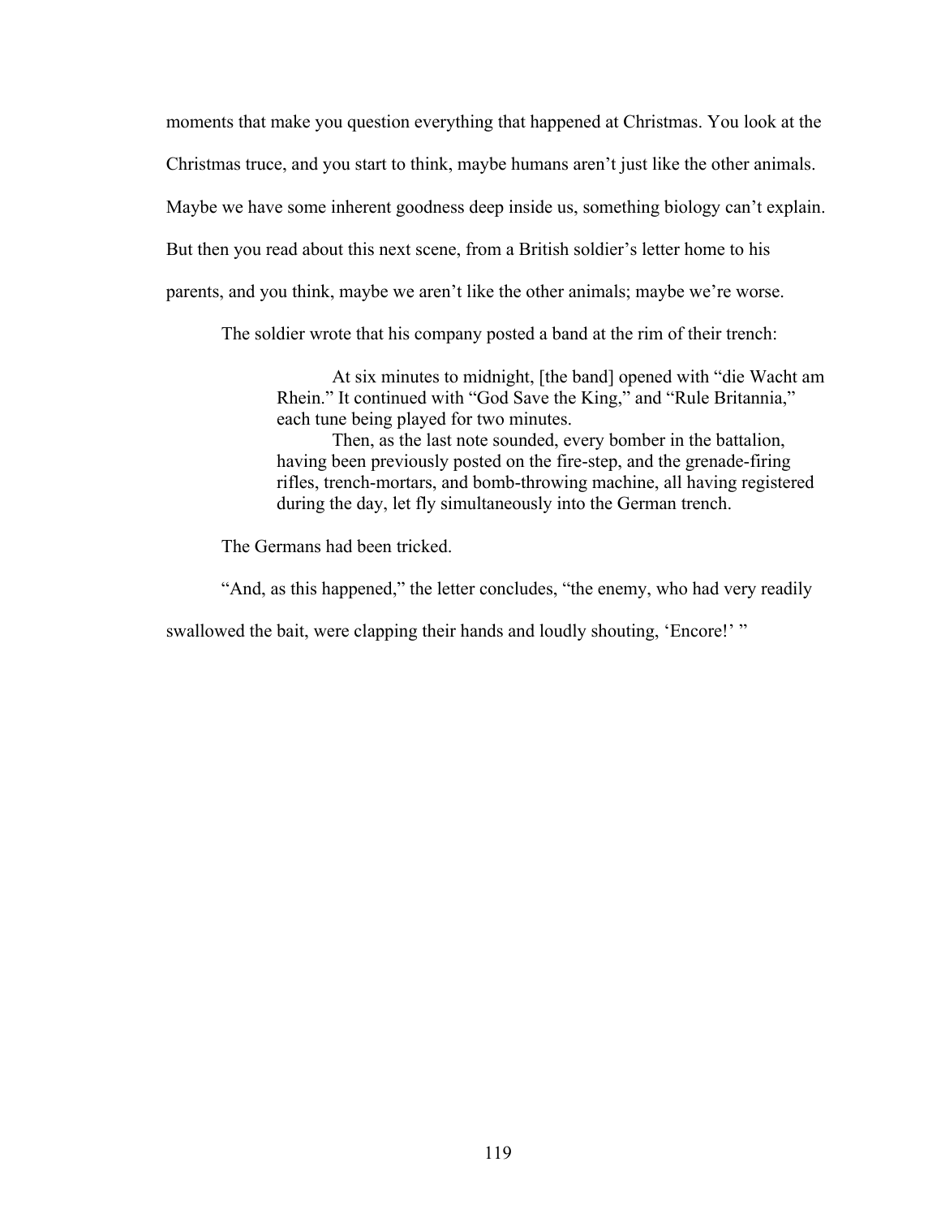moments that make you question everything that happened at Christmas. You look at the Christmas truce, and you start to think, maybe humans aren't just like the other animals. Maybe we have some inherent goodness deep inside us, something biology can't explain. But then you read about this next scene, from a British soldier's letter home to his parents, and you think, maybe we aren't like the other animals; maybe we're worse.

The soldier wrote that his company posted a band at the rim of their trench:

> At six minutes to midnight, [the band] opened with "die Wacht am Rhein." It continued with "God Save the King," and "Rule Britannia," each tune being played for two minutes.
>
> Then, as the last note sounded, every bomber in the battalion, having been previously posted on the fire-step, and the grenade-firing rifles, trench-mortars, and bomb-throwing machine, all having registered during the day, let fly simultaneously into the German trench.

The Germans had been tricked.

"And, as this happened," the letter concludes, "the enemy, who had very readily swallowed the bait, were clapping their hands and loudly shouting, 'Encore!' "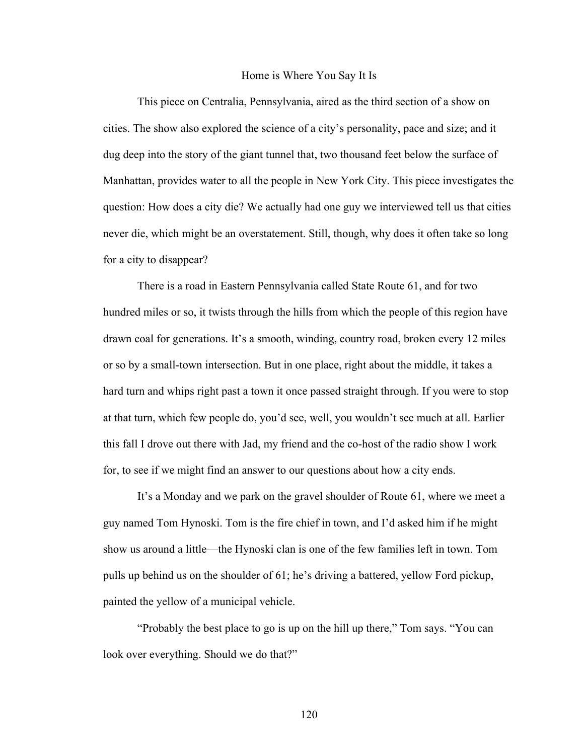## Home is Where You Say It Is

This piece on Centralia, Pennsylvania, aired as the third section of a show on cities. The show also explored the science of a city's personality, pace and size; and it dug deep into the story of the giant tunnel that, two thousand feet below the surface of Manhattan, provides water to all the people in New York City. This piece investigates the question: How does a city die? We actually had one guy we interviewed tell us that cities never die, which might be an overstatement. Still, though, why does it often take so long for a city to disappear?

There is a road in Eastern Pennsylvania called State Route 61, and for two hundred miles or so, it twists through the hills from which the people of this region have drawn coal for generations. It's a smooth, winding, country road, broken every 12 miles or so by a small-town intersection. But in one place, right about the middle, it takes a hard turn and whips right past a town it once passed straight through. If you were to stop at that turn, which few people do, you'd see, well, you wouldn't see much at all. Earlier this fall I drove out there with Jad, my friend and the co-host of the radio show I work for, to see if we might find an answer to our questions about how a city ends.

It's a Monday and we park on the gravel shoulder of Route 61, where we meet a guy named Tom Hynoski. Tom is the fire chief in town, and I'd asked him if he might show us around a little—the Hynoski clan is one of the few families left in town. Tom pulls up behind us on the shoulder of 61; he's driving a battered, yellow Ford pickup, painted the yellow of a municipal vehicle.

"Probably the best place to go is up on the hill up there," Tom says. "You can look over everything. Should we do that?"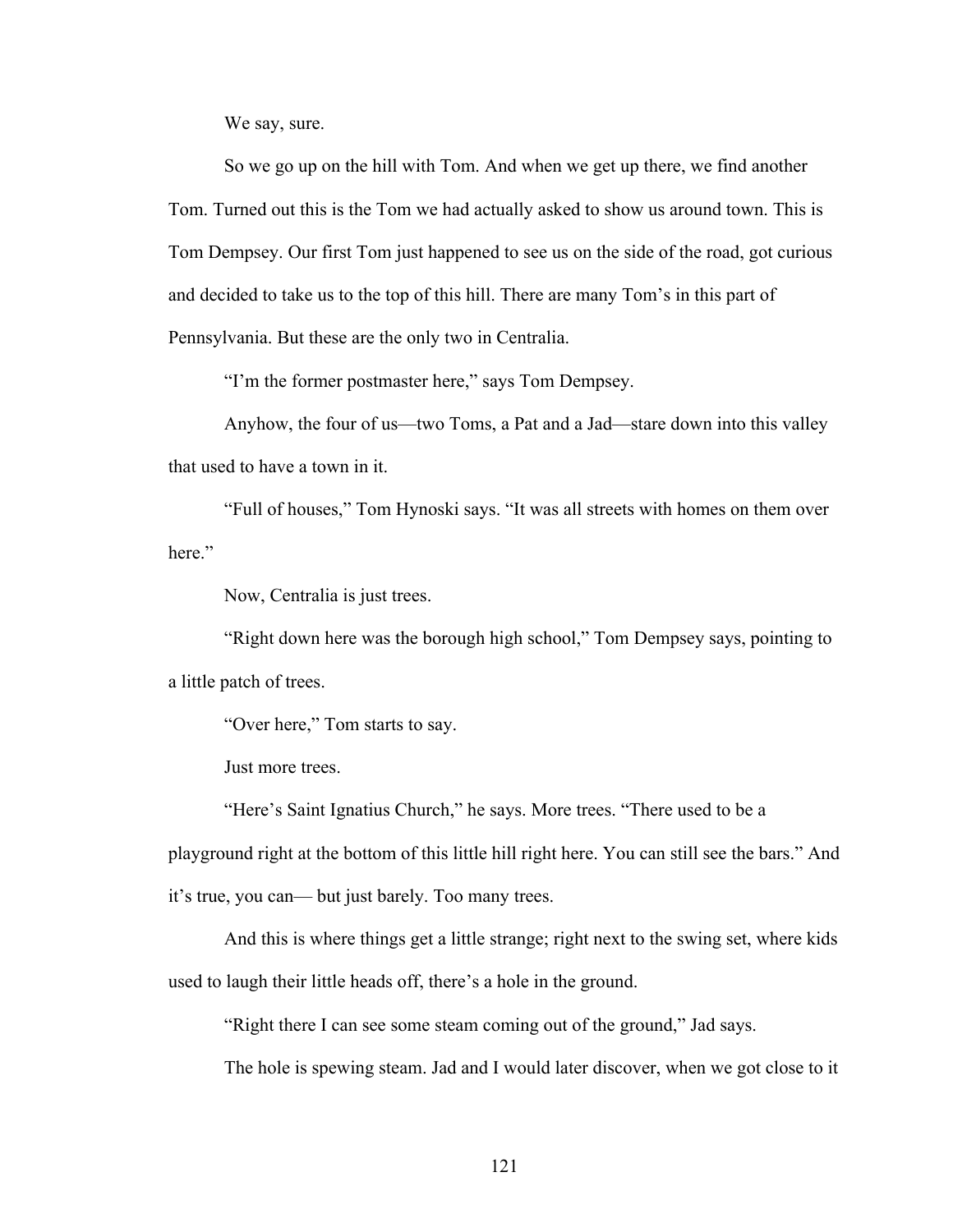We say, sure.

So we go up on the hill with Tom. And when we get up there, we find another Tom. Turned out this is the Tom we had actually asked to show us around town. This is Tom Dempsey. Our first Tom just happened to see us on the side of the road, got curious and decided to take us to the top of this hill. There are many Tom's in this part of Pennsylvania. But these are the only two in Centralia.

"I'm the former postmaster here," says Tom Dempsey.

Anyhow, the four of us—two Toms, a Pat and a Jad—stare down into this valley that used to have a town in it.

"Full of houses," Tom Hynoski says. "It was all streets with homes on them over here."

Now, Centralia is just trees.

"Right down here was the borough high school," Tom Dempsey says, pointing to a little patch of trees.

"Over here," Tom starts to say.

Just more trees.

"Here's Saint Ignatius Church," he says. More trees. "There used to be a playground right at the bottom of this little hill right here. You can still see the bars." And it's true, you can— but just barely. Too many trees.

And this is where things get a little strange; right next to the swing set, where kids used to laugh their little heads off, there's a hole in the ground.

"Right there I can see some steam coming out of the ground," Jad says.

The hole is spewing steam. Jad and I would later discover, when we got close to it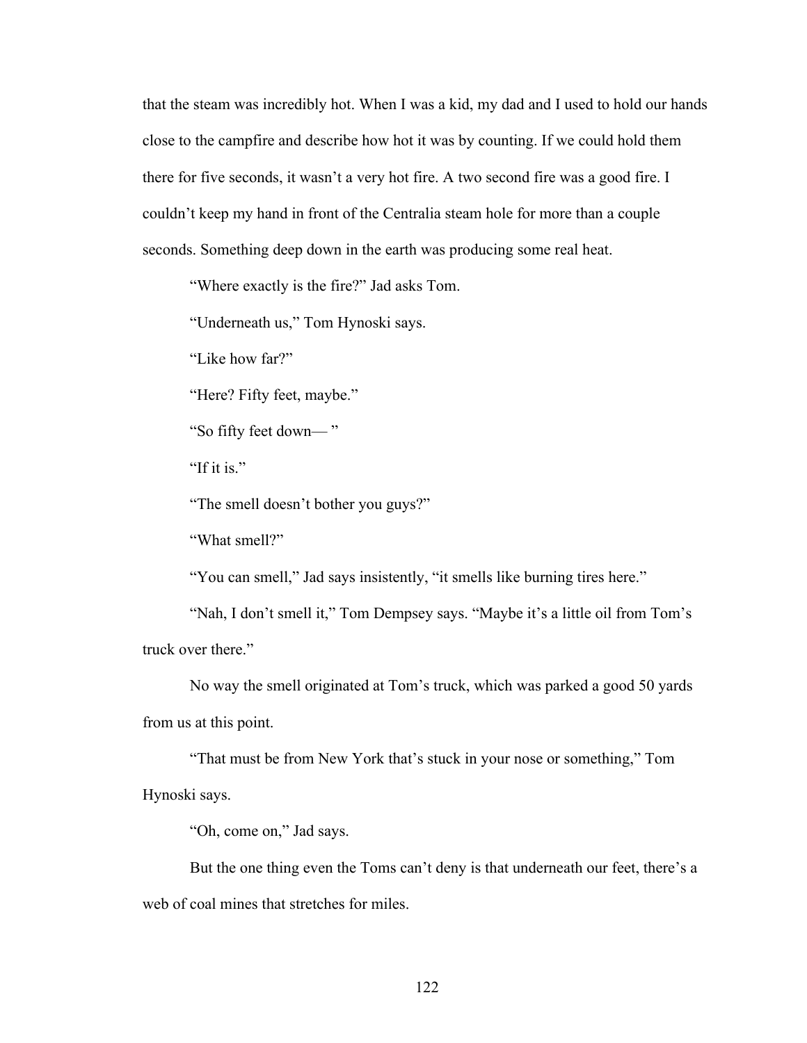that the steam was incredibly hot. When I was a kid, my dad and I used to hold our hands close to the campfire and describe how hot it was by counting. If we could hold them there for five seconds, it wasn't a very hot fire. A two second fire was a good fire. I couldn't keep my hand in front of the Centralia steam hole for more than a couple seconds. Something deep down in the earth was producing some real heat.

"Where exactly is the fire?" Jad asks Tom.

"Underneath us," Tom Hynoski says.

"Like how far?"

"Here? Fifty feet, maybe."

"So fifty feet down— "

"If it is."

"The smell doesn't bother you guys?"

"What smell?"

"You can smell," Jad says insistently, "it smells like burning tires here."

"Nah, I don't smell it," Tom Dempsey says. "Maybe it's a little oil from Tom's truck over there."

No way the smell originated at Tom's truck, which was parked a good 50 yards from us at this point.

"That must be from New York that's stuck in your nose or something," Tom Hynoski says.

"Oh, come on," Jad says.

But the one thing even the Toms can't deny is that underneath our feet, there's a web of coal mines that stretches for miles.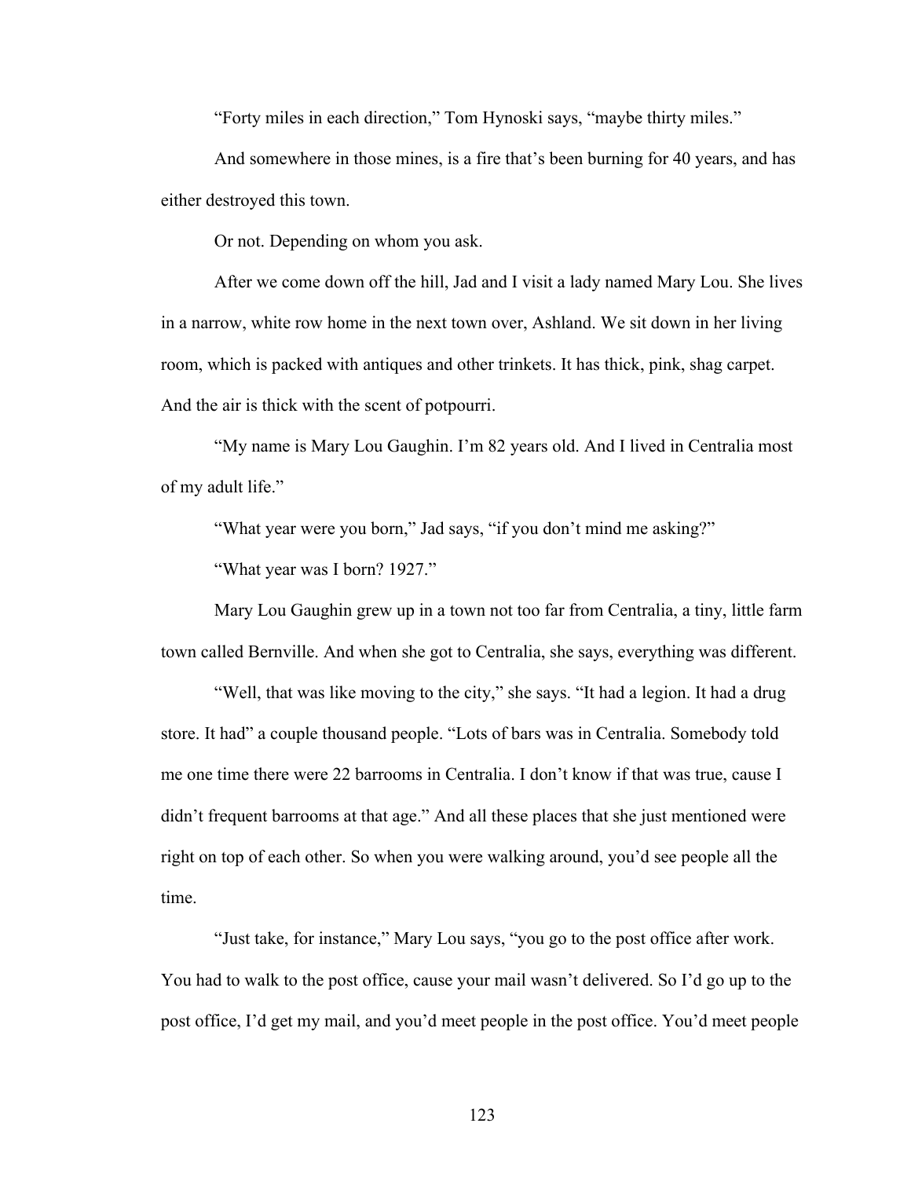"Forty miles in each direction," Tom Hynoski says, "maybe thirty miles."

And somewhere in those mines, is a fire that's been burning for 40 years, and has either destroyed this town.

Or not. Depending on whom you ask.

After we come down off the hill, Jad and I visit a lady named Mary Lou. She lives in a narrow, white row home in the next town over, Ashland. We sit down in her living room, which is packed with antiques and other trinkets. It has thick, pink, shag carpet. And the air is thick with the scent of potpourri.

"My name is Mary Lou Gaughin. I'm 82 years old. And I lived in Centralia most of my adult life."

"What year were you born," Jad says, "if you don't mind me asking?"

"What year was I born? 1927."

Mary Lou Gaughin grew up in a town not too far from Centralia, a tiny, little farm town called Bernville. And when she got to Centralia, she says, everything was different.

"Well, that was like moving to the city," she says. "It had a legion. It had a drug store. It had" a couple thousand people. "Lots of bars was in Centralia. Somebody told me one time there were 22 barrooms in Centralia. I don't know if that was true, cause I didn't frequent barrooms at that age." And all these places that she just mentioned were right on top of each other. So when you were walking around, you'd see people all the time.

"Just take, for instance," Mary Lou says, "you go to the post office after work. You had to walk to the post office, cause your mail wasn't delivered. So I'd go up to the post office, I'd get my mail, and you'd meet people in the post office. You'd meet people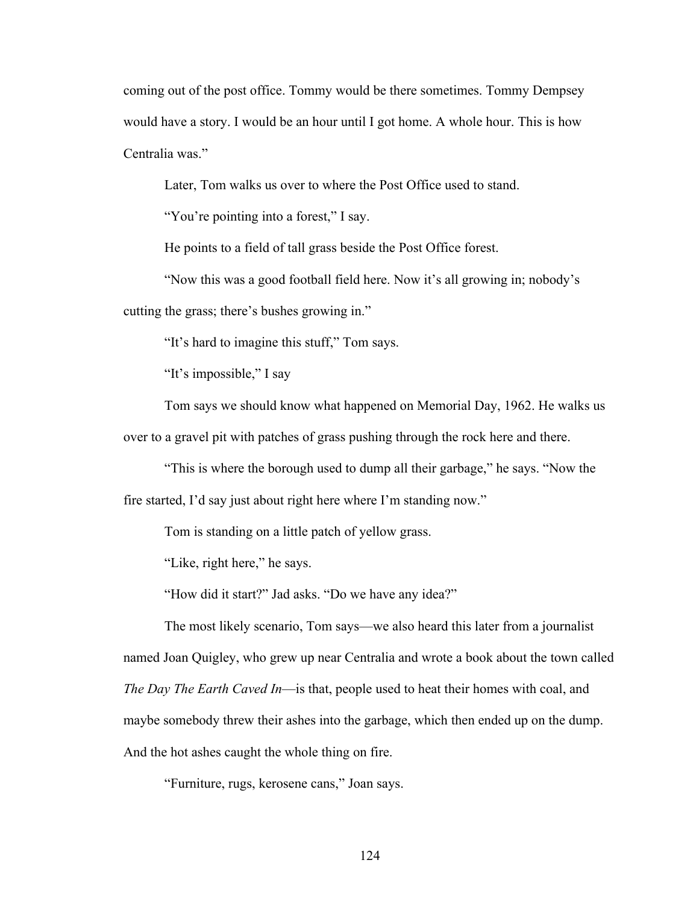coming out of the post office. Tommy would be there sometimes. Tommy Dempsey would have a story. I would be an hour until I got home. A whole hour. This is how Centralia was."

Later, Tom walks us over to where the Post Office used to stand.

"You're pointing into a forest," I say.

He points to a field of tall grass beside the Post Office forest.

"Now this was a good football field here. Now it's all growing in; nobody's cutting the grass; there's bushes growing in."

"It's hard to imagine this stuff," Tom says.

"It's impossible," I say

Tom says we should know what happened on Memorial Day, 1962. He walks us over to a gravel pit with patches of grass pushing through the rock here and there.

"This is where the borough used to dump all their garbage," he says. "Now the fire started, I'd say just about right here where I'm standing now."

Tom is standing on a little patch of yellow grass.

"Like, right here," he says.

"How did it start?" Jad asks. "Do we have any idea?"

The most likely scenario, Tom says—we also heard this later from a journalist named Joan Quigley, who grew up near Centralia and wrote a book about the town called *The Day The Earth Caved In*—is that, people used to heat their homes with coal, and maybe somebody threw their ashes into the garbage, which then ended up on the dump. And the hot ashes caught the whole thing on fire.

"Furniture, rugs, kerosene cans," Joan says.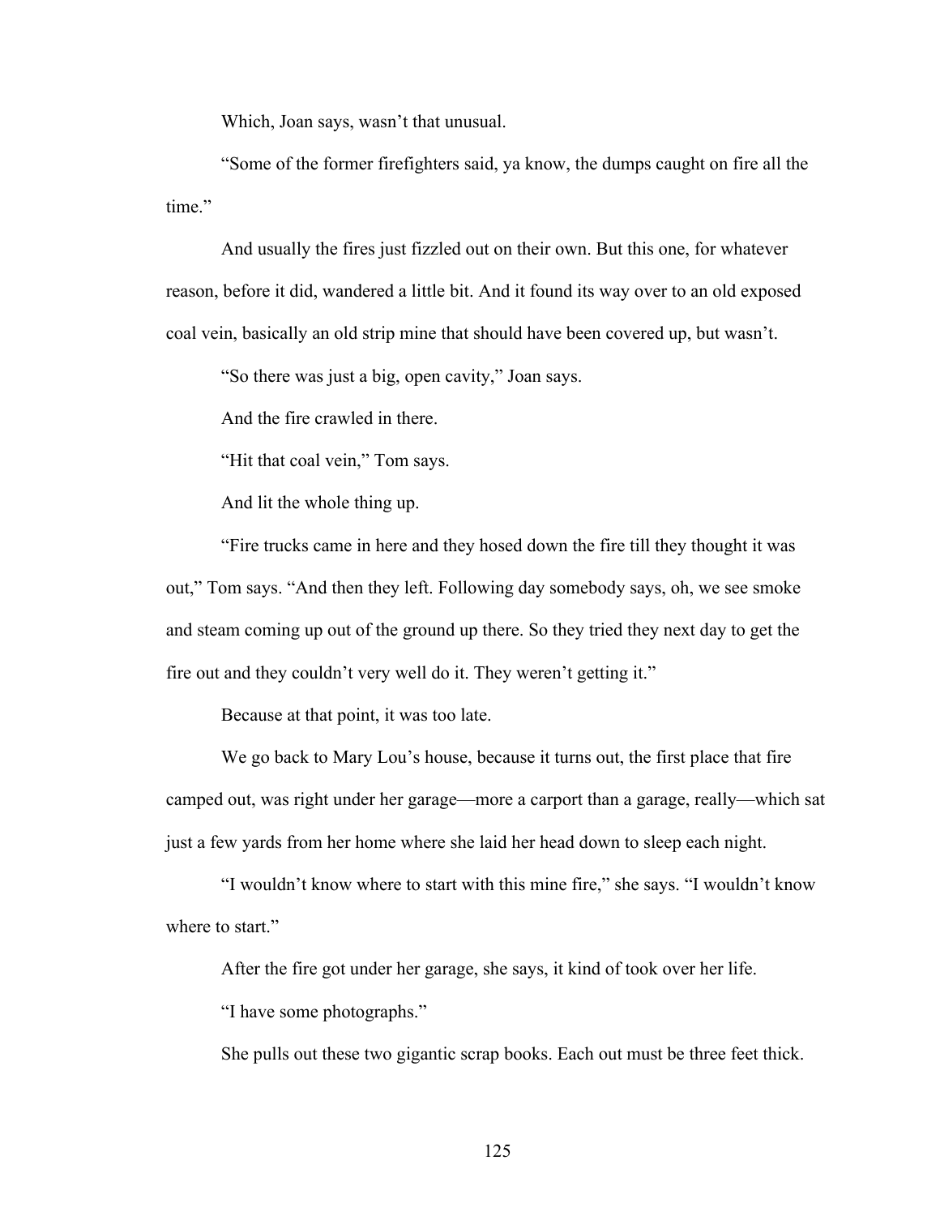Which, Joan says, wasn't that unusual.

"Some of the former firefighters said, ya know, the dumps caught on fire all the time."

And usually the fires just fizzled out on their own. But this one, for whatever reason, before it did, wandered a little bit. And it found its way over to an old exposed coal vein, basically an old strip mine that should have been covered up, but wasn't.

"So there was just a big, open cavity," Joan says.

And the fire crawled in there.

"Hit that coal vein," Tom says.

And lit the whole thing up.

"Fire trucks came in here and they hosed down the fire till they thought it was out," Tom says. "And then they left. Following day somebody says, oh, we see smoke and steam coming up out of the ground up there. So they tried they next day to get the fire out and they couldn't very well do it. They weren't getting it."

Because at that point, it was too late.

We go back to Mary Lou's house, because it turns out, the first place that fire camped out, was right under her garage—more a carport than a garage, really—which sat just a few yards from her home where she laid her head down to sleep each night.

"I wouldn't know where to start with this mine fire," she says. "I wouldn't know where to start."

After the fire got under her garage, she says, it kind of took over her life.

"I have some photographs."

She pulls out these two gigantic scrap books. Each out must be three feet thick.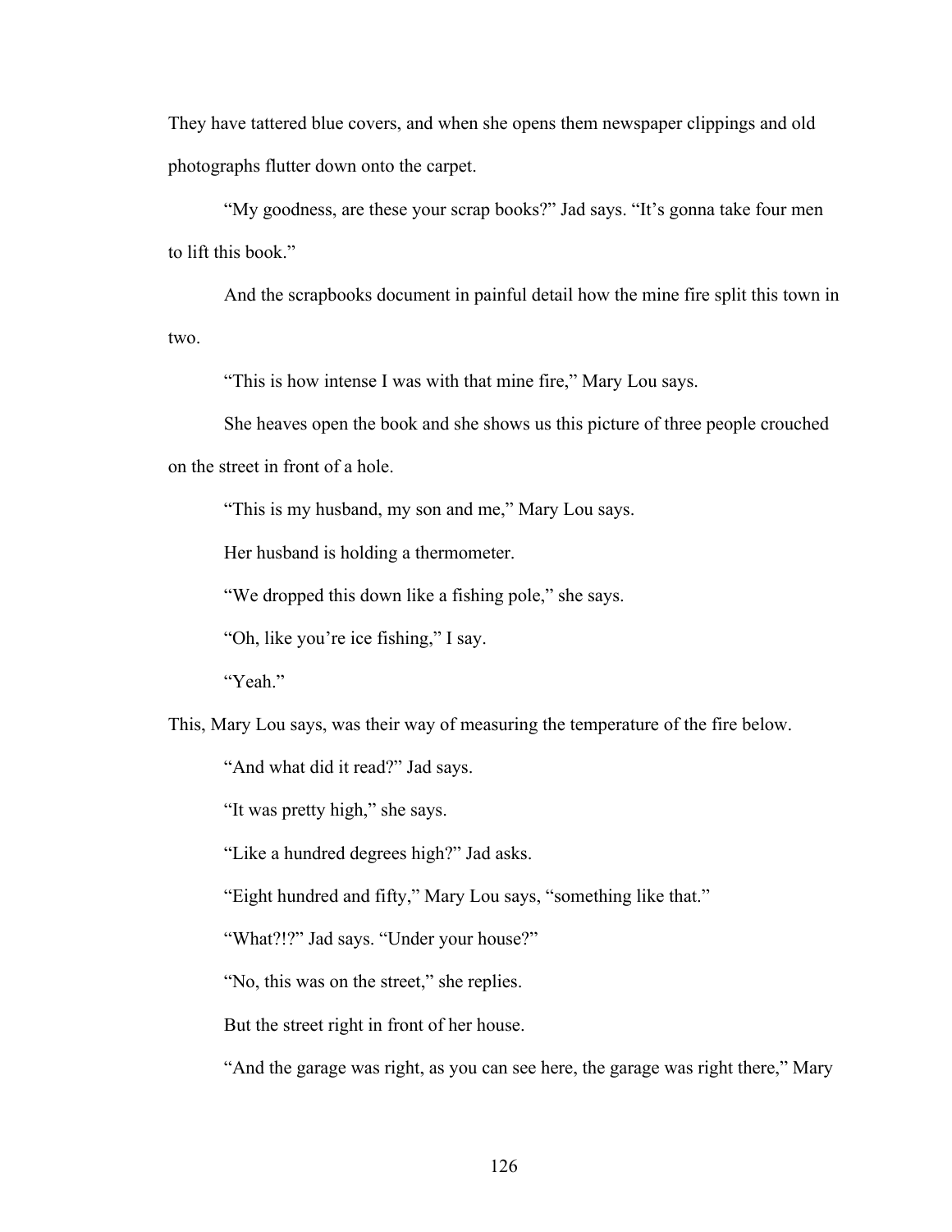They have tattered blue covers, and when she opens them newspaper clippings and old photographs flutter down onto the carpet.

"My goodness, are these your scrap books?" Jad says. "It's gonna take four men to lift this book."

And the scrapbooks document in painful detail how the mine fire split this town in two.

"This is how intense I was with that mine fire," Mary Lou says.

She heaves open the book and she shows us this picture of three people crouched on the street in front of a hole.

"This is my husband, my son and me," Mary Lou says.

Her husband is holding a thermometer.

"We dropped this down like a fishing pole," she says.

"Oh, like you're ice fishing," I say.

"Yeah."

This, Mary Lou says, was their way of measuring the temperature of the fire below.

"And what did it read?" Jad says.

"It was pretty high," she says.

"Like a hundred degrees high?" Jad asks.

"Eight hundred and fifty," Mary Lou says, "something like that."

"What?!?" Jad says. "Under your house?"

"No, this was on the street," she replies.

But the street right in front of her house.

"And the garage was right, as you can see here, the garage was right there," Mary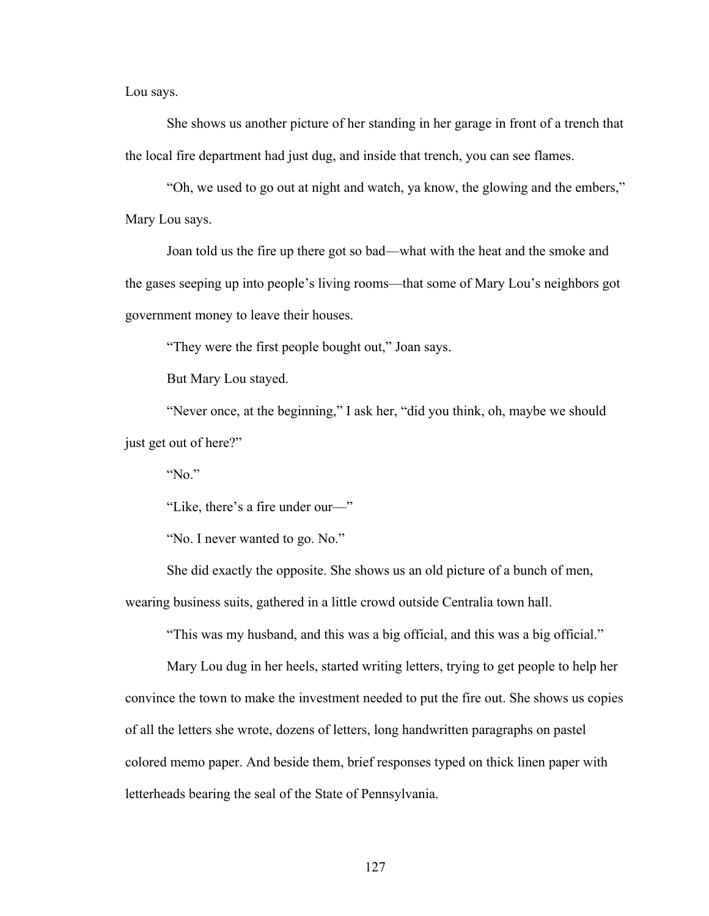Lou says.

She shows us another picture of her standing in her garage in front of a trench that the local fire department had just dug, and inside that trench, you can see flames.

"Oh, we used to go out at night and watch, ya know, the glowing and the embers," Mary Lou says.

Joan told us the fire up there got so bad—what with the heat and the smoke and the gases seeping up into people's living rooms—that some of Mary Lou's neighbors got government money to leave their houses.

"They were the first people bought out," Joan says.

But Mary Lou stayed.

"Never once, at the beginning," I ask her, "did you think, oh, maybe we should just get out of here?"

"No."

"Like, there's a fire under our—"

"No. I never wanted to go. No."

She did exactly the opposite. She shows us an old picture of a bunch of men, wearing business suits, gathered in a little crowd outside Centralia town hall.

"This was my husband, and this was a big official, and this was a big official."

Mary Lou dug in her heels, started writing letters, trying to get people to help her convince the town to make the investment needed to put the fire out. She shows us copies of all the letters she wrote, dozens of letters, long handwritten paragraphs on pastel colored memo paper. And beside them, brief responses typed on thick linen paper with letterheads bearing the seal of the State of Pennsylvania.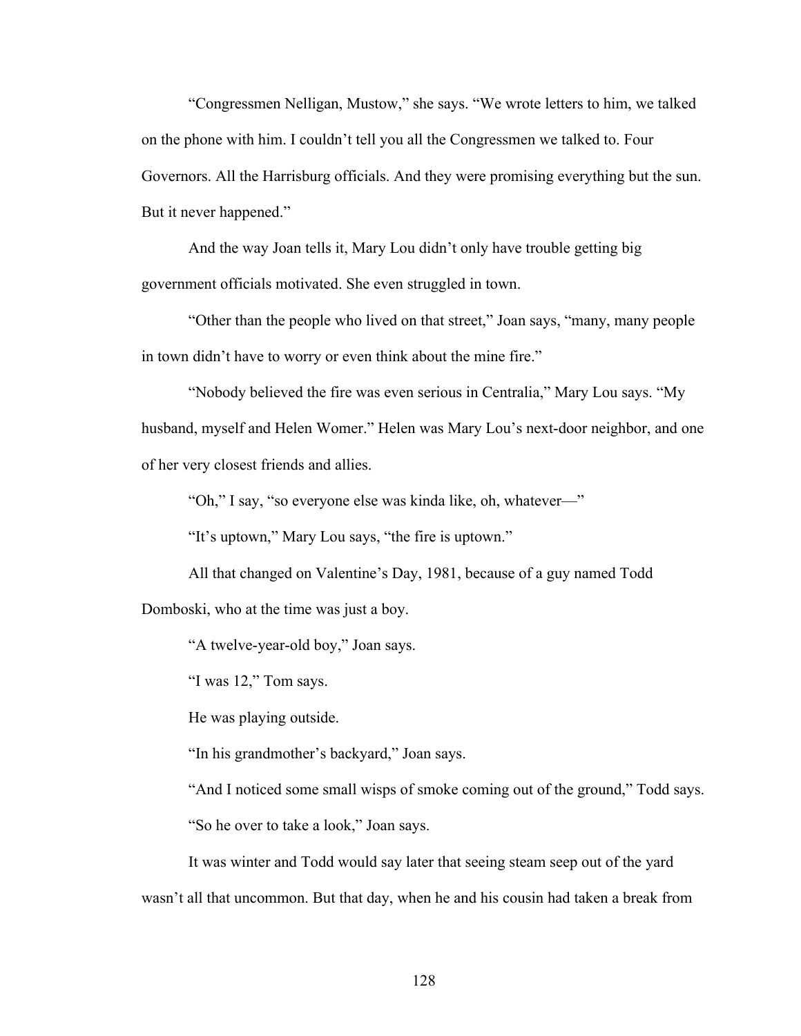"Congressmen Nelligan, Mustow," she says. "We wrote letters to him, we talked on the phone with him. I couldn't tell you all the Congressmen we talked to. Four Governors. All the Harrisburg officials. And they were promising everything but the sun. But it never happened."

And the way Joan tells it, Mary Lou didn't only have trouble getting big government officials motivated. She even struggled in town.

"Other than the people who lived on that street," Joan says, "many, many people in town didn't have to worry or even think about the mine fire."

"Nobody believed the fire was even serious in Centralia," Mary Lou says. "My husband, myself and Helen Womer." Helen was Mary Lou's next-door neighbor, and one of her very closest friends and allies.

"Oh," I say, "so everyone else was kinda like, oh, whatever—"

"It's uptown," Mary Lou says, "the fire is uptown."

All that changed on Valentine's Day, 1981, because of a guy named Todd Domboski, who at the time was just a boy.

"A twelve-year-old boy," Joan says.

"I was 12," Tom says.

He was playing outside.

"In his grandmother's backyard," Joan says.

"And I noticed some small wisps of smoke coming out of the ground," Todd says.

"So he over to take a look," Joan says.

It was winter and Todd would say later that seeing steam seep out of the yard wasn't all that uncommon. But that day, when he and his cousin had taken a break from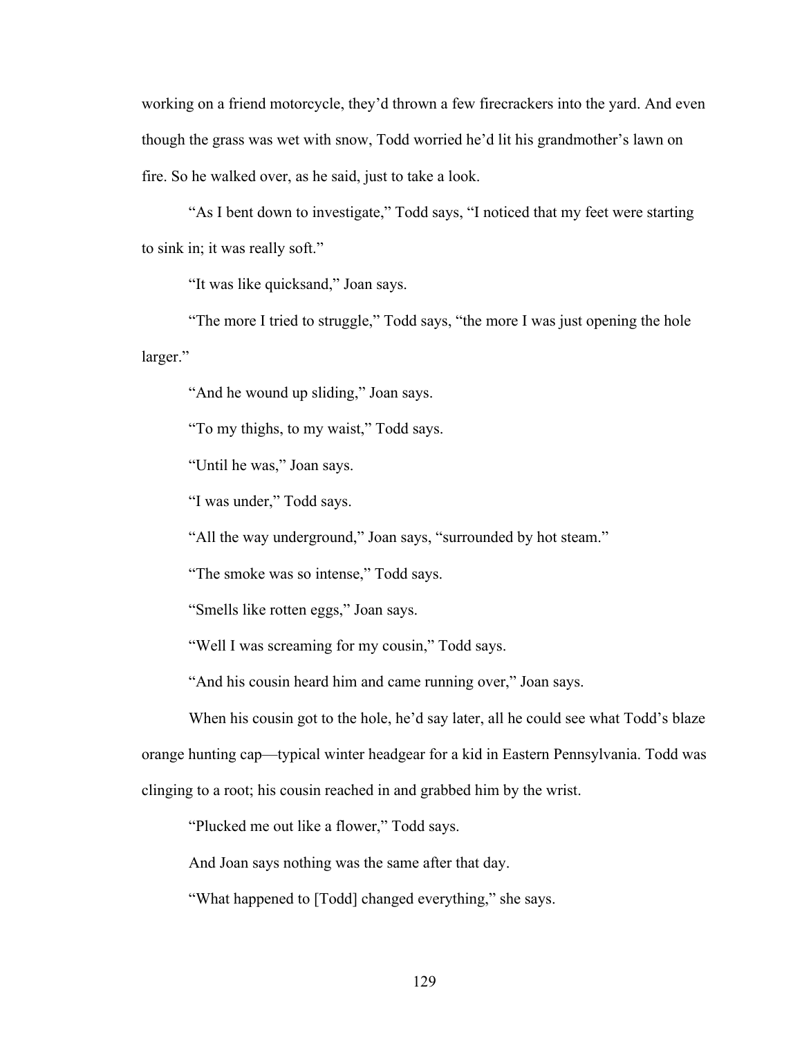working on a friend motorcycle, they'd thrown a few firecrackers into the yard. And even though the grass was wet with snow, Todd worried he'd lit his grandmother's lawn on fire. So he walked over, as he said, just to take a look.

"As I bent down to investigate," Todd says, "I noticed that my feet were starting to sink in; it was really soft."

"It was like quicksand," Joan says.

"The more I tried to struggle," Todd says, "the more I was just opening the hole larger."

"And he wound up sliding," Joan says.

"To my thighs, to my waist," Todd says.

"Until he was," Joan says.

"I was under," Todd says.

"All the way underground," Joan says, "surrounded by hot steam."

"The smoke was so intense," Todd says.

"Smells like rotten eggs," Joan says.

"Well I was screaming for my cousin," Todd says.

"And his cousin heard him and came running over," Joan says.

When his cousin got to the hole, he'd say later, all he could see what Todd's blaze orange hunting cap—typical winter headgear for a kid in Eastern Pennsylvania. Todd was clinging to a root; his cousin reached in and grabbed him by the wrist.

"Plucked me out like a flower," Todd says.

And Joan says nothing was the same after that day.

"What happened to [Todd] changed everything," she says.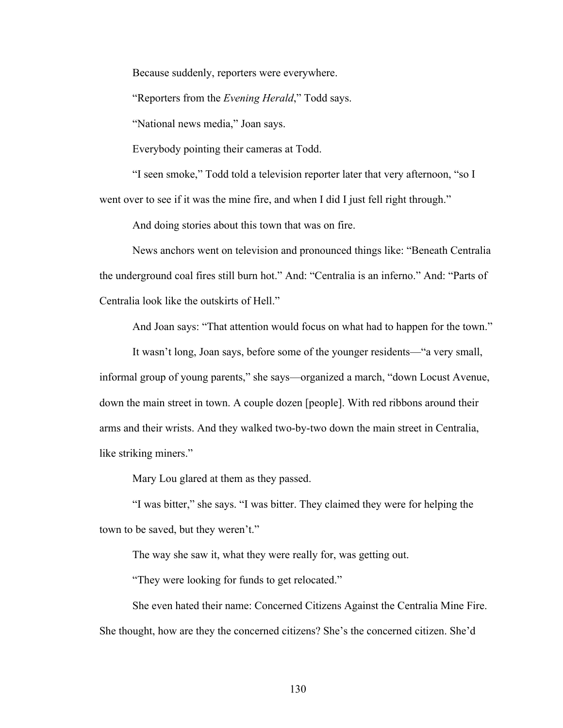Because suddenly, reporters were everywhere.

"Reporters from the *Evening Herald*," Todd says.

"National news media," Joan says.

Everybody pointing their cameras at Todd.

"I seen smoke," Todd told a television reporter later that very afternoon, "so I went over to see if it was the mine fire, and when I did I just fell right through."

And doing stories about this town that was on fire.

News anchors went on television and pronounced things like: "Beneath Centralia the underground coal fires still burn hot." And: "Centralia is an inferno." And: "Parts of Centralia look like the outskirts of Hell."

And Joan says: "That attention would focus on what had to happen for the town."

It wasn't long, Joan says, before some of the younger residents—"a very small, informal group of young parents," she says—organized a march, "down Locust Avenue, down the main street in town. A couple dozen [people]. With red ribbons around their arms and their wrists. And they walked two-by-two down the main street in Centralia, like striking miners."

Mary Lou glared at them as they passed.

"I was bitter," she says. "I was bitter. They claimed they were for helping the town to be saved, but they weren't."

The way she saw it, what they were really for, was getting out.

"They were looking for funds to get relocated."

She even hated their name: Concerned Citizens Against the Centralia Mine Fire. She thought, how are they the concerned citizens? She's the concerned citizen. She'd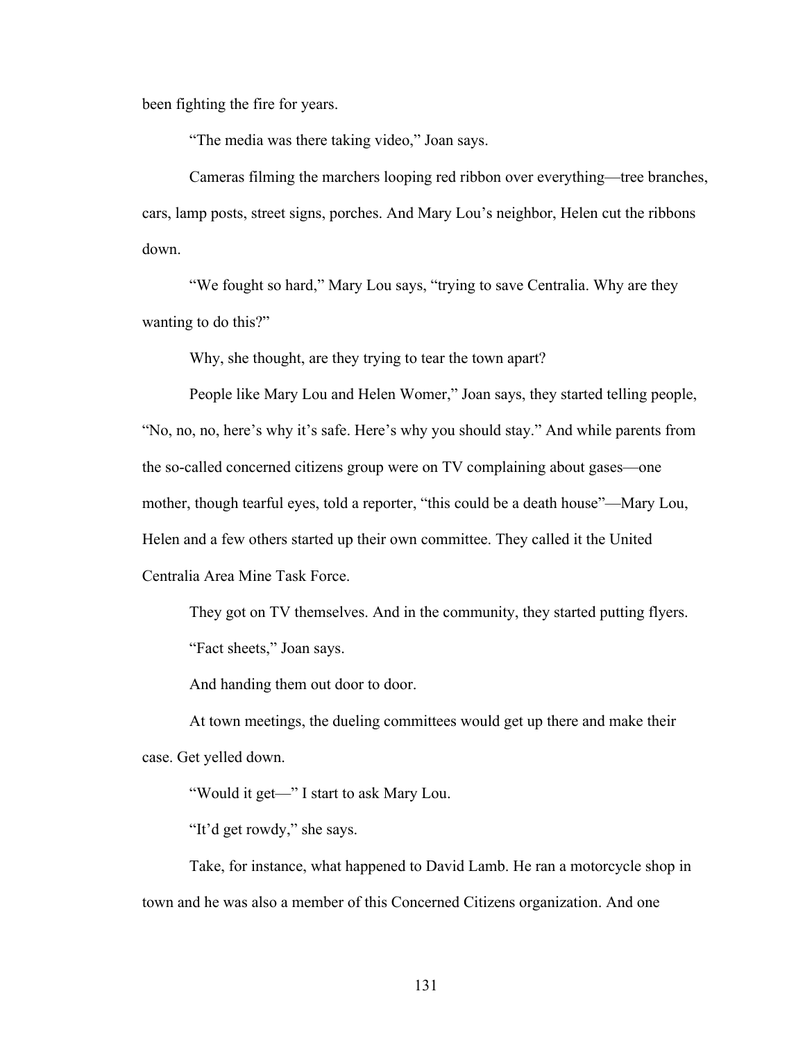been fighting the fire for years.

"The media was there taking video," Joan says.

Cameras filming the marchers looping red ribbon over everything—tree branches, cars, lamp posts, street signs, porches. And Mary Lou's neighbor, Helen cut the ribbons down.

"We fought so hard," Mary Lou says, "trying to save Centralia. Why are they wanting to do this?"

Why, she thought, are they trying to tear the town apart?

People like Mary Lou and Helen Womer," Joan says, they started telling people, "No, no, no, here's why it's safe. Here's why you should stay." And while parents from the so-called concerned citizens group were on TV complaining about gases—one mother, though tearful eyes, told a reporter, "this could be a death house"—Mary Lou, Helen and a few others started up their own committee. They called it the United Centralia Area Mine Task Force.

They got on TV themselves. And in the community, they started putting flyers.

"Fact sheets," Joan says.

And handing them out door to door.

At town meetings, the dueling committees would get up there and make their case. Get yelled down.

"Would it get—" I start to ask Mary Lou.

"It'd get rowdy," she says.

Take, for instance, what happened to David Lamb. He ran a motorcycle shop in town and he was also a member of this Concerned Citizens organization. And one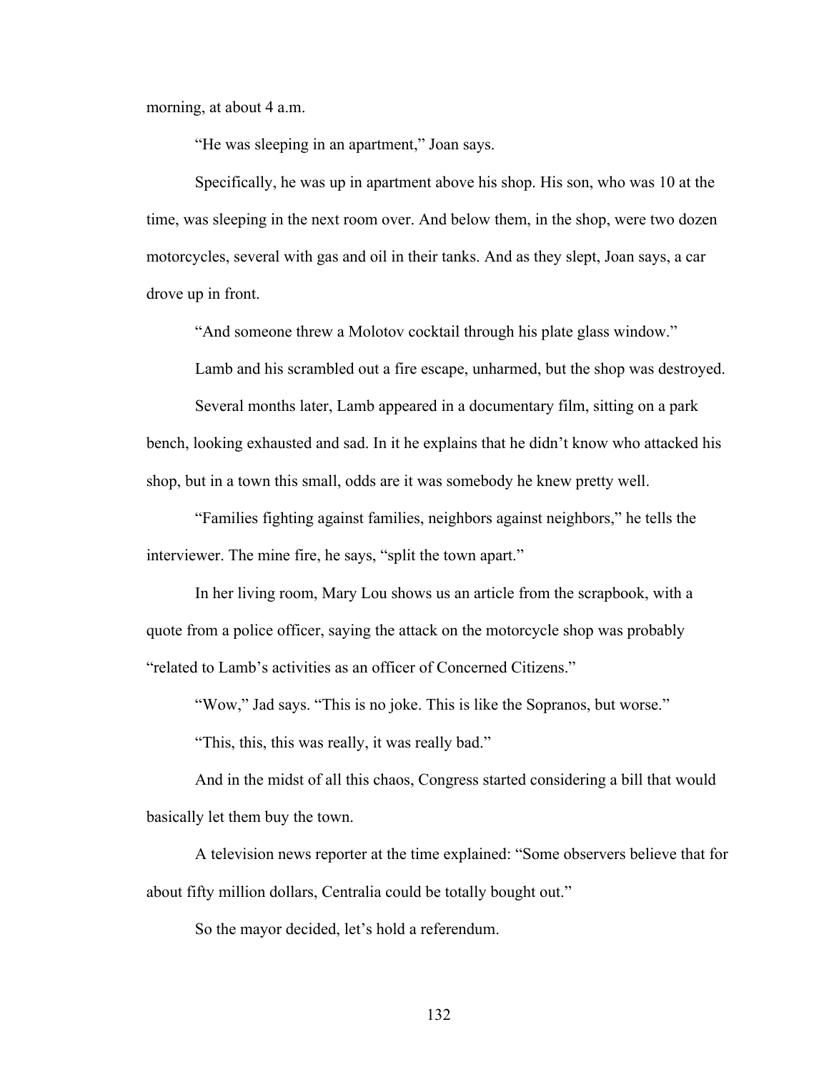morning, at about 4 a.m.

"He was sleeping in an apartment," Joan says.

Specifically, he was up in apartment above his shop. His son, who was 10 at the time, was sleeping in the next room over. And below them, in the shop, were two dozen motorcycles, several with gas and oil in their tanks. And as they slept, Joan says, a car drove up in front.

"And someone threw a Molotov cocktail through his plate glass window."

Lamb and his scrambled out a fire escape, unharmed, but the shop was destroyed.

Several months later, Lamb appeared in a documentary film, sitting on a park bench, looking exhausted and sad. In it he explains that he didn't know who attacked his shop, but in a town this small, odds are it was somebody he knew pretty well.

"Families fighting against families, neighbors against neighbors," he tells the interviewer. The mine fire, he says, "split the town apart."

In her living room, Mary Lou shows us an article from the scrapbook, with a quote from a police officer, saying the attack on the motorcycle shop was probably "related to Lamb's activities as an officer of Concerned Citizens."

"Wow," Jad says. "This is no joke. This is like the Sopranos, but worse."

"This, this, this was really, it was really bad."

And in the midst of all this chaos, Congress started considering a bill that would basically let them buy the town.

A television news reporter at the time explained: "Some observers believe that for about fifty million dollars, Centralia could be totally bought out."

So the mayor decided, let's hold a referendum.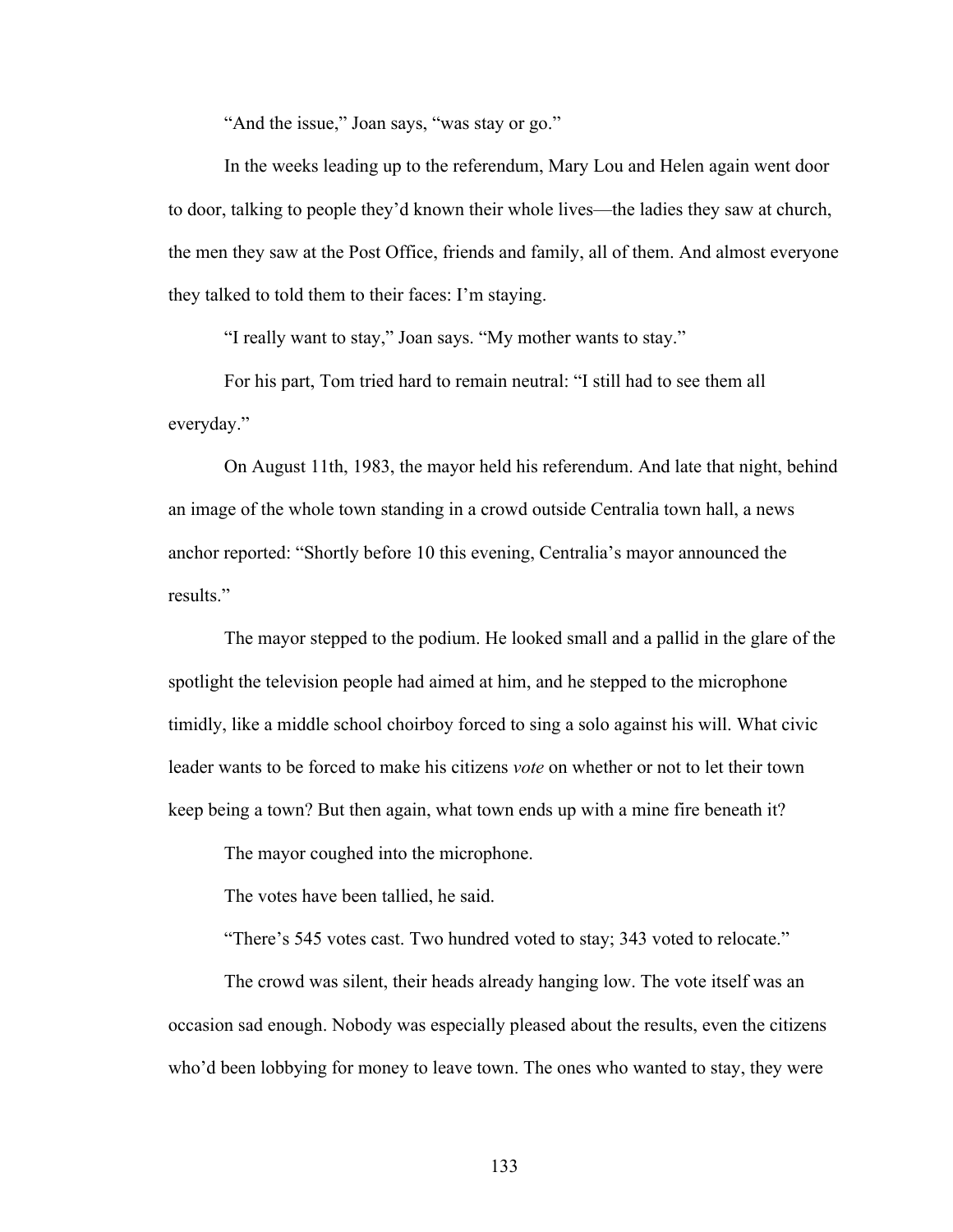"And the issue," Joan says, "was stay or go."

In the weeks leading up to the referendum, Mary Lou and Helen again went door to door, talking to people they'd known their whole lives—the ladies they saw at church, the men they saw at the Post Office, friends and family, all of them. And almost everyone they talked to told them to their faces: I'm staying.

"I really want to stay," Joan says. "My mother wants to stay."

For his part, Tom tried hard to remain neutral: "I still had to see them all everyday."

On August 11th, 1983, the mayor held his referendum. And late that night, behind an image of the whole town standing in a crowd outside Centralia town hall, a news anchor reported: "Shortly before 10 this evening, Centralia's mayor announced the results."

The mayor stepped to the podium. He looked small and a pallid in the glare of the spotlight the television people had aimed at him, and he stepped to the microphone timidly, like a middle school choirboy forced to sing a solo against his will. What civic leader wants to be forced to make his citizens *vote* on whether or not to let their town keep being a town? But then again, what town ends up with a mine fire beneath it?

The mayor coughed into the microphone.

The votes have been tallied, he said.

"There's 545 votes cast. Two hundred voted to stay; 343 voted to relocate."

The crowd was silent, their heads already hanging low. The vote itself was an occasion sad enough. Nobody was especially pleased about the results, even the citizens who'd been lobbying for money to leave town. The ones who wanted to stay, they were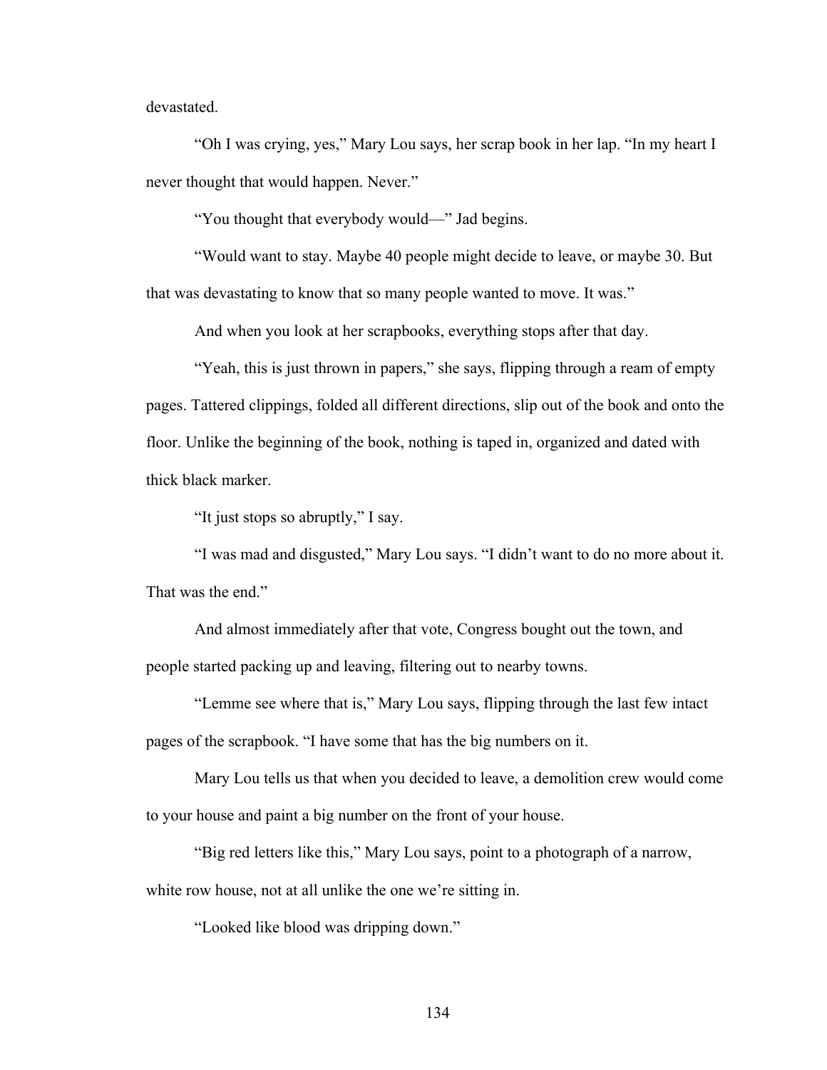devastated.

“Oh I was crying, yes,” Mary Lou says, her scrap book in her lap. “In my heart I never thought that would happen. Never.”

“You thought that everybody would—” Jad begins.

“Would want to stay. Maybe 40 people might decide to leave, or maybe 30. But that was devastating to know that so many people wanted to move. It was.”

And when you look at her scrapbooks, everything stops after that day.

“Yeah, this is just thrown in papers,” she says, flipping through a ream of empty pages. Tattered clippings, folded all different directions, slip out of the book and onto the floor. Unlike the beginning of the book, nothing is taped in, organized and dated with thick black marker.

“It just stops so abruptly,” I say.

“I was mad and disgusted,” Mary Lou says. “I didn’t want to do no more about it. That was the end.”

And almost immediately after that vote, Congress bought out the town, and people started packing up and leaving, filtering out to nearby towns.

“Lemme see where that is,” Mary Lou says, flipping through the last few intact pages of the scrapbook. “I have some that has the big numbers on it.

Mary Lou tells us that when you decided to leave, a demolition crew would come to your house and paint a big number on the front of your house.

“Big red letters like this,” Mary Lou says, point to a photograph of a narrow, white row house, not at all unlike the one we’re sitting in.

“Looked like blood was dripping down.”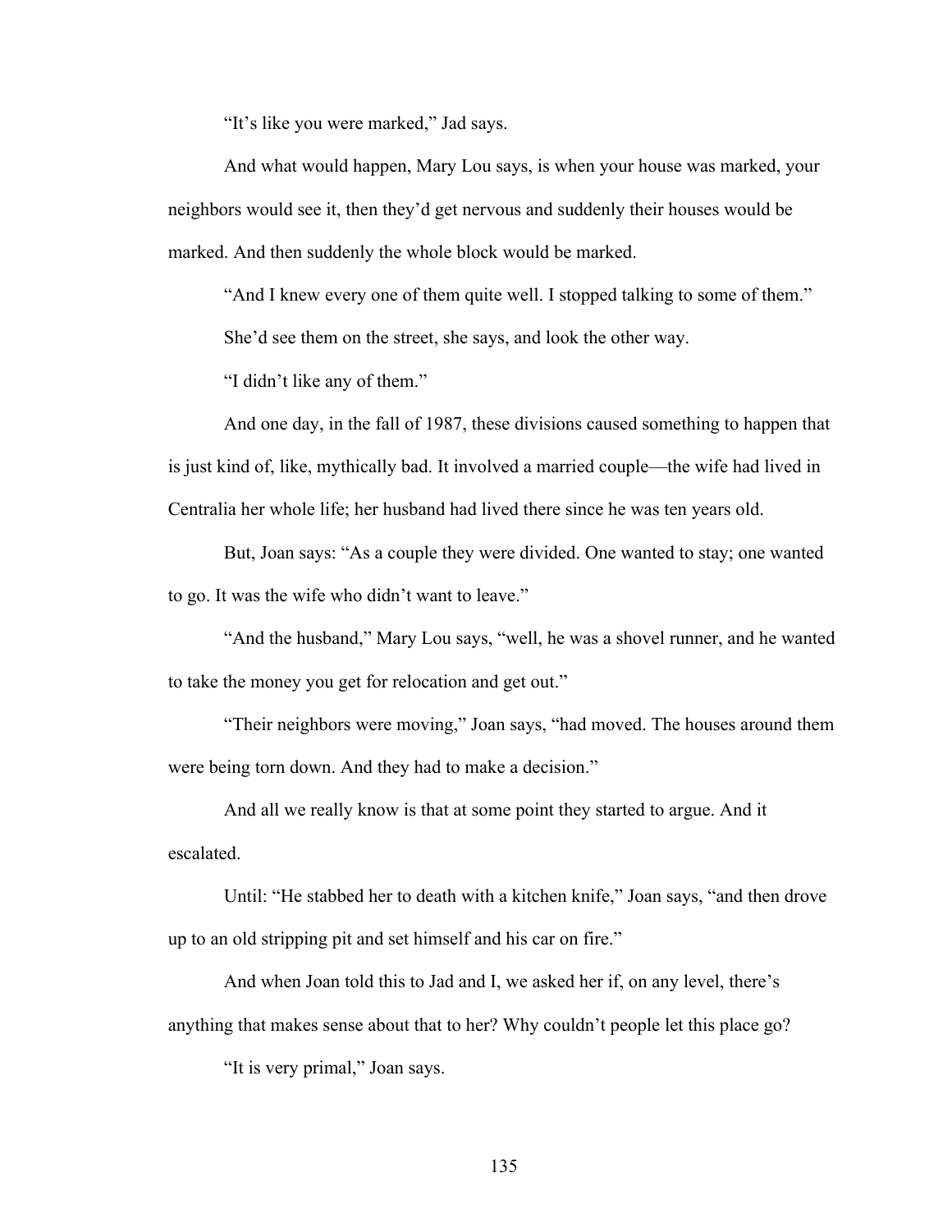"It's like you were marked," Jad says.

And what would happen, Mary Lou says, is when your house was marked, your neighbors would see it, then they'd get nervous and suddenly their houses would be marked. And then suddenly the whole block would be marked.

"And I knew every one of them quite well. I stopped talking to some of them."

She'd see them on the street, she says, and look the other way.

"I didn't like any of them."

And one day, in the fall of 1987, these divisions caused something to happen that is just kind of, like, mythically bad. It involved a married couple—the wife had lived in Centralia her whole life; her husband had lived there since he was ten years old.

But, Joan says: "As a couple they were divided. One wanted to stay; one wanted to go. It was the wife who didn't want to leave."

"And the husband," Mary Lou says, "well, he was a shovel runner, and he wanted to take the money you get for relocation and get out."

"Their neighbors were moving," Joan says, "had moved. The houses around them were being torn down. And they had to make a decision."

And all we really know is that at some point they started to argue. And it escalated.

Until: "He stabbed her to death with a kitchen knife," Joan says, "and then drove up to an old stripping pit and set himself and his car on fire."

And when Joan told this to Jad and I, we asked her if, on any level, there's anything that makes sense about that to her? Why couldn't people let this place go?

"It is very primal," Joan says.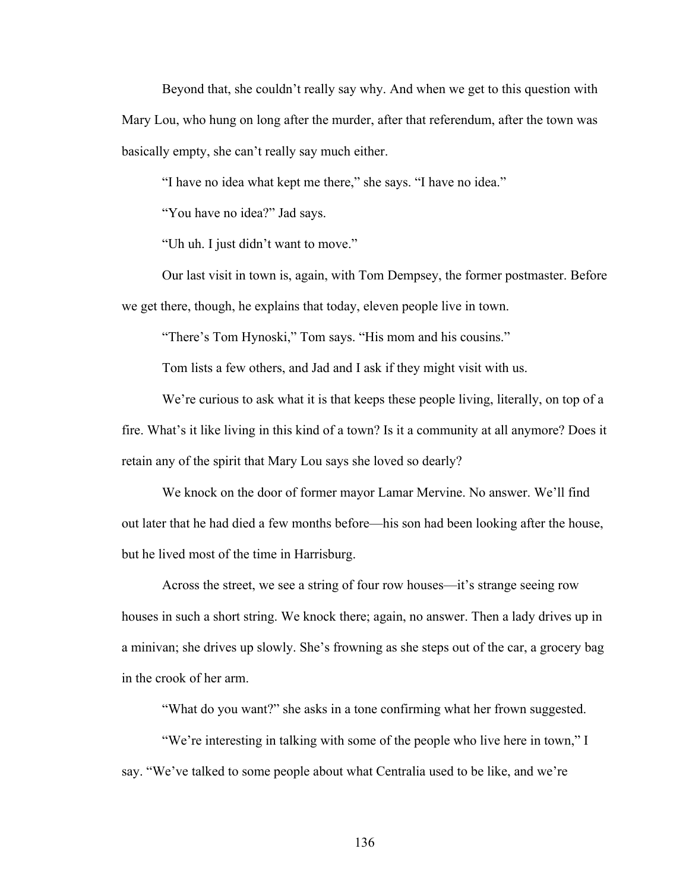Beyond that, she couldn't really say why. And when we get to this question with Mary Lou, who hung on long after the murder, after that referendum, after the town was basically empty, she can't really say much either.

"I have no idea what kept me there," she says. "I have no idea."

"You have no idea?" Jad says.

"Uh uh. I just didn't want to move."

Our last visit in town is, again, with Tom Dempsey, the former postmaster. Before we get there, though, he explains that today, eleven people live in town.

"There's Tom Hynoski," Tom says. "His mom and his cousins."

Tom lists a few others, and Jad and I ask if they might visit with us.

We're curious to ask what it is that keeps these people living, literally, on top of a fire. What's it like living in this kind of a town? Is it a community at all anymore? Does it retain any of the spirit that Mary Lou says she loved so dearly?

We knock on the door of former mayor Lamar Mervine. No answer. We'll find out later that he had died a few months before—his son had been looking after the house, but he lived most of the time in Harrisburg.

Across the street, we see a string of four row houses—it's strange seeing row houses in such a short string. We knock there; again, no answer. Then a lady drives up in a minivan; she drives up slowly. She's frowning as she steps out of the car, a grocery bag in the crook of her arm.

"What do you want?" she asks in a tone confirming what her frown suggested.

"We're interesting in talking with some of the people who live here in town," I say. "We've talked to some people about what Centralia used to be like, and we're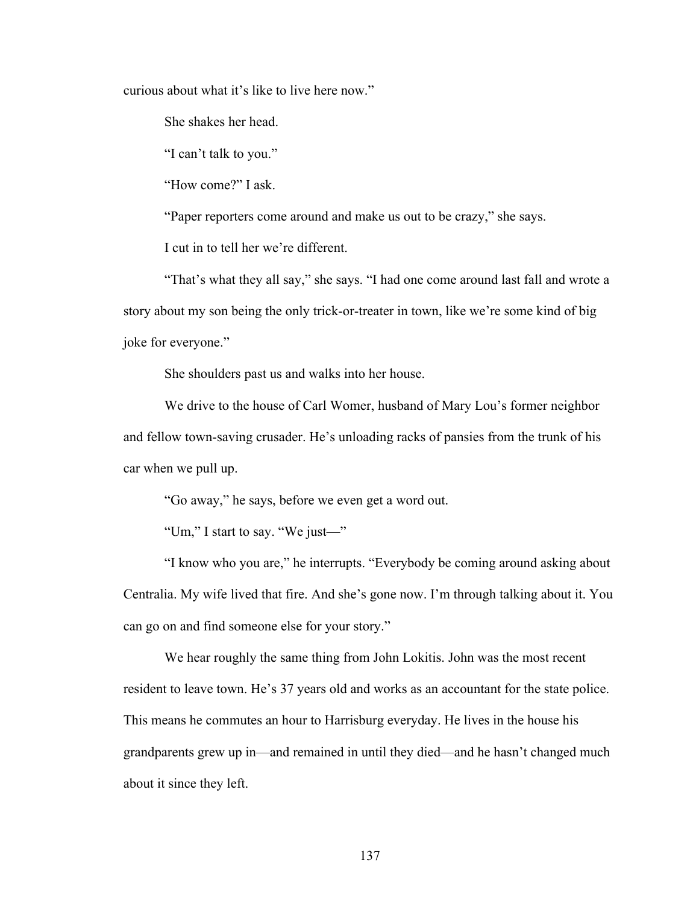curious about what it's like to live here now."

She shakes her head.

"I can't talk to you."

"How come?" I ask.

"Paper reporters come around and make us out to be crazy," she says.

I cut in to tell her we're different.

"That's what they all say," she says. "I had one come around last fall and wrote a story about my son being the only trick-or-treater in town, like we're some kind of big joke for everyone."

She shoulders past us and walks into her house.

We drive to the house of Carl Womer, husband of Mary Lou's former neighbor and fellow town-saving crusader. He's unloading racks of pansies from the trunk of his car when we pull up.

"Go away," he says, before we even get a word out.

"Um," I start to say. "We just—"

"I know who you are," he interrupts. "Everybody be coming around asking about Centralia. My wife lived that fire. And she's gone now. I'm through talking about it. You can go on and find someone else for your story."

We hear roughly the same thing from John Lokitis. John was the most recent resident to leave town. He's 37 years old and works as an accountant for the state police. This means he commutes an hour to Harrisburg everyday. He lives in the house his grandparents grew up in—and remained in until they died—and he hasn't changed much about it since they left.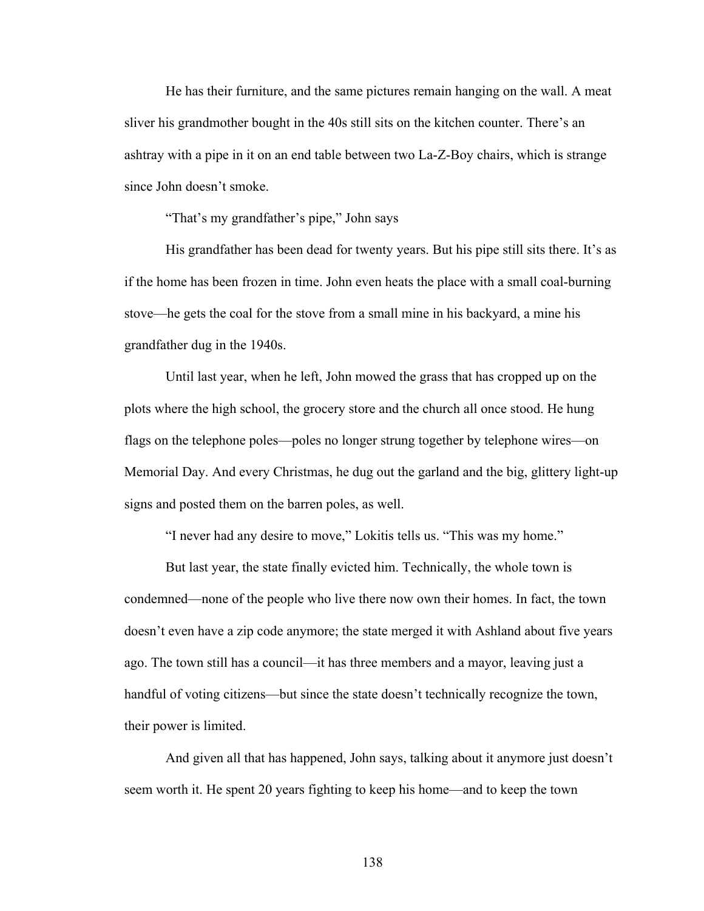He has their furniture, and the same pictures remain hanging on the wall. A meat sliver his grandmother bought in the 40s still sits on the kitchen counter. There's an ashtray with a pipe in it on an end table between two La-Z-Boy chairs, which is strange since John doesn't smoke.

"That's my grandfather's pipe," John says

His grandfather has been dead for twenty years. But his pipe still sits there. It's as if the home has been frozen in time. John even heats the place with a small coal-burning stove—he gets the coal for the stove from a small mine in his backyard, a mine his grandfather dug in the 1940s.

Until last year, when he left, John mowed the grass that has cropped up on the plots where the high school, the grocery store and the church all once stood. He hung flags on the telephone poles—poles no longer strung together by telephone wires—on Memorial Day. And every Christmas, he dug out the garland and the big, glittery light-up signs and posted them on the barren poles, as well.

"I never had any desire to move," Lokitis tells us. "This was my home."

But last year, the state finally evicted him. Technically, the whole town is condemned—none of the people who live there now own their homes. In fact, the town doesn't even have a zip code anymore; the state merged it with Ashland about five years ago. The town still has a council—it has three members and a mayor, leaving just a handful of voting citizens—but since the state doesn't technically recognize the town, their power is limited.

And given all that has happened, John says, talking about it anymore just doesn't seem worth it. He spent 20 years fighting to keep his home—and to keep the town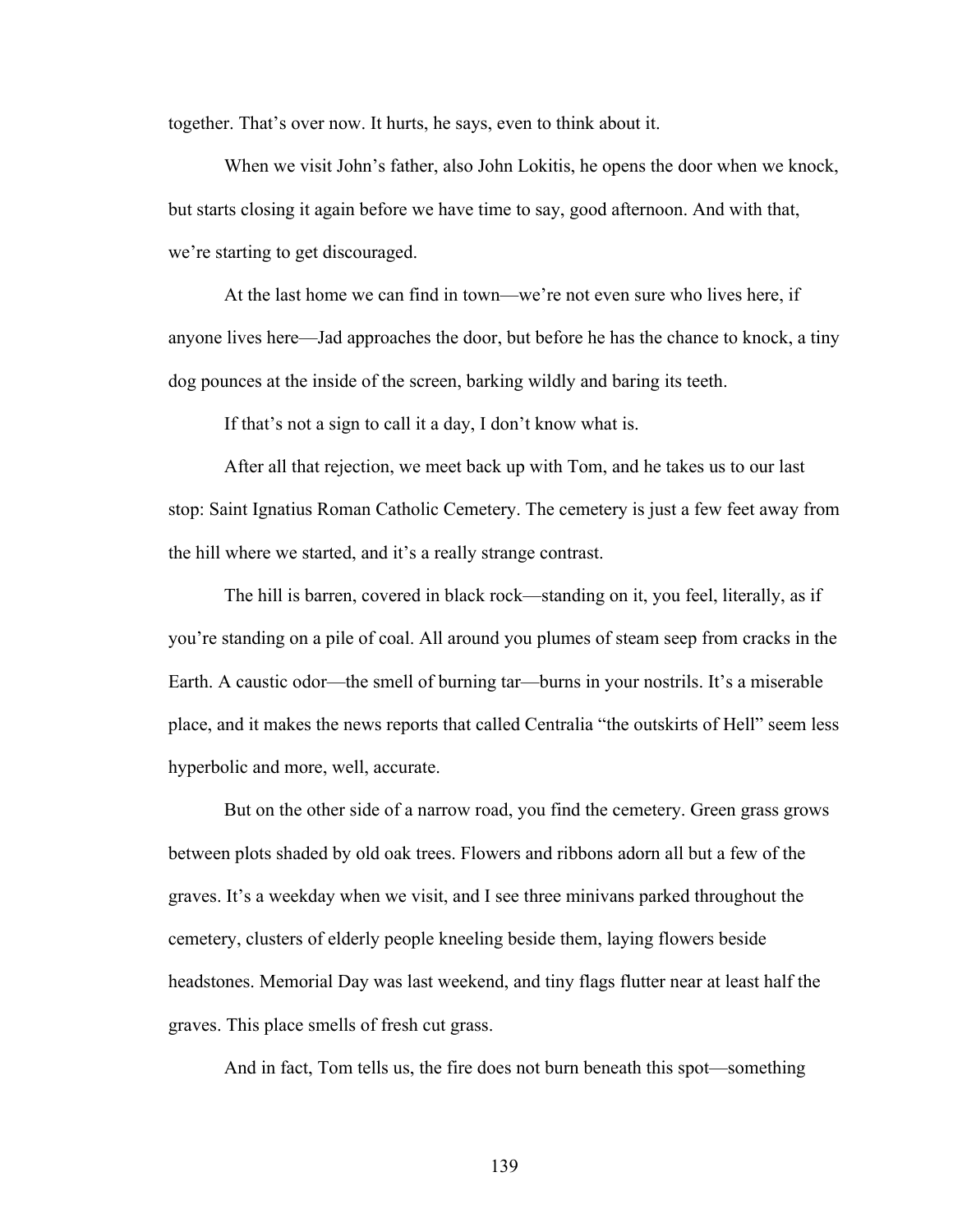together. That's over now. It hurts, he says, even to think about it.

When we visit John's father, also John Lokitis, he opens the door when we knock, but starts closing it again before we have time to say, good afternoon. And with that, we're starting to get discouraged.

At the last home we can find in town—we're not even sure who lives here, if anyone lives here—Jad approaches the door, but before he has the chance to knock, a tiny dog pounces at the inside of the screen, barking wildly and baring its teeth.

If that's not a sign to call it a day, I don't know what is.

After all that rejection, we meet back up with Tom, and he takes us to our last stop: Saint Ignatius Roman Catholic Cemetery. The cemetery is just a few feet away from the hill where we started, and it's a really strange contrast.

The hill is barren, covered in black rock—standing on it, you feel, literally, as if you're standing on a pile of coal. All around you plumes of steam seep from cracks in the Earth. A caustic odor—the smell of burning tar—burns in your nostrils. It's a miserable place, and it makes the news reports that called Centralia "the outskirts of Hell" seem less hyperbolic and more, well, accurate.

But on the other side of a narrow road, you find the cemetery. Green grass grows between plots shaded by old oak trees. Flowers and ribbons adorn all but a few of the graves. It's a weekday when we visit, and I see three minivans parked throughout the cemetery, clusters of elderly people kneeling beside them, laying flowers beside headstones. Memorial Day was last weekend, and tiny flags flutter near at least half the graves. This place smells of fresh cut grass.

And in fact, Tom tells us, the fire does not burn beneath this spot—something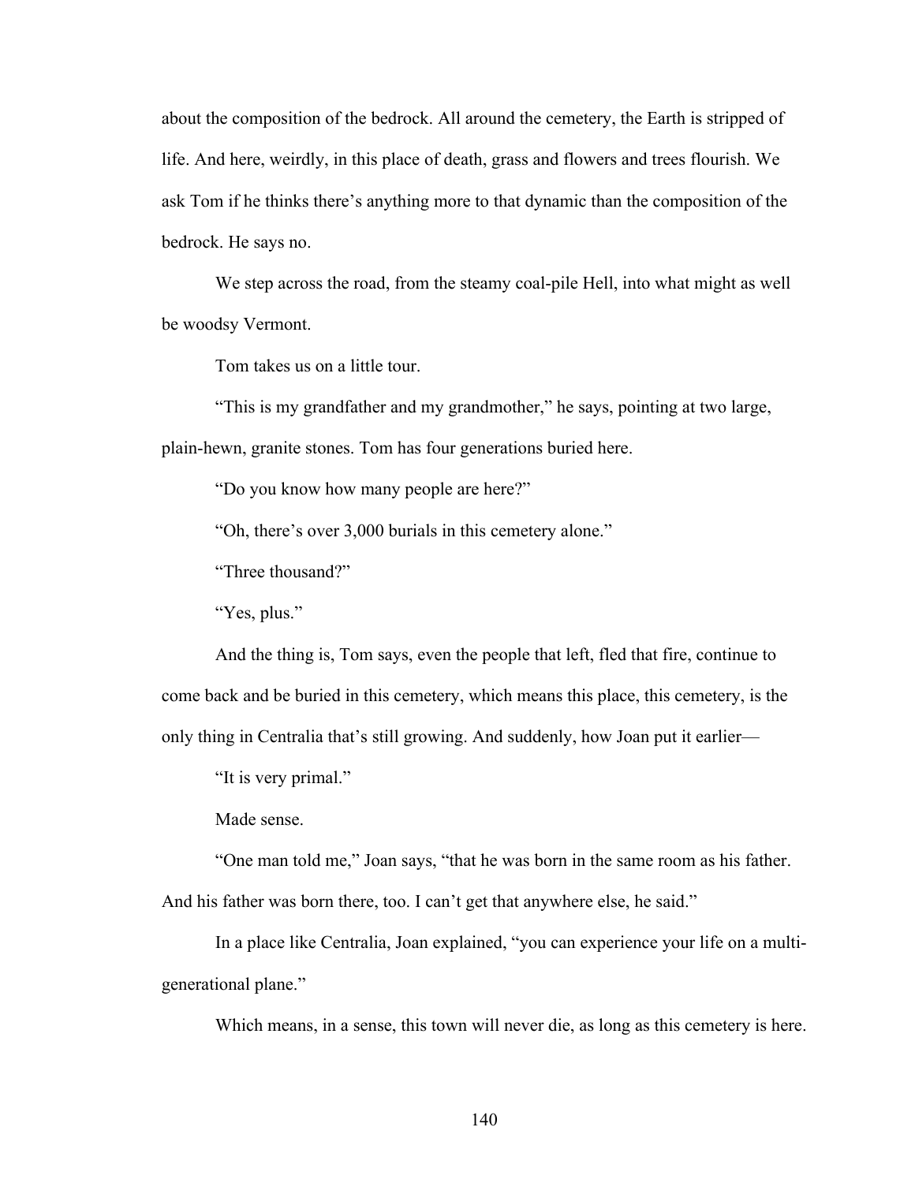about the composition of the bedrock. All around the cemetery, the Earth is stripped of life. And here, weirdly, in this place of death, grass and flowers and trees flourish. We ask Tom if he thinks there's anything more to that dynamic than the composition of the bedrock. He says no.

We step across the road, from the steamy coal-pile Hell, into what might as well be woodsy Vermont.

Tom takes us on a little tour.

"This is my grandfather and my grandmother," he says, pointing at two large, plain-hewn, granite stones. Tom has four generations buried here.

"Do you know how many people are here?"

"Oh, there's over 3,000 burials in this cemetery alone."

"Three thousand?"

"Yes, plus."

And the thing is, Tom says, even the people that left, fled that fire, continue to come back and be buried in this cemetery, which means this place, this cemetery, is the only thing in Centralia that's still growing. And suddenly, how Joan put it earlier—

"It is very primal."

Made sense.

"One man told me," Joan says, "that he was born in the same room as his father. And his father was born there, too. I can't get that anywhere else, he said."

In a place like Centralia, Joan explained, "you can experience your life on a multi-generational plane."

Which means, in a sense, this town will never die, as long as this cemetery is here.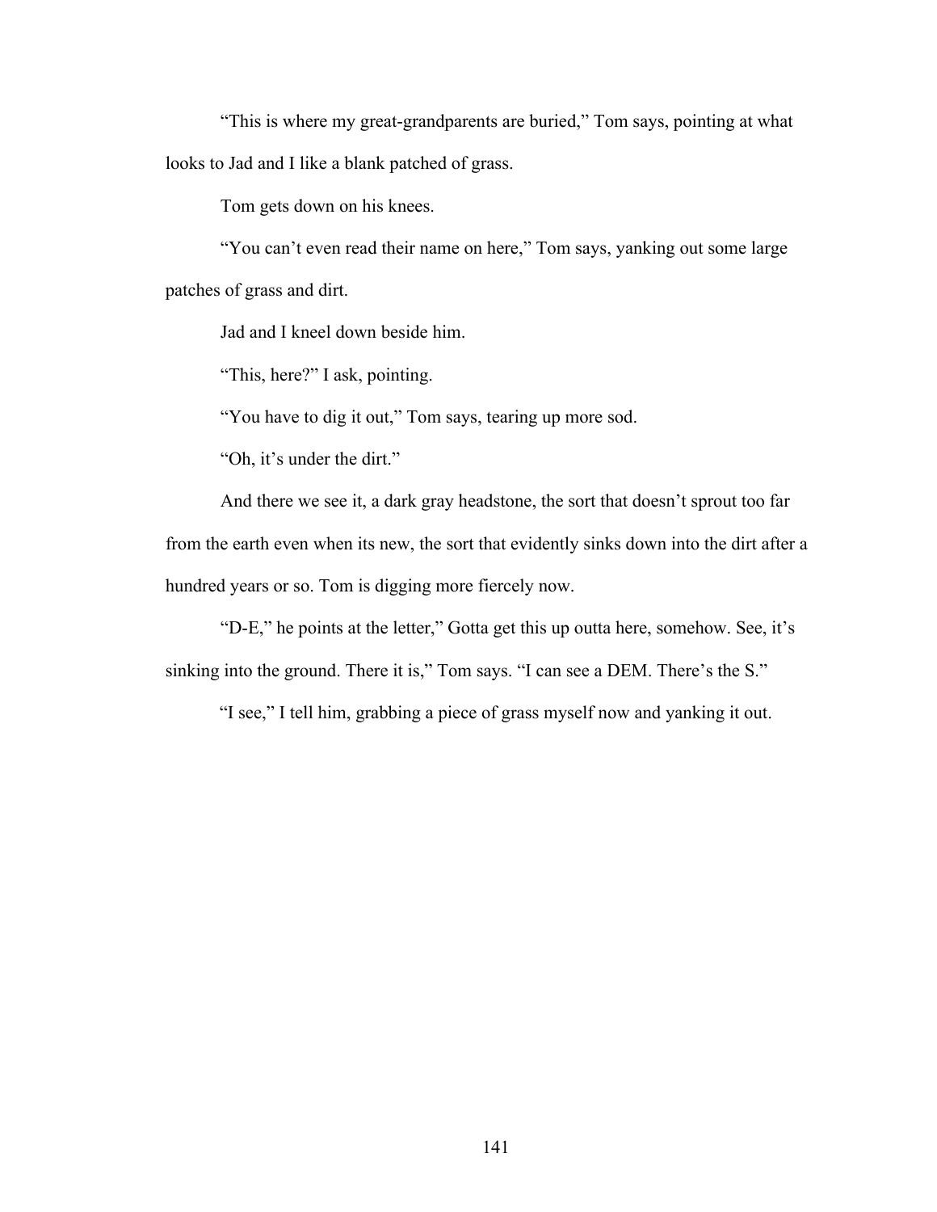"This is where my great-grandparents are buried," Tom says, pointing at what looks to Jad and I like a blank patched of grass.

Tom gets down on his knees.

"You can't even read their name on here," Tom says, yanking out some large patches of grass and dirt.

Jad and I kneel down beside him.

"This, here?" I ask, pointing.

"You have to dig it out," Tom says, tearing up more sod.

"Oh, it's under the dirt."

And there we see it, a dark gray headstone, the sort that doesn't sprout too far from the earth even when its new, the sort that evidently sinks down into the dirt after a hundred years or so. Tom is digging more fiercely now.

"D-E," he points at the letter," Gotta get this up outta here, somehow. See, it's sinking into the ground. There it is," Tom says. "I can see a DEM. There's the S."

"I see," I tell him, grabbing a piece of grass myself now and yanking it out.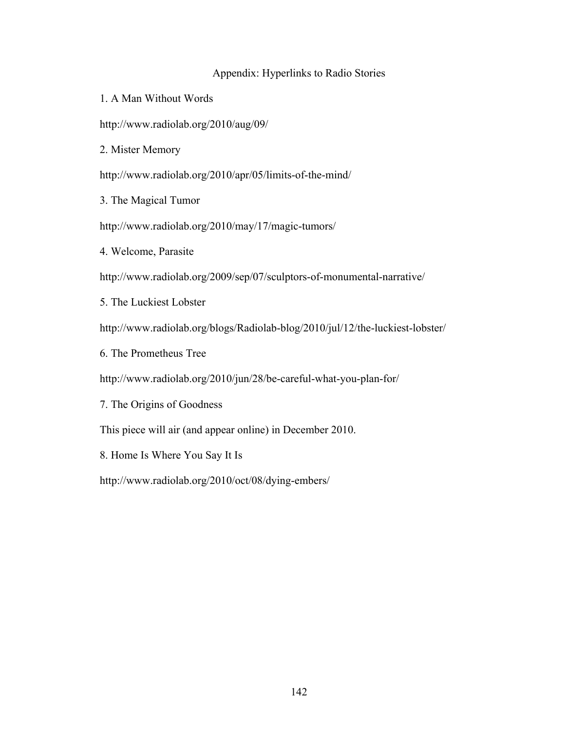# Appendix: Hyperlinks to Radio Stories

1. A Man Without Words

http://www.radiolab.org/2010/aug/09/

2. Mister Memory

http://www.radiolab.org/2010/apr/05/limits-of-the-mind/

3. The Magical Tumor

http://www.radiolab.org/2010/may/17/magic-tumors/

4. Welcome, Parasite

http://www.radiolab.org/2009/sep/07/sculptors-of-monumental-narrative/

5. The Luckiest Lobster

http://www.radiolab.org/blogs/Radiolab-blog/2010/jul/12/the-luckiest-lobster/

6. The Prometheus Tree

http://www.radiolab.org/2010/jun/28/be-careful-what-you-plan-for/

7. The Origins of Goodness

This piece will air (and appear online) in December 2010.

8. Home Is Where You Say It Is

http://www.radiolab.org/2010/oct/08/dying-embers/